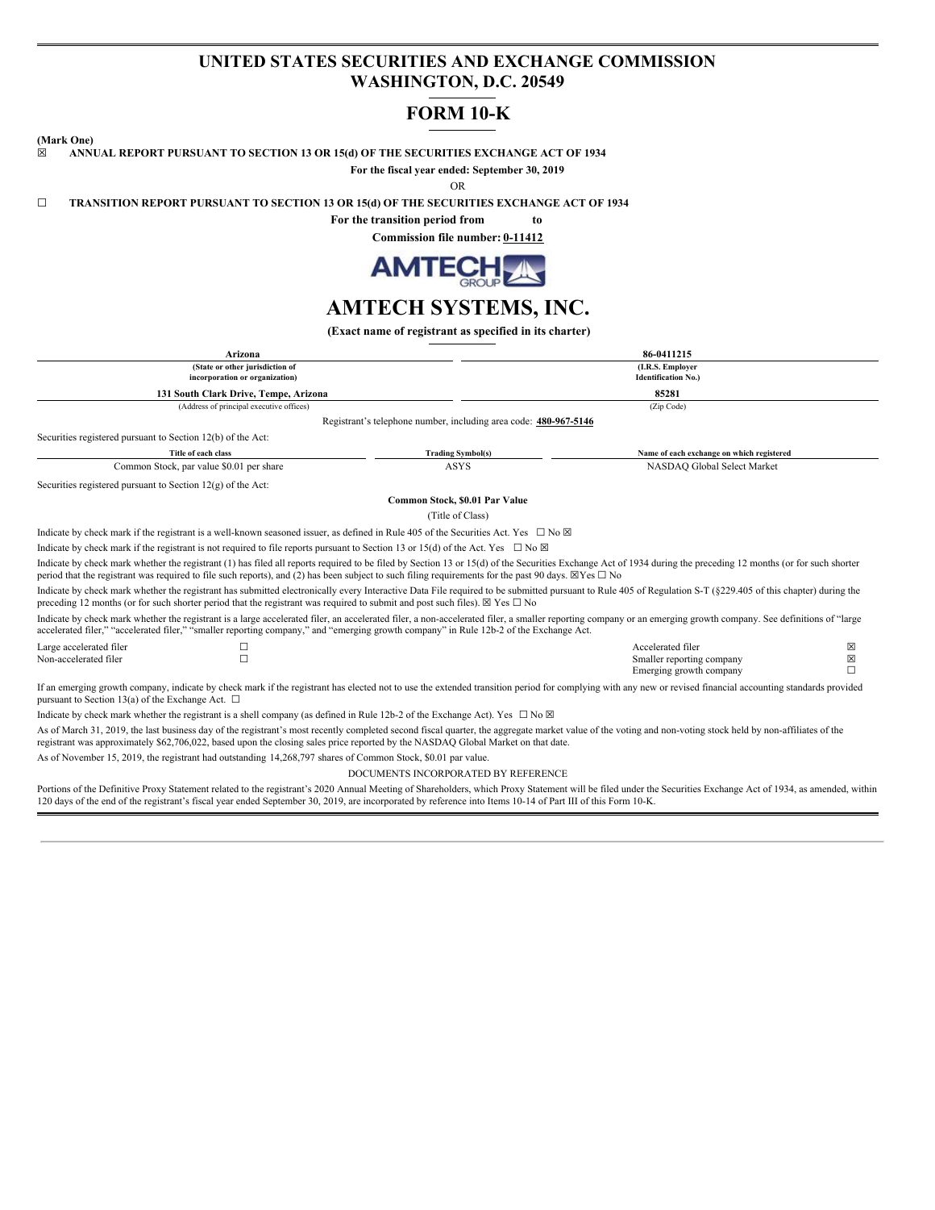# UNITED STATES SECURITIES AND EXCHANGE COMMISSION
# WASHINGTON, D.C. 20549

# FORM 10-K

**(Mark One)**

☒ **ANNUAL REPORT PURSUANT TO SECTION 13 OR 15(d) OF THE SECURITIES EXCHANGE ACT OF 1934**

**For the fiscal year ended: September 30, 2019**

OR

☐ **TRANSITION REPORT PURSUANT TO SECTION 13 OR 15(d) OF THE SECURITIES EXCHANGE ACT OF 1934**

**For the transition period from to**

**Commission file number: 0-11412**

# AMTECH SYSTEMS, INC.

**(Exact name of registrant as specified in its charter)**

| **Arizona** | **86-0411215** |
|---|---|
| (State or other jurisdiction of incorporation or organization) | (I.R.S. Employer Identification No.) |
| **131 South Clark Drive, Tempe, Arizona** | **85281** |
| (Address of principal executive offices) | (Zip Code) |

Registrant's telephone number, including area code: **480-967-5146**

Securities registered pursuant to Section 12(b) of the Act:

| Title of each class | Trading Symbol(s) | Name of each exchange on which registered |
|---|---|---|
| Common Stock, par value $0.01 per share | ASYS | NASDAQ Global Select Market |

Securities registered pursuant to Section 12(g) of the Act:

**Common Stock, $0.01 Par Value**

(Title of Class)

Indicate by check mark if the registrant is a well-known seasoned issuer, as defined in Rule 405 of the Securities Act. Yes ☐ No ☒

Indicate by check mark if the registrant is not required to file reports pursuant to Section 13 or 15(d) of the Act. Yes ☐ No ☒

Indicate by check mark whether the registrant (1) has filed all reports required to be filed by Section 13 or 15(d) of the Securities Exchange Act of 1934 during the preceding 12 months (or for such shorter period that the registrant was required to file such reports), and (2) has been subject to such filing requirements for the past 90 days. ☒Yes ☐ No

Indicate by check mark whether the registrant has submitted electronically every Interactive Data File required to be submitted pursuant to Rule 405 of Regulation S-T (§229.405 of this chapter) during the preceding 12 months (or for such shorter period that the registrant was required to submit and post such files). ☒ Yes ☐ No

Indicate by check mark whether the registrant is a large accelerated filer, an accelerated filer, a non-accelerated filer, a smaller reporting company or an emerging growth company. See definitions of "large accelerated filer," "accelerated filer," "smaller reporting company," and "emerging growth company" in Rule 12b-2 of the Exchange Act.

| | | | |
|---|---|---|---|
| Large accelerated filer | ☐ | Accelerated filer | ☒ |
| Non-accelerated filer | ☐ | Smaller reporting company | ☒ |
| | | Emerging growth company | ☐ |

If an emerging growth company, indicate by check mark if the registrant has elected not to use the extended transition period for complying with any new or revised financial accounting standards provided pursuant to Section 13(a) of the Exchange Act. ☐

Indicate by check mark whether the registrant is a shell company (as defined in Rule 12b-2 of the Exchange Act). Yes ☐ No ☒

As of March 31, 2019, the last business day of the registrant's most recently completed second fiscal quarter, the aggregate market value of the voting and non-voting stock held by non-affiliates of the registrant was approximately $62,706,022, based upon the closing sales price reported by the NASDAQ Global Market on that date.

As of November 15, 2019, the registrant had outstanding 14,268,797 shares of Common Stock, $0.01 par value.

DOCUMENTS INCORPORATED BY REFERENCE

Portions of the Definitive Proxy Statement related to the registrant's 2020 Annual Meeting of Shareholders, which Proxy Statement will be filed under the Securities Exchange Act of 1934, as amended, within 120 days of the end of the registrant's fiscal year ended September 30, 2019, are incorporated by reference into Items 10-14 of Part III of this Form 10-K.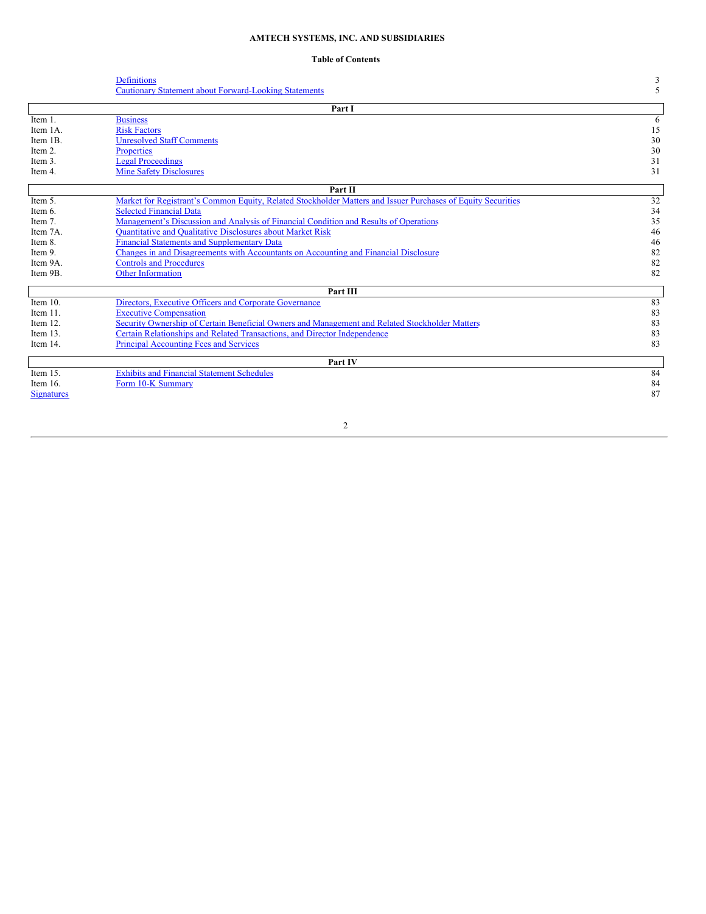**AMTECH SYSTEMS, INC. AND SUBSIDIARIES**

**Table of Contents**

| | | |
|---|---|---|
| | Definitions | 3 |
| | Cautionary Statement about Forward-Looking Statements | 5 |
| | **Part I** | |
| Item 1. | Business | 6 |
| Item 1A. | Risk Factors | 15 |
| Item 1B. | Unresolved Staff Comments | 30 |
| Item 2. | Properties | 30 |
| Item 3. | Legal Proceedings | 31 |
| Item 4. | Mine Safety Disclosures | 31 |
| | **Part II** | |
| Item 5. | Market for Registrant's Common Equity, Related Stockholder Matters and Issuer Purchases of Equity Securities | 32 |
| Item 6. | Selected Financial Data | 34 |
| Item 7. | Management's Discussion and Analysis of Financial Condition and Results of Operations | 35 |
| Item 7A. | Quantitative and Qualitative Disclosures about Market Risk | 46 |
| Item 8. | Financial Statements and Supplementary Data | 46 |
| Item 9. | Changes in and Disagreements with Accountants on Accounting and Financial Disclosure | 82 |
| Item 9A. | Controls and Procedures | 82 |
| Item 9B. | Other Information | 82 |
| | **Part III** | |
| Item 10. | Directors, Executive Officers and Corporate Governance | 83 |
| Item 11. | Executive Compensation | 83 |
| Item 12. | Security Ownership of Certain Beneficial Owners and Management and Related Stockholder Matters | 83 |
| Item 13. | Certain Relationships and Related Transactions, and Director Independence | 83 |
| Item 14. | Principal Accounting Fees and Services | 83 |
| | **Part IV** | |
| Item 15. | Exhibits and Financial Statement Schedules | 84 |
| Item 16. | Form 10-K Summary | 84 |
| Signatures | | 87 |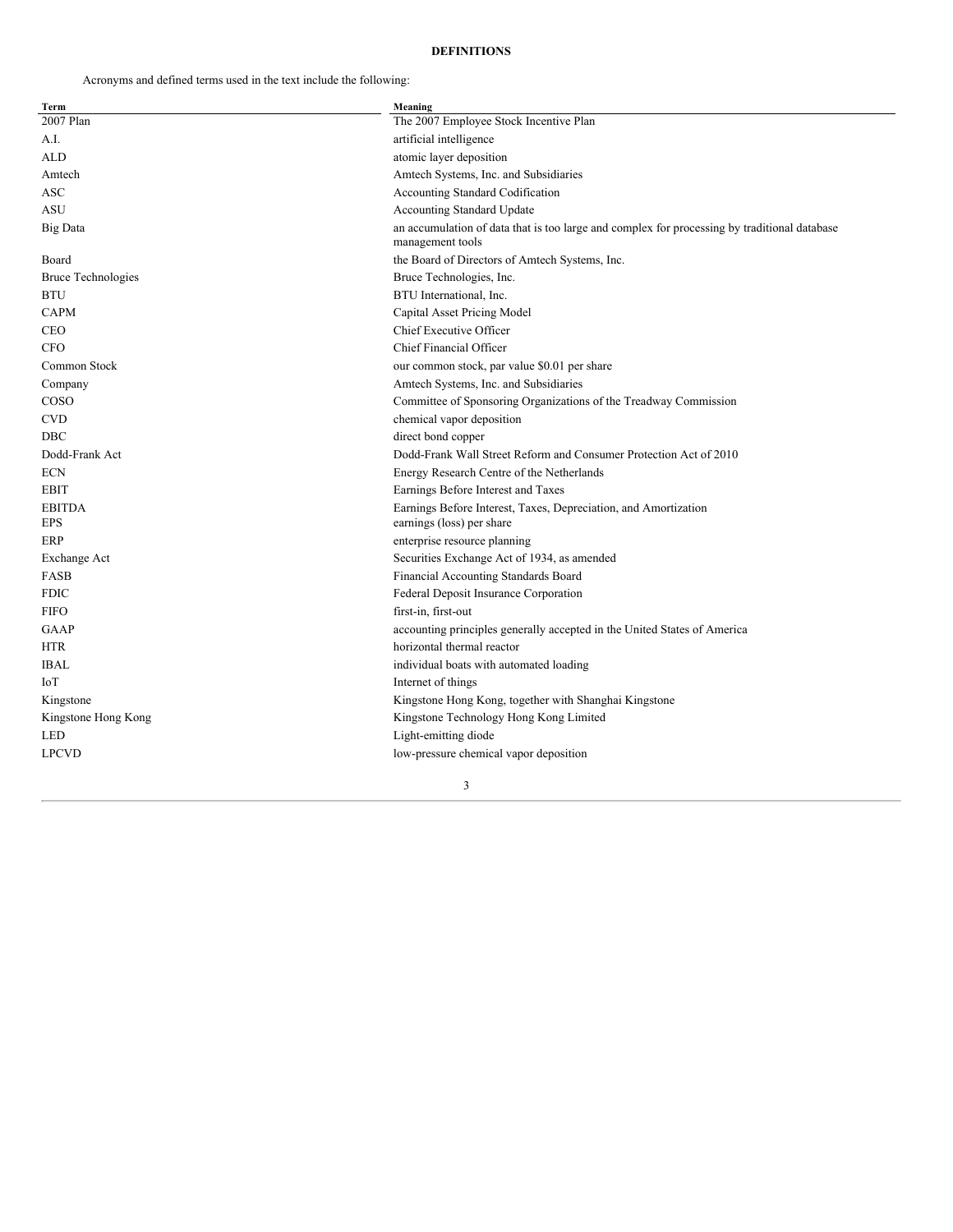**DEFINITIONS**

Acronyms and defined terms used in the text include the following:

| Term | Meaning |
| --- | --- |
| 2007 Plan | The 2007 Employee Stock Incentive Plan |
| A.I. | artificial intelligence |
| ALD | atomic layer deposition |
| Amtech | Amtech Systems, Inc. and Subsidiaries |
| ASC | Accounting Standard Codification |
| ASU | Accounting Standard Update |
| Big Data | an accumulation of data that is too large and complex for processing by traditional database management tools |
| Board | the Board of Directors of Amtech Systems, Inc. |
| Bruce Technologies | Bruce Technologies, Inc. |
| BTU | BTU International, Inc. |
| CAPM | Capital Asset Pricing Model |
| CEO | Chief Executive Officer |
| CFO | Chief Financial Officer |
| Common Stock | our common stock, par value $0.01 per share |
| Company | Amtech Systems, Inc. and Subsidiaries |
| COSO | Committee of Sponsoring Organizations of the Treadway Commission |
| CVD | chemical vapor deposition |
| DBC | direct bond copper |
| Dodd-Frank Act | Dodd-Frank Wall Street Reform and Consumer Protection Act of 2010 |
| ECN | Energy Research Centre of the Netherlands |
| EBIT | Earnings Before Interest and Taxes |
| EBITDA | Earnings Before Interest, Taxes, Depreciation, and Amortization |
| EPS | earnings (loss) per share |
| ERP | enterprise resource planning |
| Exchange Act | Securities Exchange Act of 1934, as amended |
| FASB | Financial Accounting Standards Board |
| FDIC | Federal Deposit Insurance Corporation |
| FIFO | first-in, first-out |
| GAAP | accounting principles generally accepted in the United States of America |
| HTR | horizontal thermal reactor |
| IBAL | individual boats with automated loading |
| IoT | Internet of things |
| Kingstone | Kingstone Hong Kong, together with Shanghai Kingstone |
| Kingstone Hong Kong | Kingstone Technology Hong Kong Limited |
| LED | Light-emitting diode |
| LPCVD | low-pressure chemical vapor deposition |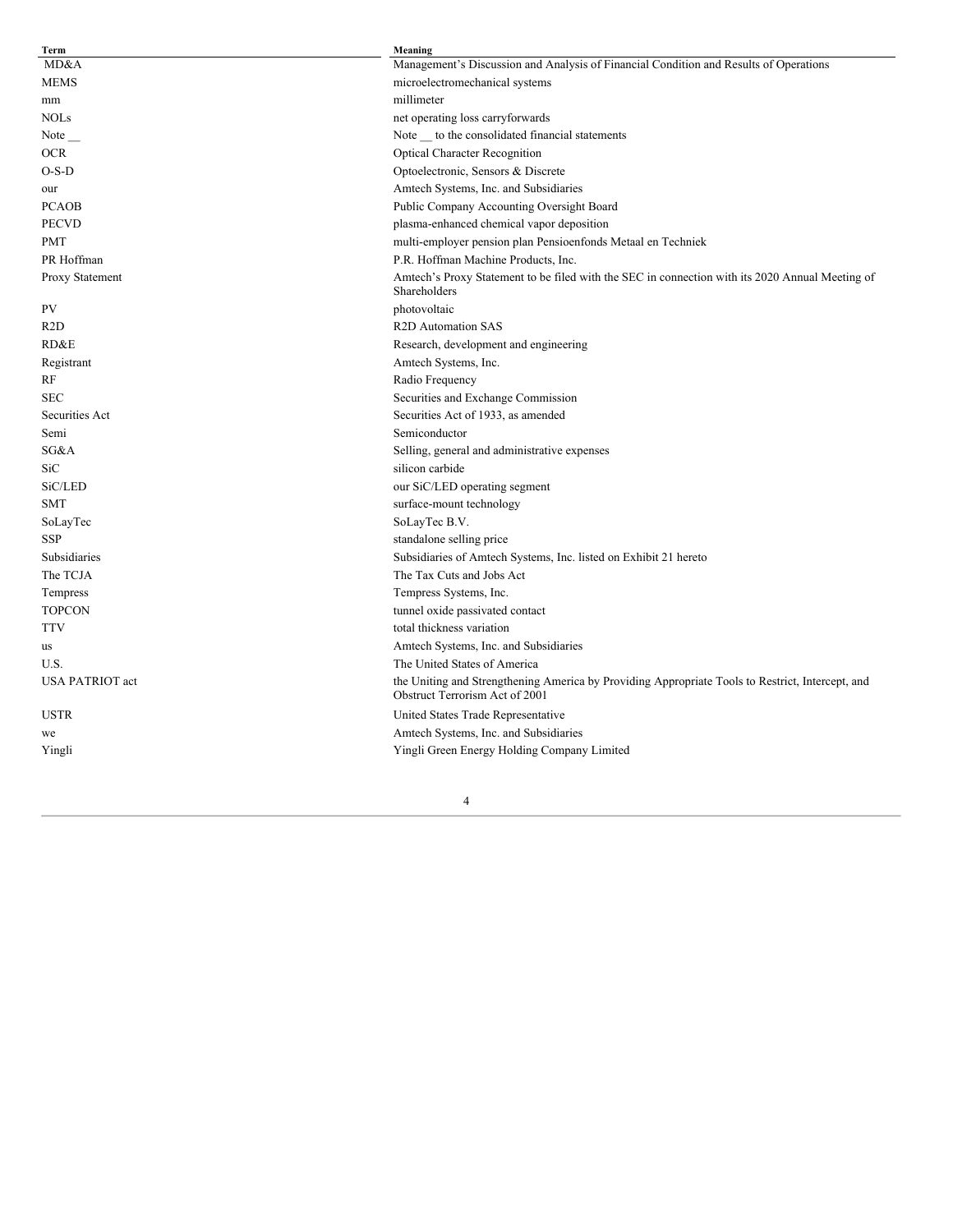| Term | Meaning |
| --- | --- |
| MD&A | Management's Discussion and Analysis of Financial Condition and Results of Operations |
| MEMS | microelectromechanical systems |
| mm | millimeter |
| NOLs | net operating loss carryforwards |
| Note __ | Note __ to the consolidated financial statements |
| OCR | Optical Character Recognition |
| O-S-D | Optoelectronic, Sensors & Discrete |
| our | Amtech Systems, Inc. and Subsidiaries |
| PCAOB | Public Company Accounting Oversight Board |
| PECVD | plasma-enhanced chemical vapor deposition |
| PMT | multi-employer pension plan Pensioenfonds Metaal en Techniek |
| PR Hoffman | P.R. Hoffman Machine Products, Inc. |
| Proxy Statement | Amtech's Proxy Statement to be filed with the SEC in connection with its 2020 Annual Meeting of Shareholders |
| PV | photovoltaic |
| R2D | R2D Automation SAS |
| RD&E | Research, development and engineering |
| Registrant | Amtech Systems, Inc. |
| RF | Radio Frequency |
| SEC | Securities and Exchange Commission |
| Securities Act | Securities Act of 1933, as amended |
| Semi | Semiconductor |
| SG&A | Selling, general and administrative expenses |
| SiC | silicon carbide |
| SiC/LED | our SiC/LED operating segment |
| SMT | surface-mount technology |
| SoLayTec | SoLayTec B.V. |
| SSP | standalone selling price |
| Subsidiaries | Subsidiaries of Amtech Systems, Inc. listed on Exhibit 21 hereto |
| The TCJA | The Tax Cuts and Jobs Act |
| Tempress | Tempress Systems, Inc. |
| TOPCON | tunnel oxide passivated contact |
| TTV | total thickness variation |
| us | Amtech Systems, Inc. and Subsidiaries |
| U.S. | The United States of America |
| USA PATRIOT act | the Uniting and Strengthening America by Providing Appropriate Tools to Restrict, Intercept, and Obstruct Terrorism Act of 2001 |
| USTR | United States Trade Representative |
| we | Amtech Systems, Inc. and Subsidiaries |
| Yingli | Yingli Green Energy Holding Company Limited |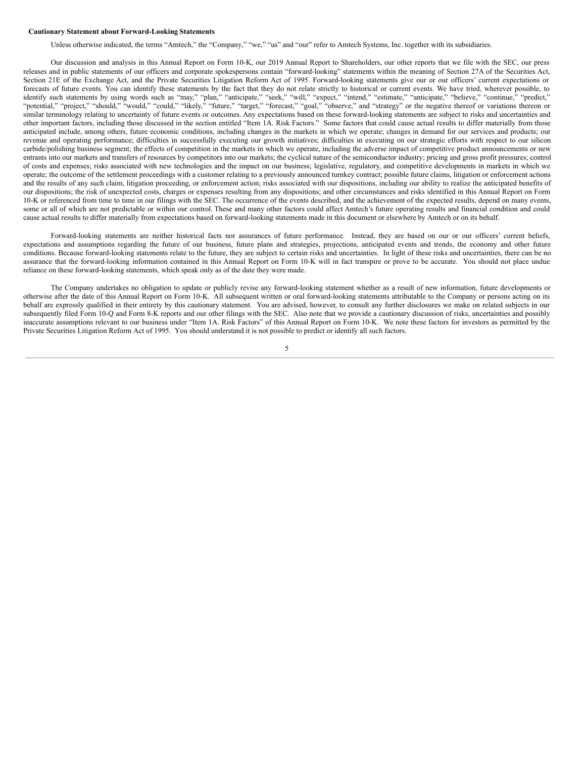**Cautionary Statement about Forward-Looking Statements**

Unless otherwise indicated, the terms "Amtech," the "Company," "we," "us" and "our" refer to Amtech Systems, Inc. together with its subsidiaries.

Our discussion and analysis in this Annual Report on Form 10-K, our 2019 Annual Report to Shareholders, our other reports that we file with the SEC, our press releases and in public statements of our officers and corporate spokespersons contain "forward-looking" statements within the meaning of Section 27A of the Securities Act, Section 21E of the Exchange Act, and the Private Securities Litigation Reform Act of 1995. Forward-looking statements give our or our officers' current expectations or forecasts of future events. You can identify these statements by the fact that they do not relate strictly to historical or current events. We have tried, wherever possible, to identify such statements by using words such as "may," "plan," "anticipate," "seek," "will," "expect," "intend," "estimate," "anticipate," "believe," "continue," "predict," "potential," "project," "should," "would," "could," "likely," "future," "target," "forecast," "goal," "observe," and "strategy" or the negative thereof or variations thereon or similar terminology relating to uncertainty of future events or outcomes. Any expectations based on these forward-looking statements are subject to risks and uncertainties and other important factors, including those discussed in the section entitled "Item 1A. Risk Factors." Some factors that could cause actual results to differ materially from those anticipated include, among others, future economic conditions, including changes in the markets in which we operate; changes in demand for our services and products; our revenue and operating performance; difficulties in successfully executing our growth initiatives; difficulties in executing on our strategic efforts with respect to our silicon carbide/polishing business segment; the effects of competition in the markets in which we operate, including the adverse impact of competitive product announcements or new entrants into our markets and transfers of resources by competitors into our markets; the cyclical nature of the semiconductor industry; pricing and gross profit pressures; control of costs and expenses; risks associated with new technologies and the impact on our business; legislative, regulatory, and competitive developments in markets in which we operate; the outcome of the settlement proceedings with a customer relating to a previously announced turnkey contract; possible future claims, litigation or enforcement actions and the results of any such claim, litigation proceeding, or enforcement action; risks associated with our dispositions, including our ability to realize the anticipated benefits of our dispositions; the risk of unexpected costs, charges or expenses resulting from any dispositions; and other circumstances and risks identified in this Annual Report on Form 10-K or referenced from time to time in our filings with the SEC. The occurrence of the events described, and the achievement of the expected results, depend on many events, some or all of which are not predictable or within our control. These and many other factors could affect Amtech's future operating results and financial condition and could cause actual results to differ materially from expectations based on forward-looking statements made in this document or elsewhere by Amtech or on its behalf.

Forward-looking statements are neither historical facts nor assurances of future performance. Instead, they are based on our or our officers' current beliefs, expectations and assumptions regarding the future of our business, future plans and strategies, projections, anticipated events and trends, the economy and other future conditions. Because forward-looking statements relate to the future, they are subject to certain risks and uncertainties. In light of these risks and uncertainties, there can be no assurance that the forward-looking information contained in this Annual Report on Form 10-K will in fact transpire or prove to be accurate. You should not place undue reliance on these forward-looking statements, which speak only as of the date they were made.

The Company undertakes no obligation to update or publicly revise any forward-looking statement whether as a result of new information, future developments or otherwise after the date of this Annual Report on Form 10-K. All subsequent written or oral forward-looking statements attributable to the Company or persons acting on its behalf are expressly qualified in their entirety by this cautionary statement. You are advised, however, to consult any further disclosures we make on related subjects in our subsequently filed Form 10-Q and Form 8-K reports and our other filings with the SEC. Also note that we provide a cautionary discussion of risks, uncertainties and possibly inaccurate assumptions relevant to our business under "Item 1A. Risk Factors" of this Annual Report on Form 10-K. We note these factors for investors as permitted by the Private Securities Litigation Reform Act of 1995. You should understand it is not possible to predict or identify all such factors.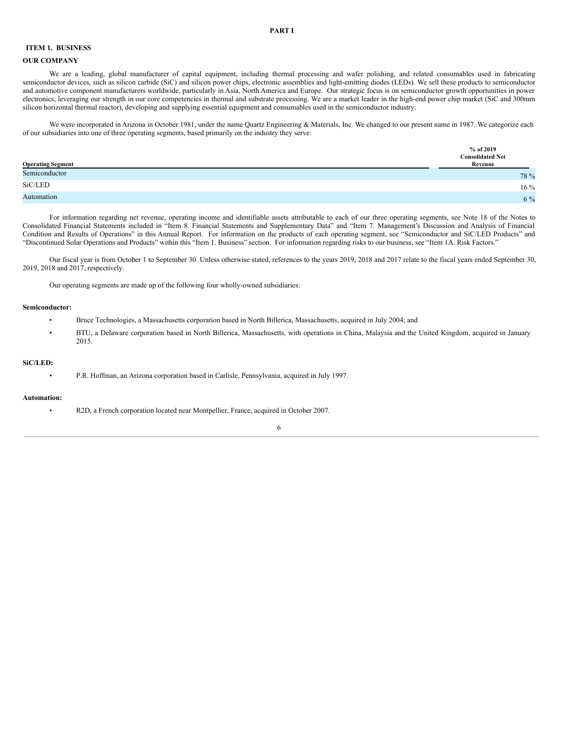# PART I

## ITEM 1. BUSINESS

### OUR COMPANY

We are a leading, global manufacturer of capital equipment, including thermal processing and wafer polishing, and related consumables used in fabricating semiconductor devices, such as silicon carbide (SiC) and silicon power chips, electronic assemblies and light-emitting diodes (LEDs). We sell these products to semiconductor and automotive component manufacturers worldwide, particularly in Asia, North America and Europe. Our strategic focus is on semiconductor growth opportunities in power electronics, leveraging our strength in our core competencies in thermal and substrate processing. We are a market leader in the high-end power chip market (SiC and 300mm silicon horizontal thermal reactor), developing and supplying essential equipment and consumables used in the semiconductor industry.

We were incorporated in Arizona in October 1981, under the name Quartz Engineering & Materials, Inc. We changed to our present name in 1987. We categorize each of our subsidiaries into one of three operating segments, based primarily on the industry they serve:

| Operating Segment | % of 2019 Consolidated Net Revenue |
|---|---|
| Semiconductor | 78 % |
| SiC/LED | 16 % |
| Automation | 6 % |

For information regarding net revenue, operating income and identifiable assets attributable to each of our three operating segments, see Note 18 of the Notes to Consolidated Financial Statements included in "Item 8. Financial Statements and Supplementary Data" and "Item 7. Management's Discussion and Analysis of Financial Condition and Results of Operations" in this Annual Report. For information on the products of each operating segment, see "Semiconductor and SiC/LED Products" and "Discontinued Solar Operations and Products" within this "Item 1. Business" section. For information regarding risks to our business, see "Item 1A. Risk Factors."

Our fiscal year is from October 1 to September 30. Unless otherwise stated, references to the years 2019, 2018 and 2017 relate to the fiscal years ended September 30, 2019, 2018 and 2017, respectively.

Our operating segments are made up of the following four wholly-owned subsidiaries:

**Semiconductor:**

- Bruce Technologies, a Massachusetts corporation based in North Billerica, Massachusetts, acquired in July 2004; and
- BTU, a Delaware corporation based in North Billerica, Massachusetts, with operations in China, Malaysia and the United Kingdom, acquired in January 2015.

**SiC/LED:**

- P.R. Hoffman, an Arizona corporation based in Carlisle, Pennsylvania, acquired in July 1997.

**Automation:**

- R2D, a French corporation located near Montpellier, France, acquired in October 2007.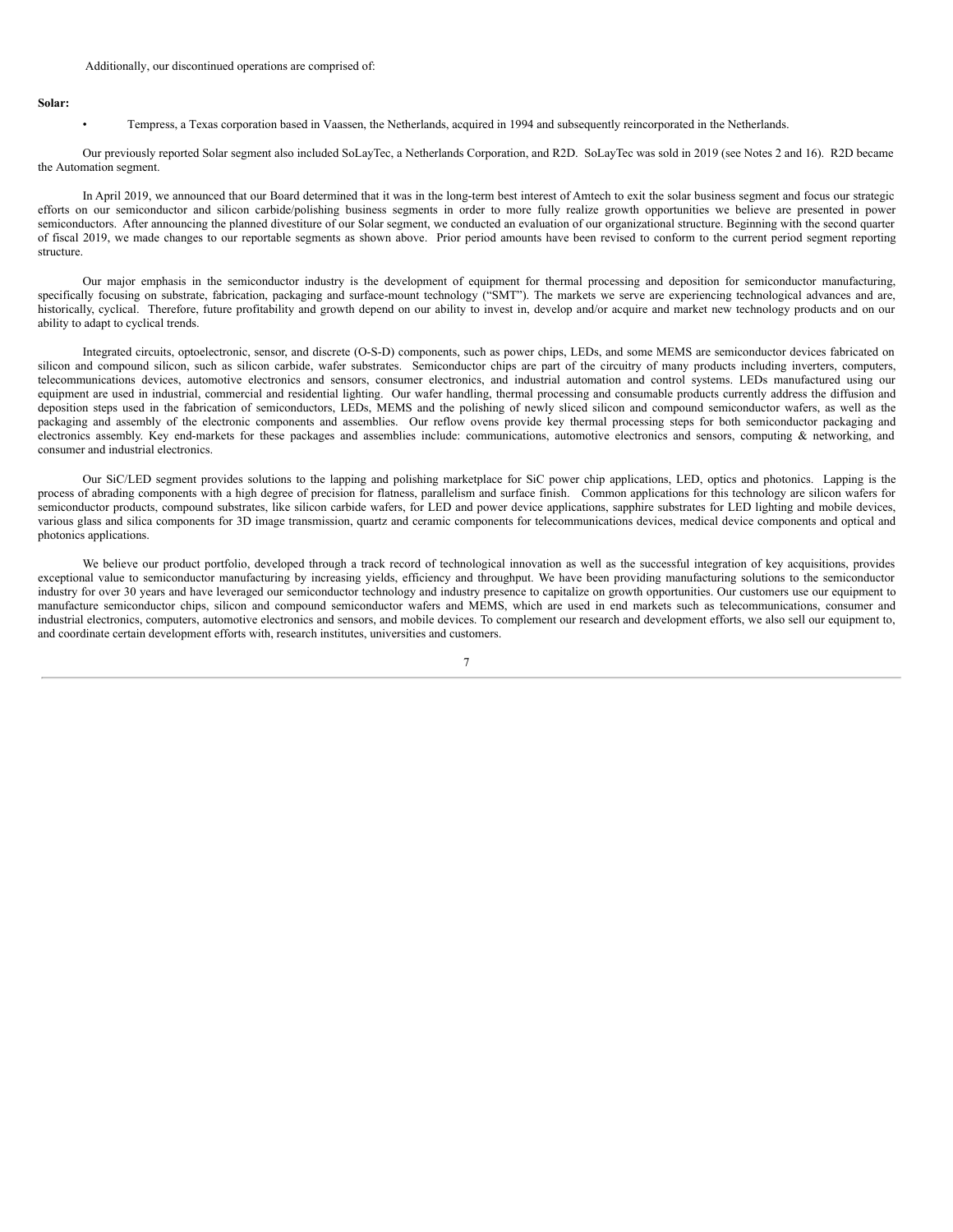Additionally, our discontinued operations are comprised of:

**Solar:**

- Tempress, a Texas corporation based in Vaassen, the Netherlands, acquired in 1994 and subsequently reincorporated in the Netherlands.

Our previously reported Solar segment also included SoLayTec, a Netherlands Corporation, and R2D. SoLayTec was sold in 2019 (see Notes 2 and 16). R2D became the Automation segment.

In April 2019, we announced that our Board determined that it was in the long-term best interest of Amtech to exit the solar business segment and focus our strategic efforts on our semiconductor and silicon carbide/polishing business segments in order to more fully realize growth opportunities we believe are presented in power semiconductors. After announcing the planned divestiture of our Solar segment, we conducted an evaluation of our organizational structure. Beginning with the second quarter of fiscal 2019, we made changes to our reportable segments as shown above. Prior period amounts have been revised to conform to the current period segment reporting structure.

Our major emphasis in the semiconductor industry is the development of equipment for thermal processing and deposition for semiconductor manufacturing, specifically focusing on substrate, fabrication, packaging and surface-mount technology ("SMT"). The markets we serve are experiencing technological advances and are, historically, cyclical. Therefore, future profitability and growth depend on our ability to invest in, develop and/or acquire and market new technology products and on our ability to adapt to cyclical trends.

Integrated circuits, optoelectronic, sensor, and discrete (O-S-D) components, such as power chips, LEDs, and some MEMS are semiconductor devices fabricated on silicon and compound silicon, such as silicon carbide, wafer substrates. Semiconductor chips are part of the circuitry of many products including inverters, computers, telecommunications devices, automotive electronics and sensors, consumer electronics, and industrial automation and control systems. LEDs manufactured using our equipment are used in industrial, commercial and residential lighting. Our wafer handling, thermal processing and consumable products currently address the diffusion and deposition steps used in the fabrication of semiconductors, LEDs, MEMS and the polishing of newly sliced silicon and compound semiconductor wafers, as well as the packaging and assembly of the electronic components and assemblies. Our reflow ovens provide key thermal processing steps for both semiconductor packaging and electronics assembly. Key end-markets for these packages and assemblies include: communications, automotive electronics and sensors, computing & networking, and consumer and industrial electronics.

Our SiC/LED segment provides solutions to the lapping and polishing marketplace for SiC power chip applications, LED, optics and photonics. Lapping is the process of abrading components with a high degree of precision for flatness, parallelism and surface finish. Common applications for this technology are silicon wafers for semiconductor products, compound substrates, like silicon carbide wafers, for LED and power device applications, sapphire substrates for LED lighting and mobile devices, various glass and silica components for 3D image transmission, quartz and ceramic components for telecommunications devices, medical device components and optical and photonics applications.

We believe our product portfolio, developed through a track record of technological innovation as well as the successful integration of key acquisitions, provides exceptional value to semiconductor manufacturing by increasing yields, efficiency and throughput. We have been providing manufacturing solutions to the semiconductor industry for over 30 years and have leveraged our semiconductor technology and industry presence to capitalize on growth opportunities. Our customers use our equipment to manufacture semiconductor chips, silicon and compound semiconductor wafers and MEMS, which are used in end markets such as telecommunications, consumer and industrial electronics, computers, automotive electronics and sensors, and mobile devices. To complement our research and development efforts, we also sell our equipment to, and coordinate certain development efforts with, research institutes, universities and customers.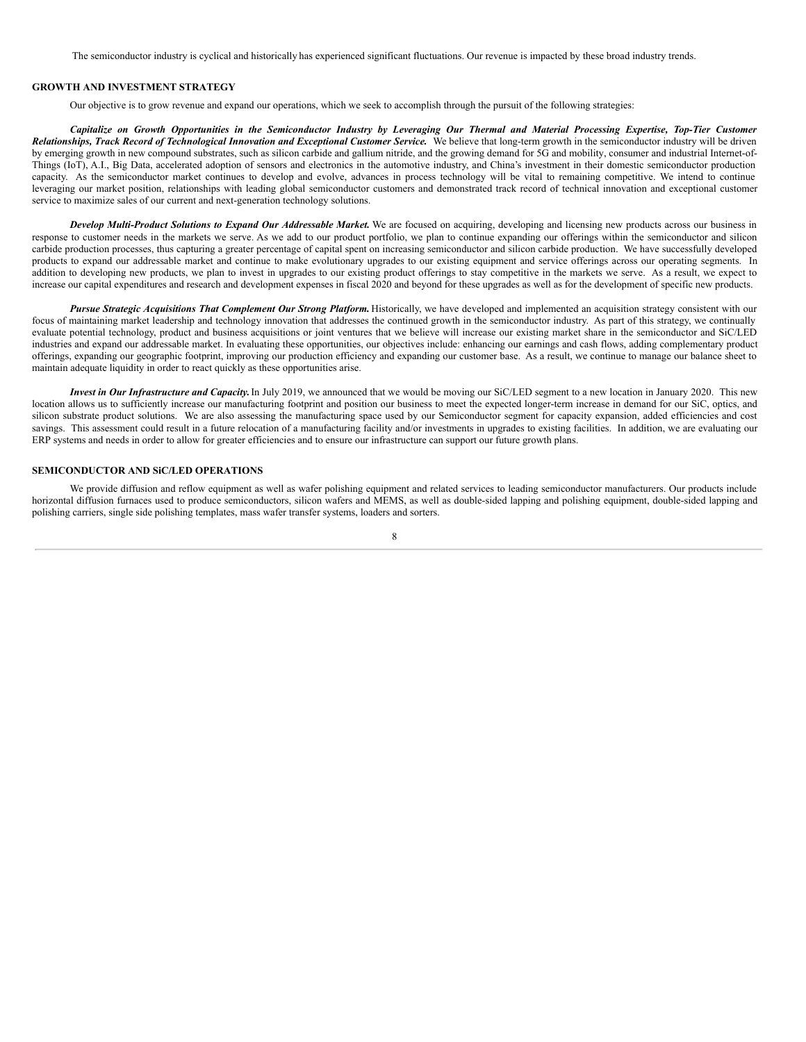The semiconductor industry is cyclical and historically has experienced significant fluctuations. Our revenue is impacted by these broad industry trends.

## GROWTH AND INVESTMENT STRATEGY

Our objective is to grow revenue and expand our operations, which we seek to accomplish through the pursuit of the following strategies:

***Capitalize on Growth Opportunities in the Semiconductor Industry by Leveraging Our Thermal and Material Processing Expertise, Top-Tier Customer Relationships, Track Record of Technological Innovation and Exceptional Customer Service.*** We believe that long-term growth in the semiconductor industry will be driven by emerging growth in new compound substrates, such as silicon carbide and gallium nitride, and the growing demand for 5G and mobility, consumer and industrial Internet-of-Things (IoT), A.I., Big Data, accelerated adoption of sensors and electronics in the automotive industry, and China's investment in their domestic semiconductor production capacity. As the semiconductor market continues to develop and evolve, advances in process technology will be vital to remaining competitive. We intend to continue leveraging our market position, relationships with leading global semiconductor customers and demonstrated track record of technical innovation and exceptional customer service to maximize sales of our current and next-generation technology solutions.

***Develop Multi-Product Solutions to Expand Our Addressable Market.*** We are focused on acquiring, developing and licensing new products across our business in response to customer needs in the markets we serve. As we add to our product portfolio, we plan to continue expanding our offerings within the semiconductor and silicon carbide production processes, thus capturing a greater percentage of capital spent on increasing semiconductor and silicon carbide production. We have successfully developed products to expand our addressable market and continue to make evolutionary upgrades to our existing equipment and service offerings across our operating segments. In addition to developing new products, we plan to invest in upgrades to our existing product offerings to stay competitive in the markets we serve. As a result, we expect to increase our capital expenditures and research and development expenses in fiscal 2020 and beyond for these upgrades as well as for the development of specific new products.

***Pursue Strategic Acquisitions That Complement Our Strong Platform.*** Historically, we have developed and implemented an acquisition strategy consistent with our focus of maintaining market leadership and technology innovation that addresses the continued growth in the semiconductor industry. As part of this strategy, we continually evaluate potential technology, product and business acquisitions or joint ventures that we believe will increase our existing market share in the semiconductor and SiC/LED industries and expand our addressable market. In evaluating these opportunities, our objectives include: enhancing our earnings and cash flows, adding complementary product offerings, expanding our geographic footprint, improving our production efficiency and expanding our customer base. As a result, we continue to manage our balance sheet to maintain adequate liquidity in order to react quickly as these opportunities arise.

***Invest in Our Infrastructure and Capacity.*** In July 2019, we announced that we would be moving our SiC/LED segment to a new location in January 2020. This new location allows us to sufficiently increase our manufacturing footprint and position our business to meet the expected longer-term increase in demand for our SiC, optics, and silicon substrate product solutions. We are also assessing the manufacturing space used by our Semiconductor segment for capacity expansion, added efficiencies and cost savings. This assessment could result in a future relocation of a manufacturing facility and/or investments in upgrades to existing facilities. In addition, we are evaluating our ERP systems and needs in order to allow for greater efficiencies and to ensure our infrastructure can support our future growth plans.

## SEMICONDUCTOR AND SiC/LED OPERATIONS

We provide diffusion and reflow equipment as well as wafer polishing equipment and related services to leading semiconductor manufacturers. Our products include horizontal diffusion furnaces used to produce semiconductors, silicon wafers and MEMS, as well as double-sided lapping and polishing equipment, double-sided lapping and polishing carriers, single side polishing templates, mass wafer transfer systems, loaders and sorters.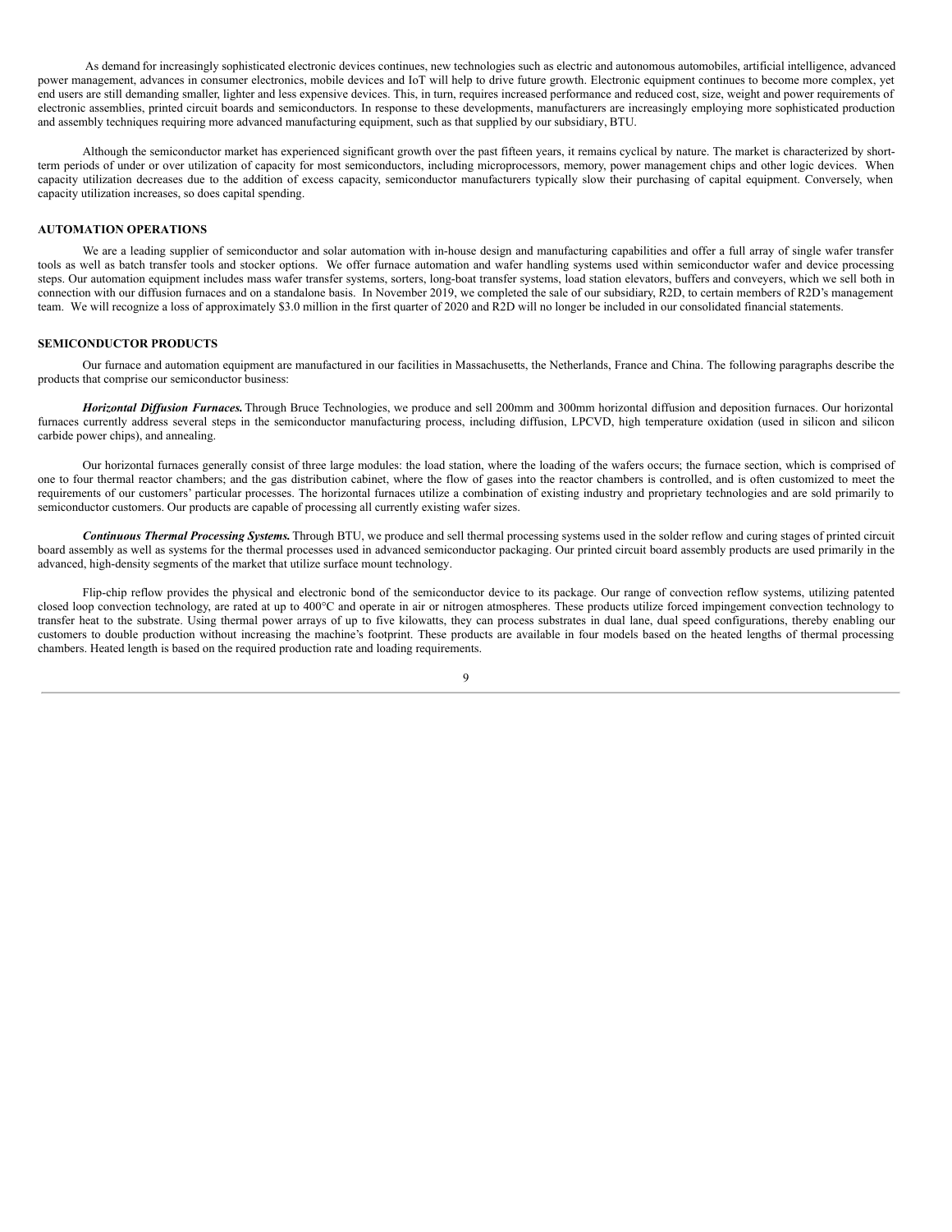As demand for increasingly sophisticated electronic devices continues, new technologies such as electric and autonomous automobiles, artificial intelligence, advanced power management, advances in consumer electronics, mobile devices and IoT will help to drive future growth. Electronic equipment continues to become more complex, yet end users are still demanding smaller, lighter and less expensive devices. This, in turn, requires increased performance and reduced cost, size, weight and power requirements of electronic assemblies, printed circuit boards and semiconductors. In response to these developments, manufacturers are increasingly employing more sophisticated production and assembly techniques requiring more advanced manufacturing equipment, such as that supplied by our subsidiary, BTU.

Although the semiconductor market has experienced significant growth over the past fifteen years, it remains cyclical by nature. The market is characterized by short-term periods of under or over utilization of capacity for most semiconductors, including microprocessors, memory, power management chips and other logic devices. When capacity utilization decreases due to the addition of excess capacity, semiconductor manufacturers typically slow their purchasing of capital equipment. Conversely, when capacity utilization increases, so does capital spending.

## AUTOMATION OPERATIONS

We are a leading supplier of semiconductor and solar automation with in-house design and manufacturing capabilities and offer a full array of single wafer transfer tools as well as batch transfer tools and stocker options. We offer furnace automation and wafer handling systems used within semiconductor wafer and device processing steps. Our automation equipment includes mass wafer transfer systems, sorters, long-boat transfer systems, load station elevators, buffers and conveyers, which we sell both in connection with our diffusion furnaces and on a standalone basis. In November 2019, we completed the sale of our subsidiary, R2D, to certain members of R2D's management team. We will recognize a loss of approximately $3.0 million in the first quarter of 2020 and R2D will no longer be included in our consolidated financial statements.

## SEMICONDUCTOR PRODUCTS

Our furnace and automation equipment are manufactured in our facilities in Massachusetts, the Netherlands, France and China. The following paragraphs describe the products that comprise our semiconductor business:

***Horizontal Diffusion Furnaces.*** Through Bruce Technologies, we produce and sell 200mm and 300mm horizontal diffusion and deposition furnaces. Our horizontal furnaces currently address several steps in the semiconductor manufacturing process, including diffusion, LPCVD, high temperature oxidation (used in silicon and silicon carbide power chips), and annealing.

Our horizontal furnaces generally consist of three large modules: the load station, where the loading of the wafers occurs; the furnace section, which is comprised of one to four thermal reactor chambers; and the gas distribution cabinet, where the flow of gases into the reactor chambers is controlled, and is often customized to meet the requirements of our customers' particular processes. The horizontal furnaces utilize a combination of existing industry and proprietary technologies and are sold primarily to semiconductor customers. Our products are capable of processing all currently existing wafer sizes.

***Continuous Thermal Processing Systems.*** Through BTU, we produce and sell thermal processing systems used in the solder reflow and curing stages of printed circuit board assembly as well as systems for the thermal processes used in advanced semiconductor packaging. Our printed circuit board assembly products are used primarily in the advanced, high-density segments of the market that utilize surface mount technology.

Flip-chip reflow provides the physical and electronic bond of the semiconductor device to its package. Our range of convection reflow systems, utilizing patented closed loop convection technology, are rated at up to 400°C and operate in air or nitrogen atmospheres. These products utilize forced impingement convection technology to transfer heat to the substrate. Using thermal power arrays of up to five kilowatts, they can process substrates in dual lane, dual speed configurations, thereby enabling our customers to double production without increasing the machine's footprint. These products are available in four models based on the heated lengths of thermal processing chambers. Heated length is based on the required production rate and loading requirements.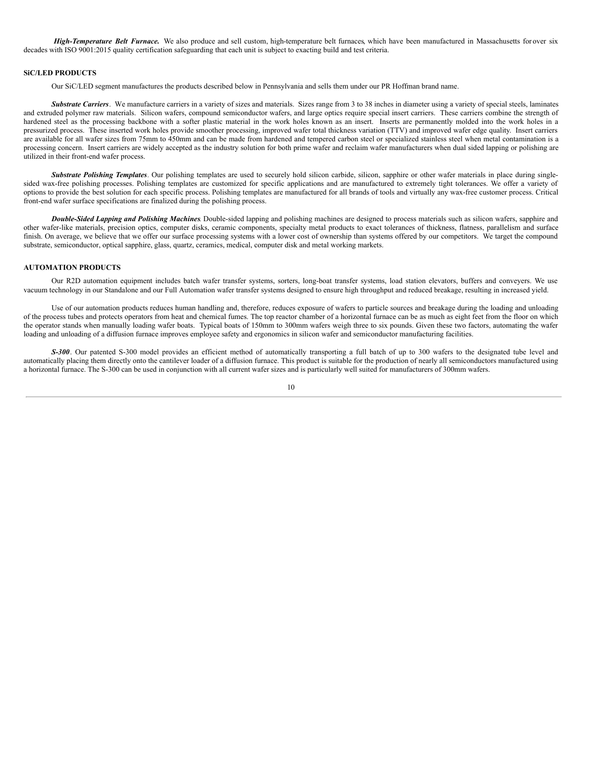***High-Temperature Belt Furnace.*** We also produce and sell custom, high-temperature belt furnaces, which have been manufactured in Massachusetts for over six decades with ISO 9001:2015 quality certification safeguarding that each unit is subject to exacting build and test criteria.

**SiC/LED PRODUCTS**

Our SiC/LED segment manufactures the products described below in Pennsylvania and sells them under our PR Hoffman brand name.

***Substrate Carriers***. We manufacture carriers in a variety of sizes and materials. Sizes range from 3 to 38 inches in diameter using a variety of special steels, laminates and extruded polymer raw materials. Silicon wafers, compound semiconductor wafers, and large optics require special insert carriers. These carriers combine the strength of hardened steel as the processing backbone with a softer plastic material in the work holes known as an insert. Inserts are permanently molded into the work holes in a pressurized process. These inserted work holes provide smoother processing, improved wafer total thickness variation (TTV) and improved wafer edge quality. Insert carriers are available for all wafer sizes from 75mm to 450mm and can be made from hardened and tempered carbon steel or specialized stainless steel when metal contamination is a processing concern. Insert carriers are widely accepted as the industry solution for both prime wafer and reclaim wafer manufacturers when dual sided lapping or polishing are utilized in their front-end wafer process.

***Substrate Polishing Templates***. Our polishing templates are used to securely hold silicon carbide, silicon, sapphire or other wafer materials in place during single-sided wax-free polishing processes. Polishing templates are customized for specific applications and are manufactured to extremely tight tolerances. We offer a variety of options to provide the best solution for each specific process. Polishing templates are manufactured for all brands of tools and virtually any wax-free customer process. Critical front-end wafer surface specifications are finalized during the polishing process.

***Double-Sided Lapping and Polishing Machines***. Double-sided lapping and polishing machines are designed to process materials such as silicon wafers, sapphire and other wafer-like materials, precision optics, computer disks, ceramic components, specialty metal products to exact tolerances of thickness, flatness, parallelism and surface finish. On average, we believe that we offer our surface processing systems with a lower cost of ownership than systems offered by our competitors. We target the compound substrate, semiconductor, optical sapphire, glass, quartz, ceramics, medical, computer disk and metal working markets.

**AUTOMATION PRODUCTS**

Our R2D automation equipment includes batch wafer transfer systems, sorters, long-boat transfer systems, load station elevators, buffers and conveyers. We use vacuum technology in our Standalone and our Full Automation wafer transfer systems designed to ensure high throughput and reduced breakage, resulting in increased yield.

Use of our automation products reduces human handling and, therefore, reduces exposure of wafers to particle sources and breakage during the loading and unloading of the process tubes and protects operators from heat and chemical fumes. The top reactor chamber of a horizontal furnace can be as much as eight feet from the floor on which the operator stands when manually loading wafer boats. Typical boats of 150mm to 300mm wafers weigh three to six pounds. Given these two factors, automating the wafer loading and unloading of a diffusion furnace improves employee safety and ergonomics in silicon wafer and semiconductor manufacturing facilities.

***S-300***. Our patented S-300 model provides an efficient method of automatically transporting a full batch of up to 300 wafers to the designated tube level and automatically placing them directly onto the cantilever loader of a diffusion furnace. This product is suitable for the production of nearly all semiconductors manufactured using a horizontal furnace. The S-300 can be used in conjunction with all current wafer sizes and is particularly well suited for manufacturers of 300mm wafers.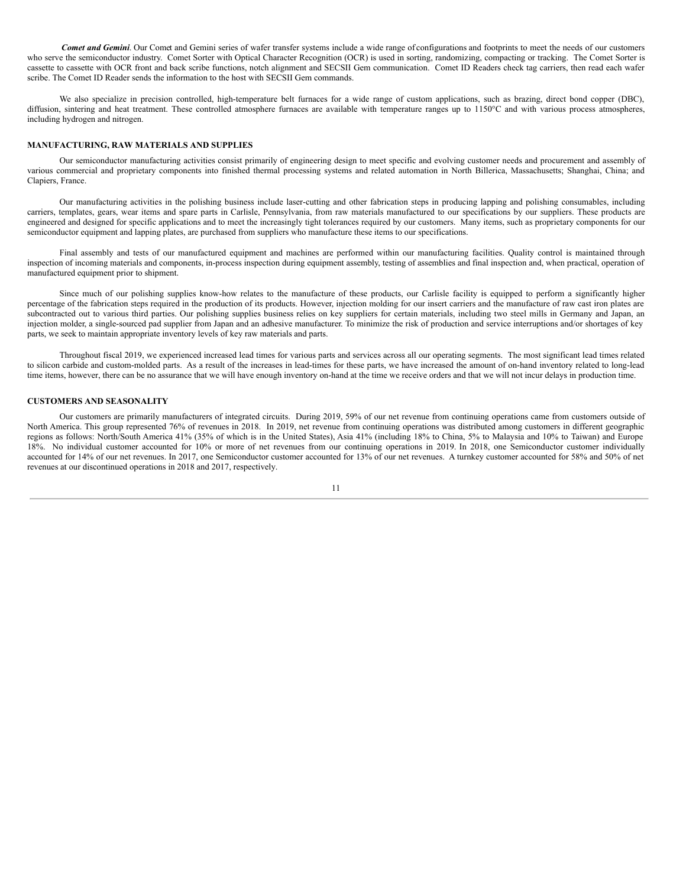***Comet and Gemini***. Our Comet and Gemini series of wafer transfer systems include a wide range of configurations and footprints to meet the needs of our customers who serve the semiconductor industry. Comet Sorter with Optical Character Recognition (OCR) is used in sorting, randomizing, compacting or tracking. The Comet Sorter is cassette to cassette with OCR front and back scribe functions, notch alignment and SECSII Gem communication. Comet ID Readers check tag carriers, then read each wafer scribe. The Comet ID Reader sends the information to the host with SECSII Gem commands.

We also specialize in precision controlled, high-temperature belt furnaces for a wide range of custom applications, such as brazing, direct bond copper (DBC), diffusion, sintering and heat treatment. These controlled atmosphere furnaces are available with temperature ranges up to 1150°C and with various process atmospheres, including hydrogen and nitrogen.

**MANUFACTURING, RAW MATERIALS AND SUPPLIES**

Our semiconductor manufacturing activities consist primarily of engineering design to meet specific and evolving customer needs and procurement and assembly of various commercial and proprietary components into finished thermal processing systems and related automation in North Billerica, Massachusetts; Shanghai, China; and Clapiers, France.

Our manufacturing activities in the polishing business include laser-cutting and other fabrication steps in producing lapping and polishing consumables, including carriers, templates, gears, wear items and spare parts in Carlisle, Pennsylvania, from raw materials manufactured to our specifications by our suppliers. These products are engineered and designed for specific applications and to meet the increasingly tight tolerances required by our customers. Many items, such as proprietary components for our semiconductor equipment and lapping plates, are purchased from suppliers who manufacture these items to our specifications.

Final assembly and tests of our manufactured equipment and machines are performed within our manufacturing facilities. Quality control is maintained through inspection of incoming materials and components, in-process inspection during equipment assembly, testing of assemblies and final inspection and, when practical, operation of manufactured equipment prior to shipment.

Since much of our polishing supplies know-how relates to the manufacture of these products, our Carlisle facility is equipped to perform a significantly higher percentage of the fabrication steps required in the production of its products. However, injection molding for our insert carriers and the manufacture of raw cast iron plates are subcontracted out to various third parties. Our polishing supplies business relies on key suppliers for certain materials, including two steel mills in Germany and Japan, an injection molder, a single-sourced pad supplier from Japan and an adhesive manufacturer. To minimize the risk of production and service interruptions and/or shortages of key parts, we seek to maintain appropriate inventory levels of key raw materials and parts.

Throughout fiscal 2019, we experienced increased lead times for various parts and services across all our operating segments. The most significant lead times related to silicon carbide and custom-molded parts. As a result of the increases in lead-times for these parts, we have increased the amount of on-hand inventory related to long-lead time items, however, there can be no assurance that we will have enough inventory on-hand at the time we receive orders and that we will not incur delays in production time.

**CUSTOMERS AND SEASONALITY**

Our customers are primarily manufacturers of integrated circuits. During 2019, 59% of our net revenue from continuing operations came from customers outside of North America. This group represented 76% of revenues in 2018. In 2019, net revenue from continuing operations was distributed among customers in different geographic regions as follows: North/South America 41% (35% of which is in the United States), Asia 41% (including 18% to China, 5% to Malaysia and 10% to Taiwan) and Europe 18%. No individual customer accounted for 10% or more of net revenues from our continuing operations in 2019. In 2018, one Semiconductor customer individually accounted for 14% of our net revenues. In 2017, one Semiconductor customer accounted for 13% of our net revenues. A turnkey customer accounted for 58% and 50% of net revenues at our discontinued operations in 2018 and 2017, respectively.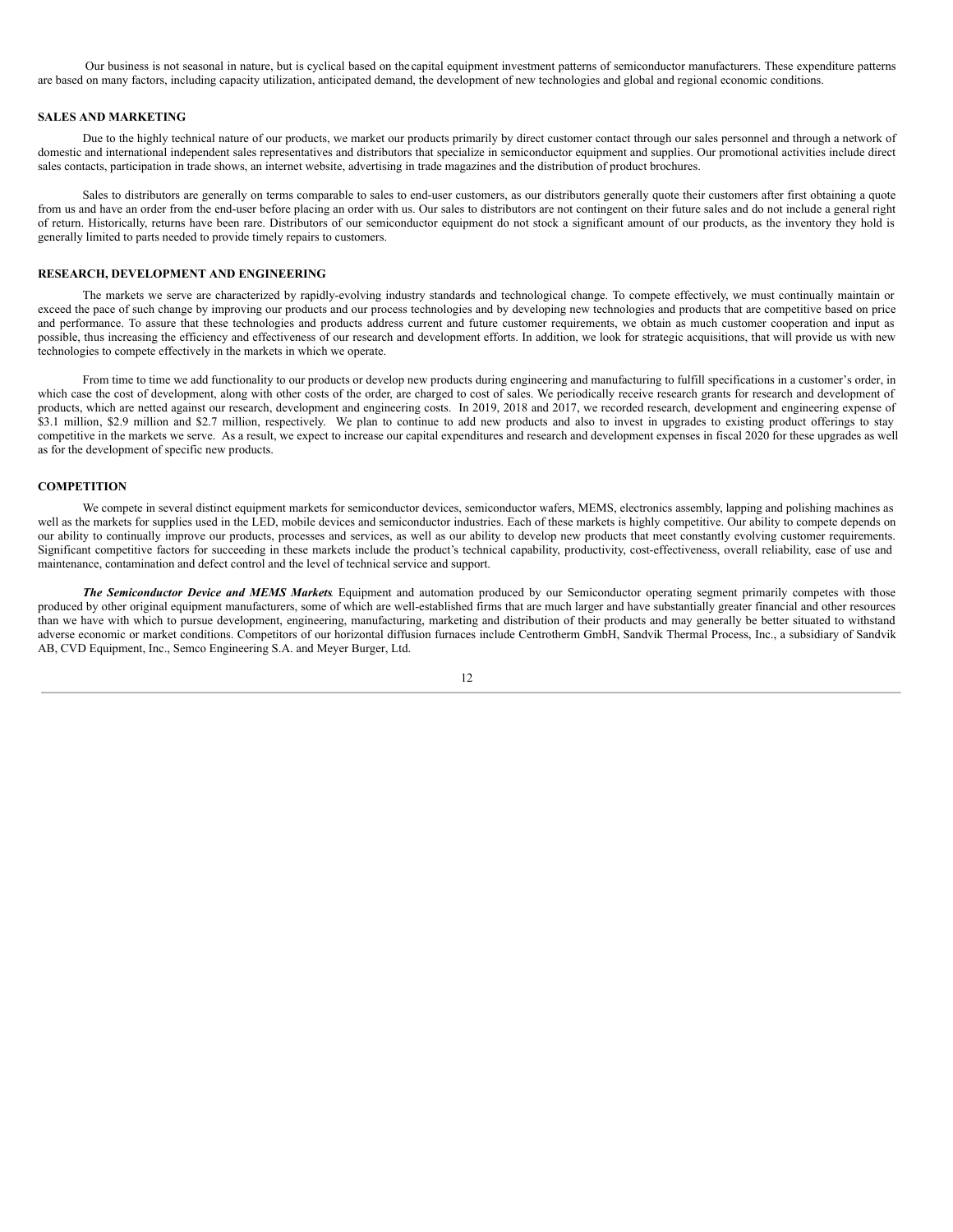Our business is not seasonal in nature, but is cyclical based on the capital equipment investment patterns of semiconductor manufacturers. These expenditure patterns are based on many factors, including capacity utilization, anticipated demand, the development of new technologies and global and regional economic conditions.

## SALES AND MARKETING

Due to the highly technical nature of our products, we market our products primarily by direct customer contact through our sales personnel and through a network of domestic and international independent sales representatives and distributors that specialize in semiconductor equipment and supplies. Our promotional activities include direct sales contacts, participation in trade shows, an internet website, advertising in trade magazines and the distribution of product brochures.

Sales to distributors are generally on terms comparable to sales to end-user customers, as our distributors generally quote their customers after first obtaining a quote from us and have an order from the end-user before placing an order with us. Our sales to distributors are not contingent on their future sales and do not include a general right of return. Historically, returns have been rare. Distributors of our semiconductor equipment do not stock a significant amount of our products, as the inventory they hold is generally limited to parts needed to provide timely repairs to customers.

## RESEARCH, DEVELOPMENT AND ENGINEERING

The markets we serve are characterized by rapidly-evolving industry standards and technological change. To compete effectively, we must continually maintain or exceed the pace of such change by improving our products and our process technologies and by developing new technologies and products that are competitive based on price and performance. To assure that these technologies and products address current and future customer requirements, we obtain as much customer cooperation and input as possible, thus increasing the efficiency and effectiveness of our research and development efforts. In addition, we look for strategic acquisitions, that will provide us with new technologies to compete effectively in the markets in which we operate.

From time to time we add functionality to our products or develop new products during engineering and manufacturing to fulfill specifications in a customer's order, in which case the cost of development, along with other costs of the order, are charged to cost of sales. We periodically receive research grants for research and development of products, which are netted against our research, development and engineering costs. In 2019, 2018 and 2017, we recorded research, development and engineering expense of $3.1 million, $2.9 million and $2.7 million, respectively. We plan to continue to add new products and also to invest in upgrades to existing product offerings to stay competitive in the markets we serve. As a result, we expect to increase our capital expenditures and research and development expenses in fiscal 2020 for these upgrades as well as for the development of specific new products.

## COMPETITION

We compete in several distinct equipment markets for semiconductor devices, semiconductor wafers, MEMS, electronics assembly, lapping and polishing machines as well as the markets for supplies used in the LED, mobile devices and semiconductor industries. Each of these markets is highly competitive. Our ability to compete depends on our ability to continually improve our products, processes and services, as well as our ability to develop new products that meet constantly evolving customer requirements. Significant competitive factors for succeeding in these markets include the product's technical capability, productivity, cost-effectiveness, overall reliability, ease of use and maintenance, contamination and defect control and the level of technical service and support.

***The Semiconductor Device and MEMS Markets***. Equipment and automation produced by our Semiconductor operating segment primarily competes with those produced by other original equipment manufacturers, some of which are well-established firms that are much larger and have substantially greater financial and other resources than we have with which to pursue development, engineering, manufacturing, marketing and distribution of their products and may generally be better situated to withstand adverse economic or market conditions. Competitors of our horizontal diffusion furnaces include Centrotherm GmbH, Sandvik Thermal Process, Inc., a subsidiary of Sandvik AB, CVD Equipment, Inc., Semco Engineering S.A. and Meyer Burger, Ltd.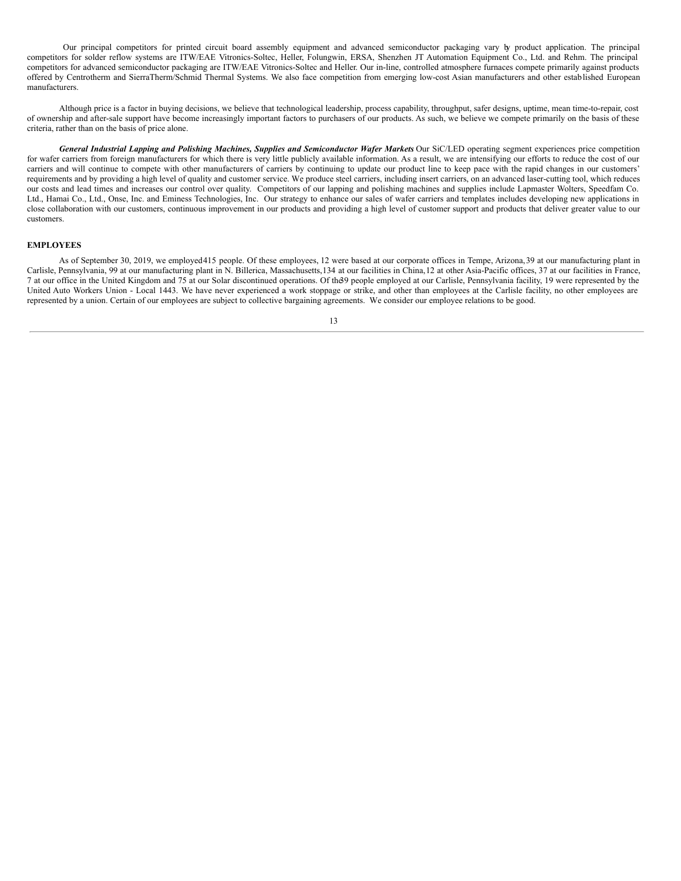Our principal competitors for printed circuit board assembly equipment and advanced semiconductor packaging vary by product application. The principal competitors for solder reflow systems are ITW/EAE Vitronics-Soltec, Heller, Folungwin, ERSA, Shenzhen JT Automation Equipment Co., Ltd. and Rehm. The principal competitors for advanced semiconductor packaging are ITW/EAE Vitronics-Soltec and Heller. Our in-line, controlled atmosphere furnaces compete primarily against products offered by Centrotherm and SierraTherm/Schmid Thermal Systems. We also face competition from emerging low-cost Asian manufacturers and other established European manufacturers.

Although price is a factor in buying decisions, we believe that technological leadership, process capability, throughput, safer designs, uptime, mean time-to-repair, cost of ownership and after-sale support have become increasingly important factors to purchasers of our products. As such, we believe we compete primarily on the basis of these criteria, rather than on the basis of price alone.

***General Industrial Lapping and Polishing Machines, Supplies and Semiconductor Wafer Markets*** Our SiC/LED operating segment experiences price competition for wafer carriers from foreign manufacturers for which there is very little publicly available information. As a result, we are intensifying our efforts to reduce the cost of our carriers and will continue to compete with other manufacturers of carriers by continuing to update our product line to keep pace with the rapid changes in our customers' requirements and by providing a high level of quality and customer service. We produce steel carriers, including insert carriers, on an advanced laser-cutting tool, which reduces our costs and lead times and increases our control over quality. Competitors of our lapping and polishing machines and supplies include Lapmaster Wolters, Speedfam Co. Ltd., Hamai Co., Ltd., Onse, Inc. and Eminess Technologies, Inc. Our strategy to enhance our sales of wafer carriers and templates includes developing new applications in close collaboration with our customers, continuous improvement in our products and providing a high level of customer support and products that deliver greater value to our customers.

**EMPLOYEES**

As of September 30, 2019, we employed 415 people. Of these employees, 12 were based at our corporate offices in Tempe, Arizona, 39 at our manufacturing plant in Carlisle, Pennsylvania, 99 at our manufacturing plant in N. Billerica, Massachusetts, 134 at our facilities in China, 12 at other Asia-Pacific offices, 37 at our facilities in France, 7 at our office in the United Kingdom and 75 at our Solar discontinued operations. Of the 39 people employed at our Carlisle, Pennsylvania facility, 19 were represented by the United Auto Workers Union - Local 1443. We have never experienced a work stoppage or strike, and other than employees at the Carlisle facility, no other employees are represented by a union. Certain of our employees are subject to collective bargaining agreements. We consider our employee relations to be good.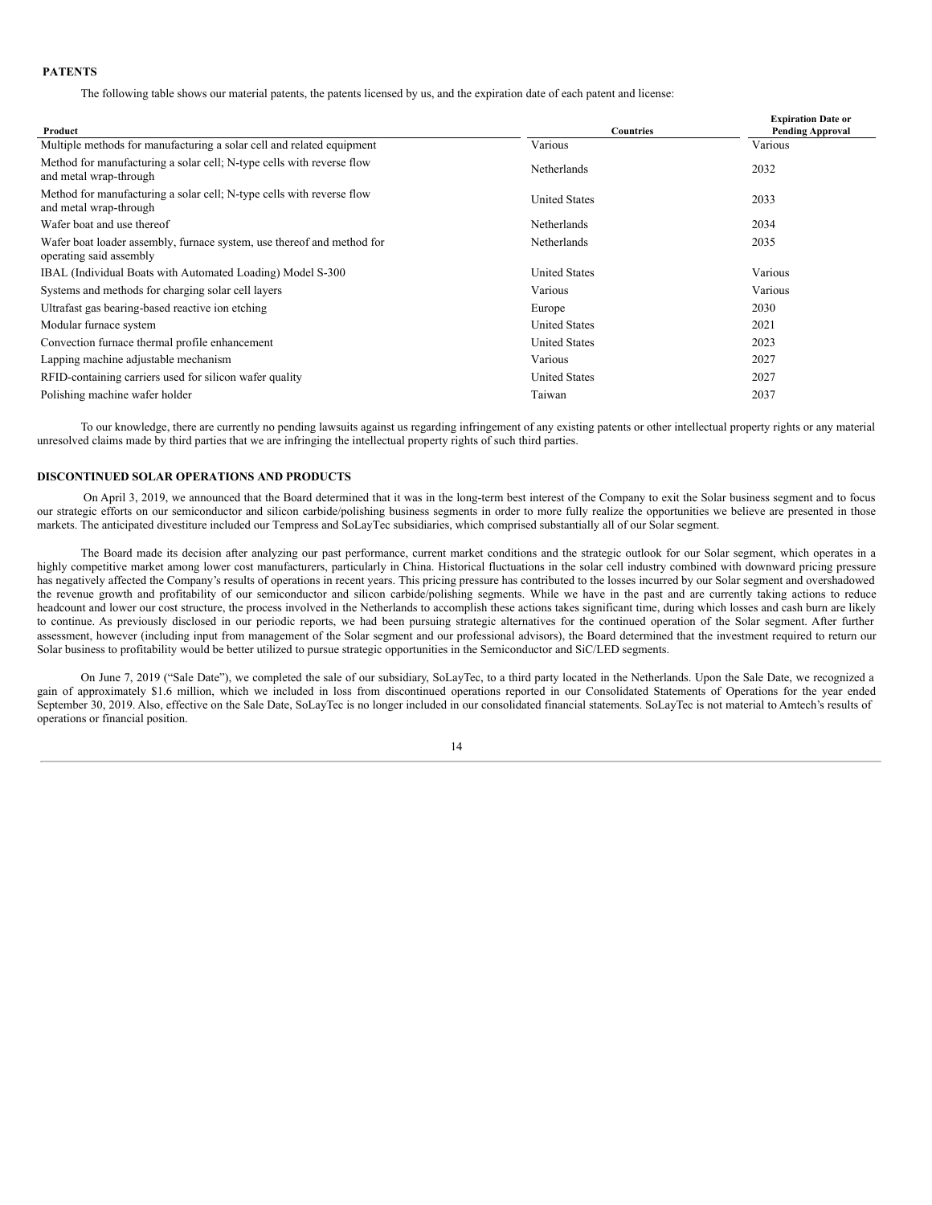## PATENTS

The following table shows our material patents, the patents licensed by us, and the expiration date of each patent and license:

| Product | Countries | Expiration Date or Pending Approval |
|---|---|---|
| Multiple methods for manufacturing a solar cell and related equipment | Various | Various |
| Method for manufacturing a solar cell; N-type cells with reverse flow and metal wrap-through | Netherlands | 2032 |
| Method for manufacturing a solar cell; N-type cells with reverse flow and metal wrap-through | United States | 2033 |
| Wafer boat and use thereof | Netherlands | 2034 |
| Wafer boat loader assembly, furnace system, use thereof and method for operating said assembly | Netherlands | 2035 |
| IBAL (Individual Boats with Automated Loading) Model S-300 | United States | Various |
| Systems and methods for charging solar cell layers | Various | Various |
| Ultrafast gas bearing-based reactive ion etching | Europe | 2030 |
| Modular furnace system | United States | 2021 |
| Convection furnace thermal profile enhancement | United States | 2023 |
| Lapping machine adjustable mechanism | Various | 2027 |
| RFID-containing carriers used for silicon wafer quality | United States | 2027 |
| Polishing machine wafer holder | Taiwan | 2037 |

To our knowledge, there are currently no pending lawsuits against us regarding infringement of any existing patents or other intellectual property rights or any material unresolved claims made by third parties that we are infringing the intellectual property rights of such third parties.

## DISCONTINUED SOLAR OPERATIONS AND PRODUCTS

On April 3, 2019, we announced that the Board determined that it was in the long-term best interest of the Company to exit the Solar business segment and to focus our strategic efforts on our semiconductor and silicon carbide/polishing business segments in order to more fully realize the opportunities we believe are presented in those markets. The anticipated divestiture included our Tempress and SoLayTec subsidiaries, which comprised substantially all of our Solar segment.

The Board made its decision after analyzing our past performance, current market conditions and the strategic outlook for our Solar segment, which operates in a highly competitive market among lower cost manufacturers, particularly in China. Historical fluctuations in the solar cell industry combined with downward pricing pressure has negatively affected the Company's results of operations in recent years. This pricing pressure has contributed to the losses incurred by our Solar segment and overshadowed the revenue growth and profitability of our semiconductor and silicon carbide/polishing segments. While we have in the past and are currently taking actions to reduce headcount and lower our cost structure, the process involved in the Netherlands to accomplish these actions takes significant time, during which losses and cash burn are likely to continue. As previously disclosed in our periodic reports, we had been pursuing strategic alternatives for the continued operation of the Solar segment. After further assessment, however (including input from management of the Solar segment and our professional advisors), the Board determined that the investment required to return our Solar business to profitability would be better utilized to pursue strategic opportunities in the Semiconductor and SiC/LED segments.

On June 7, 2019 ("Sale Date"), we completed the sale of our subsidiary, SoLayTec, to a third party located in the Netherlands. Upon the Sale Date, we recognized a gain of approximately $1.6 million, which we included in loss from discontinued operations reported in our Consolidated Statements of Operations for the year ended September 30, 2019. Also, effective on the Sale Date, SoLayTec is no longer included in our consolidated financial statements. SoLayTec is not material to Amtech's results of operations or financial position.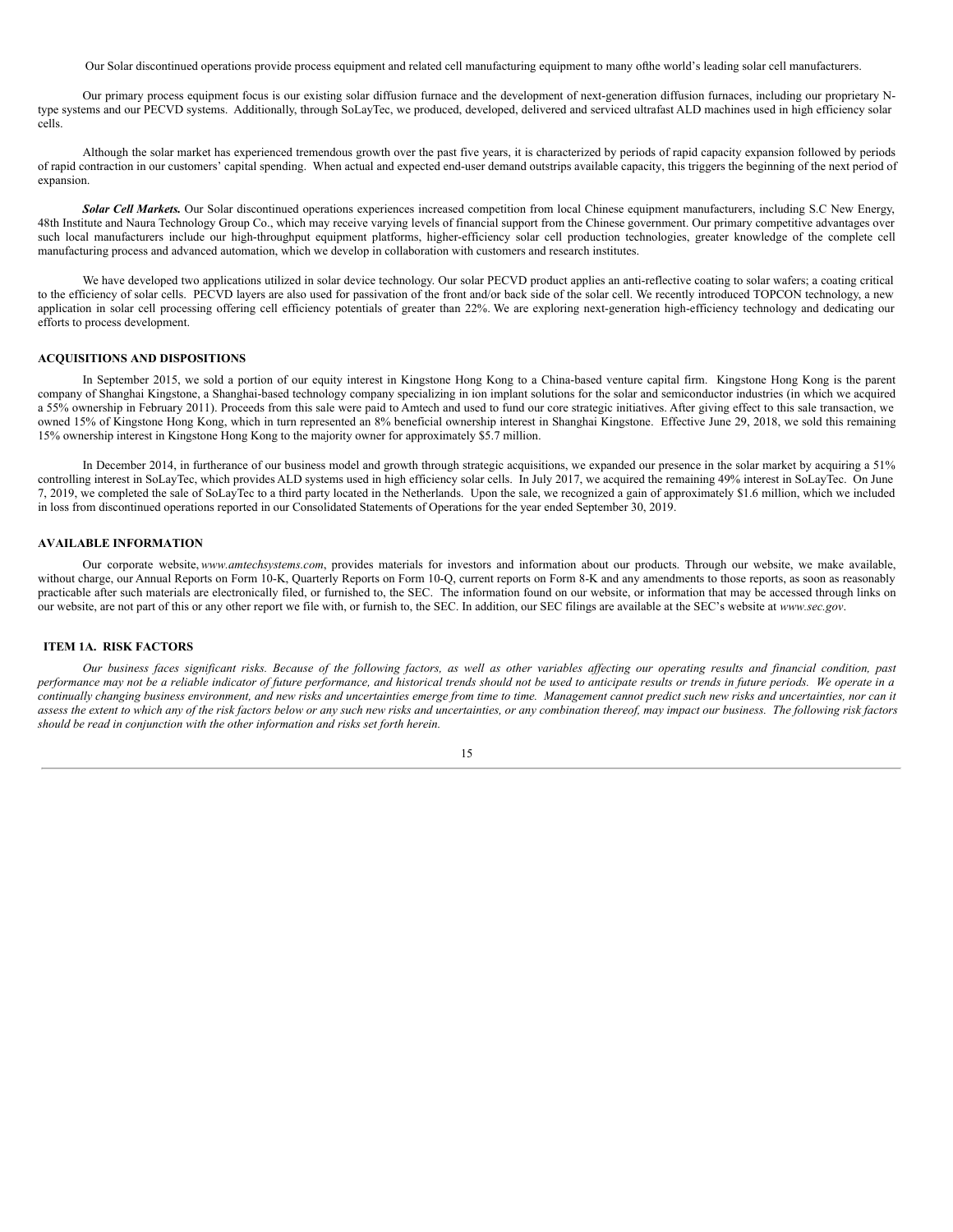Our Solar discontinued operations provide process equipment and related cell manufacturing equipment to many ofthe world's leading solar cell manufacturers.

Our primary process equipment focus is our existing solar diffusion furnace and the development of next-generation diffusion furnaces, including our proprietary N-type systems and our PECVD systems. Additionally, through SoLayTec, we produced, developed, delivered and serviced ultrafast ALD machines used in high efficiency solar cells.

Although the solar market has experienced tremendous growth over the past five years, it is characterized by periods of rapid capacity expansion followed by periods of rapid contraction in our customers' capital spending. When actual and expected end-user demand outstrips available capacity, this triggers the beginning of the next period of expansion.

***Solar Cell Markets.*** Our Solar discontinued operations experiences increased competition from local Chinese equipment manufacturers, including S.C New Energy, 48th Institute and Naura Technology Group Co., which may receive varying levels of financial support from the Chinese government. Our primary competitive advantages over such local manufacturers include our high-throughput equipment platforms, higher-efficiency solar cell production technologies, greater knowledge of the complete cell manufacturing process and advanced automation, which we develop in collaboration with customers and research institutes.

We have developed two applications utilized in solar device technology. Our solar PECVD product applies an anti-reflective coating to solar wafers; a coating critical to the efficiency of solar cells. PECVD layers are also used for passivation of the front and/or back side of the solar cell. We recently introduced TOPCON technology, a new application in solar cell processing offering cell efficiency potentials of greater than 22%. We are exploring next-generation high-efficiency technology and dedicating our efforts to process development.

**ACQUISITIONS AND DISPOSITIONS**

In September 2015, we sold a portion of our equity interest in Kingstone Hong Kong to a China-based venture capital firm. Kingstone Hong Kong is the parent company of Shanghai Kingstone, a Shanghai-based technology company specializing in ion implant solutions for the solar and semiconductor industries (in which we acquired a 55% ownership in February 2011). Proceeds from this sale were paid to Amtech and used to fund our core strategic initiatives. After giving effect to this sale transaction, we owned 15% of Kingstone Hong Kong, which in turn represented an 8% beneficial ownership interest in Shanghai Kingstone. Effective June 29, 2018, we sold this remaining 15% ownership interest in Kingstone Hong Kong to the majority owner for approximately $5.7 million.

In December 2014, in furtherance of our business model and growth through strategic acquisitions, we expanded our presence in the solar market by acquiring a 51% controlling interest in SoLayTec, which provides ALD systems used in high efficiency solar cells. In July 2017, we acquired the remaining 49% interest in SoLayTec. On June 7, 2019, we completed the sale of SoLayTec to a third party located in the Netherlands. Upon the sale, we recognized a gain of approximately $1.6 million, which we included in loss from discontinued operations reported in our Consolidated Statements of Operations for the year ended September 30, 2019.

**AVAILABLE INFORMATION**

Our corporate website, *www.amtechsystems.com*, provides materials for investors and information about our products. Through our website, we make available, without charge, our Annual Reports on Form 10-K, Quarterly Reports on Form 10-Q, current reports on Form 8-K and any amendments to those reports, as soon as reasonably practicable after such materials are electronically filed, or furnished to, the SEC. The information found on our website, or information that may be accessed through links on our website, are not part of this or any other report we file with, or furnish to, the SEC. In addition, our SEC filings are available at the SEC's website at *www.sec.gov*.

## ITEM 1A. RISK FACTORS

*Our business faces significant risks. Because of the following factors, as well as other variables affecting our operating results and financial condition, past performance may not be a reliable indicator of future performance, and historical trends should not be used to anticipate results or trends in future periods. We operate in a continually changing business environment, and new risks and uncertainties emerge from time to time. Management cannot predict such new risks and uncertainties, nor can it assess the extent to which any of the risk factors below or any such new risks and uncertainties, or any combination thereof, may impact our business. The following risk factors should be read in conjunction with the other information and risks set forth herein.*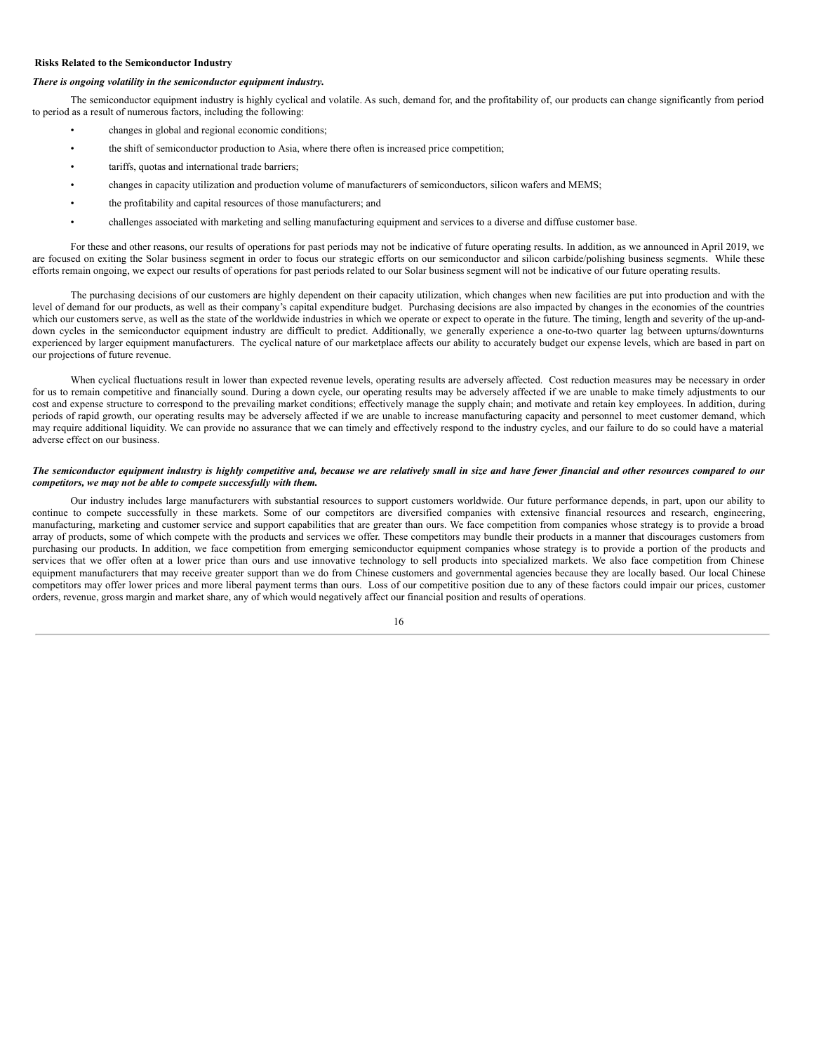**Risks Related to the Semiconductor Industry**

***There is ongoing volatility in the semiconductor equipment industry.***

The semiconductor equipment industry is highly cyclical and volatile. As such, demand for, and the profitability of, our products can change significantly from period to period as a result of numerous factors, including the following:

- changes in global and regional economic conditions;
- the shift of semiconductor production to Asia, where there often is increased price competition;
- tariffs, quotas and international trade barriers;
- changes in capacity utilization and production volume of manufacturers of semiconductors, silicon wafers and MEMS;
- the profitability and capital resources of those manufacturers; and
- challenges associated with marketing and selling manufacturing equipment and services to a diverse and diffuse customer base.

For these and other reasons, our results of operations for past periods may not be indicative of future operating results. In addition, as we announced in April 2019, we are focused on exiting the Solar business segment in order to focus our strategic efforts on our semiconductor and silicon carbide/polishing business segments. While these efforts remain ongoing, we expect our results of operations for past periods related to our Solar business segment will not be indicative of our future operating results.

The purchasing decisions of our customers are highly dependent on their capacity utilization, which changes when new facilities are put into production and with the level of demand for our products, as well as their company's capital expenditure budget. Purchasing decisions are also impacted by changes in the economies of the countries which our customers serve, as well as the state of the worldwide industries in which we operate or expect to operate in the future. The timing, length and severity of the up-and-down cycles in the semiconductor equipment industry are difficult to predict. Additionally, we generally experience a one-to-two quarter lag between upturns/downturns experienced by larger equipment manufacturers. The cyclical nature of our marketplace affects our ability to accurately budget our expense levels, which are based in part on our projections of future revenue.

When cyclical fluctuations result in lower than expected revenue levels, operating results are adversely affected. Cost reduction measures may be necessary in order for us to remain competitive and financially sound. During a down cycle, our operating results may be adversely affected if we are unable to make timely adjustments to our cost and expense structure to correspond to the prevailing market conditions; effectively manage the supply chain; and motivate and retain key employees. In addition, during periods of rapid growth, our operating results may be adversely affected if we are unable to increase manufacturing capacity and personnel to meet customer demand, which may require additional liquidity. We can provide no assurance that we can timely and effectively respond to the industry cycles, and our failure to do so could have a material adverse effect on our business.

***The semiconductor equipment industry is highly competitive and, because we are relatively small in size and have fewer financial and other resources compared to our competitors, we may not be able to compete successfully with them.***

Our industry includes large manufacturers with substantial resources to support customers worldwide. Our future performance depends, in part, upon our ability to continue to compete successfully in these markets. Some of our competitors are diversified companies with extensive financial resources and research, engineering, manufacturing, marketing and customer service and support capabilities that are greater than ours. We face competition from companies whose strategy is to provide a broad array of products, some of which compete with the products and services we offer. These competitors may bundle their products in a manner that discourages customers from purchasing our products. In addition, we face competition from emerging semiconductor equipment companies whose strategy is to provide a portion of the products and services that we offer often at a lower price than ours and use innovative technology to sell products into specialized markets. We also face competition from Chinese equipment manufacturers that may receive greater support than we do from Chinese customers and governmental agencies because they are locally based. Our local Chinese competitors may offer lower prices and more liberal payment terms than ours. Loss of our competitive position due to any of these factors could impair our prices, customer orders, revenue, gross margin and market share, any of which would negatively affect our financial position and results of operations.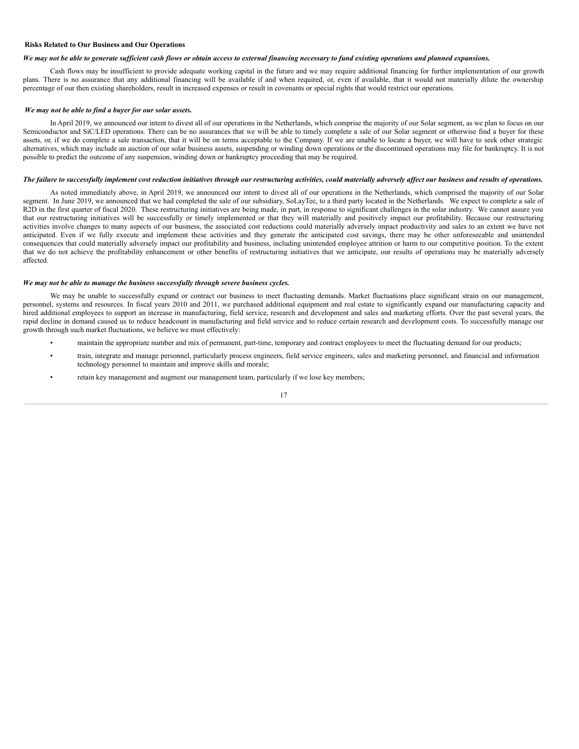### Risks Related to Our Business and Our Operations

***We may not be able to generate sufficient cash flows or obtain access to external financing necessary to fund existing operations and planned expansions.***

Cash flows may be insufficient to provide adequate working capital in the future and we may require additional financing for further implementation of our growth plans. There is no assurance that any additional financing will be available if and when required, or, even if available, that it would not materially dilute the ownership percentage of our then existing shareholders, result in increased expenses or result in covenants or special rights that would restrict our operations.

***We may not be able to find a buyer for our solar assets.***

In April 2019, we announced our intent to divest all of our operations in the Netherlands, which comprise the majority of our Solar segment, as we plan to focus on our Semiconductor and SiC/LED operations. There can be no assurances that we will be able to timely complete a sale of our Solar segment or otherwise find a buyer for these assets, or, if we do complete a sale transaction, that it will be on terms acceptable to the Company. If we are unable to locate a buyer, we will have to seek other strategic alternatives, which may include an auction of our solar business assets, suspending or winding down operations or the discontinued operations may file for bankruptcy. It is not possible to predict the outcome of any suspension, winding down or bankruptcy proceeding that may be required.

***The failure to successfully implement cost reduction initiatives through our restructuring activities, could materially adversely affect our business and results of operations.***

As noted immediately above, in April 2019, we announced our intent to divest all of our operations in the Netherlands, which comprised the majority of our Solar segment. In June 2019, we announced that we had completed the sale of our subsidiary, SoLayTec, to a third party located in the Netherlands. We expect to complete a sale of R2D in the first quarter of fiscal 2020. These restructuring initiatives are being made, in part, in response to significant challenges in the solar industry. We cannot assure you that our restructuring initiatives will be successfully or timely implemented or that they will materially and positively impact our profitability. Because our restructuring activities involve changes to many aspects of our business, the associated cost reductions could materially adversely impact productivity and sales to an extent we have not anticipated. Even if we fully execute and implement these activities and they generate the anticipated cost savings, there may be other unforeseeable and unintended consequences that could materially adversely impact our profitability and business, including unintended employee attrition or harm to our competitive position. To the extent that we do not achieve the profitability enhancement or other benefits of restructuring initiatives that we anticipate, our results of operations may be materially adversely affected.

***We may not be able to manage the business successfully through severe business cycles.***

We may be unable to successfully expand or contract our business to meet fluctuating demands. Market fluctuations place significant strain on our management, personnel, systems and resources. In fiscal years 2010 and 2011, we purchased additional equipment and real estate to significantly expand our manufacturing capacity and hired additional employees to support an increase in manufacturing, field service, research and development and sales and marketing efforts. Over the past several years, the rapid decline in demand caused us to reduce headcount in manufacturing and field service and to reduce certain research and development costs. To successfully manage our growth through such market fluctuations, we believe we must effectively:

- maintain the appropriate number and mix of permanent, part-time, temporary and contract employees to meet the fluctuating demand for our products;
- train, integrate and manage personnel, particularly process engineers, field service engineers, sales and marketing personnel, and financial and information technology personnel to maintain and improve skills and morale;
- retain key management and augment our management team, particularly if we lose key members;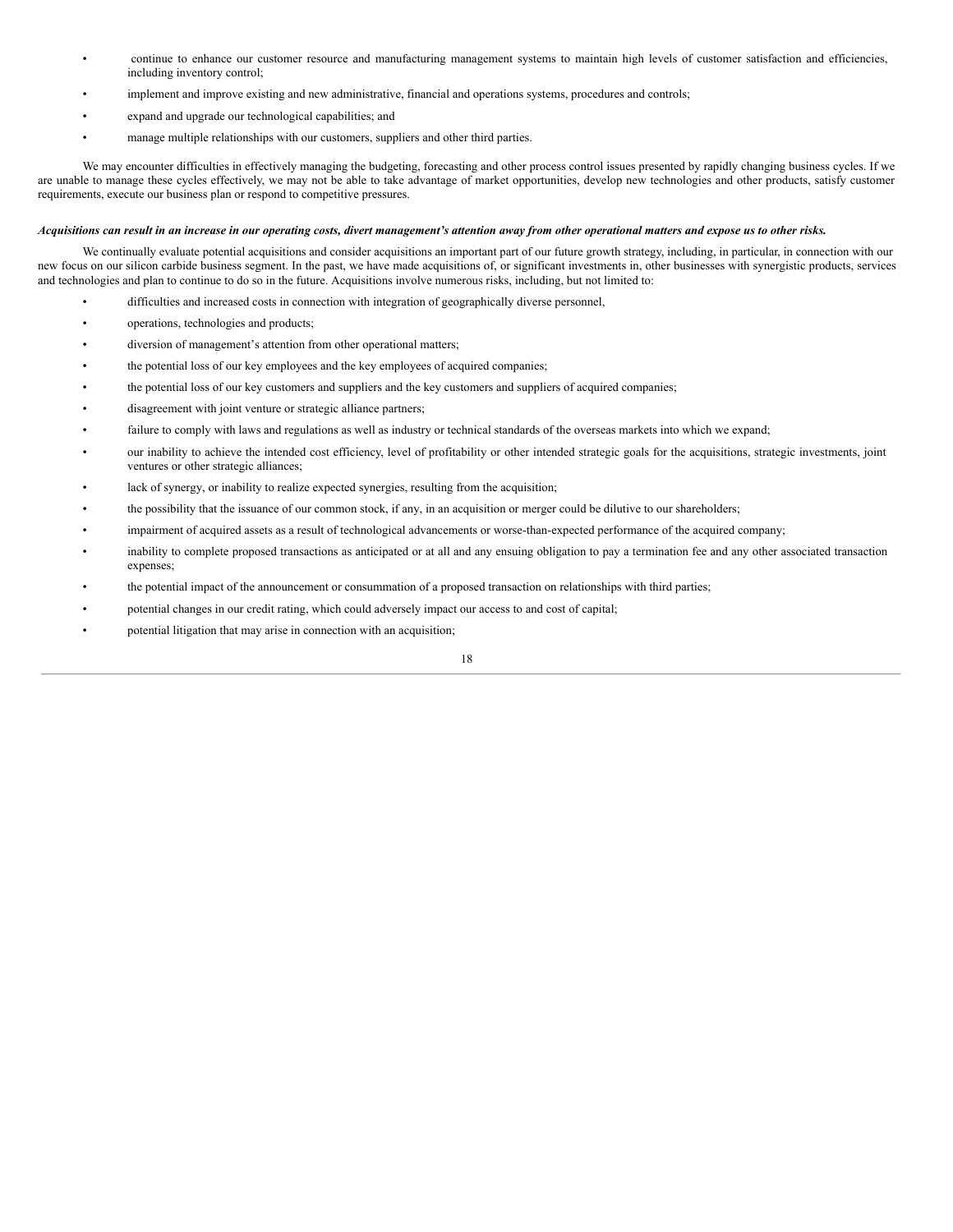- continue to enhance our customer resource and manufacturing management systems to maintain high levels of customer satisfaction and efficiencies, including inventory control;
- implement and improve existing and new administrative, financial and operations systems, procedures and controls;
- expand and upgrade our technological capabilities; and
- manage multiple relationships with our customers, suppliers and other third parties.

We may encounter difficulties in effectively managing the budgeting, forecasting and other process control issues presented by rapidly changing business cycles. If we are unable to manage these cycles effectively, we may not be able to take advantage of market opportunities, develop new technologies and other products, satisfy customer requirements, execute our business plan or respond to competitive pressures.

***Acquisitions can result in an increase in our operating costs, divert management's attention away from other operational matters and expose us to other risks.***

We continually evaluate potential acquisitions and consider acquisitions an important part of our future growth strategy, including, in particular, in connection with our new focus on our silicon carbide business segment. In the past, we have made acquisitions of, or significant investments in, other businesses with synergistic products, services and technologies and plan to continue to do so in the future. Acquisitions involve numerous risks, including, but not limited to:

- difficulties and increased costs in connection with integration of geographically diverse personnel,
- operations, technologies and products;
- diversion of management's attention from other operational matters;
- the potential loss of our key employees and the key employees of acquired companies;
- the potential loss of our key customers and suppliers and the key customers and suppliers of acquired companies;
- disagreement with joint venture or strategic alliance partners;
- failure to comply with laws and regulations as well as industry or technical standards of the overseas markets into which we expand;
- our inability to achieve the intended cost efficiency, level of profitability or other intended strategic goals for the acquisitions, strategic investments, joint ventures or other strategic alliances;
- lack of synergy, or inability to realize expected synergies, resulting from the acquisition;
- the possibility that the issuance of our common stock, if any, in an acquisition or merger could be dilutive to our shareholders;
- impairment of acquired assets as a result of technological advancements or worse-than-expected performance of the acquired company;
- inability to complete proposed transactions as anticipated or at all and any ensuing obligation to pay a termination fee and any other associated transaction expenses;
- the potential impact of the announcement or consummation of a proposed transaction on relationships with third parties;
- potential changes in our credit rating, which could adversely impact our access to and cost of capital;
- potential litigation that may arise in connection with an acquisition;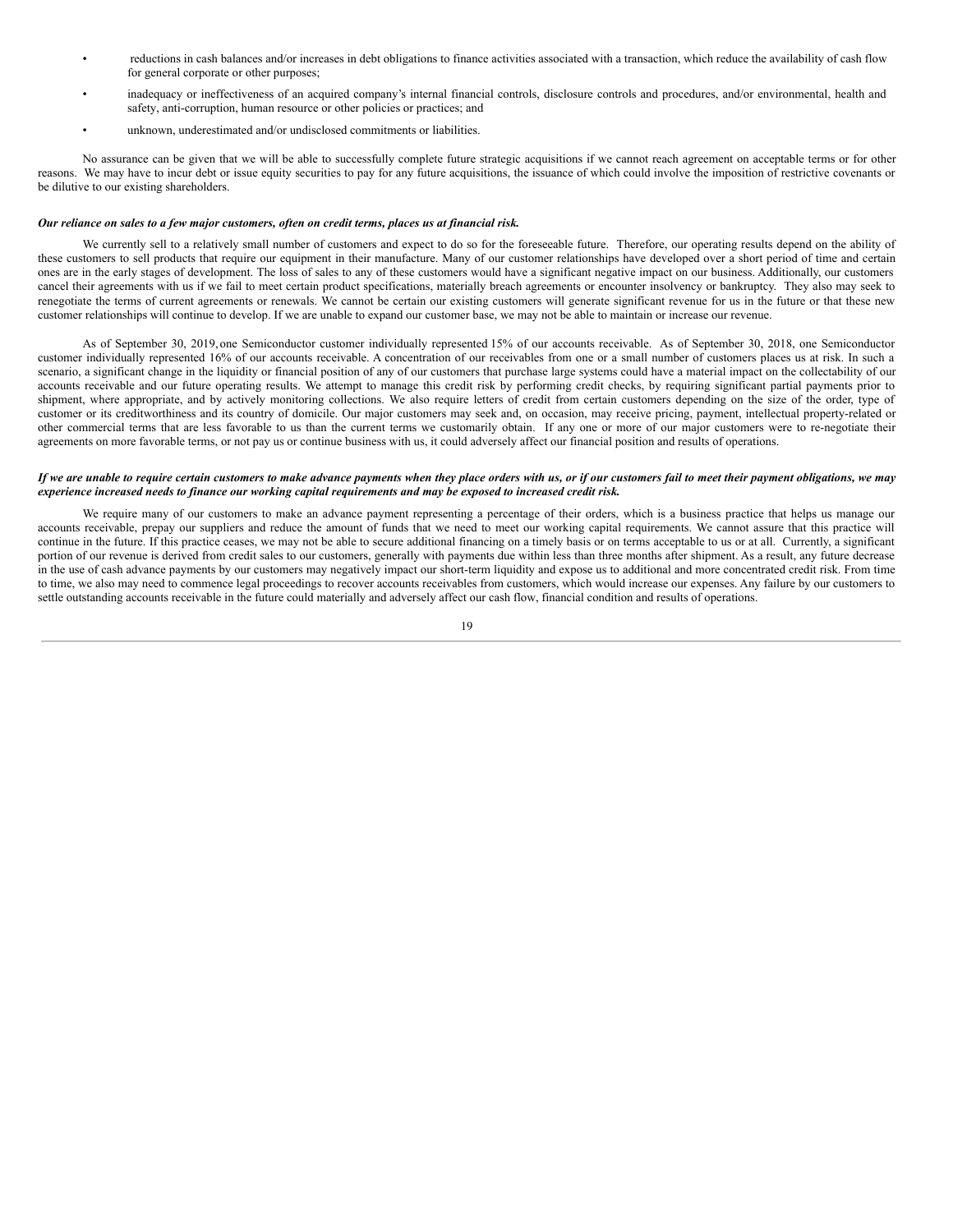- reductions in cash balances and/or increases in debt obligations to finance activities associated with a transaction, which reduce the availability of cash flow for general corporate or other purposes;
- inadequacy or ineffectiveness of an acquired company's internal financial controls, disclosure controls and procedures, and/or environmental, health and safety, anti-corruption, human resource or other policies or practices; and
- unknown, underestimated and/or undisclosed commitments or liabilities.

No assurance can be given that we will be able to successfully complete future strategic acquisitions if we cannot reach agreement on acceptable terms or for other reasons. We may have to incur debt or issue equity securities to pay for any future acquisitions, the issuance of which could involve the imposition of restrictive covenants or be dilutive to our existing shareholders.

***Our reliance on sales to a few major customers, often on credit terms, places us at financial risk.***

We currently sell to a relatively small number of customers and expect to do so for the foreseeable future. Therefore, our operating results depend on the ability of these customers to sell products that require our equipment in their manufacture. Many of our customer relationships have developed over a short period of time and certain ones are in the early stages of development. The loss of sales to any of these customers would have a significant negative impact on our business. Additionally, our customers cancel their agreements with us if we fail to meet certain product specifications, materially breach agreements or encounter insolvency or bankruptcy. They also may seek to renegotiate the terms of current agreements or renewals. We cannot be certain our existing customers will generate significant revenue for us in the future or that these new customer relationships will continue to develop. If we are unable to expand our customer base, we may not be able to maintain or increase our revenue.

As of September 30, 2019, one Semiconductor customer individually represented 15% of our accounts receivable. As of September 30, 2018, one Semiconductor customer individually represented 16% of our accounts receivable. A concentration of our receivables from one or a small number of customers places us at risk. In such a scenario, a significant change in the liquidity or financial position of any of our customers that purchase large systems could have a material impact on the collectability of our accounts receivable and our future operating results. We attempt to manage this credit risk by performing credit checks, by requiring significant partial payments prior to shipment, where appropriate, and by actively monitoring collections. We also require letters of credit from certain customers depending on the size of the order, type of customer or its creditworthiness and its country of domicile. Our major customers may seek and, on occasion, may receive pricing, payment, intellectual property-related or other commercial terms that are less favorable to us than the current terms we customarily obtain. If any one or more of our major customers were to re-negotiate their agreements on more favorable terms, or not pay us or continue business with us, it could adversely affect our financial position and results of operations.

***If we are unable to require certain customers to make advance payments when they place orders with us, or if our customers fail to meet their payment obligations, we may experience increased needs to finance our working capital requirements and may be exposed to increased credit risk.***

We require many of our customers to make an advance payment representing a percentage of their orders, which is a business practice that helps us manage our accounts receivable, prepay our suppliers and reduce the amount of funds that we need to meet our working capital requirements. We cannot assure that this practice will continue in the future. If this practice ceases, we may not be able to secure additional financing on a timely basis or on terms acceptable to us or at all. Currently, a significant portion of our revenue is derived from credit sales to our customers, generally with payments due within less than three months after shipment. As a result, any future decrease in the use of cash advance payments by our customers may negatively impact our short-term liquidity and expose us to additional and more concentrated credit risk. From time to time, we also may need to commence legal proceedings to recover accounts receivables from customers, which would increase our expenses. Any failure by our customers to settle outstanding accounts receivable in the future could materially and adversely affect our cash flow, financial condition and results of operations.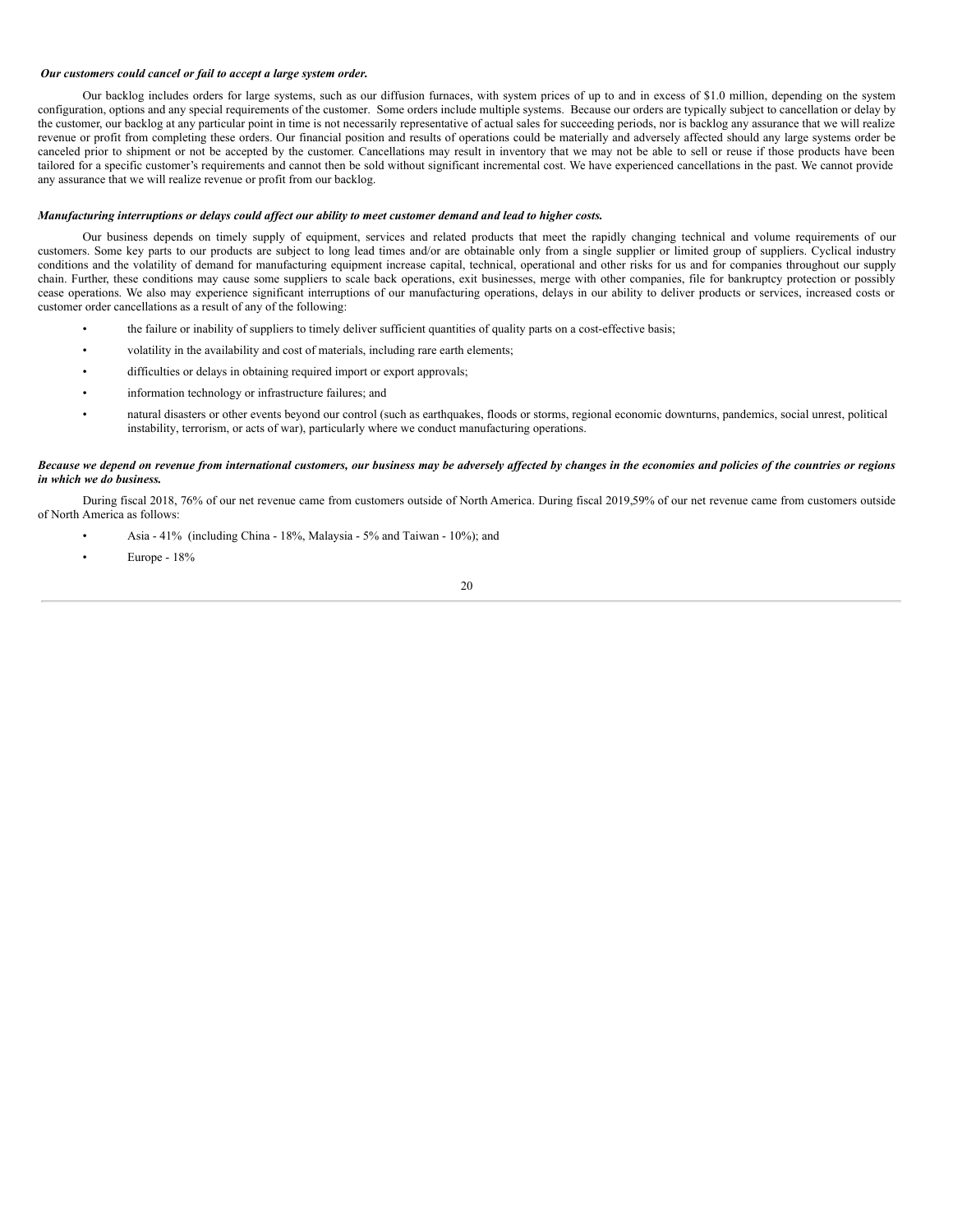***Our customers could cancel or fail to accept a large system order.***

Our backlog includes orders for large systems, such as our diffusion furnaces, with system prices of up to and in excess of $1.0 million, depending on the system configuration, options and any special requirements of the customer. Some orders include multiple systems. Because our orders are typically subject to cancellation or delay by the customer, our backlog at any particular point in time is not necessarily representative of actual sales for succeeding periods, nor is backlog any assurance that we will realize revenue or profit from completing these orders. Our financial position and results of operations could be materially and adversely affected should any large systems order be canceled prior to shipment or not be accepted by the customer. Cancellations may result in inventory that we may not be able to sell or reuse if those products have been tailored for a specific customer's requirements and cannot then be sold without significant incremental cost. We have experienced cancellations in the past. We cannot provide any assurance that we will realize revenue or profit from our backlog.

***Manufacturing interruptions or delays could affect our ability to meet customer demand and lead to higher costs.***

Our business depends on timely supply of equipment, services and related products that meet the rapidly changing technical and volume requirements of our customers. Some key parts to our products are subject to long lead times and/or are obtainable only from a single supplier or limited group of suppliers. Cyclical industry conditions and the volatility of demand for manufacturing equipment increase capital, technical, operational and other risks for us and for companies throughout our supply chain. Further, these conditions may cause some suppliers to scale back operations, exit businesses, merge with other companies, file for bankruptcy protection or possibly cease operations. We also may experience significant interruptions of our manufacturing operations, delays in our ability to deliver products or services, increased costs or customer order cancellations as a result of any of the following:

- the failure or inability of suppliers to timely deliver sufficient quantities of quality parts on a cost-effective basis;
- volatility in the availability and cost of materials, including rare earth elements;
- difficulties or delays in obtaining required import or export approvals;
- information technology or infrastructure failures; and
- natural disasters or other events beyond our control (such as earthquakes, floods or storms, regional economic downturns, pandemics, social unrest, political instability, terrorism, or acts of war), particularly where we conduct manufacturing operations.

***Because we depend on revenue from international customers, our business may be adversely affected by changes in the economies and policies of the countries or regions in which we do business.***

During fiscal 2018, 76% of our net revenue came from customers outside of North America. During fiscal 2019,59% of our net revenue came from customers outside of North America as follows:

- Asia - 41% (including China - 18%, Malaysia - 5% and Taiwan - 10%); and
- Europe - 18%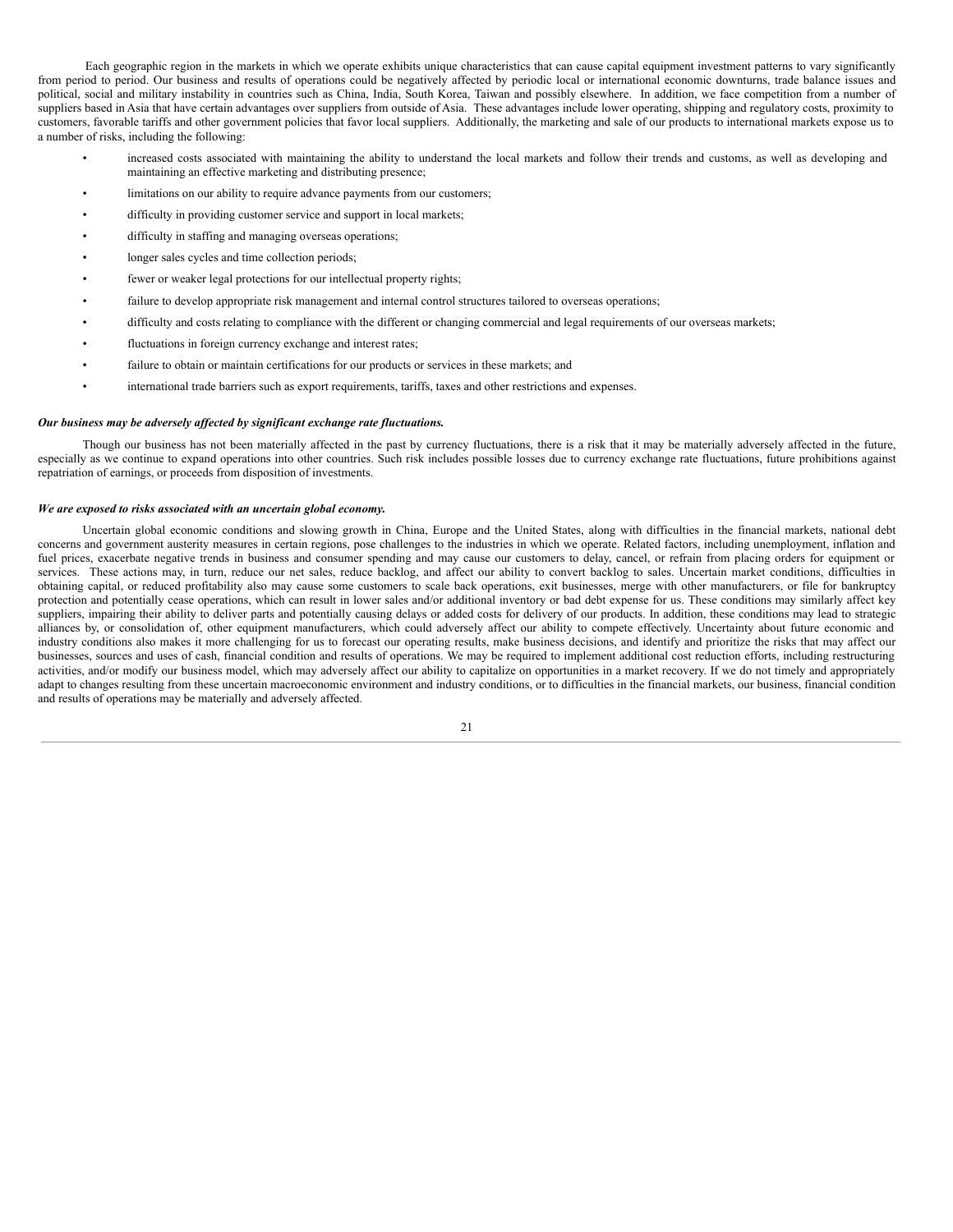Each geographic region in the markets in which we operate exhibits unique characteristics that can cause capital equipment investment patterns to vary significantly from period to period. Our business and results of operations could be negatively affected by periodic local or international economic downturns, trade balance issues and political, social and military instability in countries such as China, India, South Korea, Taiwan and possibly elsewhere. In addition, we face competition from a number of suppliers based in Asia that have certain advantages over suppliers from outside of Asia. These advantages include lower operating, shipping and regulatory costs, proximity to customers, favorable tariffs and other government policies that favor local suppliers. Additionally, the marketing and sale of our products to international markets expose us to a number of risks, including the following:

- increased costs associated with maintaining the ability to understand the local markets and follow their trends and customs, as well as developing and maintaining an effective marketing and distributing presence;
- limitations on our ability to require advance payments from our customers;
- difficulty in providing customer service and support in local markets;
- difficulty in staffing and managing overseas operations;
- longer sales cycles and time collection periods;
- fewer or weaker legal protections for our intellectual property rights;
- failure to develop appropriate risk management and internal control structures tailored to overseas operations;
- difficulty and costs relating to compliance with the different or changing commercial and legal requirements of our overseas markets;
- fluctuations in foreign currency exchange and interest rates;
- failure to obtain or maintain certifications for our products or services in these markets; and
- international trade barriers such as export requirements, tariffs, taxes and other restrictions and expenses.

***Our business may be adversely affected by significant exchange rate fluctuations.***

Though our business has not been materially affected in the past by currency fluctuations, there is a risk that it may be materially adversely affected in the future, especially as we continue to expand operations into other countries. Such risk includes possible losses due to currency exchange rate fluctuations, future prohibitions against repatriation of earnings, or proceeds from disposition of investments.

***We are exposed to risks associated with an uncertain global economy.***

Uncertain global economic conditions and slowing growth in China, Europe and the United States, along with difficulties in the financial markets, national debt concerns and government austerity measures in certain regions, pose challenges to the industries in which we operate. Related factors, including unemployment, inflation and fuel prices, exacerbate negative trends in business and consumer spending and may cause our customers to delay, cancel, or refrain from placing orders for equipment or services. These actions may, in turn, reduce our net sales, reduce backlog, and affect our ability to convert backlog to sales. Uncertain market conditions, difficulties in obtaining capital, or reduced profitability also may cause some customers to scale back operations, exit businesses, merge with other manufacturers, or file for bankruptcy protection and potentially cease operations, which can result in lower sales and/or additional inventory or bad debt expense for us. These conditions may similarly affect key suppliers, impairing their ability to deliver parts and potentially causing delays or added costs for delivery of our products. In addition, these conditions may lead to strategic alliances by, or consolidation of, other equipment manufacturers, which could adversely affect our ability to compete effectively. Uncertainty about future economic and industry conditions also makes it more challenging for us to forecast our operating results, make business decisions, and identify and prioritize the risks that may affect our businesses, sources and uses of cash, financial condition and results of operations. We may be required to implement additional cost reduction efforts, including restructuring activities, and/or modify our business model, which may adversely affect our ability to capitalize on opportunities in a market recovery. If we do not timely and appropriately adapt to changes resulting from these uncertain macroeconomic environment and industry conditions, or to difficulties in the financial markets, our business, financial condition and results of operations may be materially and adversely affected.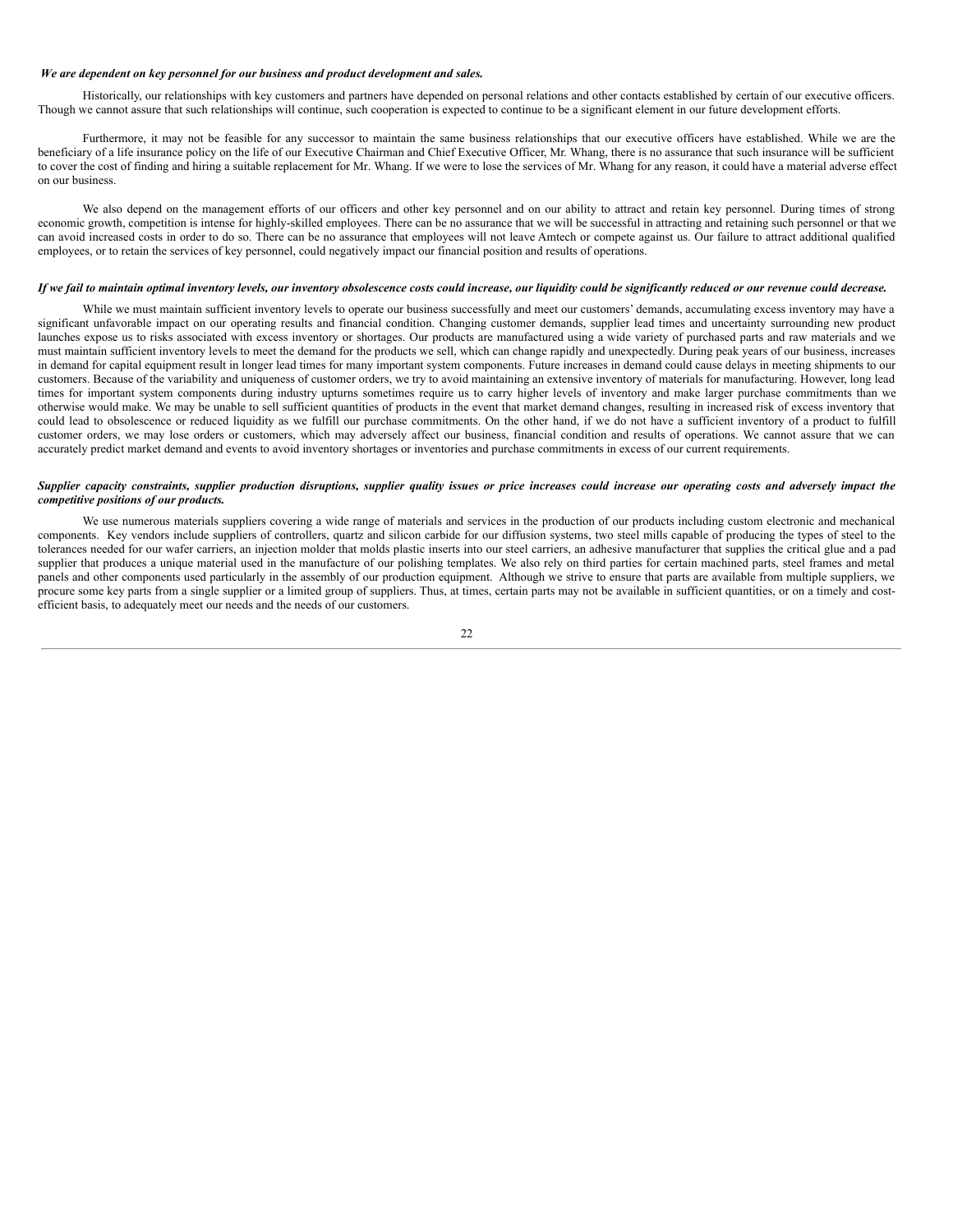***We are dependent on key personnel for our business and product development and sales.***

Historically, our relationships with key customers and partners have depended on personal relations and other contacts established by certain of our executive officers. Though we cannot assure that such relationships will continue, such cooperation is expected to continue to be a significant element in our future development efforts.

Furthermore, it may not be feasible for any successor to maintain the same business relationships that our executive officers have established. While we are the beneficiary of a life insurance policy on the life of our Executive Chairman and Chief Executive Officer, Mr. Whang, there is no assurance that such insurance will be sufficient to cover the cost of finding and hiring a suitable replacement for Mr. Whang. If we were to lose the services of Mr. Whang for any reason, it could have a material adverse effect on our business.

We also depend on the management efforts of our officers and other key personnel and on our ability to attract and retain key personnel. During times of strong economic growth, competition is intense for highly-skilled employees. There can be no assurance that we will be successful in attracting and retaining such personnel or that we can avoid increased costs in order to do so. There can be no assurance that employees will not leave Amtech or compete against us. Our failure to attract additional qualified employees, or to retain the services of key personnel, could negatively impact our financial position and results of operations.

***If we fail to maintain optimal inventory levels, our inventory obsolescence costs could increase, our liquidity could be significantly reduced or our revenue could decrease.***

While we must maintain sufficient inventory levels to operate our business successfully and meet our customers' demands, accumulating excess inventory may have a significant unfavorable impact on our operating results and financial condition. Changing customer demands, supplier lead times and uncertainty surrounding new product launches expose us to risks associated with excess inventory or shortages. Our products are manufactured using a wide variety of purchased parts and raw materials and we must maintain sufficient inventory levels to meet the demand for the products we sell, which can change rapidly and unexpectedly. During peak years of our business, increases in demand for capital equipment result in longer lead times for many important system components. Future increases in demand could cause delays in meeting shipments to our customers. Because of the variability and uniqueness of customer orders, we try to avoid maintaining an extensive inventory of materials for manufacturing. However, long lead times for important system components during industry upturns sometimes require us to carry higher levels of inventory and make larger purchase commitments than we otherwise would make. We may be unable to sell sufficient quantities of products in the event that market demand changes, resulting in increased risk of excess inventory that could lead to obsolescence or reduced liquidity as we fulfill our purchase commitments. On the other hand, if we do not have a sufficient inventory of a product to fulfill customer orders, we may lose orders or customers, which may adversely affect our business, financial condition and results of operations. We cannot assure that we can accurately predict market demand and events to avoid inventory shortages or inventories and purchase commitments in excess of our current requirements.

***Supplier capacity constraints, supplier production disruptions, supplier quality issues or price increases could increase our operating costs and adversely impact the competitive positions of our products.***

We use numerous materials suppliers covering a wide range of materials and services in the production of our products including custom electronic and mechanical components. Key vendors include suppliers of controllers, quartz and silicon carbide for our diffusion systems, two steel mills capable of producing the types of steel to the tolerances needed for our wafer carriers, an injection molder that molds plastic inserts into our steel carriers, an adhesive manufacturer that supplies the critical glue and a pad supplier that produces a unique material used in the manufacture of our polishing templates. We also rely on third parties for certain machined parts, steel frames and metal panels and other components used particularly in the assembly of our production equipment. Although we strive to ensure that parts are available from multiple suppliers, we procure some key parts from a single supplier or a limited group of suppliers. Thus, at times, certain parts may not be available in sufficient quantities, or on a timely and cost-efficient basis, to adequately meet our needs and the needs of our customers.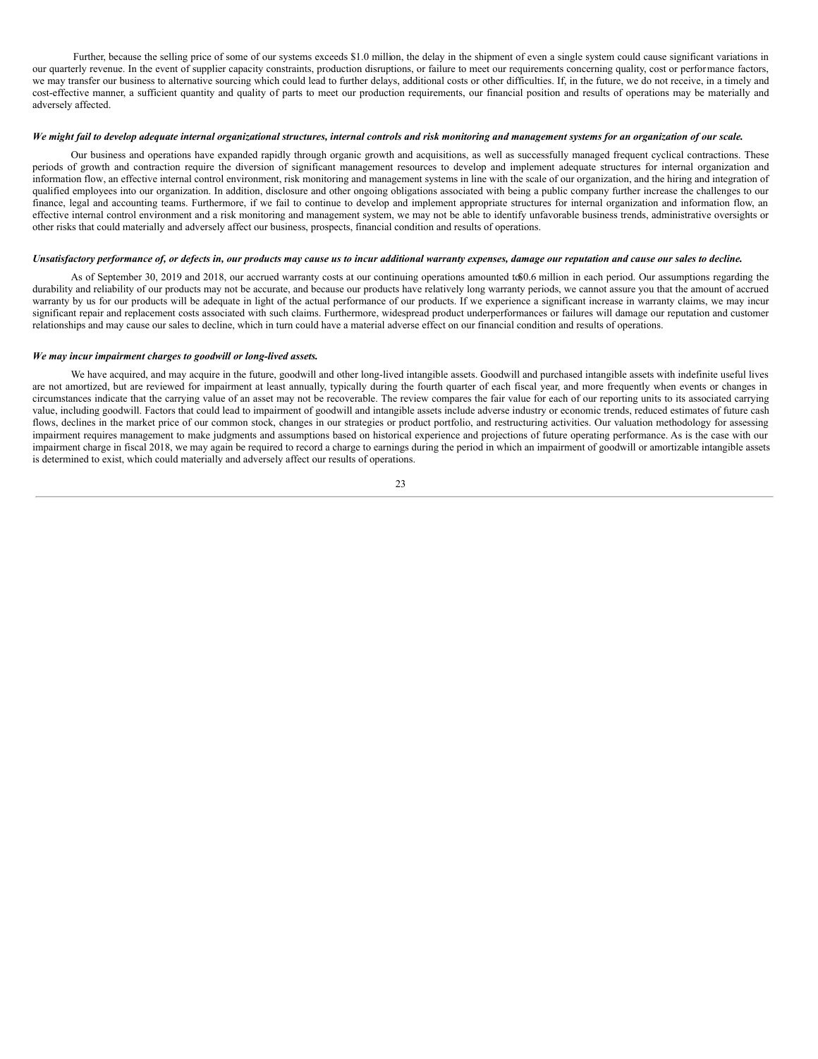Further, because the selling price of some of our systems exceeds $1.0 million, the delay in the shipment of even a single system could cause significant variations in our quarterly revenue. In the event of supplier capacity constraints, production disruptions, or failure to meet our requirements concerning quality, cost or performance factors, we may transfer our business to alternative sourcing which could lead to further delays, additional costs or other difficulties. If, in the future, we do not receive, in a timely and cost-effective manner, a sufficient quantity and quality of parts to meet our production requirements, our financial position and results of operations may be materially and adversely affected.

***We might fail to develop adequate internal organizational structures, internal controls and risk monitoring and management systems for an organization of our scale.***

Our business and operations have expanded rapidly through organic growth and acquisitions, as well as successfully managed frequent cyclical contractions. These periods of growth and contraction require the diversion of significant management resources to develop and implement adequate structures for internal organization and information flow, an effective internal control environment, risk monitoring and management systems in line with the scale of our organization, and the hiring and integration of qualified employees into our organization. In addition, disclosure and other ongoing obligations associated with being a public company further increase the challenges to our finance, legal and accounting teams. Furthermore, if we fail to continue to develop and implement appropriate structures for internal organization and information flow, an effective internal control environment and a risk monitoring and management system, we may not be able to identify unfavorable business trends, administrative oversights or other risks that could materially and adversely affect our business, prospects, financial condition and results of operations.

***Unsatisfactory performance of, or defects in, our products may cause us to incur additional warranty expenses, damage our reputation and cause our sales to decline.***

As of September 30, 2019 and 2018, our accrued warranty costs at our continuing operations amounted to $0.6 million in each period. Our assumptions regarding the durability and reliability of our products may not be accurate, and because our products have relatively long warranty periods, we cannot assure you that the amount of accrued warranty by us for our products will be adequate in light of the actual performance of our products. If we experience a significant increase in warranty claims, we may incur significant repair and replacement costs associated with such claims. Furthermore, widespread product underperformances or failures will damage our reputation and customer relationships and may cause our sales to decline, which in turn could have a material adverse effect on our financial condition and results of operations.

***We may incur impairment charges to goodwill or long-lived assets.***

We have acquired, and may acquire in the future, goodwill and other long-lived intangible assets. Goodwill and purchased intangible assets with indefinite useful lives are not amortized, but are reviewed for impairment at least annually, typically during the fourth quarter of each fiscal year, and more frequently when events or changes in circumstances indicate that the carrying value of an asset may not be recoverable. The review compares the fair value for each of our reporting units to its associated carrying value, including goodwill. Factors that could lead to impairment of goodwill and intangible assets include adverse industry or economic trends, reduced estimates of future cash flows, declines in the market price of our common stock, changes in our strategies or product portfolio, and restructuring activities. Our valuation methodology for assessing impairment requires management to make judgments and assumptions based on historical experience and projections of future operating performance. As is the case with our impairment charge in fiscal 2018, we may again be required to record a charge to earnings during the period in which an impairment of goodwill or amortizable intangible assets is determined to exist, which could materially and adversely affect our results of operations.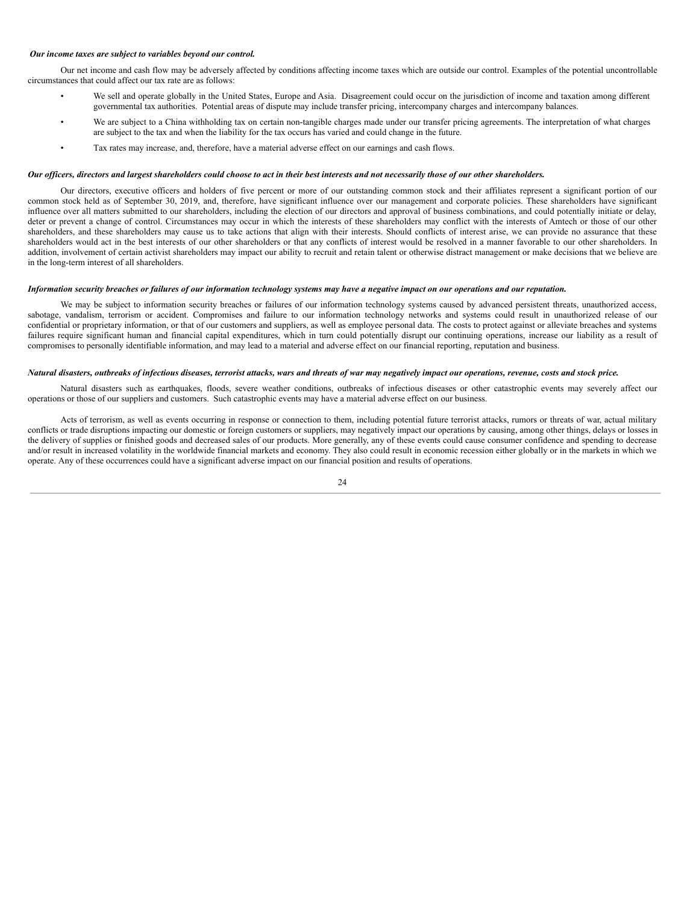*Our income taxes are subject to variables beyond our control.*

Our net income and cash flow may be adversely affected by conditions affecting income taxes which are outside our control. Examples of the potential uncontrollable circumstances that could affect our tax rate are as follows:

- We sell and operate globally in the United States, Europe and Asia. Disagreement could occur on the jurisdiction of income and taxation among different governmental tax authorities. Potential areas of dispute may include transfer pricing, intercompany charges and intercompany balances.
- We are subject to a China withholding tax on certain non-tangible charges made under our transfer pricing agreements. The interpretation of what charges are subject to the tax and when the liability for the tax occurs has varied and could change in the future.
- Tax rates may increase, and, therefore, have a material adverse effect on our earnings and cash flows.

***Our officers, directors and largest shareholders could choose to act in their best interests and not necessarily those of our other shareholders.***

Our directors, executive officers and holders of five percent or more of our outstanding common stock and their affiliates represent a significant portion of our common stock held as of September 30, 2019, and, therefore, have significant influence over our management and corporate policies. These shareholders have significant influence over all matters submitted to our shareholders, including the election of our directors and approval of business combinations, and could potentially initiate or delay, deter or prevent a change of control. Circumstances may occur in which the interests of these shareholders may conflict with the interests of Amtech or those of our other shareholders, and these shareholders may cause us to take actions that align with their interests. Should conflicts of interest arise, we can provide no assurance that these shareholders would act in the best interests of our other shareholders or that any conflicts of interest would be resolved in a manner favorable to our other shareholders. In addition, involvement of certain activist shareholders may impact our ability to recruit and retain talent or otherwise distract management or make decisions that we believe are in the long-term interest of all shareholders.

***Information security breaches or failures of our information technology systems may have a negative impact on our operations and our reputation.***

We may be subject to information security breaches or failures of our information technology systems caused by advanced persistent threats, unauthorized access, sabotage, vandalism, terrorism or accident. Compromises and failure to our information technology networks and systems could result in unauthorized release of our confidential or proprietary information, or that of our customers and suppliers, as well as employee personal data. The costs to protect against or alleviate breaches and systems failures require significant human and financial capital expenditures, which in turn could potentially disrupt our continuing operations, increase our liability as a result of compromises to personally identifiable information, and may lead to a material and adverse effect on our financial reporting, reputation and business.

***Natural disasters, outbreaks of infectious diseases, terrorist attacks, wars and threats of war may negatively impact our operations, revenue, costs and stock price.***

Natural disasters such as earthquakes, floods, severe weather conditions, outbreaks of infectious diseases or other catastrophic events may severely affect our operations or those of our suppliers and customers. Such catastrophic events may have a material adverse effect on our business.

Acts of terrorism, as well as events occurring in response or connection to them, including potential future terrorist attacks, rumors or threats of war, actual military conflicts or trade disruptions impacting our domestic or foreign customers or suppliers, may negatively impact our operations by causing, among other things, delays or losses in the delivery of supplies or finished goods and decreased sales of our products. More generally, any of these events could cause consumer confidence and spending to decrease and/or result in increased volatility in the worldwide financial markets and economy. They also could result in economic recession either globally or in the markets in which we operate. Any of these occurrences could have a significant adverse impact on our financial position and results of operations.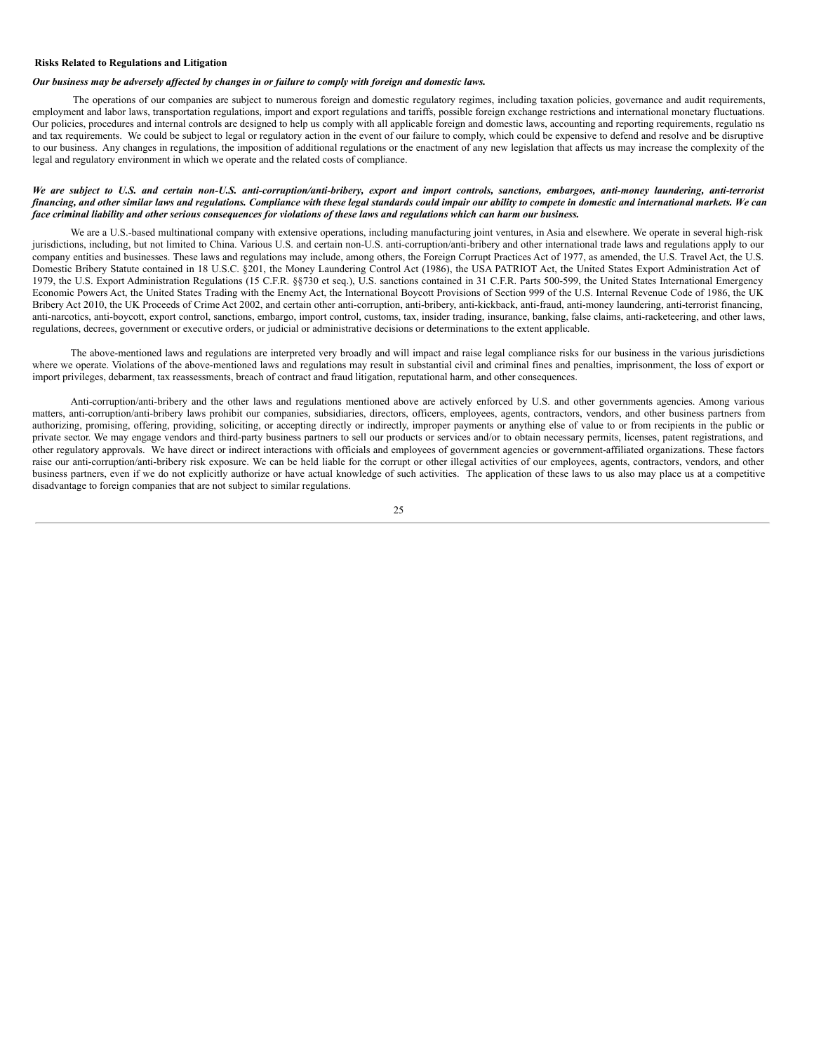**Risks Related to Regulations and Litigation**

***Our business may be adversely affected by changes in or failure to comply with foreign and domestic laws.***

The operations of our companies are subject to numerous foreign and domestic regulatory regimes, including taxation policies, governance and audit requirements, employment and labor laws, transportation regulations, import and export regulations and tariffs, possible foreign exchange restrictions and international monetary fluctuations. Our policies, procedures and internal controls are designed to help us comply with all applicable foreign and domestic laws, accounting and reporting requirements, regulatio ns and tax requirements. We could be subject to legal or regulatory action in the event of our failure to comply, which could be expensive to defend and resolve and be disruptive to our business. Any changes in regulations, the imposition of additional regulations or the enactment of any new legislation that affects us may increase the complexity of the legal and regulatory environment in which we operate and the related costs of compliance.

***We are subject to U.S. and certain non-U.S. anti-corruption/anti-bribery, export and import controls, sanctions, embargoes, anti-money laundering, anti-terrorist financing, and other similar laws and regulations. Compliance with these legal standards could impair our ability to compete in domestic and international markets. We can face criminal liability and other serious consequences for violations of these laws and regulations which can harm our business.***

We are a U.S.-based multinational company with extensive operations, including manufacturing joint ventures, in Asia and elsewhere. We operate in several high-risk jurisdictions, including, but not limited to China. Various U.S. and certain non-U.S. anti-corruption/anti-bribery and other international trade laws and regulations apply to our company entities and businesses. These laws and regulations may include, among others, the Foreign Corrupt Practices Act of 1977, as amended, the U.S. Travel Act, the U.S. Domestic Bribery Statute contained in 18 U.S.C. §201, the Money Laundering Control Act (1986), the USA PATRIOT Act, the United States Export Administration Act of 1979, the U.S. Export Administration Regulations (15 C.F.R. §§730 et seq.), U.S. sanctions contained in 31 C.F.R. Parts 500-599, the United States International Emergency Economic Powers Act, the United States Trading with the Enemy Act, the International Boycott Provisions of Section 999 of the U.S. Internal Revenue Code of 1986, the UK Bribery Act 2010, the UK Proceeds of Crime Act 2002, and certain other anti-corruption, anti-bribery, anti-kickback, anti-fraud, anti-money laundering, anti-terrorist financing, anti-narcotics, anti-boycott, export control, sanctions, embargo, import control, customs, tax, insider trading, insurance, banking, false claims, anti-racketeering, and other laws, regulations, decrees, government or executive orders, or judicial or administrative decisions or determinations to the extent applicable.

The above-mentioned laws and regulations are interpreted very broadly and will impact and raise legal compliance risks for our business in the various jurisdictions where we operate. Violations of the above-mentioned laws and regulations may result in substantial civil and criminal fines and penalties, imprisonment, the loss of export or import privileges, debarment, tax reassessments, breach of contract and fraud litigation, reputational harm, and other consequences.

Anti-corruption/anti-bribery and the other laws and regulations mentioned above are actively enforced by U.S. and other governments agencies. Among various matters, anti-corruption/anti-bribery laws prohibit our companies, subsidiaries, directors, officers, employees, agents, contractors, vendors, and other business partners from authorizing, promising, offering, providing, soliciting, or accepting directly or indirectly, improper payments or anything else of value to or from recipients in the public or private sector. We may engage vendors and third-party business partners to sell our products or services and/or to obtain necessary permits, licenses, patent registrations, and other regulatory approvals. We have direct or indirect interactions with officials and employees of government agencies or government-affiliated organizations. These factors raise our anti-corruption/anti-bribery risk exposure. We can be held liable for the corrupt or other illegal activities of our employees, agents, contractors, vendors, and other business partners, even if we do not explicitly authorize or have actual knowledge of such activities. The application of these laws to us also may place us at a competitive disadvantage to foreign companies that are not subject to similar regulations.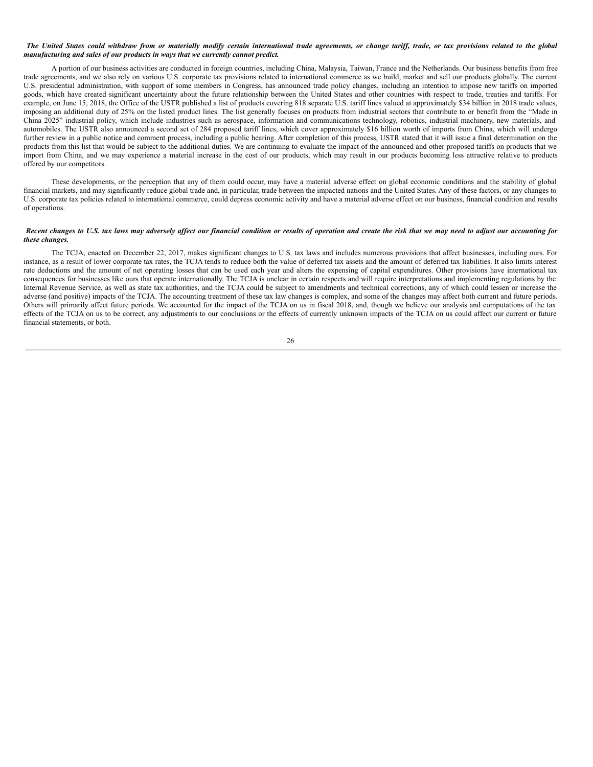***The United States could withdraw from or materially modify certain international trade agreements, or change tariff, trade, or tax provisions related to the global manufacturing and sales of our products in ways that we currently cannot predict.***

A portion of our business activities are conducted in foreign countries, including China, Malaysia, Taiwan, France and the Netherlands. Our business benefits from free trade agreements, and we also rely on various U.S. corporate tax provisions related to international commerce as we build, market and sell our products globally. The current U.S. presidential administration, with support of some members in Congress, has announced trade policy changes, including an intention to impose new tariffs on imported goods, which have created significant uncertainty about the future relationship between the United States and other countries with respect to trade, treaties and tariffs. For example, on June 15, 2018, the Office of the USTR published a list of products covering 818 separate U.S. tariff lines valued at approximately $34 billion in 2018 trade values, imposing an additional duty of 25% on the listed product lines. The list generally focuses on products from industrial sectors that contribute to or benefit from the "Made in China 2025" industrial policy, which include industries such as aerospace, information and communications technology, robotics, industrial machinery, new materials, and automobiles. The USTR also announced a second set of 284 proposed tariff lines, which cover approximately $16 billion worth of imports from China, which will undergo further review in a public notice and comment process, including a public hearing. After completion of this process, USTR stated that it will issue a final determination on the products from this list that would be subject to the additional duties. We are continuing to evaluate the impact of the announced and other proposed tariffs on products that we import from China, and we may experience a material increase in the cost of our products, which may result in our products becoming less attractive relative to products offered by our competitors.

These developments, or the perception that any of them could occur, may have a material adverse effect on global economic conditions and the stability of global financial markets, and may significantly reduce global trade and, in particular, trade between the impacted nations and the United States. Any of these factors, or any changes to U.S. corporate tax policies related to international commerce, could depress economic activity and have a material adverse effect on our business, financial condition and results of operations.

***Recent changes to U.S. tax laws may adversely affect our financial condition or results of operation and create the risk that we may need to adjust our accounting for these changes.***

The TCJA, enacted on December 22, 2017, makes significant changes to U.S. tax laws and includes numerous provisions that affect businesses, including ours. For instance, as a result of lower corporate tax rates, the TCJA tends to reduce both the value of deferred tax assets and the amount of deferred tax liabilities. It also limits interest rate deductions and the amount of net operating losses that can be used each year and alters the expensing of capital expenditures. Other provisions have international tax consequences for businesses like ours that operate internationally. The TCJA is unclear in certain respects and will require interpretations and implementing regulations by the Internal Revenue Service, as well as state tax authorities, and the TCJA could be subject to amendments and technical corrections, any of which could lessen or increase the adverse (and positive) impacts of the TCJA. The accounting treatment of these tax law changes is complex, and some of the changes may affect both current and future periods. Others will primarily affect future periods. We accounted for the impact of the TCJA on us in fiscal 2018, and, though we believe our analysis and computations of the tax effects of the TCJA on us to be correct, any adjustments to our conclusions or the effects of currently unknown impacts of the TCJA on us could affect our current or future financial statements, or both.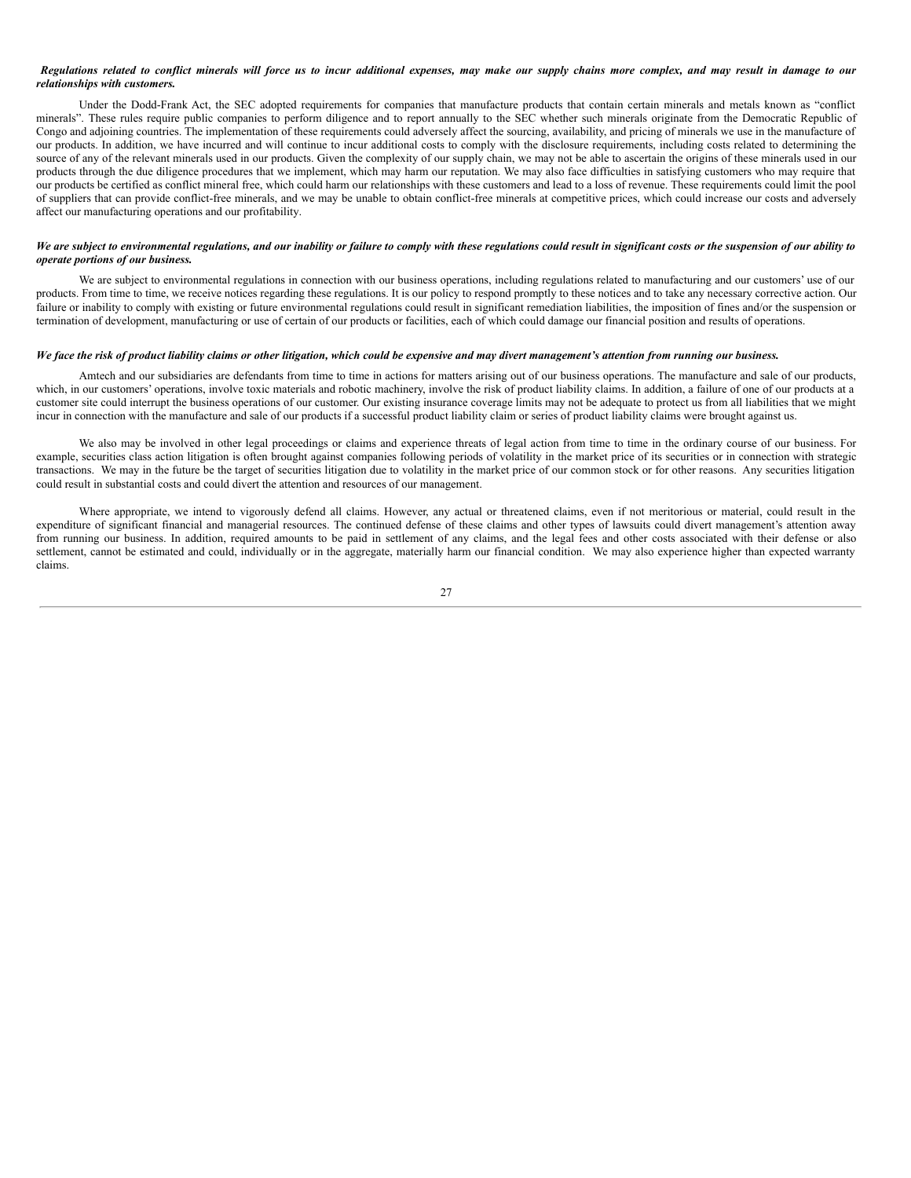***Regulations related to conflict minerals will force us to incur additional expenses, may make our supply chains more complex, and may result in damage to our relationships with customers.***

Under the Dodd-Frank Act, the SEC adopted requirements for companies that manufacture products that contain certain minerals and metals known as "conflict minerals". These rules require public companies to perform diligence and to report annually to the SEC whether such minerals originate from the Democratic Republic of Congo and adjoining countries. The implementation of these requirements could adversely affect the sourcing, availability, and pricing of minerals we use in the manufacture of our products. In addition, we have incurred and will continue to incur additional costs to comply with the disclosure requirements, including costs related to determining the source of any of the relevant minerals used in our products. Given the complexity of our supply chain, we may not be able to ascertain the origins of these minerals used in our products through the due diligence procedures that we implement, which may harm our reputation. We may also face difficulties in satisfying customers who may require that our products be certified as conflict mineral free, which could harm our relationships with these customers and lead to a loss of revenue. These requirements could limit the pool of suppliers that can provide conflict-free minerals, and we may be unable to obtain conflict-free minerals at competitive prices, which could increase our costs and adversely affect our manufacturing operations and our profitability.

***We are subject to environmental regulations, and our inability or failure to comply with these regulations could result in significant costs or the suspension of our ability to operate portions of our business.***

We are subject to environmental regulations in connection with our business operations, including regulations related to manufacturing and our customers' use of our products. From time to time, we receive notices regarding these regulations. It is our policy to respond promptly to these notices and to take any necessary corrective action. Our failure or inability to comply with existing or future environmental regulations could result in significant remediation liabilities, the imposition of fines and/or the suspension or termination of development, manufacturing or use of certain of our products or facilities, each of which could damage our financial position and results of operations.

***We face the risk of product liability claims or other litigation, which could be expensive and may divert management's attention from running our business.***

Amtech and our subsidiaries are defendants from time to time in actions for matters arising out of our business operations. The manufacture and sale of our products, which, in our customers' operations, involve toxic materials and robotic machinery, involve the risk of product liability claims. In addition, a failure of one of our products at a customer site could interrupt the business operations of our customer. Our existing insurance coverage limits may not be adequate to protect us from all liabilities that we might incur in connection with the manufacture and sale of our products if a successful product liability claim or series of product liability claims were brought against us.

We also may be involved in other legal proceedings or claims and experience threats of legal action from time to time in the ordinary course of our business. For example, securities class action litigation is often brought against companies following periods of volatility in the market price of its securities or in connection with strategic transactions. We may in the future be the target of securities litigation due to volatility in the market price of our common stock or for other reasons. Any securities litigation could result in substantial costs and could divert the attention and resources of our management.

Where appropriate, we intend to vigorously defend all claims. However, any actual or threatened claims, even if not meritorious or material, could result in the expenditure of significant financial and managerial resources. The continued defense of these claims and other types of lawsuits could divert management's attention away from running our business. In addition, required amounts to be paid in settlement of any claims, and the legal fees and other costs associated with their defense or also settlement, cannot be estimated and could, individually or in the aggregate, materially harm our financial condition. We may also experience higher than expected warranty claims.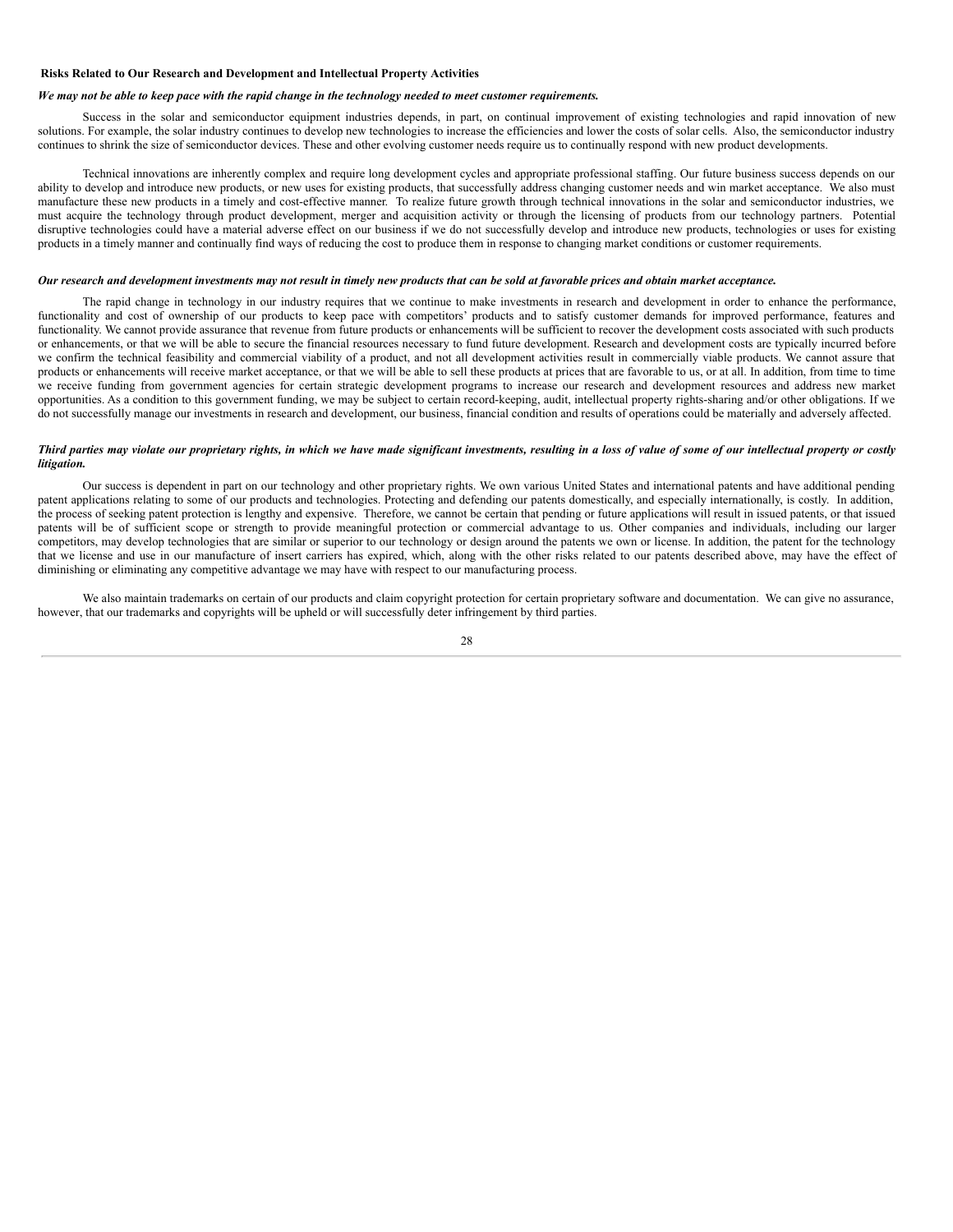**Risks Related to Our Research and Development and Intellectual Property Activities**

***We may not be able to keep pace with the rapid change in the technology needed to meet customer requirements.***

Success in the solar and semiconductor equipment industries depends, in part, on continual improvement of existing technologies and rapid innovation of new solutions. For example, the solar industry continues to develop new technologies to increase the efficiencies and lower the costs of solar cells. Also, the semiconductor industry continues to shrink the size of semiconductor devices. These and other evolving customer needs require us to continually respond with new product developments.

Technical innovations are inherently complex and require long development cycles and appropriate professional staffing. Our future business success depends on our ability to develop and introduce new products, or new uses for existing products, that successfully address changing customer needs and win market acceptance. We also must manufacture these new products in a timely and cost-effective manner. To realize future growth through technical innovations in the solar and semiconductor industries, we must acquire the technology through product development, merger and acquisition activity or through the licensing of products from our technology partners. Potential disruptive technologies could have a material adverse effect on our business if we do not successfully develop and introduce new products, technologies or uses for existing products in a timely manner and continually find ways of reducing the cost to produce them in response to changing market conditions or customer requirements.

***Our research and development investments may not result in timely new products that can be sold at favorable prices and obtain market acceptance.***

The rapid change in technology in our industry requires that we continue to make investments in research and development in order to enhance the performance, functionality and cost of ownership of our products to keep pace with competitors' products and to satisfy customer demands for improved performance, features and functionality. We cannot provide assurance that revenue from future products or enhancements will be sufficient to recover the development costs associated with such products or enhancements, or that we will be able to secure the financial resources necessary to fund future development. Research and development costs are typically incurred before we confirm the technical feasibility and commercial viability of a product, and not all development activities result in commercially viable products. We cannot assure that products or enhancements will receive market acceptance, or that we will be able to sell these products at prices that are favorable to us, or at all. In addition, from time to time we receive funding from government agencies for certain strategic development programs to increase our research and development resources and address new market opportunities. As a condition to this government funding, we may be subject to certain record-keeping, audit, intellectual property rights-sharing and/or other obligations. If we do not successfully manage our investments in research and development, our business, financial condition and results of operations could be materially and adversely affected.

***Third parties may violate our proprietary rights, in which we have made significant investments, resulting in a loss of value of some of our intellectual property or costly litigation.***

Our success is dependent in part on our technology and other proprietary rights. We own various United States and international patents and have additional pending patent applications relating to some of our products and technologies. Protecting and defending our patents domestically, and especially internationally, is costly. In addition, the process of seeking patent protection is lengthy and expensive. Therefore, we cannot be certain that pending or future applications will result in issued patents, or that issued patents will be of sufficient scope or strength to provide meaningful protection or commercial advantage to us. Other companies and individuals, including our larger competitors, may develop technologies that are similar or superior to our technology or design around the patents we own or license. In addition, the patent for the technology that we license and use in our manufacture of insert carriers has expired, which, along with the other risks related to our patents described above, may have the effect of diminishing or eliminating any competitive advantage we may have with respect to our manufacturing process.

We also maintain trademarks on certain of our products and claim copyright protection for certain proprietary software and documentation. We can give no assurance, however, that our trademarks and copyrights will be upheld or will successfully deter infringement by third parties.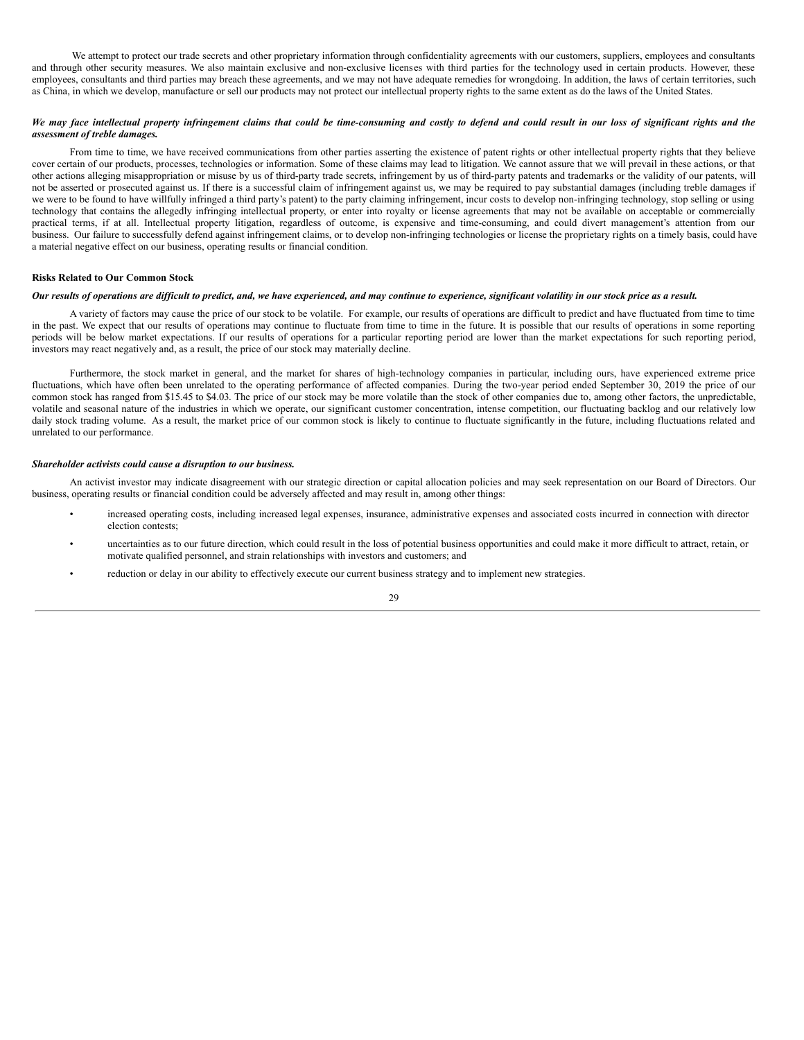We attempt to protect our trade secrets and other proprietary information through confidentiality agreements with our customers, suppliers, employees and consultants and through other security measures. We also maintain exclusive and non-exclusive licenses with third parties for the technology used in certain products. However, these employees, consultants and third parties may breach these agreements, and we may not have adequate remedies for wrongdoing. In addition, the laws of certain territories, such as China, in which we develop, manufacture or sell our products may not protect our intellectual property rights to the same extent as do the laws of the United States.

***We may face intellectual property infringement claims that could be time-consuming and costly to defend and could result in our loss of significant rights and the assessment of treble damages.***

From time to time, we have received communications from other parties asserting the existence of patent rights or other intellectual property rights that they believe cover certain of our products, processes, technologies or information. Some of these claims may lead to litigation. We cannot assure that we will prevail in these actions, or that other actions alleging misappropriation or misuse by us of third-party trade secrets, infringement by us of third-party patents and trademarks or the validity of our patents, will not be asserted or prosecuted against us. If there is a successful claim of infringement against us, we may be required to pay substantial damages (including treble damages if we were to be found to have willfully infringed a third party's patent) to the party claiming infringement, incur costs to develop non-infringing technology, stop selling or using technology that contains the allegedly infringing intellectual property, or enter into royalty or license agreements that may not be available on acceptable or commercially practical terms, if at all. Intellectual property litigation, regardless of outcome, is expensive and time-consuming, and could divert management's attention from our business. Our failure to successfully defend against infringement claims, or to develop non-infringing technologies or license the proprietary rights on a timely basis, could have a material negative effect on our business, operating results or financial condition.

**Risks Related to Our Common Stock**

***Our results of operations are difficult to predict, and, we have experienced, and may continue to experience, significant volatility in our stock price as a result.***

A variety of factors may cause the price of our stock to be volatile. For example, our results of operations are difficult to predict and have fluctuated from time to time in the past. We expect that our results of operations may continue to fluctuate from time to time in the future. It is possible that our results of operations in some reporting periods will be below market expectations. If our results of operations for a particular reporting period are lower than the market expectations for such reporting period, investors may react negatively and, as a result, the price of our stock may materially decline.

Furthermore, the stock market in general, and the market for shares of high-technology companies in particular, including ours, have experienced extreme price fluctuations, which have often been unrelated to the operating performance of affected companies. During the two-year period ended September 30, 2019 the price of our common stock has ranged from $15.45 to $4.03. The price of our stock may be more volatile than the stock of other companies due to, among other factors, the unpredictable, volatile and seasonal nature of the industries in which we operate, our significant customer concentration, intense competition, our fluctuating backlog and our relatively low daily stock trading volume. As a result, the market price of our common stock is likely to continue to fluctuate significantly in the future, including fluctuations related and unrelated to our performance.

***Shareholder activists could cause a disruption to our business.***

An activist investor may indicate disagreement with our strategic direction or capital allocation policies and may seek representation on our Board of Directors. Our business, operating results or financial condition could be adversely affected and may result in, among other things:

- increased operating costs, including increased legal expenses, insurance, administrative expenses and associated costs incurred in connection with director election contests;
- uncertainties as to our future direction, which could result in the loss of potential business opportunities and could make it more difficult to attract, retain, or motivate qualified personnel, and strain relationships with investors and customers; and
- reduction or delay in our ability to effectively execute our current business strategy and to implement new strategies.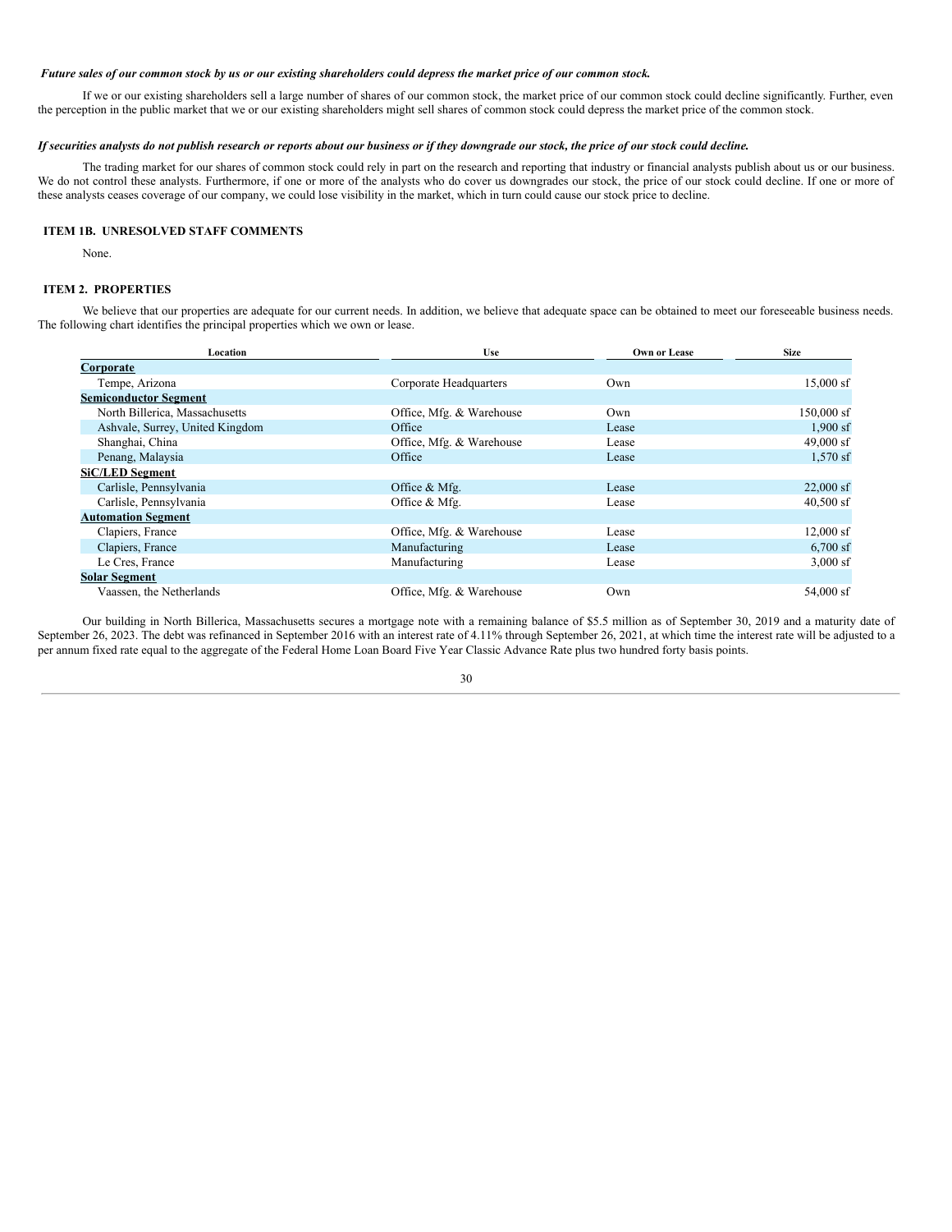***Future sales of our common stock by us or our existing shareholders could depress the market price of our common stock.***

If we or our existing shareholders sell a large number of shares of our common stock, the market price of our common stock could decline significantly. Further, even the perception in the public market that we or our existing shareholders might sell shares of common stock could depress the market price of the common stock.

***If securities analysts do not publish research or reports about our business or if they downgrade our stock, the price of our stock could decline.***

The trading market for our shares of common stock could rely in part on the research and reporting that industry or financial analysts publish about us or our business. We do not control these analysts. Furthermore, if one or more of the analysts who do cover us downgrades our stock, the price of our stock could decline. If one or more of these analysts ceases coverage of our company, we could lose visibility in the market, which in turn could cause our stock price to decline.

## ITEM 1B. UNRESOLVED STAFF COMMENTS

None.

## ITEM 2. PROPERTIES

We believe that our properties are adequate for our current needs. In addition, we believe that adequate space can be obtained to meet our foreseeable business needs. The following chart identifies the principal properties which we own or lease.

| Location | Use | Own or Lease | Size |
|---|---|---|---|
| **Corporate** | | | |
| Tempe, Arizona | Corporate Headquarters | Own | 15,000 sf |
| **Semiconductor Segment** | | | |
| North Billerica, Massachusetts | Office, Mfg. & Warehouse | Own | 150,000 sf |
| Ashvale, Surrey, United Kingdom | Office | Lease | 1,900 sf |
| Shanghai, China | Office, Mfg. & Warehouse | Lease | 49,000 sf |
| Penang, Malaysia | Office | Lease | 1,570 sf |
| **SiC/LED Segment** | | | |
| Carlisle, Pennsylvania | Office & Mfg. | Lease | 22,000 sf |
| Carlisle, Pennsylvania | Office & Mfg. | Lease | 40,500 sf |
| **Automation Segment** | | | |
| Clapiers, France | Office, Mfg. & Warehouse | Lease | 12,000 sf |
| Clapiers, France | Manufacturing | Lease | 6,700 sf |
| Le Cres, France | Manufacturing | Lease | 3,000 sf |
| **Solar Segment** | | | |
| Vaassen, the Netherlands | Office, Mfg. & Warehouse | Own | 54,000 sf |

Our building in North Billerica, Massachusetts secures a mortgage note with a remaining balance of $5.5 million as of September 30, 2019 and a maturity date of September 26, 2023. The debt was refinanced in September 2016 with an interest rate of 4.11% through September 26, 2021, at which time the interest rate will be adjusted to a per annum fixed rate equal to the aggregate of the Federal Home Loan Board Five Year Classic Advance Rate plus two hundred forty basis points.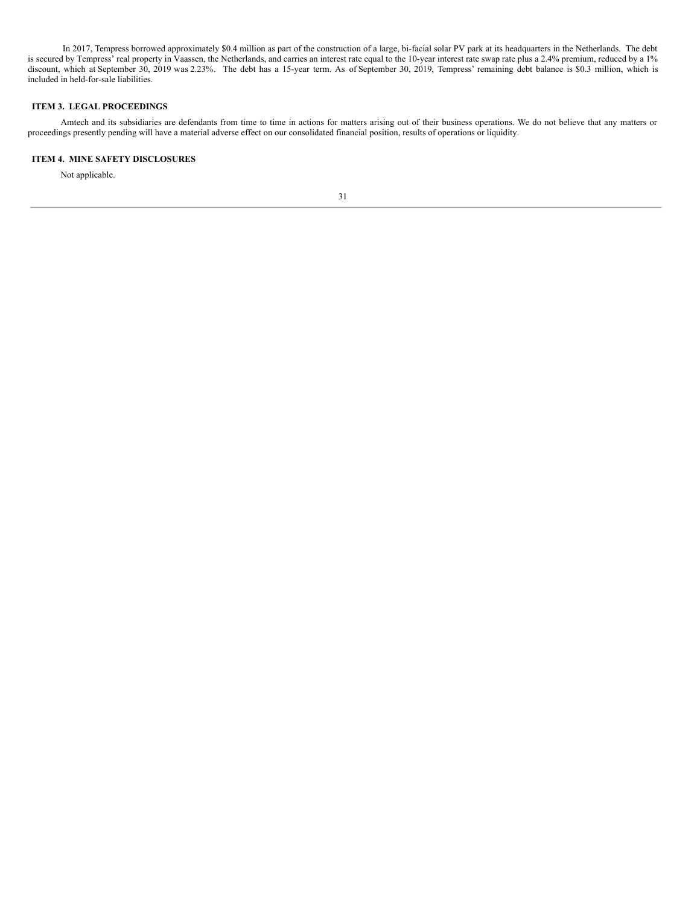In 2017, Tempress borrowed approximately $0.4 million as part of the construction of a large, bi-facial solar PV park at its headquarters in the Netherlands. The debt is secured by Tempress' real property in Vaassen, the Netherlands, and carries an interest rate equal to the 10-year interest rate swap rate plus a 2.4% premium, reduced by a 1% discount, which at September 30, 2019 was 2.23%. The debt has a 15-year term. As of September 30, 2019, Tempress' remaining debt balance is $0.3 million, which is included in held-for-sale liabilities.

## ITEM 3. LEGAL PROCEEDINGS

Amtech and its subsidiaries are defendants from time to time in actions for matters arising out of their business operations. We do not believe that any matters or proceedings presently pending will have a material adverse effect on our consolidated financial position, results of operations or liquidity.

## ITEM 4. MINE SAFETY DISCLOSURES

Not applicable.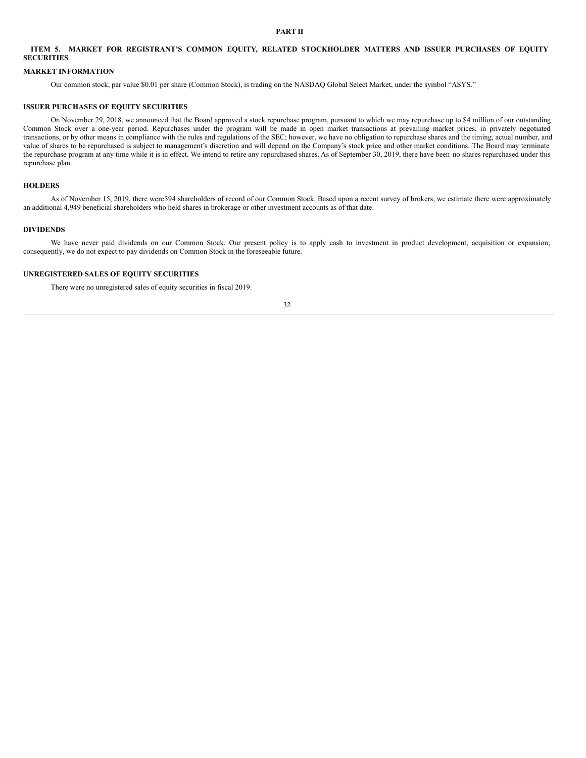# PART II

## ITEM 5. MARKET FOR REGISTRANT'S COMMON EQUITY, RELATED STOCKHOLDER MATTERS AND ISSUER PURCHASES OF EQUITY SECURITIES

### MARKET INFORMATION

Our common stock, par value $0.01 per share (Common Stock), is trading on the NASDAQ Global Select Market, under the symbol "ASYS."

### ISSUER PURCHASES OF EQUITY SECURITIES

On November 29, 2018, we announced that the Board approved a stock repurchase program, pursuant to which we may repurchase up to $4 million of our outstanding Common Stock over a one-year period. Repurchases under the program will be made in open market transactions at prevailing market prices, in privately negotiated transactions, or by other means in compliance with the rules and regulations of the SEC; however, we have no obligation to repurchase shares and the timing, actual number, and value of shares to be repurchased is subject to management's discretion and will depend on the Company's stock price and other market conditions. The Board may terminate the repurchase program at any time while it is in effect. We intend to retire any repurchased shares. As of September 30, 2019, there have been no shares repurchased under this repurchase plan.

### HOLDERS

As of November 15, 2019, there were394 shareholders of record of our Common Stock. Based upon a recent survey of brokers, we estimate there were approximately an additional 4,949 beneficial shareholders who held shares in brokerage or other investment accounts as of that date.

### DIVIDENDS

We have never paid dividends on our Common Stock. Our present policy is to apply cash to investment in product development, acquisition or expansion; consequently, we do not expect to pay dividends on Common Stock in the foreseeable future.

### UNREGISTERED SALES OF EQUITY SECURITIES

There were no unregistered sales of equity securities in fiscal 2019.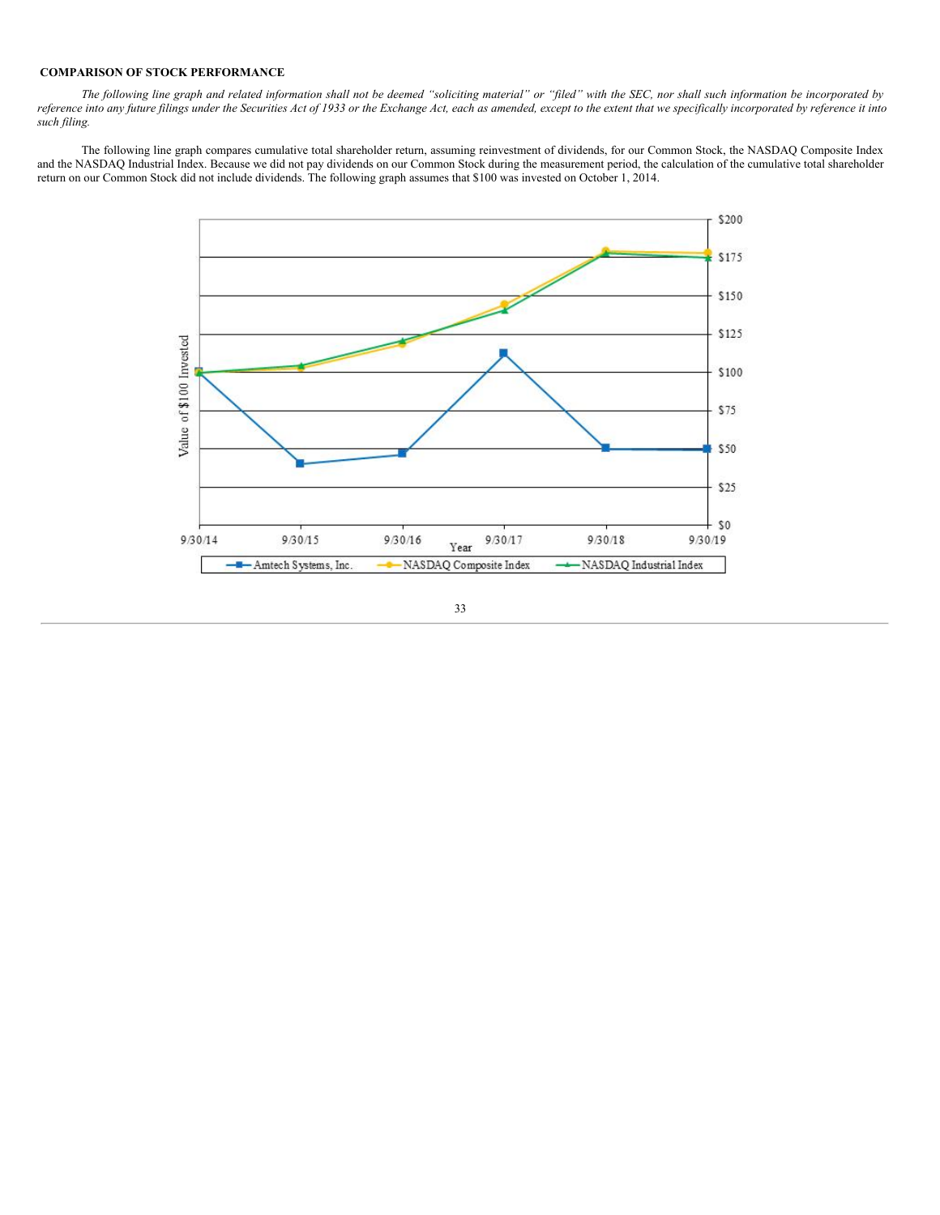**COMPARISON OF STOCK PERFORMANCE**

*The following line graph and related information shall not be deemed "soliciting material" or "filed" with the SEC, nor shall such information be incorporated by reference into any future filings under the Securities Act of 1933 or the Exchange Act, each as amended, except to the extent that we specifically incorporated by reference it into such filing.*

The following line graph compares cumulative total shareholder return, assuming reinvestment of dividends, for our Common Stock, the NASDAQ Composite Index and the NASDAQ Industrial Index. Because we did not pay dividends on our Common Stock during the measurement period, the calculation of the cumulative total shareholder return on our Common Stock did not include dividends. The following graph assumes that $100 was invested on October 1, 2014.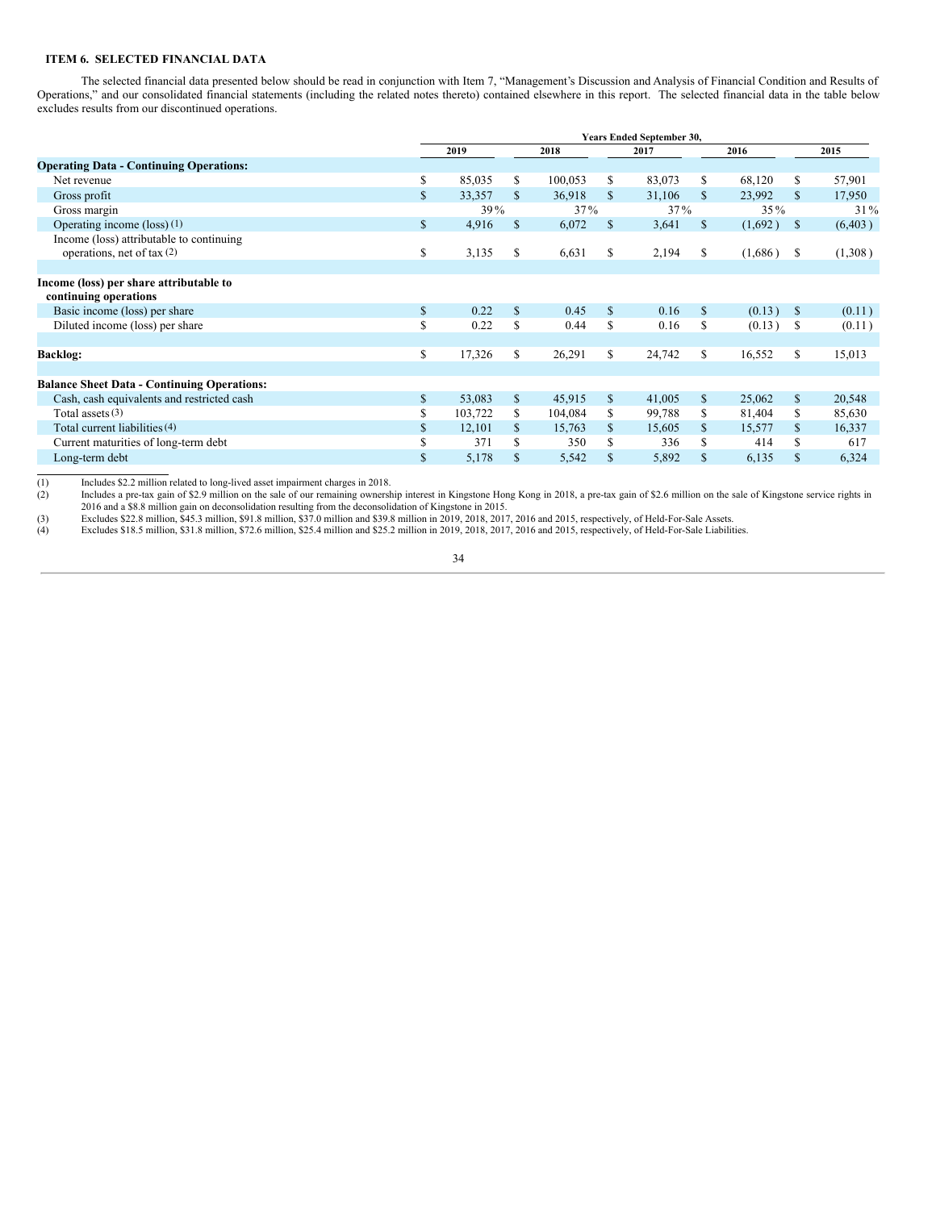## ITEM 6. SELECTED FINANCIAL DATA

The selected financial data presented below should be read in conjunction with Item 7, "Management's Discussion and Analysis of Financial Condition and Results of Operations," and our consolidated financial statements (including the related notes thereto) contained elsewhere in this report. The selected financial data in the table below excludes results from our discontinued operations.

| | Years Ended September 30, | | | | |
|---|---|---|---|---|---|
| | 2019 | 2018 | 2017 | 2016 | 2015 |
| **Operating Data - Continuing Operations:** | | | | | |
| Net revenue | $ 85,035 | $ 100,053 | $ 83,073 | $ 68,120 | $ 57,901 |
| Gross profit | $ 33,357 | $ 36,918 | $ 31,106 | $ 23,992 | $ 17,950 |
| Gross margin | 39 % | 37 % | 37 % | 35 % | 31 % |
| Operating income (loss) (1) | $ 4,916 | $ 6,072 | $ 3,641 | $ (1,692 ) | $ (6,403 ) |
| Income (loss) attributable to continuing operations, net of tax (2) | $ 3,135 | $ 6,631 | $ 2,194 | $ (1,686 ) | $ (1,308 ) |
| **Income (loss) per share attributable to continuing operations** | | | | | |
| Basic income (loss) per share | $ 0.22 | $ 0.45 | $ 0.16 | $ (0.13 ) | $ (0.11 ) |
| Diluted income (loss) per share | $ 0.22 | $ 0.44 | $ 0.16 | $ (0.13 ) | $ (0.11 ) |
| **Backlog:** | $ 17,326 | $ 26,291 | $ 24,742 | $ 16,552 | $ 15,013 |
| **Balance Sheet Data - Continuing Operations:** | | | | | |
| Cash, cash equivalents and restricted cash | $ 53,083 | $ 45,915 | $ 41,005 | $ 25,062 | $ 20,548 |
| Total assets (3) | $ 103,722 | $ 104,084 | $ 99,788 | $ 81,404 | $ 85,630 |
| Total current liabilities (4) | $ 12,101 | $ 15,763 | $ 15,605 | $ 15,577 | $ 16,337 |
| Current maturities of long-term debt | $ 371 | $ 350 | $ 336 | $ 414 | $ 617 |
| Long-term debt | $ 5,178 | $ 5,542 | $ 5,892 | $ 6,135 | $ 6,324 |

(1) Includes $2.2 million related to long-lived asset impairment charges in 2018.

(2) Includes a pre-tax gain of $2.9 million on the sale of our remaining ownership interest in Kingstone Hong Kong in 2018, a pre-tax gain of $2.6 million on the sale of Kingstone service rights in 2016 and a $8.8 million gain on deconsolidation resulting from the deconsolidation of Kingstone in 2015.

(3) Excludes $22.8 million, $45.3 million, $91.8 million, $37.0 million and $39.8 million in 2019, 2018, 2017, 2016 and 2015, respectively, of Held-For-Sale Assets.

(4) Excludes $18.5 million, $31.8 million, $72.6 million, $25.4 million and $25.2 million in 2019, 2018, 2017, 2016 and 2015, respectively, of Held-For-Sale Liabilities.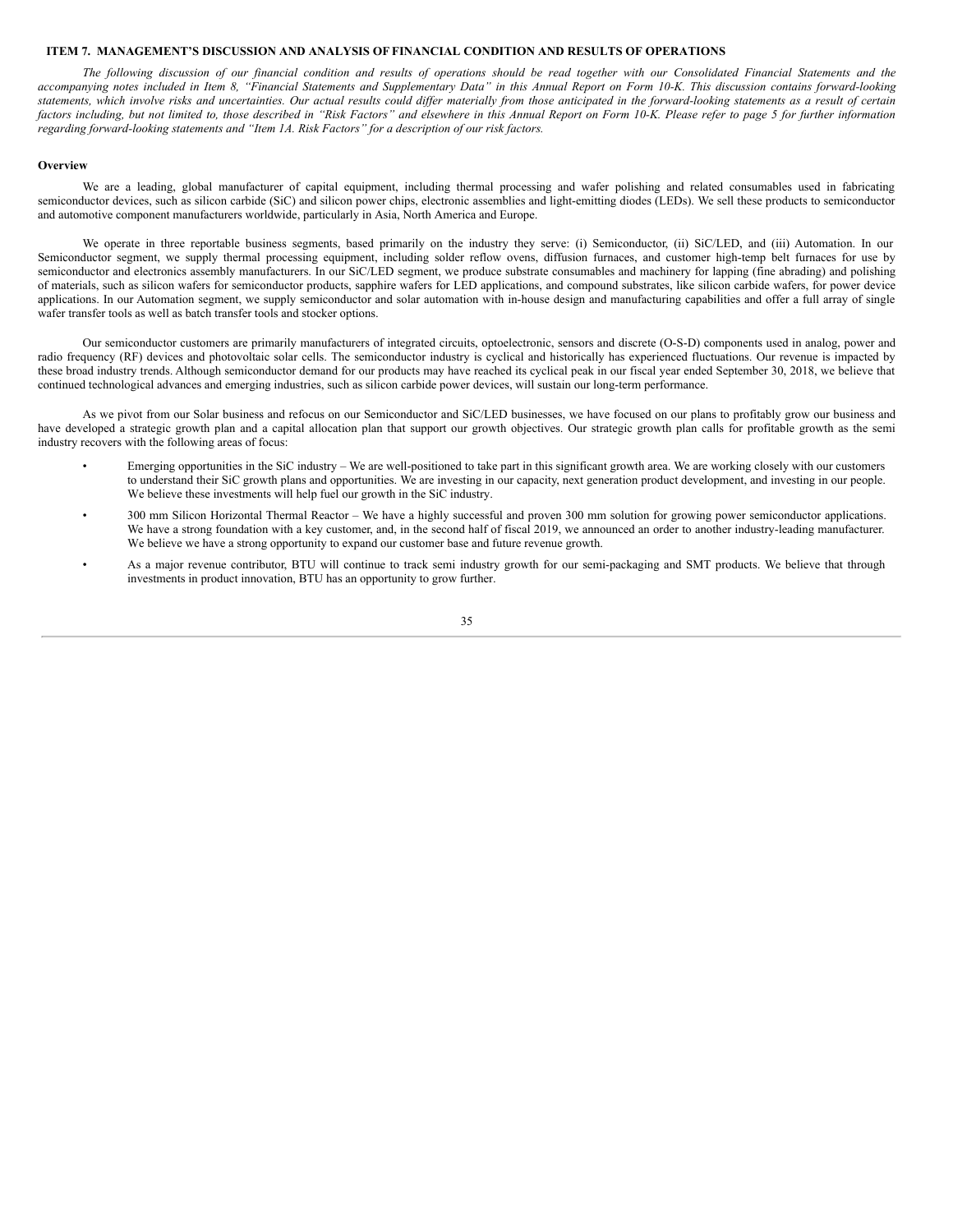## ITEM 7. MANAGEMENT'S DISCUSSION AND ANALYSIS OF FINANCIAL CONDITION AND RESULTS OF OPERATIONS

*The following discussion of our financial condition and results of operations should be read together with our Consolidated Financial Statements and the accompanying notes included in Item 8, "Financial Statements and Supplementary Data" in this Annual Report on Form 10-K. This discussion contains forward-looking statements, which involve risks and uncertainties. Our actual results could differ materially from those anticipated in the forward-looking statements as a result of certain factors including, but not limited to, those described in "Risk Factors" and elsewhere in this Annual Report on Form 10-K. Please refer to page 5 for further information regarding forward-looking statements and "Item 1A. Risk Factors" for a description of our risk factors.*

### Overview

We are a leading, global manufacturer of capital equipment, including thermal processing and wafer polishing and related consumables used in fabricating semiconductor devices, such as silicon carbide (SiC) and silicon power chips, electronic assemblies and light-emitting diodes (LEDs). We sell these products to semiconductor and automotive component manufacturers worldwide, particularly in Asia, North America and Europe.

We operate in three reportable business segments, based primarily on the industry they serve: (i) Semiconductor, (ii) SiC/LED, and (iii) Automation. In our Semiconductor segment, we supply thermal processing equipment, including solder reflow ovens, diffusion furnaces, and customer high-temp belt furnaces for use by semiconductor and electronics assembly manufacturers. In our SiC/LED segment, we produce substrate consumables and machinery for lapping (fine abrading) and polishing of materials, such as silicon wafers for semiconductor products, sapphire wafers for LED applications, and compound substrates, like silicon carbide wafers, for power device applications. In our Automation segment, we supply semiconductor and solar automation with in-house design and manufacturing capabilities and offer a full array of single wafer transfer tools as well as batch transfer tools and stocker options.

Our semiconductor customers are primarily manufacturers of integrated circuits, optoelectronic, sensors and discrete (O-S-D) components used in analog, power and radio frequency (RF) devices and photovoltaic solar cells. The semiconductor industry is cyclical and historically has experienced fluctuations. Our revenue is impacted by these broad industry trends. Although semiconductor demand for our products may have reached its cyclical peak in our fiscal year ended September 30, 2018, we believe that continued technological advances and emerging industries, such as silicon carbide power devices, will sustain our long-term performance.

As we pivot from our Solar business and refocus on our Semiconductor and SiC/LED businesses, we have focused on our plans to profitably grow our business and have developed a strategic growth plan and a capital allocation plan that support our growth objectives. Our strategic growth plan calls for profitable growth as the semi industry recovers with the following areas of focus:

- Emerging opportunities in the SiC industry – We are well-positioned to take part in this significant growth area. We are working closely with our customers to understand their SiC growth plans and opportunities. We are investing in our capacity, next generation product development, and investing in our people. We believe these investments will help fuel our growth in the SiC industry.
- 300 mm Silicon Horizontal Thermal Reactor – We have a highly successful and proven 300 mm solution for growing power semiconductor applications. We have a strong foundation with a key customer, and, in the second half of fiscal 2019, we announced an order to another industry-leading manufacturer. We believe we have a strong opportunity to expand our customer base and future revenue growth.
- As a major revenue contributor, BTU will continue to track semi industry growth for our semi-packaging and SMT products. We believe that through investments in product innovation, BTU has an opportunity to grow further.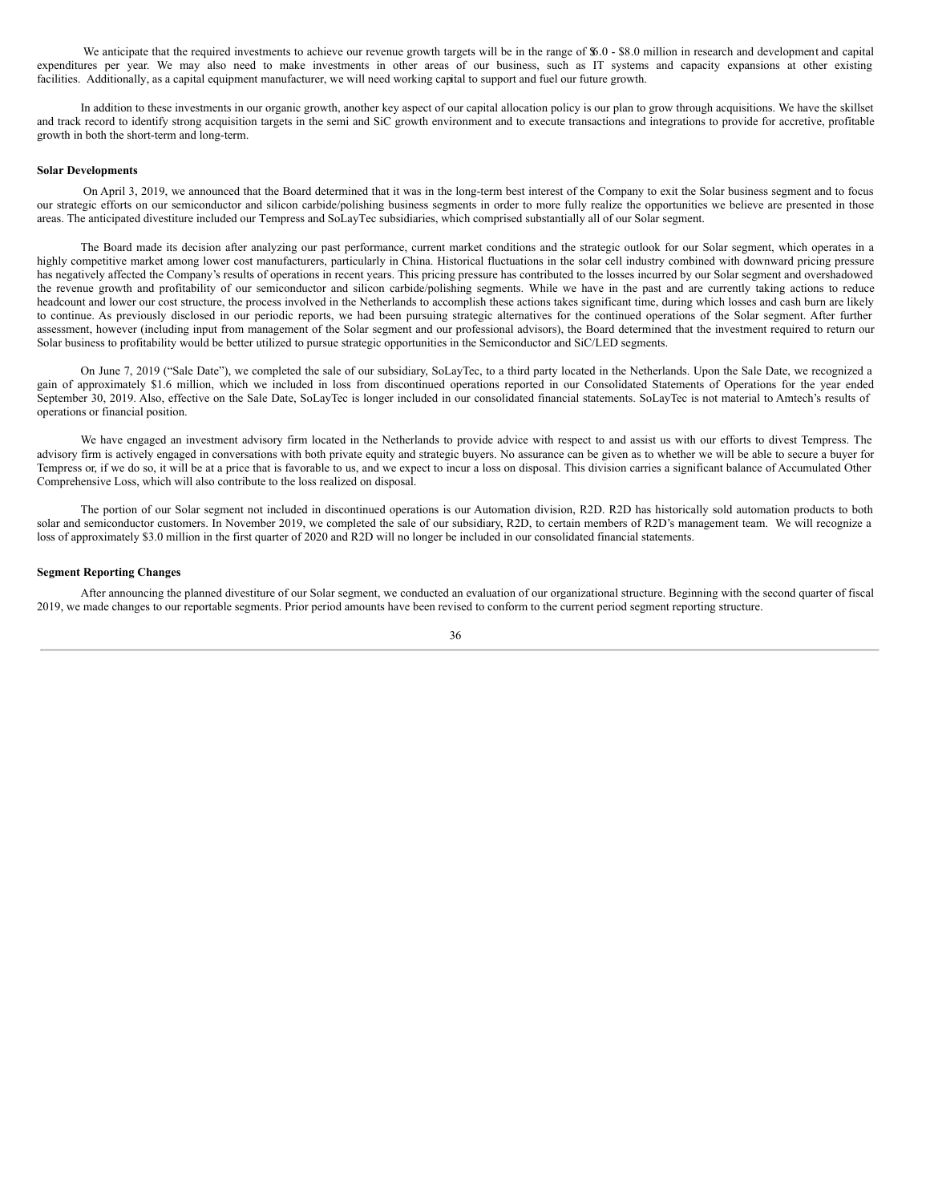We anticipate that the required investments to achieve our revenue growth targets will be in the range of $6.0 - $8.0 million in research and development and capital expenditures per year. We may also need to make investments in other areas of our business, such as IT systems and capacity expansions at other existing facilities. Additionally, as a capital equipment manufacturer, we will need working capital to support and fuel our future growth.

In addition to these investments in our organic growth, another key aspect of our capital allocation policy is our plan to grow through acquisitions. We have the skillset and track record to identify strong acquisition targets in the semi and SiC growth environment and to execute transactions and integrations to provide for accretive, profitable growth in both the short-term and long-term.

**Solar Developments**

On April 3, 2019, we announced that the Board determined that it was in the long-term best interest of the Company to exit the Solar business segment and to focus our strategic efforts on our semiconductor and silicon carbide/polishing business segments in order to more fully realize the opportunities we believe are presented in those areas. The anticipated divestiture included our Tempress and SoLayTec subsidiaries, which comprised substantially all of our Solar segment.

The Board made its decision after analyzing our past performance, current market conditions and the strategic outlook for our Solar segment, which operates in a highly competitive market among lower cost manufacturers, particularly in China. Historical fluctuations in the solar cell industry combined with downward pricing pressure has negatively affected the Company's results of operations in recent years. This pricing pressure has contributed to the losses incurred by our Solar segment and overshadowed the revenue growth and profitability of our semiconductor and silicon carbide/polishing segments. While we have in the past and are currently taking actions to reduce headcount and lower our cost structure, the process involved in the Netherlands to accomplish these actions takes significant time, during which losses and cash burn are likely to continue. As previously disclosed in our periodic reports, we had been pursuing strategic alternatives for the continued operations of the Solar segment. After further assessment, however (including input from management of the Solar segment and our professional advisors), the Board determined that the investment required to return our Solar business to profitability would be better utilized to pursue strategic opportunities in the Semiconductor and SiC/LED segments.

On June 7, 2019 ("Sale Date"), we completed the sale of our subsidiary, SoLayTec, to a third party located in the Netherlands. Upon the Sale Date, we recognized a gain of approximately $1.6 million, which we included in loss from discontinued operations reported in our Consolidated Statements of Operations for the year ended September 30, 2019. Also, effective on the Sale Date, SoLayTec is longer included in our consolidated financial statements. SoLayTec is not material to Amtech's results of operations or financial position.

We have engaged an investment advisory firm located in the Netherlands to provide advice with respect to and assist us with our efforts to divest Tempress. The advisory firm is actively engaged in conversations with both private equity and strategic buyers. No assurance can be given as to whether we will be able to secure a buyer for Tempress or, if we do so, it will be at a price that is favorable to us, and we expect to incur a loss on disposal. This division carries a significant balance of Accumulated Other Comprehensive Loss, which will also contribute to the loss realized on disposal.

The portion of our Solar segment not included in discontinued operations is our Automation division, R2D. R2D has historically sold automation products to both solar and semiconductor customers. In November 2019, we completed the sale of our subsidiary, R2D, to certain members of R2D's management team. We will recognize a loss of approximately $3.0 million in the first quarter of 2020 and R2D will no longer be included in our consolidated financial statements.

**Segment Reporting Changes**

After announcing the planned divestiture of our Solar segment, we conducted an evaluation of our organizational structure. Beginning with the second quarter of fiscal 2019, we made changes to our reportable segments. Prior period amounts have been revised to conform to the current period segment reporting structure.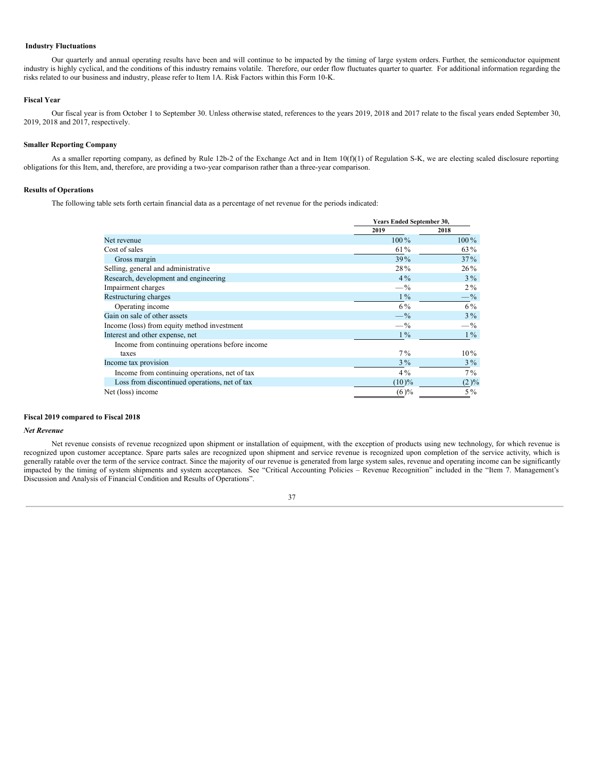### Industry Fluctuations

Our quarterly and annual operating results have been and will continue to be impacted by the timing of large system orders. Further, the semiconductor equipment industry is highly cyclical, and the conditions of this industry remains volatile. Therefore, our order flow fluctuates quarter to quarter. For additional information regarding the risks related to our business and industry, please refer to Item 1A. Risk Factors within this Form 10-K.

### Fiscal Year

Our fiscal year is from October 1 to September 30. Unless otherwise stated, references to the years 2019, 2018 and 2017 relate to the fiscal years ended September 30, 2019, 2018 and 2017, respectively.

### Smaller Reporting Company

As a smaller reporting company, as defined by Rule 12b-2 of the Exchange Act and in Item 10(f)(1) of Regulation S-K, we are electing scaled disclosure reporting obligations for this Item, and, therefore, are providing a two-year comparison rather than a three-year comparison.

### Results of Operations

The following table sets forth certain financial data as a percentage of net revenue for the periods indicated:

| | Years Ended September 30, | |
|---|---|---|
| | 2019 | 2018 |
| Net revenue | 100 % | 100 % |
| Cost of sales | 61 % | 63 % |
| Gross margin | 39 % | 37 % |
| Selling, general and administrative | 28 % | 26 % |
| Research, development and engineering | 4 % | 3 % |
| Impairment charges | — % | 2 % |
| Restructuring charges | 1 % | — % |
| Operating income | 6 % | 6 % |
| Gain on sale of other assets | — % | 3 % |
| Income (loss) from equity method investment | — % | — % |
| Interest and other expense, net | 1 % | 1 % |
| Income from continuing operations before income taxes | 7 % | 10 % |
| Income tax provision | 3 % | 3 % |
| Income from continuing operations, net of tax | 4 % | 7 % |
| Loss from discontinued operations, net of tax | (10 )% | (2 )% |
| Net (loss) income | (6 )% | 5 % |

### Fiscal 2019 compared to Fiscal 2018

#### *Net Revenue*

Net revenue consists of revenue recognized upon shipment or installation of equipment, with the exception of products using new technology, for which revenue is recognized upon customer acceptance. Spare parts sales are recognized upon shipment and service revenue is recognized upon completion of the service activity, which is generally ratable over the term of the service contract. Since the majority of our revenue is generated from large system sales, revenue and operating income can be significantly impacted by the timing of system shipments and system acceptances. See "Critical Accounting Policies – Revenue Recognition" included in the "Item 7. Management's Discussion and Analysis of Financial Condition and Results of Operations".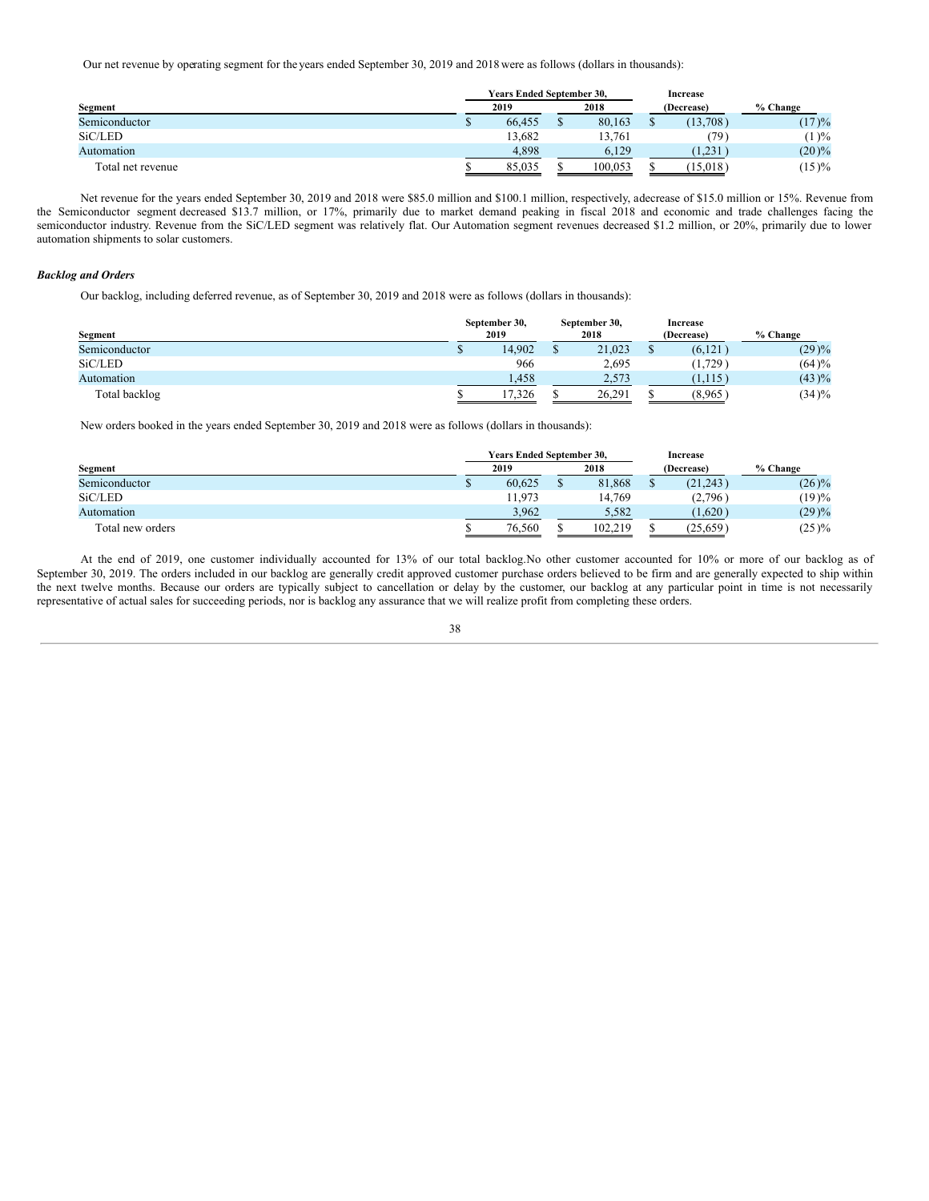Our net revenue by operating segment for the years ended September 30, 2019 and 2018 were as follows (dollars in thousands):

| Segment | Years Ended September 30, 2019 | Years Ended September 30, 2018 | Increase (Decrease) | % Change |
|---|---|---|---|---|
| Semiconductor | $ 66,455 | $ 80,163 | $ (13,708) | (17)% |
| SiC/LED | 13,682 | 13,761 | (79) | (1)% |
| Automation | 4,898 | 6,129 | (1,231) | (20)% |
| Total net revenue | $ 85,035 | $ 100,053 | $ (15,018) | (15)% |

Net revenue for the years ended September 30, 2019 and 2018 were $85.0 million and $100.1 million, respectively, a decrease of $15.0 million or 15%. Revenue from the Semiconductor segment decreased $13.7 million, or 17%, primarily due to market demand peaking in fiscal 2018 and economic and trade challenges facing the semiconductor industry. Revenue from the SiC/LED segment was relatively flat. Our Automation segment revenues decreased $1.2 million, or 20%, primarily due to lower automation shipments to solar customers.

***Backlog and Orders***

Our backlog, including deferred revenue, as of September 30, 2019 and 2018 were as follows (dollars in thousands):

| Segment | September 30, 2019 | September 30, 2018 | Increase (Decrease) | % Change |
|---|---|---|---|---|
| Semiconductor | $ 14,902 | $ 21,023 | $ (6,121) | (29)% |
| SiC/LED | 966 | 2,695 | (1,729) | (64)% |
| Automation | 1,458 | 2,573 | (1,115) | (43)% |
| Total backlog | $ 17,326 | $ 26,291 | $ (8,965) | (34)% |

New orders booked in the years ended September 30, 2019 and 2018 were as follows (dollars in thousands):

| Segment | Years Ended September 30, 2019 | Years Ended September 30, 2018 | Increase (Decrease) | % Change |
|---|---|---|---|---|
| Semiconductor | $ 60,625 | $ 81,868 | $ (21,243) | (26)% |
| SiC/LED | 11,973 | 14,769 | (2,796) | (19)% |
| Automation | 3,962 | 5,582 | (1,620) | (29)% |
| Total new orders | $ 76,560 | $ 102,219 | $ (25,659) | (25)% |

At the end of 2019, one customer individually accounted for 13% of our total backlog. No other customer accounted for 10% or more of our backlog as of September 30, 2019. The orders included in our backlog are generally credit approved customer purchase orders believed to be firm and are generally expected to ship within the next twelve months. Because our orders are typically subject to cancellation or delay by the customer, our backlog at any particular point in time is not necessarily representative of actual sales for succeeding periods, nor is backlog any assurance that we will realize profit from completing these orders.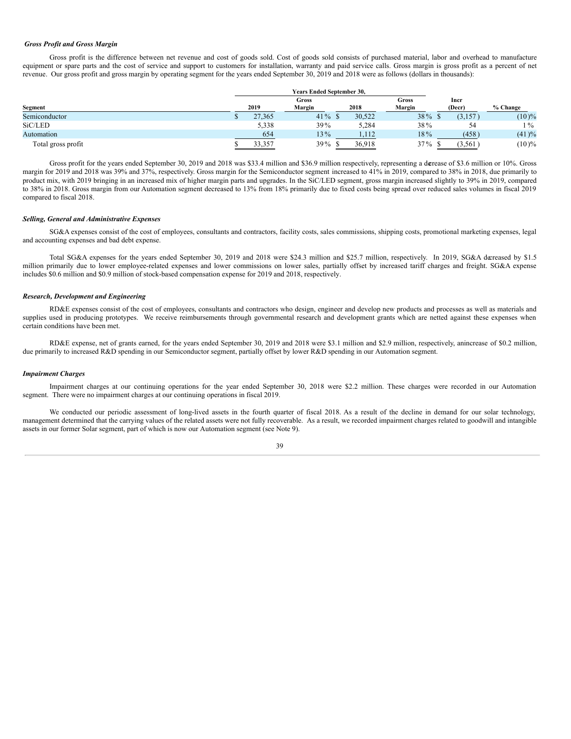***Gross Profit and Gross Margin***

Gross profit is the difference between net revenue and cost of goods sold. Cost of goods sold consists of purchased material, labor and overhead to manufacture equipment or spare parts and the cost of service and support to customers for installation, warranty and paid service calls. Gross margin is gross profit as a percent of net revenue. Our gross profit and gross margin by operating segment for the years ended September 30, 2019 and 2018 were as follows (dollars in thousands):

| | Years Ended September 30, | | | | | |
|---|---|---|---|---|---|---|
| **Segment** | **2019** | **Gross Margin** | **2018** | **Gross Margin** | **Incr (Decr)** | **% Change** |
| Semiconductor | $ 27,365 | 41 % | $ 30,522 | 38 % | $ (3,157 ) | (10 )% |
| SiC/LED | 5,338 | 39 % | 5,284 | 38 % | 54 | 1 % |
| Automation | 654 | 13 % | 1,112 | 18 % | (458 ) | (41 )% |
| Total gross profit | $ 33,357 | 39 % | $ 36,918 | 37 % | $ (3,561 ) | (10 )% |

Gross profit for the years ended September 30, 2019 and 2018 was $33.4 million and $36.9 million respectively, representing a decrease of $3.6 million or 10%. Gross margin for 2019 and 2018 was 39% and 37%, respectively. Gross margin for the Semiconductor segment increased to 41% in 2019, compared to 38% in 2018, due primarily to product mix, with 2019 bringing in an increased mix of higher margin parts and upgrades. In the SiC/LED segment, gross margin increased slightly to 39% in 2019, compared to 38% in 2018. Gross margin from our Automation segment decreased to 13% from 18% primarily due to fixed costs being spread over reduced sales volumes in fiscal 2019 compared to fiscal 2018.

***Selling, General and Administrative Expenses***

SG&A expenses consist of the cost of employees, consultants and contractors, facility costs, sales commissions, shipping costs, promotional marketing expenses, legal and accounting expenses and bad debt expense.

Total SG&A expenses for the years ended September 30, 2019 and 2018 were $24.3 million and $25.7 million, respectively. In 2019, SG&A decreased by $1.5 million primarily due to lower employee-related expenses and lower commissions on lower sales, partially offset by increased tariff charges and freight. SG&A expense includes $0.6 million and $0.9 million of stock-based compensation expense for 2019 and 2018, respectively.

***Research, Development and Engineering***

RD&E expenses consist of the cost of employees, consultants and contractors who design, engineer and develop new products and processes as well as materials and supplies used in producing prototypes. We receive reimbursements through governmental research and development grants which are netted against these expenses when certain conditions have been met.

RD&E expense, net of grants earned, for the years ended September 30, 2019 and 2018 were $3.1 million and $2.9 million, respectively, an increase of $0.2 million, due primarily to increased R&D spending in our Semiconductor segment, partially offset by lower R&D spending in our Automation segment.

***Impairment Charges***

Impairment charges at our continuing operations for the year ended September 30, 2018 were $2.2 million. These charges were recorded in our Automation segment. There were no impairment charges at our continuing operations in fiscal 2019.

We conducted our periodic assessment of long-lived assets in the fourth quarter of fiscal 2018. As a result of the decline in demand for our solar technology, management determined that the carrying values of the related assets were not fully recoverable. As a result, we recorded impairment charges related to goodwill and intangible assets in our former Solar segment, part of which is now our Automation segment (see Note 9).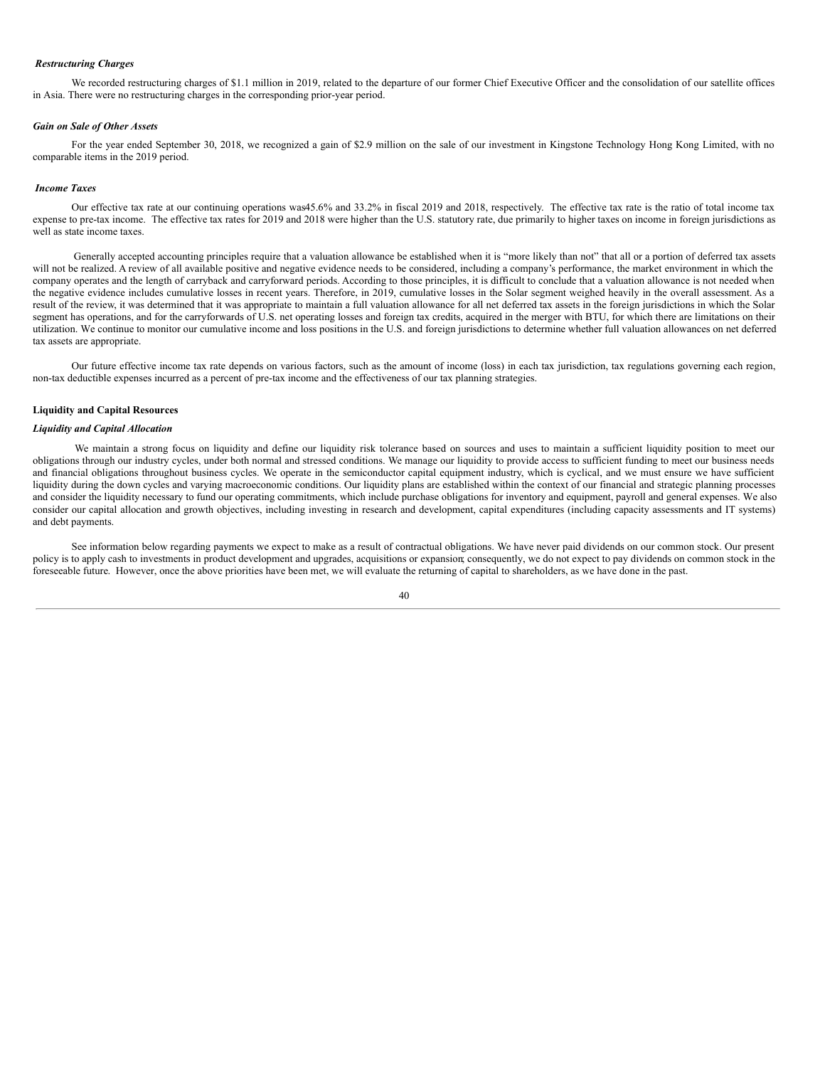### *Restructuring Charges*

We recorded restructuring charges of $1.1 million in 2019, related to the departure of our former Chief Executive Officer and the consolidation of our satellite offices in Asia. There were no restructuring charges in the corresponding prior-year period.

### *Gain on Sale of Other Assets*

For the year ended September 30, 2018, we recognized a gain of $2.9 million on the sale of our investment in Kingstone Technology Hong Kong Limited, with no comparable items in the 2019 period.

### *Income Taxes*

Our effective tax rate at our continuing operations was45.6% and 33.2% in fiscal 2019 and 2018, respectively. The effective tax rate is the ratio of total income tax expense to pre-tax income. The effective tax rates for 2019 and 2018 were higher than the U.S. statutory rate, due primarily to higher taxes on income in foreign jurisdictions as well as state income taxes.

Generally accepted accounting principles require that a valuation allowance be established when it is "more likely than not" that all or a portion of deferred tax assets will not be realized. A review of all available positive and negative evidence needs to be considered, including a company's performance, the market environment in which the company operates and the length of carryback and carryforward periods. According to those principles, it is difficult to conclude that a valuation allowance is not needed when the negative evidence includes cumulative losses in recent years. Therefore, in 2019, cumulative losses in the Solar segment weighed heavily in the overall assessment. As a result of the review, it was determined that it was appropriate to maintain a full valuation allowance for all net deferred tax assets in the foreign jurisdictions in which the Solar segment has operations, and for the carryforwards of U.S. net operating losses and foreign tax credits, acquired in the merger with BTU, for which there are limitations on their utilization. We continue to monitor our cumulative income and loss positions in the U.S. and foreign jurisdictions to determine whether full valuation allowances on net deferred tax assets are appropriate.

Our future effective income tax rate depends on various factors, such as the amount of income (loss) in each tax jurisdiction, tax regulations governing each region, non-tax deductible expenses incurred as a percent of pre-tax income and the effectiveness of our tax planning strategies.

## Liquidity and Capital Resources

### *Liquidity and Capital Allocation*

We maintain a strong focus on liquidity and define our liquidity risk tolerance based on sources and uses to maintain a sufficient liquidity position to meet our obligations through our industry cycles, under both normal and stressed conditions. We manage our liquidity to provide access to sufficient funding to meet our business needs and financial obligations throughout business cycles. We operate in the semiconductor capital equipment industry, which is cyclical, and we must ensure we have sufficient liquidity during the down cycles and varying macroeconomic conditions. Our liquidity plans are established within the context of our financial and strategic planning processes and consider the liquidity necessary to fund our operating commitments, which include purchase obligations for inventory and equipment, payroll and general expenses. We also consider our capital allocation and growth objectives, including investing in research and development, capital expenditures (including capacity assessments and IT systems) and debt payments.

See information below regarding payments we expect to make as a result of contractual obligations. We have never paid dividends on our common stock. Our present policy is to apply cash to investments in product development and upgrades, acquisitions or expansion; consequently, we do not expect to pay dividends on common stock in the foreseeable future. However, once the above priorities have been met, we will evaluate the returning of capital to shareholders, as we have done in the past.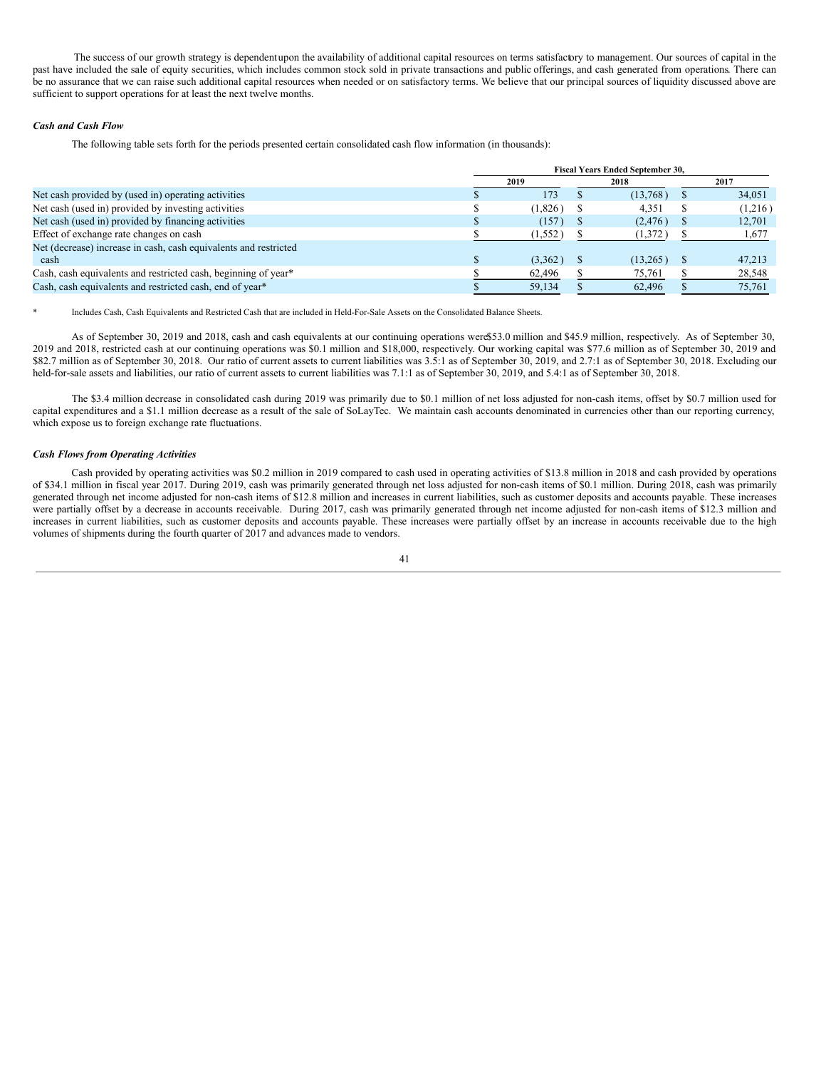The success of our growth strategy is dependent upon the availability of additional capital resources on terms satisfactory to management. Our sources of capital in the past have included the sale of equity securities, which includes common stock sold in private transactions and public offerings, and cash generated from operations. There can be no assurance that we can raise such additional capital resources when needed or on satisfactory terms. We believe that our principal sources of liquidity discussed above are sufficient to support operations for at least the next twelve months.

***Cash and Cash Flow***

The following table sets forth for the periods presented certain consolidated cash flow information (in thousands):

| | Fiscal Years Ended September 30, | | |
|---|---|---|---|
| | 2019 | 2018 | 2017 |
| Net cash provided by (used in) operating activities | $ 173 | $ (13,768) | $ 34,051 |
| Net cash (used in) provided by investing activities | $ (1,826) | $ 4,351 | $ (1,216) |
| Net cash (used in) provided by financing activities | $ (157) | $ (2,476) | $ 12,701 |
| Effect of exchange rate changes on cash | $ (1,552) | $ (1,372) | $ 1,677 |
| Net (decrease) increase in cash, cash equivalents and restricted cash | $ (3,362) | $ (13,265) | $ 47,213 |
| Cash, cash equivalents and restricted cash, beginning of year* | $ 62,496 | $ 75,761 | $ 28,548 |
| Cash, cash equivalents and restricted cash, end of year* | $ 59,134 | $ 62,496 | $ 75,761 |

\* Includes Cash, Cash Equivalents and Restricted Cash that are included in Held-For-Sale Assets on the Consolidated Balance Sheets.

As of September 30, 2019 and 2018, cash and cash equivalents at our continuing operations were $53.0 million and $45.9 million, respectively. As of September 30, 2019 and 2018, restricted cash at our continuing operations was $0.1 million and $18,000, respectively. Our working capital was $77.6 million as of September 30, 2019 and $82.7 million as of September 30, 2018. Our ratio of current assets to current liabilities was 3.5:1 as of September 30, 2019, and 2.7:1 as of September 30, 2018. Excluding our held-for-sale assets and liabilities, our ratio of current assets to current liabilities was 7.1:1 as of September 30, 2019, and 5.4:1 as of September 30, 2018.

The $3.4 million decrease in consolidated cash during 2019 was primarily due to $0.1 million of net loss adjusted for non-cash items, offset by $0.7 million used for capital expenditures and a $1.1 million decrease as a result of the sale of SoLayTec. We maintain cash accounts denominated in currencies other than our reporting currency, which expose us to foreign exchange rate fluctuations.

***Cash Flows from Operating Activities***

Cash provided by operating activities was $0.2 million in 2019 compared to cash used in operating activities of $13.8 million in 2018 and cash provided by operations of $34.1 million in fiscal year 2017. During 2019, cash was primarily generated through net loss adjusted for non-cash items of $0.1 million. During 2018, cash was primarily generated through net income adjusted for non-cash items of $12.8 million and increases in current liabilities, such as customer deposits and accounts payable. These increases were partially offset by a decrease in accounts receivable. During 2017, cash was primarily generated through net income adjusted for non-cash items of $12.3 million and increases in current liabilities, such as customer deposits and accounts payable. These increases were partially offset by an increase in accounts receivable due to the high volumes of shipments during the fourth quarter of 2017 and advances made to vendors.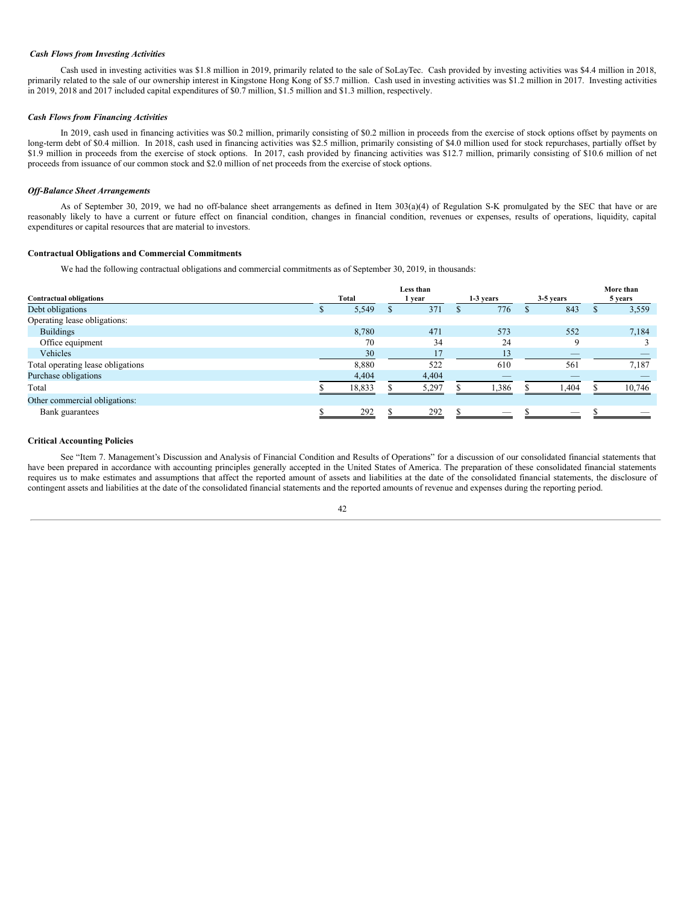*Cash Flows from Investing Activities*

Cash used in investing activities was $1.8 million in 2019, primarily related to the sale of SoLayTec. Cash provided by investing activities was $4.4 million in 2018, primarily related to the sale of our ownership interest in Kingstone Hong Kong of $5.7 million. Cash used in investing activities was $1.2 million in 2017. Investing activities in 2019, 2018 and 2017 included capital expenditures of $0.7 million, $1.5 million and $1.3 million, respectively.

*Cash Flows from Financing Activities*

In 2019, cash used in financing activities was $0.2 million, primarily consisting of $0.2 million in proceeds from the exercise of stock options offset by payments on long-term debt of $0.4 million. In 2018, cash used in financing activities was $2.5 million, primarily consisting of $4.0 million used for stock repurchases, partially offset by $1.9 million in proceeds from the exercise of stock options. In 2017, cash provided by financing activities was $12.7 million, primarily consisting of $10.6 million of net proceeds from issuance of our common stock and $2.0 million of net proceeds from the exercise of stock options.

*Off-Balance Sheet Arrangements*

As of September 30, 2019, we had no off-balance sheet arrangements as defined in Item 303(a)(4) of Regulation S-K promulgated by the SEC that have or are reasonably likely to have a current or future effect on financial condition, changes in financial condition, revenues or expenses, results of operations, liquidity, capital expenditures or capital resources that are material to investors.

**Contractual Obligations and Commercial Commitments**

We had the following contractual obligations and commercial commitments as of September 30, 2019, in thousands:

| Contractual obligations | Total | Less than 1 year | 1-3 years | 3-5 years | More than 5 years |
|---|---|---|---|---|---|
| Debt obligations | $ 5,549 | $ 371 | $ 776 | $ 843 | $ 3,559 |
| Operating lease obligations: | | | | | |
| Buildings | 8,780 | 471 | 573 | 552 | 7,184 |
| Office equipment | 70 | 34 | 24 | 9 | 3 |
| Vehicles | 30 | 17 | 13 | — | — |
| Total operating lease obligations | 8,880 | 522 | 610 | 561 | 7,187 |
| Purchase obligations | 4,404 | 4,404 | — | — | — |
| Total | $ 18,833 | $ 5,297 | $ 1,386 | $ 1,404 | $ 10,746 |
| Other commercial obligations: | | | | | |
| Bank guarantees | $ 292 | $ 292 | $ — | $ — | $ — |

**Critical Accounting Policies**

See "Item 7. Management's Discussion and Analysis of Financial Condition and Results of Operations" for a discussion of our consolidated financial statements that have been prepared in accordance with accounting principles generally accepted in the United States of America. The preparation of these consolidated financial statements requires us to make estimates and assumptions that affect the reported amount of assets and liabilities at the date of the consolidated financial statements, the disclosure of contingent assets and liabilities at the date of the consolidated financial statements and the reported amounts of revenue and expenses during the reporting period.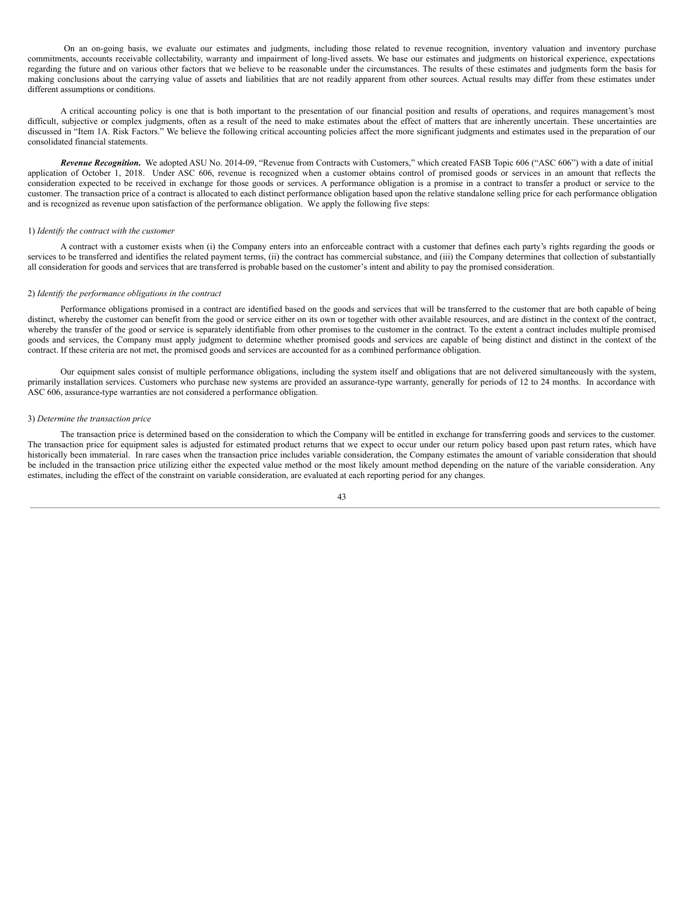On an on-going basis, we evaluate our estimates and judgments, including those related to revenue recognition, inventory valuation and inventory purchase commitments, accounts receivable collectability, warranty and impairment of long-lived assets. We base our estimates and judgments on historical experience, expectations regarding the future and on various other factors that we believe to be reasonable under the circumstances. The results of these estimates and judgments form the basis for making conclusions about the carrying value of assets and liabilities that are not readily apparent from other sources. Actual results may differ from these estimates under different assumptions or conditions.

A critical accounting policy is one that is both important to the presentation of our financial position and results of operations, and requires management's most difficult, subjective or complex judgments, often as a result of the need to make estimates about the effect of matters that are inherently uncertain. These uncertainties are discussed in "Item 1A. Risk Factors." We believe the following critical accounting policies affect the more significant judgments and estimates used in the preparation of our consolidated financial statements.

***Revenue Recognition.*** We adopted ASU No. 2014-09, "Revenue from Contracts with Customers," which created FASB Topic 606 ("ASC 606") with a date of initial application of October 1, 2018. Under ASC 606, revenue is recognized when a customer obtains control of promised goods or services in an amount that reflects the consideration expected to be received in exchange for those goods or services. A performance obligation is a promise in a contract to transfer a product or service to the customer. The transaction price of a contract is allocated to each distinct performance obligation based upon the relative standalone selling price for each performance obligation and is recognized as revenue upon satisfaction of the performance obligation. We apply the following five steps:

1) *Identify the contract with the customer*

A contract with a customer exists when (i) the Company enters into an enforceable contract with a customer that defines each party's rights regarding the goods or services to be transferred and identifies the related payment terms, (ii) the contract has commercial substance, and (iii) the Company determines that collection of substantially all consideration for goods and services that are transferred is probable based on the customer's intent and ability to pay the promised consideration.

2) *Identify the performance obligations in the contract*

Performance obligations promised in a contract are identified based on the goods and services that will be transferred to the customer that are both capable of being distinct, whereby the customer can benefit from the good or service either on its own or together with other available resources, and are distinct in the context of the contract, whereby the transfer of the good or service is separately identifiable from other promises to the customer in the contract. To the extent a contract includes multiple promised goods and services, the Company must apply judgment to determine whether promised goods and services are capable of being distinct and distinct in the context of the contract. If these criteria are not met, the promised goods and services are accounted for as a combined performance obligation.

Our equipment sales consist of multiple performance obligations, including the system itself and obligations that are not delivered simultaneously with the system, primarily installation services. Customers who purchase new systems are provided an assurance-type warranty, generally for periods of 12 to 24 months. In accordance with ASC 606, assurance-type warranties are not considered a performance obligation.

3) *Determine the transaction price*

The transaction price is determined based on the consideration to which the Company will be entitled in exchange for transferring goods and services to the customer. The transaction price for equipment sales is adjusted for estimated product returns that we expect to occur under our return policy based upon past return rates, which have historically been immaterial. In rare cases when the transaction price includes variable consideration, the Company estimates the amount of variable consideration that should be included in the transaction price utilizing either the expected value method or the most likely amount method depending on the nature of the variable consideration. Any estimates, including the effect of the constraint on variable consideration, are evaluated at each reporting period for any changes.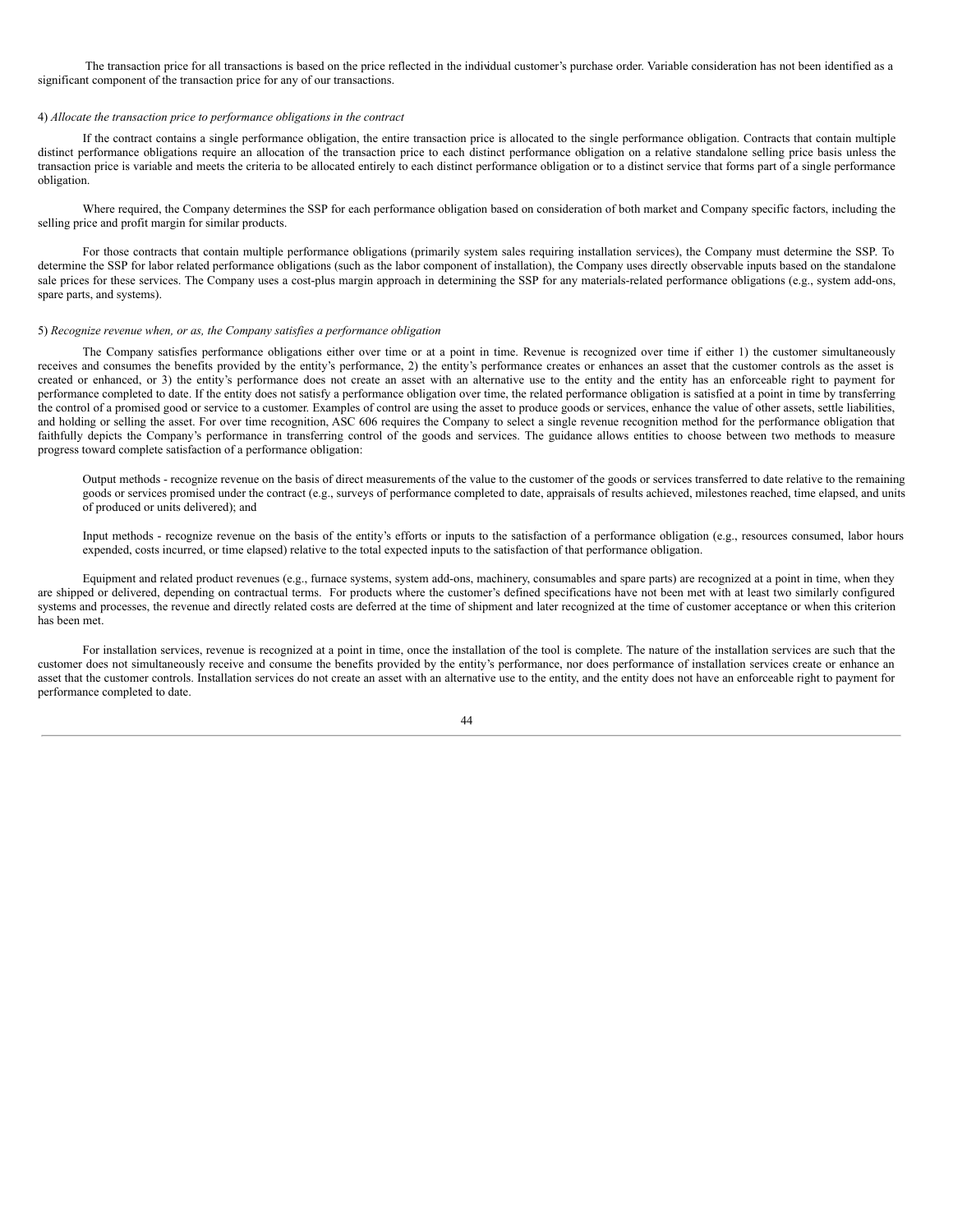The transaction price for all transactions is based on the price reflected in the individual customer's purchase order. Variable consideration has not been identified as a significant component of the transaction price for any of our transactions.

4) *Allocate the transaction price to performance obligations in the contract*

If the contract contains a single performance obligation, the entire transaction price is allocated to the single performance obligation. Contracts that contain multiple distinct performance obligations require an allocation of the transaction price to each distinct performance obligation on a relative standalone selling price basis unless the transaction price is variable and meets the criteria to be allocated entirely to each distinct performance obligation or to a distinct service that forms part of a single performance obligation.

Where required, the Company determines the SSP for each performance obligation based on consideration of both market and Company specific factors, including the selling price and profit margin for similar products.

For those contracts that contain multiple performance obligations (primarily system sales requiring installation services), the Company must determine the SSP. To determine the SSP for labor related performance obligations (such as the labor component of installation), the Company uses directly observable inputs based on the standalone sale prices for these services. The Company uses a cost-plus margin approach in determining the SSP for any materials-related performance obligations (e.g., system add-ons, spare parts, and systems).

5) *Recognize revenue when, or as, the Company satisfies a performance obligation*

The Company satisfies performance obligations either over time or at a point in time. Revenue is recognized over time if either 1) the customer simultaneously receives and consumes the benefits provided by the entity's performance, 2) the entity's performance creates or enhances an asset that the customer controls as the asset is created or enhanced, or 3) the entity's performance does not create an asset with an alternative use to the entity and the entity has an enforceable right to payment for performance completed to date. If the entity does not satisfy a performance obligation over time, the related performance obligation is satisfied at a point in time by transferring the control of a promised good or service to a customer. Examples of control are using the asset to produce goods or services, enhance the value of other assets, settle liabilities, and holding or selling the asset. For over time recognition, ASC 606 requires the Company to select a single revenue recognition method for the performance obligation that faithfully depicts the Company's performance in transferring control of the goods and services. The guidance allows entities to choose between two methods to measure progress toward complete satisfaction of a performance obligation:

Output methods - recognize revenue on the basis of direct measurements of the value to the customer of the goods or services transferred to date relative to the remaining goods or services promised under the contract (e.g., surveys of performance completed to date, appraisals of results achieved, milestones reached, time elapsed, and units of produced or units delivered); and

Input methods - recognize revenue on the basis of the entity's efforts or inputs to the satisfaction of a performance obligation (e.g., resources consumed, labor hours expended, costs incurred, or time elapsed) relative to the total expected inputs to the satisfaction of that performance obligation.

Equipment and related product revenues (e.g., furnace systems, system add-ons, machinery, consumables and spare parts) are recognized at a point in time, when they are shipped or delivered, depending on contractual terms. For products where the customer's defined specifications have not been met with at least two similarly configured systems and processes, the revenue and directly related costs are deferred at the time of shipment and later recognized at the time of customer acceptance or when this criterion has been met.

For installation services, revenue is recognized at a point in time, once the installation of the tool is complete. The nature of the installation services are such that the customer does not simultaneously receive and consume the benefits provided by the entity's performance, nor does performance of installation services create or enhance an asset that the customer controls. Installation services do not create an asset with an alternative use to the entity, and the entity does not have an enforceable right to payment for performance completed to date.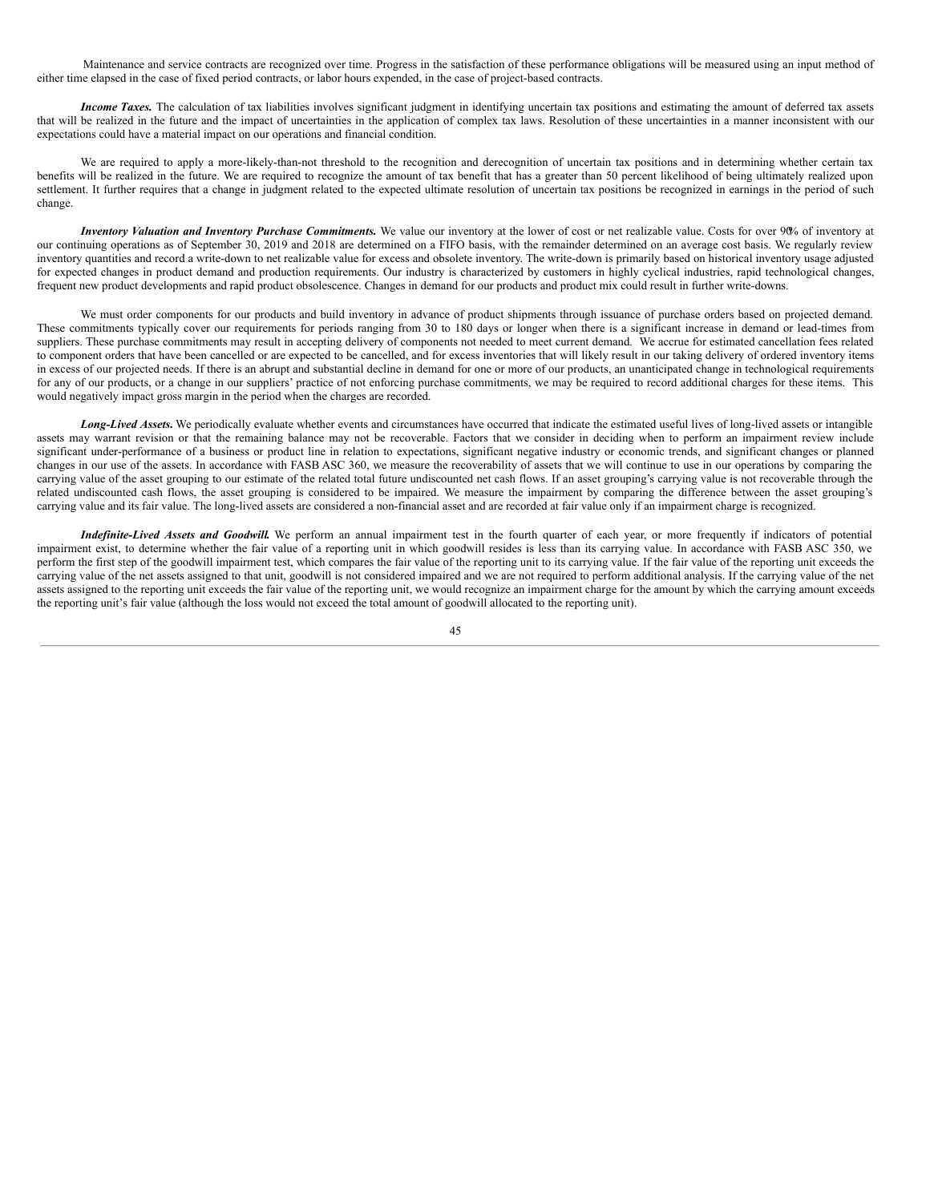Maintenance and service contracts are recognized over time. Progress in the satisfaction of these performance obligations will be measured using an input method of either time elapsed in the case of fixed period contracts, or labor hours expended, in the case of project-based contracts.

***Income Taxes.*** The calculation of tax liabilities involves significant judgment in identifying uncertain tax positions and estimating the amount of deferred tax assets that will be realized in the future and the impact of uncertainties in the application of complex tax laws. Resolution of these uncertainties in a manner inconsistent with our expectations could have a material impact on our operations and financial condition.

We are required to apply a more-likely-than-not threshold to the recognition and derecognition of uncertain tax positions and in determining whether certain tax benefits will be realized in the future. We are required to recognize the amount of tax benefit that has a greater than 50 percent likelihood of being ultimately realized upon settlement. It further requires that a change in judgment related to the expected ultimate resolution of uncertain tax positions be recognized in earnings in the period of such change.

***Inventory Valuation and Inventory Purchase Commitments.*** We value our inventory at the lower of cost or net realizable value. Costs for over 90% of inventory at our continuing operations as of September 30, 2019 and 2018 are determined on a FIFO basis, with the remainder determined on an average cost basis. We regularly review inventory quantities and record a write-down to net realizable value for excess and obsolete inventory. The write-down is primarily based on historical inventory usage adjusted for expected changes in product demand and production requirements. Our industry is characterized by customers in highly cyclical industries, rapid technological changes, frequent new product developments and rapid product obsolescence. Changes in demand for our products and product mix could result in further write-downs.

We must order components for our products and build inventory in advance of product shipments through issuance of purchase orders based on projected demand. These commitments typically cover our requirements for periods ranging from 30 to 180 days or longer when there is a significant increase in demand or lead-times from suppliers. These purchase commitments may result in accepting delivery of components not needed to meet current demand. We accrue for estimated cancellation fees related to component orders that have been cancelled or are expected to be cancelled, and for excess inventories that will likely result in our taking delivery of ordered inventory items in excess of our projected needs. If there is an abrupt and substantial decline in demand for one or more of our products, an unanticipated change in technological requirements for any of our products, or a change in our suppliers' practice of not enforcing purchase commitments, we may be required to record additional charges for these items. This would negatively impact gross margin in the period when the charges are recorded.

***Long-Lived Assets.*** We periodically evaluate whether events and circumstances have occurred that indicate the estimated useful lives of long-lived assets or intangible assets may warrant revision or that the remaining balance may not be recoverable. Factors that we consider in deciding when to perform an impairment review include significant under-performance of a business or product line in relation to expectations, significant negative industry or economic trends, and significant changes or planned changes in our use of the assets. In accordance with FASB ASC 360, we measure the recoverability of assets that we will continue to use in our operations by comparing the carrying value of the asset grouping to our estimate of the related total future undiscounted net cash flows. If an asset grouping's carrying value is not recoverable through the related undiscounted cash flows, the asset grouping is considered to be impaired. We measure the impairment by comparing the difference between the asset grouping's carrying value and its fair value. The long-lived assets are considered a non-financial asset and are recorded at fair value only if an impairment charge is recognized.

***Indefinite-Lived Assets and Goodwill.*** We perform an annual impairment test in the fourth quarter of each year, or more frequently if indicators of potential impairment exist, to determine whether the fair value of a reporting unit in which goodwill resides is less than its carrying value. In accordance with FASB ASC 350, we perform the first step of the goodwill impairment test, which compares the fair value of the reporting unit to its carrying value. If the fair value of the reporting unit exceeds the carrying value of the net assets assigned to that unit, goodwill is not considered impaired and we are not required to perform additional analysis. If the carrying value of the net assets assigned to the reporting unit exceeds the fair value of the reporting unit, we would recognize an impairment charge for the amount by which the carrying amount exceeds the reporting unit's fair value (although the loss would not exceed the total amount of goodwill allocated to the reporting unit).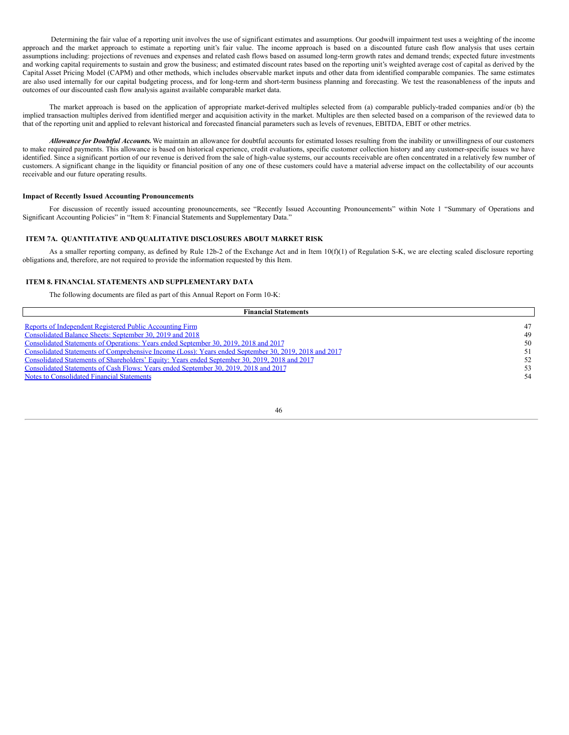Determining the fair value of a reporting unit involves the use of significant estimates and assumptions. Our goodwill impairment test uses a weighting of the income approach and the market approach to estimate a reporting unit's fair value. The income approach is based on a discounted future cash flow analysis that uses certain assumptions including: projections of revenues and expenses and related cash flows based on assumed long-term growth rates and demand trends; expected future investments and working capital requirements to sustain and grow the business; and estimated discount rates based on the reporting unit's weighted average cost of capital as derived by the Capital Asset Pricing Model (CAPM) and other methods, which includes observable market inputs and other data from identified comparable companies. The same estimates are also used internally for our capital budgeting process, and for long-term and short-term business planning and forecasting. We test the reasonableness of the inputs and outcomes of our discounted cash flow analysis against available comparable market data.

The market approach is based on the application of appropriate market-derived multiples selected from (a) comparable publicly-traded companies and/or (b) the implied transaction multiples derived from identified merger and acquisition activity in the market. Multiples are then selected based on a comparison of the reviewed data to that of the reporting unit and applied to relevant historical and forecasted financial parameters such as levels of revenues, EBITDA, EBIT or other metrics.

***Allowance for Doubtful Accounts.*** We maintain an allowance for doubtful accounts for estimated losses resulting from the inability or unwillingness of our customers to make required payments. This allowance is based on historical experience, credit evaluations, specific customer collection history and any customer-specific issues we have identified. Since a significant portion of our revenue is derived from the sale of high-value systems, our accounts receivable are often concentrated in a relatively few number of customers. A significant change in the liquidity or financial position of any one of these customers could have a material adverse impact on the collectability of our accounts receivable and our future operating results.

**Impact of Recently Issued Accounting Pronouncements**

For discussion of recently issued accounting pronouncements, see "Recently Issued Accounting Pronouncements" within Note 1 "Summary of Operations and Significant Accounting Policies" in "Item 8: Financial Statements and Supplementary Data."

## ITEM 7A. QUANTITATIVE AND QUALITATIVE DISCLOSURES ABOUT MARKET RISK

As a smaller reporting company, as defined by Rule 12b-2 of the Exchange Act and in Item 10(f)(1) of Regulation S-K, we are electing scaled disclosure reporting obligations and, therefore, are not required to provide the information requested by this Item.

## ITEM 8. FINANCIAL STATEMENTS AND SUPPLEMENTARY DATA

The following documents are filed as part of this Annual Report on Form 10-K:

| Financial Statements | |
|---|---|
| Reports of Independent Registered Public Accounting Firm | 47 |
| Consolidated Balance Sheets: September 30, 2019 and 2018 | 49 |
| Consolidated Statements of Operations: Years ended September 30, 2019, 2018 and 2017 | 50 |
| Consolidated Statements of Comprehensive Income (Loss): Years ended September 30, 2019, 2018 and 2017 | 51 |
| Consolidated Statements of Shareholders' Equity: Years ended September 30, 2019, 2018 and 2017 | 52 |
| Consolidated Statements of Cash Flows: Years ended September 30, 2019, 2018 and 2017 | 53 |
| Notes to Consolidated Financial Statements | 54 |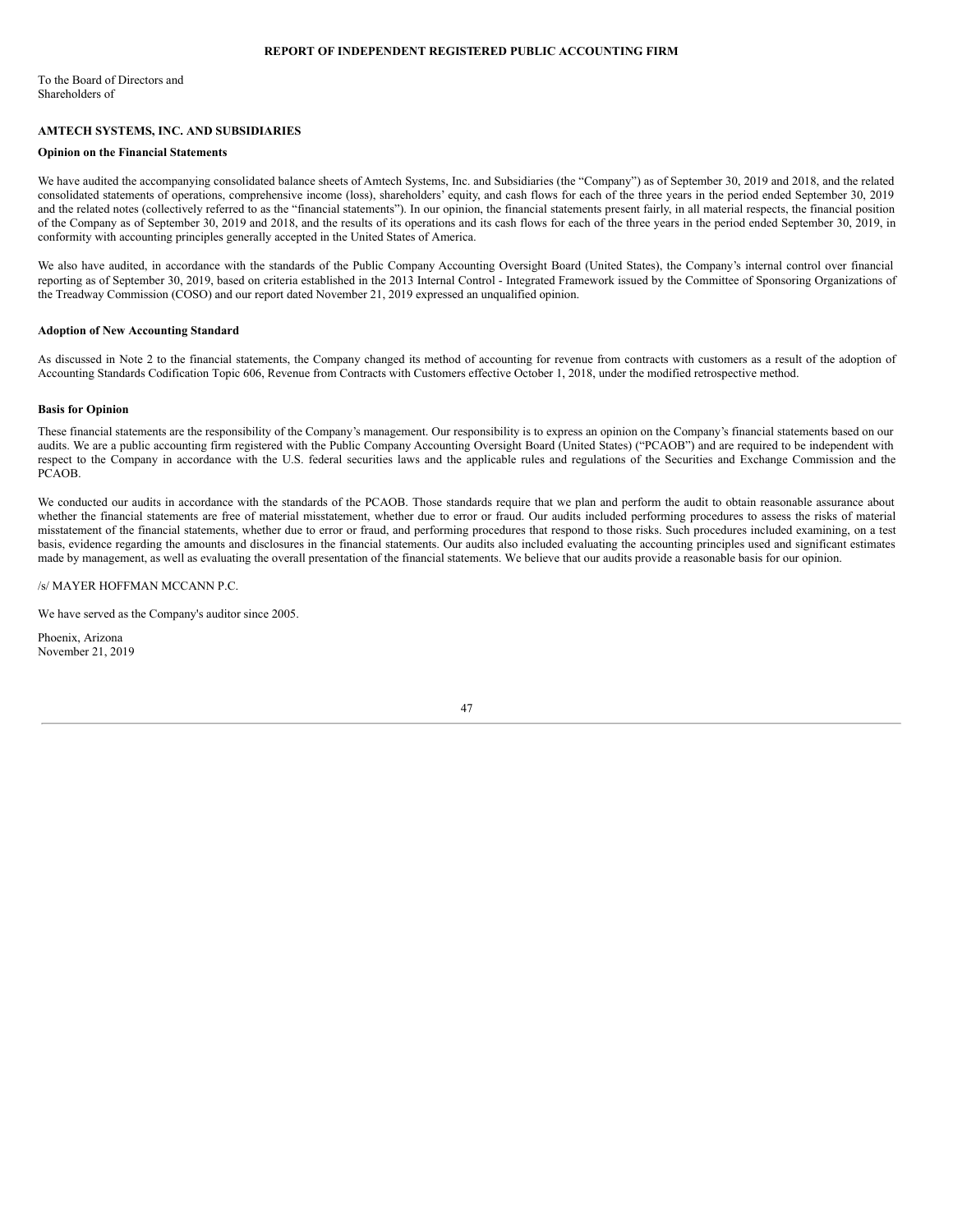# REPORT OF INDEPENDENT REGISTERED PUBLIC ACCOUNTING FIRM

To the Board of Directors and
Shareholders of

**AMTECH SYSTEMS, INC. AND SUBSIDIARIES**

**Opinion on the Financial Statements**

We have audited the accompanying consolidated balance sheets of Amtech Systems, Inc. and Subsidiaries (the "Company") as of September 30, 2019 and 2018, and the related consolidated statements of operations, comprehensive income (loss), shareholders' equity, and cash flows for each of the three years in the period ended September 30, 2019 and the related notes (collectively referred to as the "financial statements"). In our opinion, the financial statements present fairly, in all material respects, the financial position of the Company as of September 30, 2019 and 2018, and the results of its operations and its cash flows for each of the three years in the period ended September 30, 2019, in conformity with accounting principles generally accepted in the United States of America.

We also have audited, in accordance with the standards of the Public Company Accounting Oversight Board (United States), the Company's internal control over financial reporting as of September 30, 2019, based on criteria established in the 2013 Internal Control - Integrated Framework issued by the Committee of Sponsoring Organizations of the Treadway Commission (COSO) and our report dated November 21, 2019 expressed an unqualified opinion.

**Adoption of New Accounting Standard**

As discussed in Note 2 to the financial statements, the Company changed its method of accounting for revenue from contracts with customers as a result of the adoption of Accounting Standards Codification Topic 606, Revenue from Contracts with Customers effective October 1, 2018, under the modified retrospective method.

**Basis for Opinion**

These financial statements are the responsibility of the Company's management. Our responsibility is to express an opinion on the Company's financial statements based on our audits. We are a public accounting firm registered with the Public Company Accounting Oversight Board (United States) ("PCAOB") and are required to be independent with respect to the Company in accordance with the U.S. federal securities laws and the applicable rules and regulations of the Securities and Exchange Commission and the PCAOB.

We conducted our audits in accordance with the standards of the PCAOB. Those standards require that we plan and perform the audit to obtain reasonable assurance about whether the financial statements are free of material misstatement, whether due to error or fraud. Our audits included performing procedures to assess the risks of material misstatement of the financial statements, whether due to error or fraud, and performing procedures that respond to those risks. Such procedures included examining, on a test basis, evidence regarding the amounts and disclosures in the financial statements. Our audits also included evaluating the accounting principles used and significant estimates made by management, as well as evaluating the overall presentation of the financial statements. We believe that our audits provide a reasonable basis for our opinion.

/s/ MAYER HOFFMAN MCCANN P.C.

We have served as the Company's auditor since 2005.

Phoenix, Arizona
November 21, 2019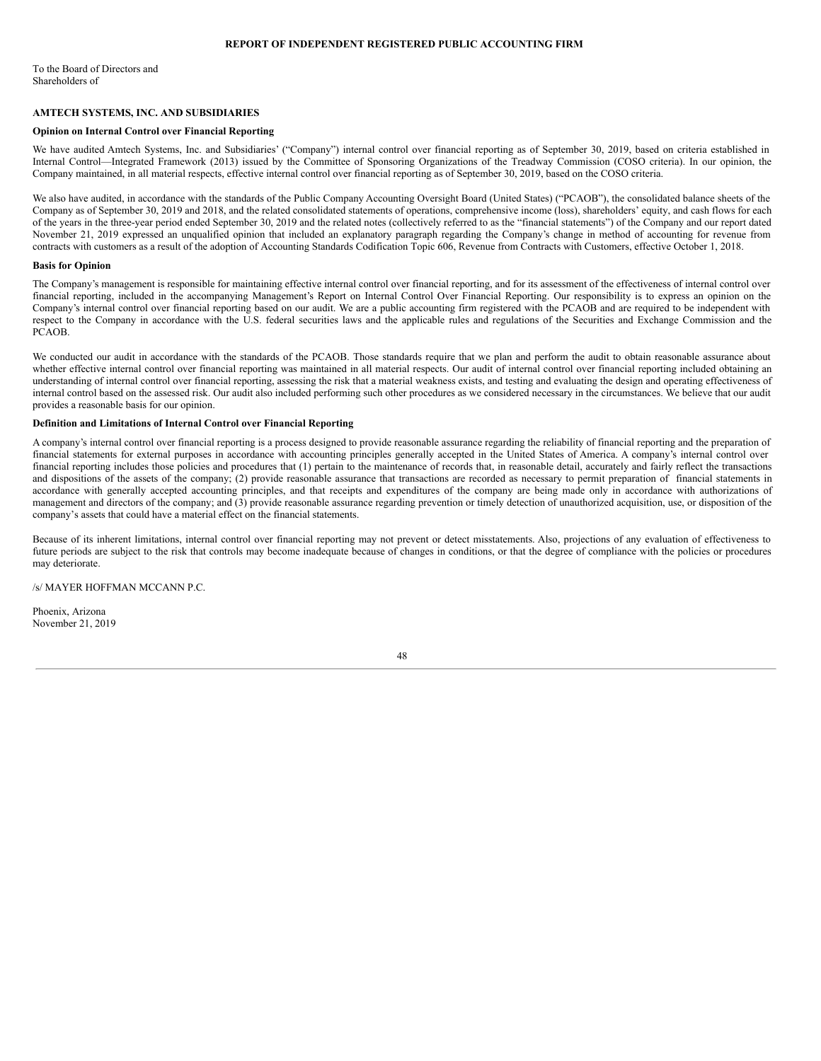# REPORT OF INDEPENDENT REGISTERED PUBLIC ACCOUNTING FIRM

To the Board of Directors and
Shareholders of

**AMTECH SYSTEMS, INC. AND SUBSIDIARIES**

**Opinion on Internal Control over Financial Reporting**

We have audited Amtech Systems, Inc. and Subsidiaries' ("Company") internal control over financial reporting as of September 30, 2019, based on criteria established in Internal Control—Integrated Framework (2013) issued by the Committee of Sponsoring Organizations of the Treadway Commission (COSO criteria). In our opinion, the Company maintained, in all material respects, effective internal control over financial reporting as of September 30, 2019, based on the COSO criteria.

We also have audited, in accordance with the standards of the Public Company Accounting Oversight Board (United States) ("PCAOB"), the consolidated balance sheets of the Company as of September 30, 2019 and 2018, and the related consolidated statements of operations, comprehensive income (loss), shareholders' equity, and cash flows for each of the years in the three-year period ended September 30, 2019 and the related notes (collectively referred to as the "financial statements") of the Company and our report dated November 21, 2019 expressed an unqualified opinion that included an explanatory paragraph regarding the Company's change in method of accounting for revenue from contracts with customers as a result of the adoption of Accounting Standards Codification Topic 606, Revenue from Contracts with Customers, effective October 1, 2018.

**Basis for Opinion**

The Company's management is responsible for maintaining effective internal control over financial reporting, and for its assessment of the effectiveness of internal control over financial reporting, included in the accompanying Management's Report on Internal Control Over Financial Reporting. Our responsibility is to express an opinion on the Company's internal control over financial reporting based on our audit. We are a public accounting firm registered with the PCAOB and are required to be independent with respect to the Company in accordance with the U.S. federal securities laws and the applicable rules and regulations of the Securities and Exchange Commission and the PCAOB.

We conducted our audit in accordance with the standards of the PCAOB. Those standards require that we plan and perform the audit to obtain reasonable assurance about whether effective internal control over financial reporting was maintained in all material respects. Our audit of internal control over financial reporting included obtaining an understanding of internal control over financial reporting, assessing the risk that a material weakness exists, and testing and evaluating the design and operating effectiveness of internal control based on the assessed risk. Our audit also included performing such other procedures as we considered necessary in the circumstances. We believe that our audit provides a reasonable basis for our opinion.

**Definition and Limitations of Internal Control over Financial Reporting**

A company's internal control over financial reporting is a process designed to provide reasonable assurance regarding the reliability of financial reporting and the preparation of financial statements for external purposes in accordance with accounting principles generally accepted in the United States of America. A company's internal control over financial reporting includes those policies and procedures that (1) pertain to the maintenance of records that, in reasonable detail, accurately and fairly reflect the transactions and dispositions of the assets of the company; (2) provide reasonable assurance that transactions are recorded as necessary to permit preparation of financial statements in accordance with generally accepted accounting principles, and that receipts and expenditures of the company are being made only in accordance with authorizations of management and directors of the company; and (3) provide reasonable assurance regarding prevention or timely detection of unauthorized acquisition, use, or disposition of the company's assets that could have a material effect on the financial statements.

Because of its inherent limitations, internal control over financial reporting may not prevent or detect misstatements. Also, projections of any evaluation of effectiveness to future periods are subject to the risk that controls may become inadequate because of changes in conditions, or that the degree of compliance with the policies or procedures may deteriorate.

/s/ MAYER HOFFMAN MCCANN P.C.

Phoenix, Arizona
November 21, 2019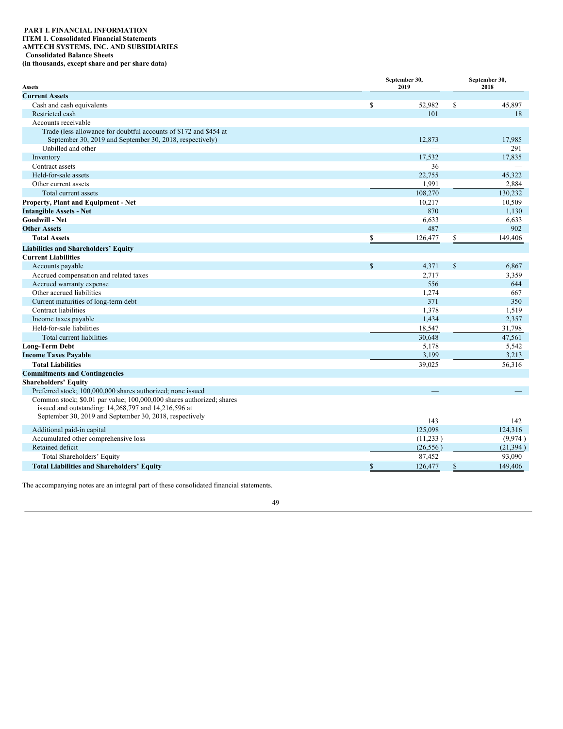**PART I. FINANCIAL INFORMATION**
**ITEM 1. Consolidated Financial Statements**
**AMTECH SYSTEMS, INC. AND SUBSIDIARIES**
**Consolidated Balance Sheets**
**(in thousands, except share and per share data)**

| Assets | September 30, 2019 | September 30, 2018 |
|---|---|---|
| **Current Assets** | | |
| Cash and cash equivalents | $ 52,982 | $ 45,897 |
| Restricted cash | 101 | 18 |
| Accounts receivable | | |
| Trade (less allowance for doubtful accounts of $172 and $454 at September 30, 2019 and September 30, 2018, respectively) | 12,873 | 17,985 |
| Unbilled and other | — | 291 |
| Inventory | 17,532 | 17,835 |
| Contract assets | 36 | — |
| Held-for-sale assets | 22,755 | 45,322 |
| Other current assets | 1,991 | 2,884 |
| Total current assets | 108,270 | 130,232 |
| **Property, Plant and Equipment - Net** | 10,217 | 10,509 |
| **Intangible Assets - Net** | 870 | 1,130 |
| **Goodwill - Net** | 6,633 | 6,633 |
| **Other Assets** | 487 | 902 |
| **Total Assets** | $ 126,477 | $ 149,406 |
| **Liabilities and Shareholders' Equity** | | |
| **Current Liabilities** | | |
| Accounts payable | $ 4,371 | $ 6,867 |
| Accrued compensation and related taxes | 2,717 | 3,359 |
| Accrued warranty expense | 556 | 644 |
| Other accrued liabilities | 1,274 | 667 |
| Current maturities of long-term debt | 371 | 350 |
| Contract liabilities | 1,378 | 1,519 |
| Income taxes payable | 1,434 | 2,357 |
| Held-for-sale liabilities | 18,547 | 31,798 |
| Total current liabilities | 30,648 | 47,561 |
| **Long-Term Debt** | 5,178 | 5,542 |
| **Income Taxes Payable** | 3,199 | 3,213 |
| **Total Liabilities** | 39,025 | 56,316 |
| **Commitments and Contingencies** | | |
| **Shareholders' Equity** | | |
| Preferred stock; 100,000,000 shares authorized; none issued | — | — |
| Common stock; $0.01 par value; 100,000,000 shares authorized; shares issued and outstanding: 14,268,797 and 14,216,596 at September 30, 2019 and September 30, 2018, respectively | 143 | 142 |
| Additional paid-in capital | 125,098 | 124,316 |
| Accumulated other comprehensive loss | (11,233 ) | (9,974 ) |
| Retained deficit | (26,556 ) | (21,394 ) |
| Total Shareholders' Equity | 87,452 | 93,090 |
| **Total Liabilities and Shareholders' Equity** | $ 126,477 | $ 149,406 |

The accompanying notes are an integral part of these consolidated financial statements.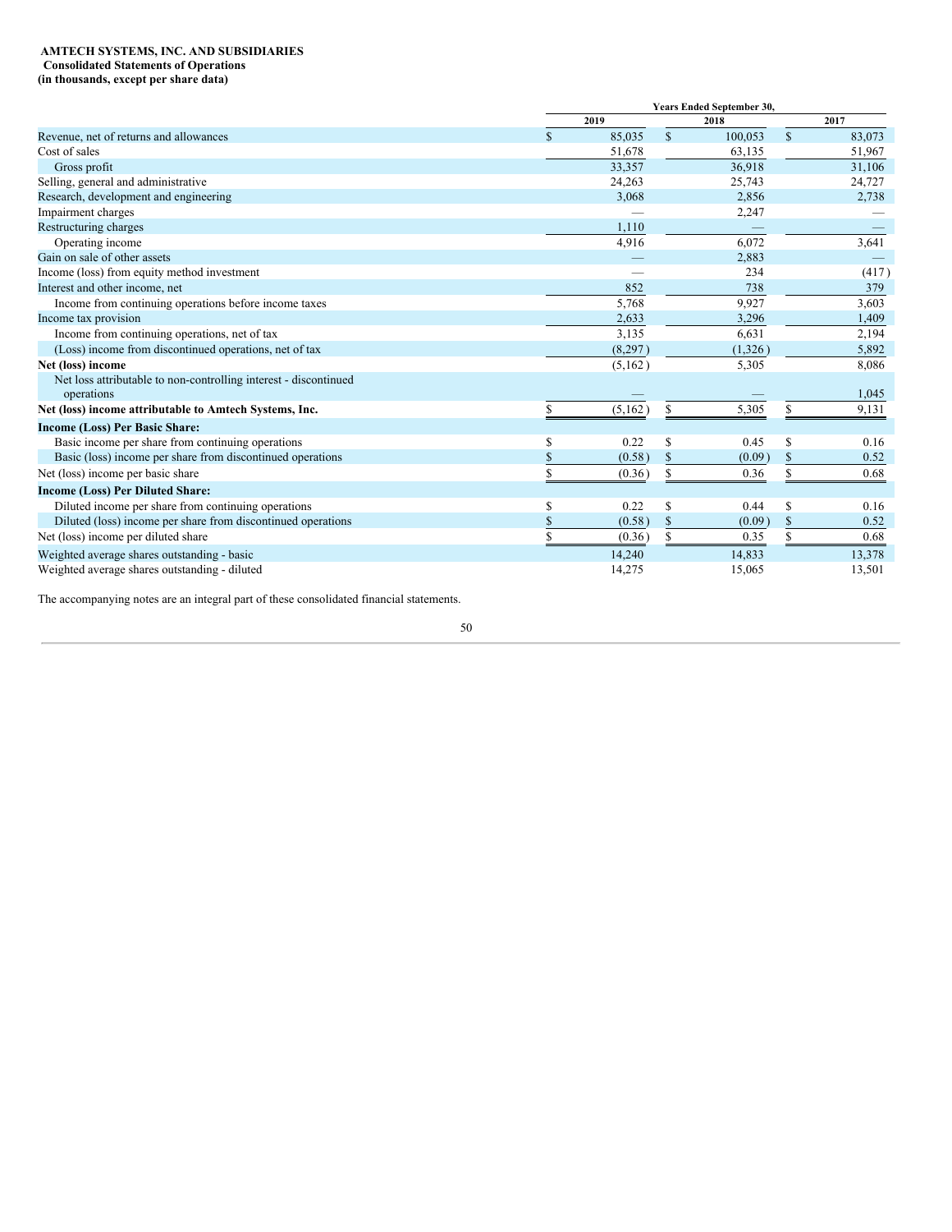**AMTECH SYSTEMS, INC. AND SUBSIDIARIES**
**Consolidated Statements of Operations**
**(in thousands, except per share data)**

| | Years Ended September 30, | | |
|---|---|---|---|
| | 2019 | 2018 | 2017 |
| Revenue, net of returns and allowances | $ 85,035 | $ 100,053 | $ 83,073 |
| Cost of sales | 51,678 | 63,135 | 51,967 |
| Gross profit | 33,357 | 36,918 | 31,106 |
| Selling, general and administrative | 24,263 | 25,743 | 24,727 |
| Research, development and engineering | 3,068 | 2,856 | 2,738 |
| Impairment charges | — | 2,247 | — |
| Restructuring charges | 1,110 | — | — |
| Operating income | 4,916 | 6,072 | 3,641 |
| Gain on sale of other assets | — | 2,883 | — |
| Income (loss) from equity method investment | — | 234 | (417) |
| Interest and other income, net | 852 | 738 | 379 |
| Income from continuing operations before income taxes | 5,768 | 9,927 | 3,603 |
| Income tax provision | 2,633 | 3,296 | 1,409 |
| Income from continuing operations, net of tax | 3,135 | 6,631 | 2,194 |
| (Loss) income from discontinued operations, net of tax | (8,297) | (1,326) | 5,892 |
| **Net (loss) income** | (5,162) | 5,305 | 8,086 |
| Net loss attributable to non-controlling interest - discontinued operations | — | — | 1,045 |
| **Net (loss) income attributable to Amtech Systems, Inc.** | $ (5,162) | $ 5,305 | $ 9,131 |
| **Income (Loss) Per Basic Share:** | | | |
| Basic income per share from continuing operations | $ 0.22 | $ 0.45 | $ 0.16 |
| Basic (loss) income per share from discontinued operations | $ (0.58) | $ (0.09) | $ 0.52 |
| Net (loss) income per basic share | $ (0.36) | $ 0.36 | $ 0.68 |
| **Income (Loss) Per Diluted Share:** | | | |
| Diluted income per share from continuing operations | $ 0.22 | $ 0.44 | $ 0.16 |
| Diluted (loss) income per share from discontinued operations | $ (0.58) | $ (0.09) | $ 0.52 |
| Net (loss) income per diluted share | $ (0.36) | $ 0.35 | $ 0.68 |
| Weighted average shares outstanding - basic | 14,240 | 14,833 | 13,378 |
| Weighted average shares outstanding - diluted | 14,275 | 15,065 | 13,501 |

The accompanying notes are an integral part of these consolidated financial statements.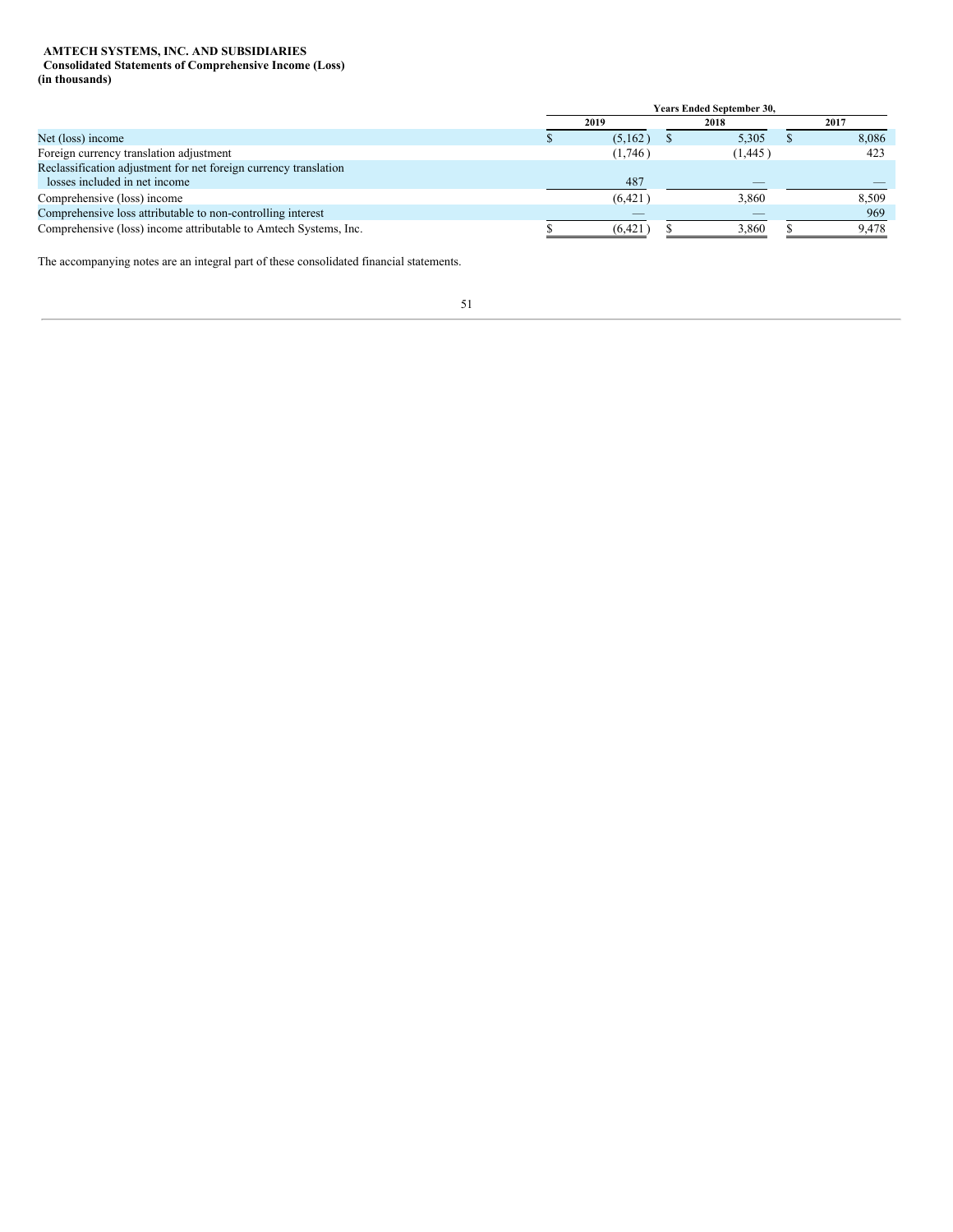**AMTECH SYSTEMS, INC. AND SUBSIDIARIES**
**Consolidated Statements of Comprehensive Income (Loss)**
**(in thousands)**

| | Years Ended September 30, | | |
|---|---|---|---|
| | 2019 | 2018 | 2017 |
| Net (loss) income | $ (5,162) | $ 5,305 | $ 8,086 |
| Foreign currency translation adjustment | (1,746) | (1,445) | 423 |
| Reclassification adjustment for net foreign currency translation losses included in net income | 487 | — | — |
| Comprehensive (loss) income | (6,421) | 3,860 | 8,509 |
| Comprehensive loss attributable to non-controlling interest | — | — | 969 |
| Comprehensive (loss) income attributable to Amtech Systems, Inc. | $ (6,421) | $ 3,860 | $ 9,478 |

The accompanying notes are an integral part of these consolidated financial statements.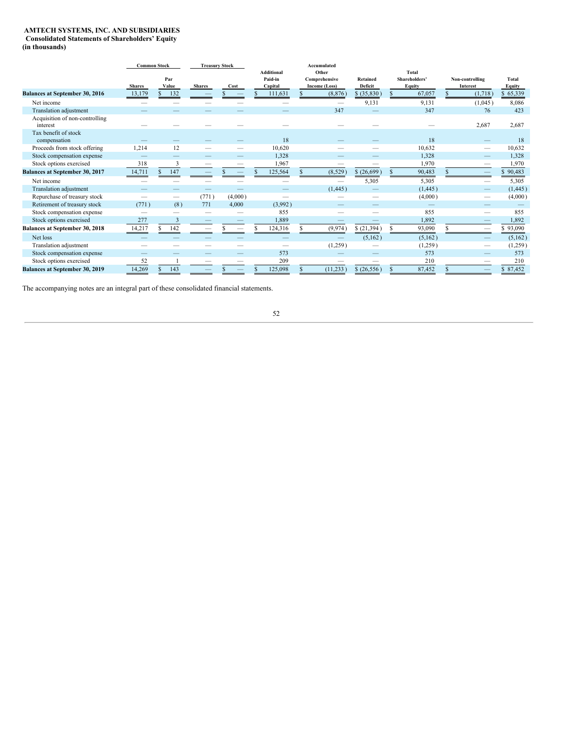**AMTECH SYSTEMS, INC. AND SUBSIDIARIES**
**Consolidated Statements of Shareholders' Equity**
**(in thousands)**

| | Common Stock | | Treasury Stock | | | Accumulated | | | | |
|---|---|---|---|---|---|---|---|---|---|---|
| | Shares | Par Value | Shares | Cost | Additional Paid-in Capital | Other Comprehensive Income (Loss) | Retained Deficit | Total Shareholders' Equity | Non-controlling Interest | Total Equity |
| **Balances at September 30, 2016** | 13,179 | $ 132 | — | $ — | $ 111,631 | $ (8,876) | $ (35,830) | $ 67,057 | $ (1,718) | $ 65,339 |
| Net income | — | — | — | — | — | — | 9,131 | 9,131 | (1,045) | 8,086 |
| Translation adjustment | — | — | — | — | — | 347 | — | 347 | 76 | 423 |
| Acquisition of non-controlling interest | — | — | — | — | — | — | — | — | 2,687 | 2,687 |
| Tax benefit of stock compensation | — | — | — | — | 18 | — | — | 18 | — | 18 |
| Proceeds from stock offering | 1,214 | 12 | — | — | 10,620 | — | — | 10,632 | — | 10,632 |
| Stock compensation expense | — | — | — | — | 1,328 | — | — | 1,328 | — | 1,328 |
| Stock options exercised | 318 | 3 | — | — | 1,967 | — | — | 1,970 | — | 1,970 |
| **Balances at September 30, 2017** | 14,711 | $ 147 | — | $ — | $ 125,564 | $ (8,529) | $ (26,699) | $ 90,483 | $ — | $ 90,483 |
| Net income | — | — | — | — | — | — | 5,305 | 5,305 | — | 5,305 |
| Translation adjustment | — | — | — | — | — | (1,445) | — | (1,445) | — | (1,445) |
| Repurchase of treasury stock | — | — | (771) | (4,000) | — | — | — | (4,000) | — | (4,000) |
| Retirement of treasury stock | (771) | (8) | 771 | 4,000 | (3,992) | — | — | — | — | — |
| Stock compensation expense | — | — | — | — | 855 | — | — | 855 | — | 855 |
| Stock options exercised | 277 | 3 | — | — | 1,889 | — | — | 1,892 | — | 1,892 |
| **Balances at September 30, 2018** | 14,217 | $ 142 | — | $ — | $ 124,316 | $ (9,974) | $ (21,394) | $ 93,090 | $ — | $ 93,090 |
| Net loss | — | — | — | — | — | — | (5,162) | (5,162) | — | (5,162) |
| Translation adjustment | — | — | — | — | — | (1,259) | — | (1,259) | — | (1,259) |
| Stock compensation expense | — | — | — | — | 573 | — | — | 573 | — | 573 |
| Stock options exercised | 52 | 1 | — | — | 209 | — | — | 210 | — | 210 |
| **Balances at September 30, 2019** | 14,269 | $ 143 | — | $ — | $ 125,098 | $ (11,233) | $ (26,556) | $ 87,452 | $ — | $ 87,452 |

The accompanying notes are an integral part of these consolidated financial statements.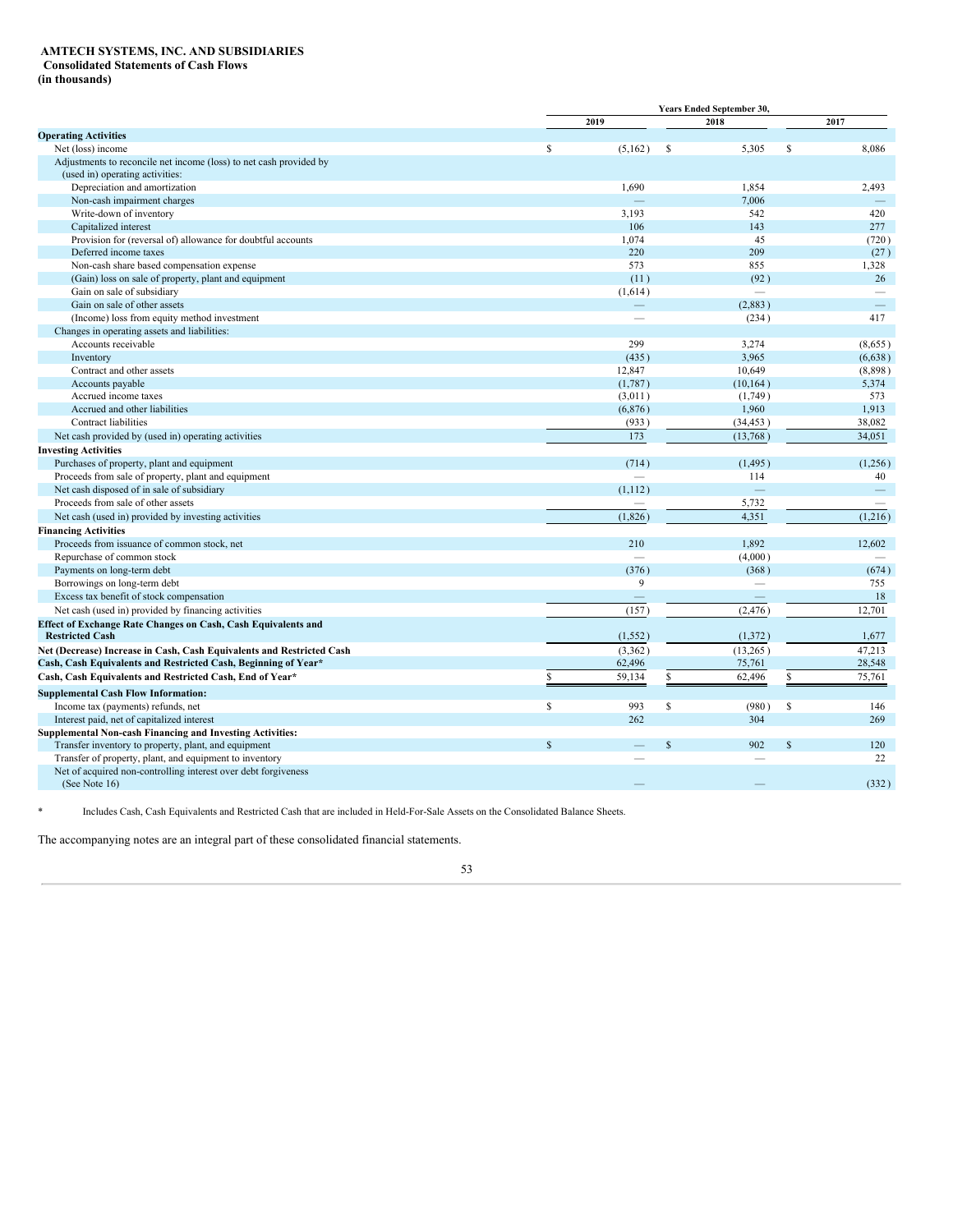**AMTECH SYSTEMS, INC. AND SUBSIDIARIES**
**Consolidated Statements of Cash Flows**
**(in thousands)**

| | Years Ended September 30, | | |
|---|---|---|---|
| | 2019 | 2018 | 2017 |
| **Operating Activities** | | | |
| Net (loss) income | $ (5,162) | $ 5,305 | $ 8,086 |
| Adjustments to reconcile net income (loss) to net cash provided by (used in) operating activities: | | | |
| Depreciation and amortization | 1,690 | 1,854 | 2,493 |
| Non-cash impairment charges | — | 7,006 | — |
| Write-down of inventory | 3,193 | 542 | 420 |
| Capitalized interest | 106 | 143 | 277 |
| Provision for (reversal of) allowance for doubtful accounts | 1,074 | 45 | (720) |
| Deferred income taxes | 220 | 209 | (27) |
| Non-cash share based compensation expense | 573 | 855 | 1,328 |
| (Gain) loss on sale of property, plant and equipment | (11) | (92) | 26 |
| Gain on sale of subsidiary | (1,614) | — | — |
| Gain on sale of other assets | — | (2,883) | — |
| (Income) loss from equity method investment | — | (234) | 417 |
| Changes in operating assets and liabilities: | | | |
| Accounts receivable | 299 | 3,274 | (8,655) |
| Inventory | (435) | 3,965 | (6,638) |
| Contract and other assets | 12,847 | 10,649 | (8,898) |
| Accounts payable | (1,787) | (10,164) | 5,374 |
| Accrued income taxes | (3,011) | (1,749) | 573 |
| Accrued and other liabilities | (6,876) | 1,960 | 1,913 |
| Contract liabilities | (933) | (34,453) | 38,082 |
| Net cash provided by (used in) operating activities | 173 | (13,768) | 34,051 |
| **Investing Activities** | | | |
| Purchases of property, plant and equipment | (714) | (1,495) | (1,256) |
| Proceeds from sale of property, plant and equipment | — | 114 | 40 |
| Net cash disposed of in sale of subsidiary | (1,112) | — | — |
| Proceeds from sale of other assets | — | 5,732 | — |
| Net cash (used in) provided by investing activities | (1,826) | 4,351 | (1,216) |
| **Financing Activities** | | | |
| Proceeds from issuance of common stock, net | 210 | 1,892 | 12,602 |
| Repurchase of common stock | — | (4,000) | — |
| Payments on long-term debt | (376) | (368) | (674) |
| Borrowings on long-term debt | 9 | — | 755 |
| Excess tax benefit of stock compensation | — | — | 18 |
| Net cash (used in) provided by financing activities | (157) | (2,476) | 12,701 |
| **Effect of Exchange Rate Changes on Cash, Cash Equivalents and Restricted Cash** | (1,552) | (1,372) | 1,677 |
| **Net (Decrease) Increase in Cash, Cash Equivalents and Restricted Cash** | (3,362) | (13,265) | 47,213 |
| **Cash, Cash Equivalents and Restricted Cash, Beginning of Year*** | 62,496 | 75,761 | 28,548 |
| **Cash, Cash Equivalents and Restricted Cash, End of Year*** | $ 59,134 | $ 62,496 | $ 75,761 |
| **Supplemental Cash Flow Information:** | | | |
| Income tax (payments) refunds, net | $ 993 | $ (980) | $ 146 |
| Interest paid, net of capitalized interest | 262 | 304 | 269 |
| **Supplemental Non-cash Financing and Investing Activities:** | | | |
| Transfer inventory to property, plant, and equipment | $ — | $ 902 | $ 120 |
| Transfer of property, plant, and equipment to inventory | — | — | 22 |
| Net of acquired non-controlling interest over debt forgiveness (See Note 16) | — | — | (332) |

\* Includes Cash, Cash Equivalents and Restricted Cash that are included in Held-For-Sale Assets on the Consolidated Balance Sheets.

The accompanying notes are an integral part of these consolidated financial statements.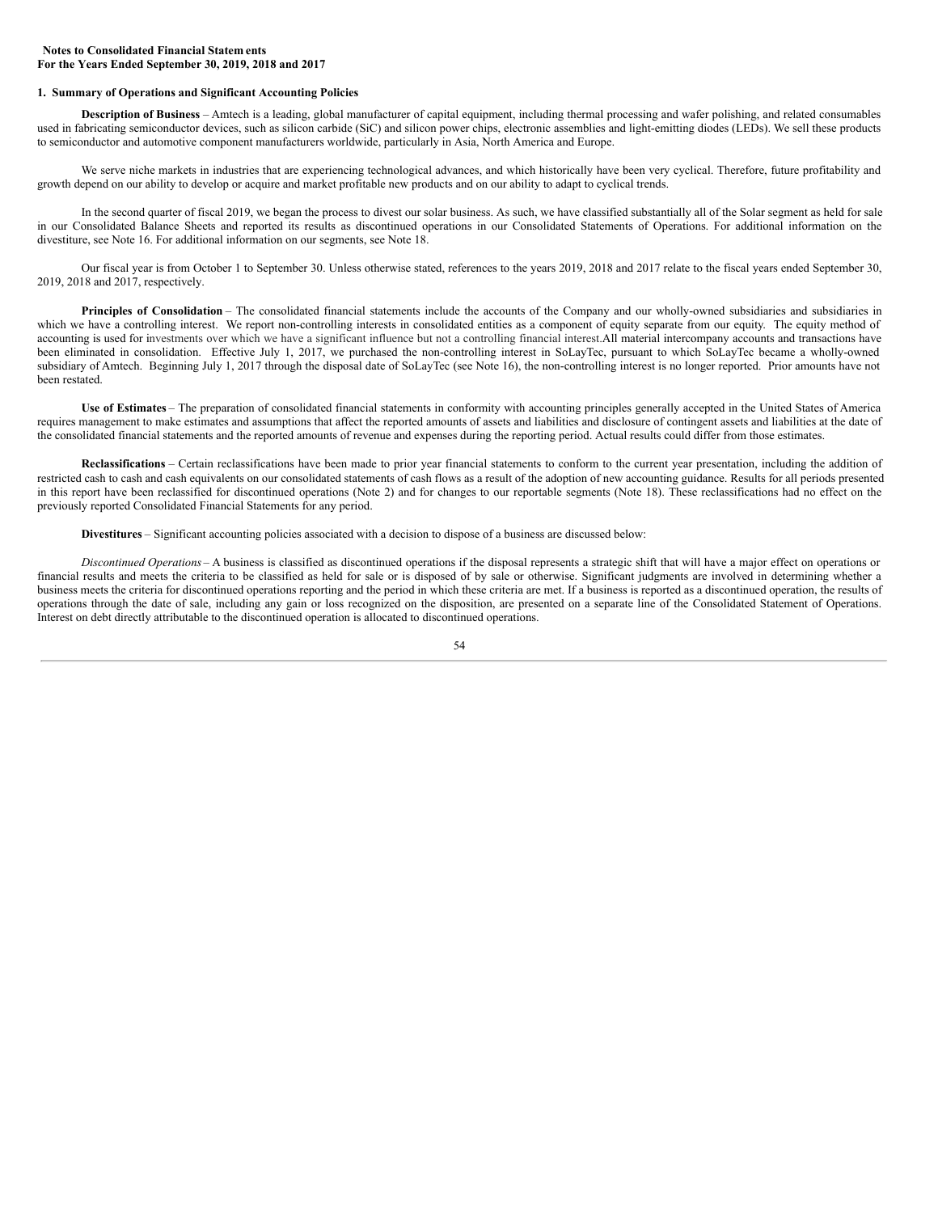**Notes to Consolidated Financial Statements**
**For the Years Ended September 30, 2019, 2018 and 2017**

## 1. Summary of Operations and Significant Accounting Policies

**Description of Business** – Amtech is a leading, global manufacturer of capital equipment, including thermal processing and wafer polishing, and related consumables used in fabricating semiconductor devices, such as silicon carbide (SiC) and silicon power chips, electronic assemblies and light-emitting diodes (LEDs). We sell these products to semiconductor and automotive component manufacturers worldwide, particularly in Asia, North America and Europe.

We serve niche markets in industries that are experiencing technological advances, and which historically have been very cyclical. Therefore, future profitability and growth depend on our ability to develop or acquire and market profitable new products and on our ability to adapt to cyclical trends.

In the second quarter of fiscal 2019, we began the process to divest our solar business. As such, we have classified substantially all of the Solar segment as held for sale in our Consolidated Balance Sheets and reported its results as discontinued operations in our Consolidated Statements of Operations. For additional information on the divestiture, see Note 16. For additional information on our segments, see Note 18.

Our fiscal year is from October 1 to September 30. Unless otherwise stated, references to the years 2019, 2018 and 2017 relate to the fiscal years ended September 30, 2019, 2018 and 2017, respectively.

**Principles of Consolidation** – The consolidated financial statements include the accounts of the Company and our wholly-owned subsidiaries and subsidiaries in which we have a controlling interest. We report non-controlling interests in consolidated entities as a component of equity separate from our equity. The equity method of accounting is used for investments over which we have a significant influence but not a controlling financial interest.All material intercompany accounts and transactions have been eliminated in consolidation. Effective July 1, 2017, we purchased the non-controlling interest in SoLayTec, pursuant to which SoLayTec became a wholly-owned subsidiary of Amtech. Beginning July 1, 2017 through the disposal date of SoLayTec (see Note 16), the non-controlling interest is no longer reported. Prior amounts have not been restated.

**Use of Estimates** – The preparation of consolidated financial statements in conformity with accounting principles generally accepted in the United States of America requires management to make estimates and assumptions that affect the reported amounts of assets and liabilities and disclosure of contingent assets and liabilities at the date of the consolidated financial statements and the reported amounts of revenue and expenses during the reporting period. Actual results could differ from those estimates.

**Reclassifications** – Certain reclassifications have been made to prior year financial statements to conform to the current year presentation, including the addition of restricted cash to cash and cash equivalents on our consolidated statements of cash flows as a result of the adoption of new accounting guidance. Results for all periods presented in this report have been reclassified for discontinued operations (Note 2) and for changes to our reportable segments (Note 18). These reclassifications had no effect on the previously reported Consolidated Financial Statements for any period.

**Divestitures** – Significant accounting policies associated with a decision to dispose of a business are discussed below:

*Discontinued Operations* – A business is classified as discontinued operations if the disposal represents a strategic shift that will have a major effect on operations or financial results and meets the criteria to be classified as held for sale or is disposed of by sale or otherwise. Significant judgments are involved in determining whether a business meets the criteria for discontinued operations reporting and the period in which these criteria are met. If a business is reported as a discontinued operation, the results of operations through the date of sale, including any gain or loss recognized on the disposition, are presented on a separate line of the Consolidated Statement of Operations. Interest on debt directly attributable to the discontinued operation is allocated to discontinued operations.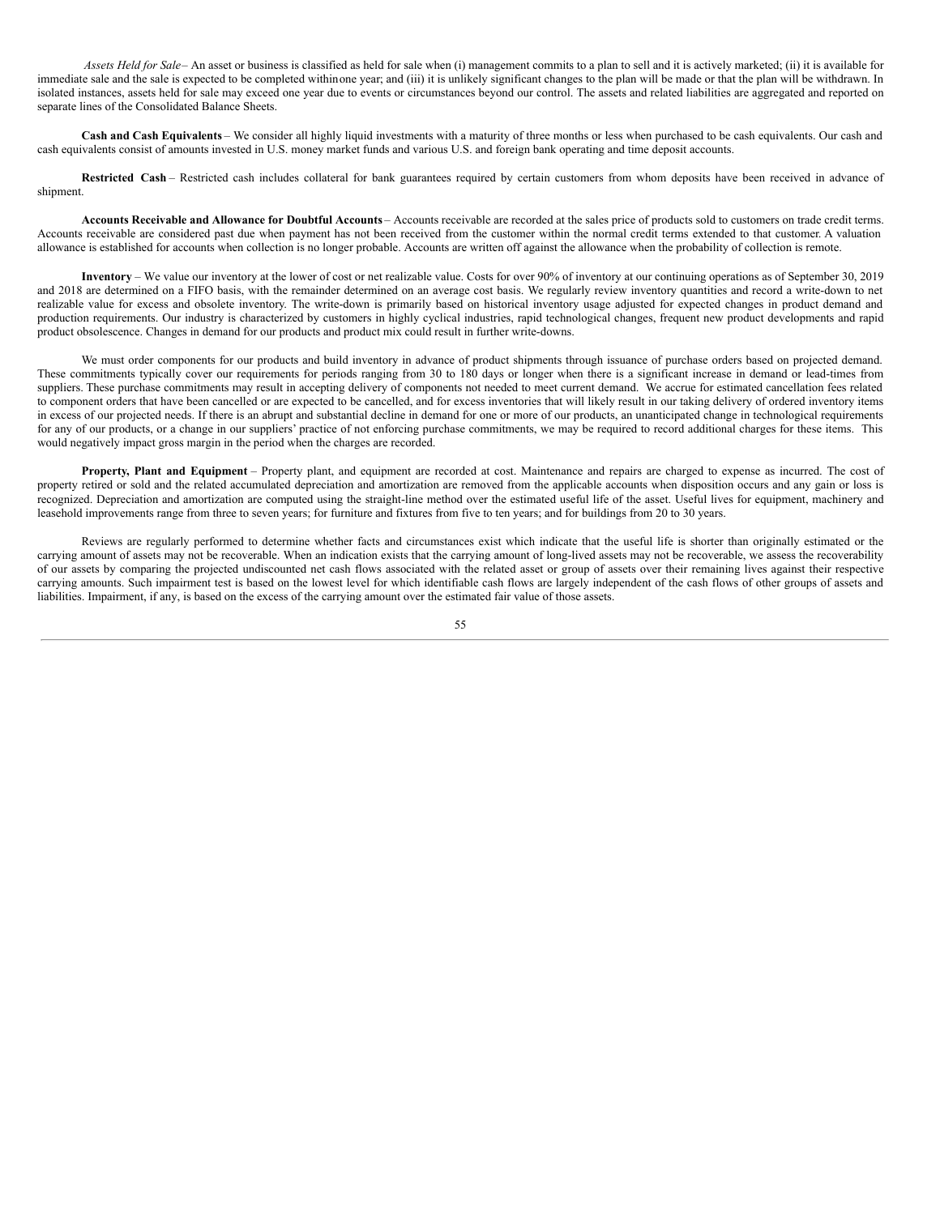*Assets Held for Sale*– An asset or business is classified as held for sale when (i) management commits to a plan to sell and it is actively marketed; (ii) it is available for immediate sale and the sale is expected to be completed withinone year; and (iii) it is unlikely significant changes to the plan will be made or that the plan will be withdrawn. In isolated instances, assets held for sale may exceed one year due to events or circumstances beyond our control. The assets and related liabilities are aggregated and reported on separate lines of the Consolidated Balance Sheets.

**Cash and Cash Equivalents** – We consider all highly liquid investments with a maturity of three months or less when purchased to be cash equivalents. Our cash and cash equivalents consist of amounts invested in U.S. money market funds and various U.S. and foreign bank operating and time deposit accounts.

**Restricted Cash** – Restricted cash includes collateral for bank guarantees required by certain customers from whom deposits have been received in advance of shipment.

**Accounts Receivable and Allowance for Doubtful Accounts** – Accounts receivable are recorded at the sales price of products sold to customers on trade credit terms. Accounts receivable are considered past due when payment has not been received from the customer within the normal credit terms extended to that customer. A valuation allowance is established for accounts when collection is no longer probable. Accounts are written off against the allowance when the probability of collection is remote.

**Inventory** – We value our inventory at the lower of cost or net realizable value. Costs for over 90% of inventory at our continuing operations as of September 30, 2019 and 2018 are determined on a FIFO basis, with the remainder determined on an average cost basis. We regularly review inventory quantities and record a write-down to net realizable value for excess and obsolete inventory. The write-down is primarily based on historical inventory usage adjusted for expected changes in product demand and production requirements. Our industry is characterized by customers in highly cyclical industries, rapid technological changes, frequent new product developments and rapid product obsolescence. Changes in demand for our products and product mix could result in further write-downs.

We must order components for our products and build inventory in advance of product shipments through issuance of purchase orders based on projected demand. These commitments typically cover our requirements for periods ranging from 30 to 180 days or longer when there is a significant increase in demand or lead-times from suppliers. These purchase commitments may result in accepting delivery of components not needed to meet current demand. We accrue for estimated cancellation fees related to component orders that have been cancelled or are expected to be cancelled, and for excess inventories that will likely result in our taking delivery of ordered inventory items in excess of our projected needs. If there is an abrupt and substantial decline in demand for one or more of our products, an unanticipated change in technological requirements for any of our products, or a change in our suppliers' practice of not enforcing purchase commitments, we may be required to record additional charges for these items. This would negatively impact gross margin in the period when the charges are recorded.

**Property, Plant and Equipment** – Property plant, and equipment are recorded at cost. Maintenance and repairs are charged to expense as incurred. The cost of property retired or sold and the related accumulated depreciation and amortization are removed from the applicable accounts when disposition occurs and any gain or loss is recognized. Depreciation and amortization are computed using the straight-line method over the estimated useful life of the asset. Useful lives for equipment, machinery and leasehold improvements range from three to seven years; for furniture and fixtures from five to ten years; and for buildings from 20 to 30 years.

Reviews are regularly performed to determine whether facts and circumstances exist which indicate that the useful life is shorter than originally estimated or the carrying amount of assets may not be recoverable. When an indication exists that the carrying amount of long-lived assets may not be recoverable, we assess the recoverability of our assets by comparing the projected undiscounted net cash flows associated with the related asset or group of assets over their remaining lives against their respective carrying amounts. Such impairment test is based on the lowest level for which identifiable cash flows are largely independent of the cash flows of other groups of assets and liabilities. Impairment, if any, is based on the excess of the carrying amount over the estimated fair value of those assets.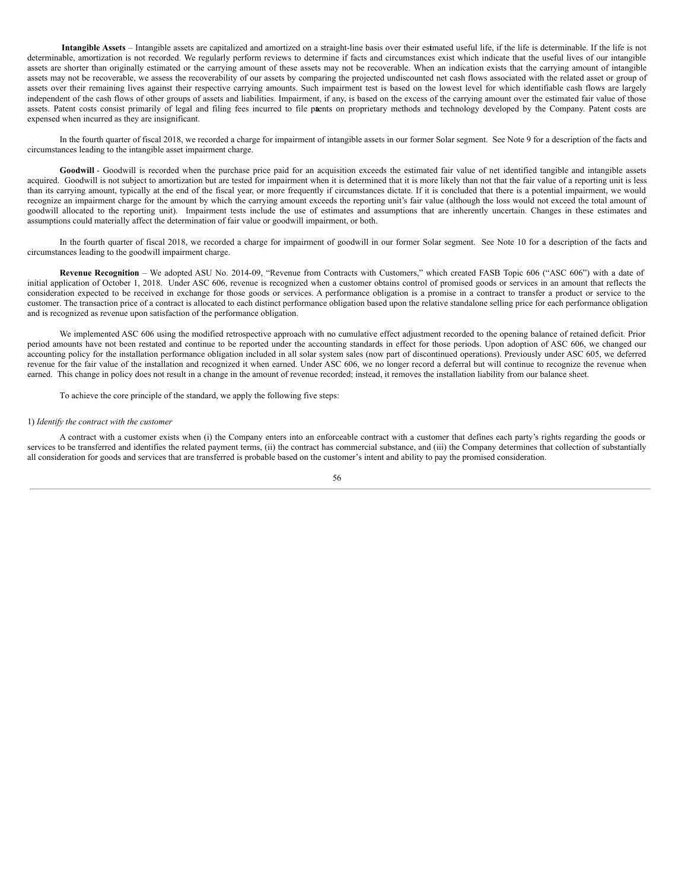**Intangible Assets** – Intangible assets are capitalized and amortized on a straight-line basis over their estimated useful life, if the life is determinable. If the life is not determinable, amortization is not recorded. We regularly perform reviews to determine if facts and circumstances exist which indicate that the useful lives of our intangible assets are shorter than originally estimated or the carrying amount of these assets may not be recoverable. When an indication exists that the carrying amount of intangible assets may not be recoverable, we assess the recoverability of our assets by comparing the projected undiscounted net cash flows associated with the related asset or group of assets over their remaining lives against their respective carrying amounts. Such impairment test is based on the lowest level for which identifiable cash flows are largely independent of the cash flows of other groups of assets and liabilities. Impairment, if any, is based on the excess of the carrying amount over the estimated fair value of those assets. Patent costs consist primarily of legal and filing fees incurred to file patents on proprietary methods and technology developed by the Company. Patent costs are expensed when incurred as they are insignificant.

In the fourth quarter of fiscal 2018, we recorded a charge for impairment of intangible assets in our former Solar segment. See Note 9 for a description of the facts and circumstances leading to the intangible asset impairment charge.

**Goodwill** - Goodwill is recorded when the purchase price paid for an acquisition exceeds the estimated fair value of net identified tangible and intangible assets acquired. Goodwill is not subject to amortization but are tested for impairment when it is determined that it is more likely than not that the fair value of a reporting unit is less than its carrying amount, typically at the end of the fiscal year, or more frequently if circumstances dictate. If it is concluded that there is a potential impairment, we would recognize an impairment charge for the amount by which the carrying amount exceeds the reporting unit's fair value (although the loss would not exceed the total amount of goodwill allocated to the reporting unit). Impairment tests include the use of estimates and assumptions that are inherently uncertain. Changes in these estimates and assumptions could materially affect the determination of fair value or goodwill impairment, or both.

In the fourth quarter of fiscal 2018, we recorded a charge for impairment of goodwill in our former Solar segment. See Note 10 for a description of the facts and circumstances leading to the goodwill impairment charge.

**Revenue Recognition** – We adopted ASU No. 2014-09, "Revenue from Contracts with Customers," which created FASB Topic 606 ("ASC 606") with a date of initial application of October 1, 2018. Under ASC 606, revenue is recognized when a customer obtains control of promised goods or services in an amount that reflects the consideration expected to be received in exchange for those goods or services. A performance obligation is a promise in a contract to transfer a product or service to the customer. The transaction price of a contract is allocated to each distinct performance obligation based upon the relative standalone selling price for each performance obligation and is recognized as revenue upon satisfaction of the performance obligation.

We implemented ASC 606 using the modified retrospective approach with no cumulative effect adjustment recorded to the opening balance of retained deficit. Prior period amounts have not been restated and continue to be reported under the accounting standards in effect for those periods. Upon adoption of ASC 606, we changed our accounting policy for the installation performance obligation included in all solar system sales (now part of discontinued operations). Previously under ASC 605, we deferred revenue for the fair value of the installation and recognized it when earned. Under ASC 606, we no longer record a deferral but will continue to recognize the revenue when earned. This change in policy does not result in a change in the amount of revenue recorded; instead, it removes the installation liability from our balance sheet.

To achieve the core principle of the standard, we apply the following five steps:

1) *Identify the contract with the customer*

A contract with a customer exists when (i) the Company enters into an enforceable contract with a customer that defines each party's rights regarding the goods or services to be transferred and identifies the related payment terms, (ii) the contract has commercial substance, and (iii) the Company determines that collection of substantially all consideration for goods and services that are transferred is probable based on the customer's intent and ability to pay the promised consideration.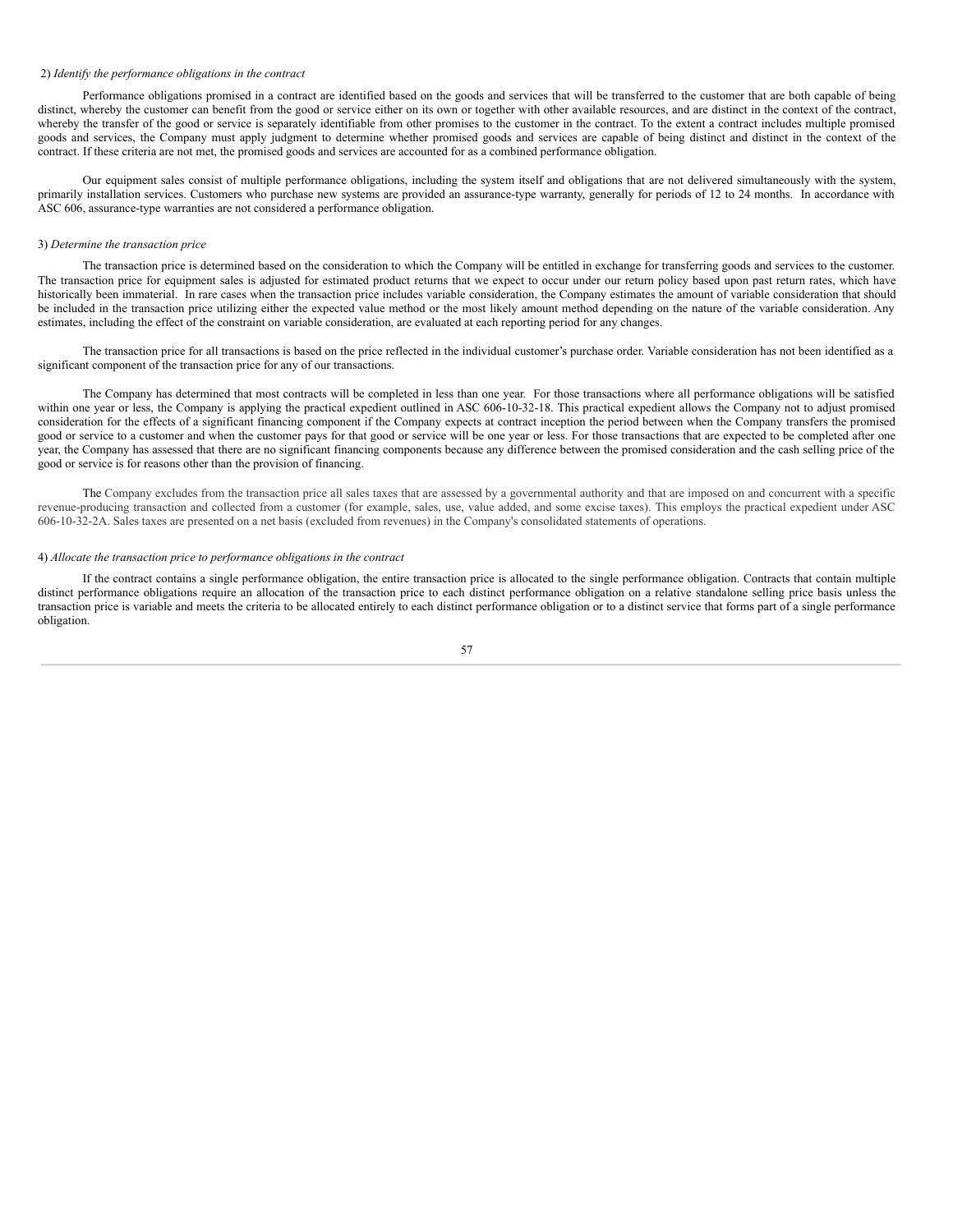2) *Identify the performance obligations in the contract*

Performance obligations promised in a contract are identified based on the goods and services that will be transferred to the customer that are both capable of being distinct, whereby the customer can benefit from the good or service either on its own or together with other available resources, and are distinct in the context of the contract, whereby the transfer of the good or service is separately identifiable from other promises to the customer in the contract. To the extent a contract includes multiple promised goods and services, the Company must apply judgment to determine whether promised goods and services are capable of being distinct and distinct in the context of the contract. If these criteria are not met, the promised goods and services are accounted for as a combined performance obligation.

Our equipment sales consist of multiple performance obligations, including the system itself and obligations that are not delivered simultaneously with the system, primarily installation services. Customers who purchase new systems are provided an assurance-type warranty, generally for periods of 12 to 24 months. In accordance with ASC 606, assurance-type warranties are not considered a performance obligation.

3) *Determine the transaction price*

The transaction price is determined based on the consideration to which the Company will be entitled in exchange for transferring goods and services to the customer. The transaction price for equipment sales is adjusted for estimated product returns that we expect to occur under our return policy based upon past return rates, which have historically been immaterial. In rare cases when the transaction price includes variable consideration, the Company estimates the amount of variable consideration that should be included in the transaction price utilizing either the expected value method or the most likely amount method depending on the nature of the variable consideration. Any estimates, including the effect of the constraint on variable consideration, are evaluated at each reporting period for any changes.

The transaction price for all transactions is based on the price reflected in the individual customer's purchase order. Variable consideration has not been identified as a significant component of the transaction price for any of our transactions.

The Company has determined that most contracts will be completed in less than one year. For those transactions where all performance obligations will be satisfied within one year or less, the Company is applying the practical expedient outlined in ASC 606-10-32-18. This practical expedient allows the Company not to adjust promised consideration for the effects of a significant financing component if the Company expects at contract inception the period between when the Company transfers the promised good or service to a customer and when the customer pays for that good or service will be one year or less. For those transactions that are expected to be completed after one year, the Company has assessed that there are no significant financing components because any difference between the promised consideration and the cash selling price of the good or service is for reasons other than the provision of financing.

The Company excludes from the transaction price all sales taxes that are assessed by a governmental authority and that are imposed on and concurrent with a specific revenue-producing transaction and collected from a customer (for example, sales, use, value added, and some excise taxes). This employs the practical expedient under ASC 606-10-32-2A. Sales taxes are presented on a net basis (excluded from revenues) in the Company's consolidated statements of operations.

4) *Allocate the transaction price to performance obligations in the contract*

If the contract contains a single performance obligation, the entire transaction price is allocated to the single performance obligation. Contracts that contain multiple distinct performance obligations require an allocation of the transaction price to each distinct performance obligation on a relative standalone selling price basis unless the transaction price is variable and meets the criteria to be allocated entirely to each distinct performance obligation or to a distinct service that forms part of a single performance obligation.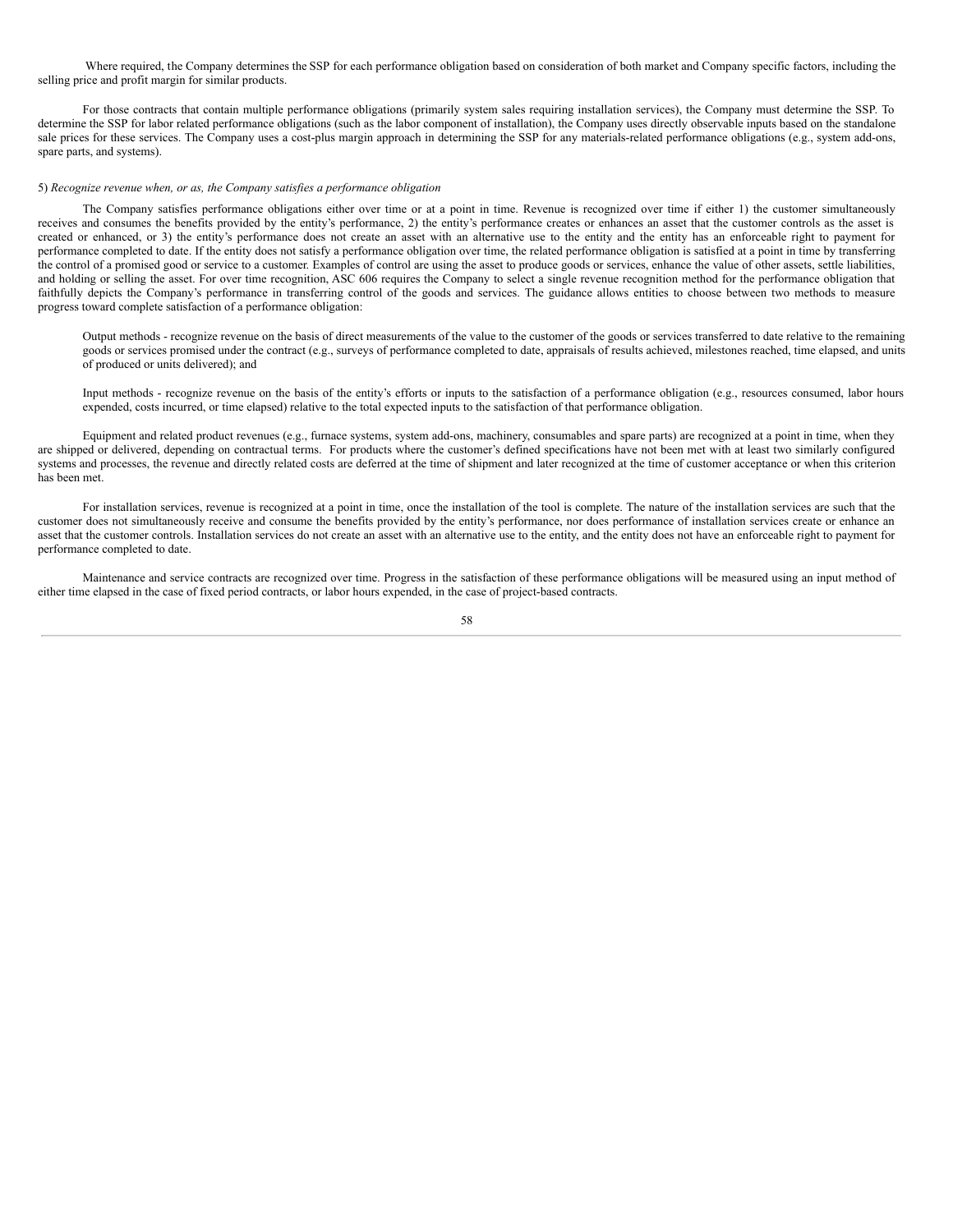Where required, the Company determines the SSP for each performance obligation based on consideration of both market and Company specific factors, including the selling price and profit margin for similar products.

For those contracts that contain multiple performance obligations (primarily system sales requiring installation services), the Company must determine the SSP. To determine the SSP for labor related performance obligations (such as the labor component of installation), the Company uses directly observable inputs based on the standalone sale prices for these services. The Company uses a cost-plus margin approach in determining the SSP for any materials-related performance obligations (e.g., system add-ons, spare parts, and systems).

5) *Recognize revenue when, or as, the Company satisfies a performance obligation*

The Company satisfies performance obligations either over time or at a point in time. Revenue is recognized over time if either 1) the customer simultaneously receives and consumes the benefits provided by the entity's performance, 2) the entity's performance creates or enhances an asset that the customer controls as the asset is created or enhanced, or 3) the entity's performance does not create an asset with an alternative use to the entity and the entity has an enforceable right to payment for performance completed to date. If the entity does not satisfy a performance obligation over time, the related performance obligation is satisfied at a point in time by transferring the control of a promised good or service to a customer. Examples of control are using the asset to produce goods or services, enhance the value of other assets, settle liabilities, and holding or selling the asset. For over time recognition, ASC 606 requires the Company to select a single revenue recognition method for the performance obligation that faithfully depicts the Company's performance in transferring control of the goods and services. The guidance allows entities to choose between two methods to measure progress toward complete satisfaction of a performance obligation:

Output methods - recognize revenue on the basis of direct measurements of the value to the customer of the goods or services transferred to date relative to the remaining goods or services promised under the contract (e.g., surveys of performance completed to date, appraisals of results achieved, milestones reached, time elapsed, and units of produced or units delivered); and

Input methods - recognize revenue on the basis of the entity's efforts or inputs to the satisfaction of a performance obligation (e.g., resources consumed, labor hours expended, costs incurred, or time elapsed) relative to the total expected inputs to the satisfaction of that performance obligation.

Equipment and related product revenues (e.g., furnace systems, system add-ons, machinery, consumables and spare parts) are recognized at a point in time, when they are shipped or delivered, depending on contractual terms. For products where the customer's defined specifications have not been met with at least two similarly configured systems and processes, the revenue and directly related costs are deferred at the time of shipment and later recognized at the time of customer acceptance or when this criterion has been met.

For installation services, revenue is recognized at a point in time, once the installation of the tool is complete. The nature of the installation services are such that the customer does not simultaneously receive and consume the benefits provided by the entity's performance, nor does performance of installation services create or enhance an asset that the customer controls. Installation services do not create an asset with an alternative use to the entity, and the entity does not have an enforceable right to payment for performance completed to date.

Maintenance and service contracts are recognized over time. Progress in the satisfaction of these performance obligations will be measured using an input method of either time elapsed in the case of fixed period contracts, or labor hours expended, in the case of project-based contracts.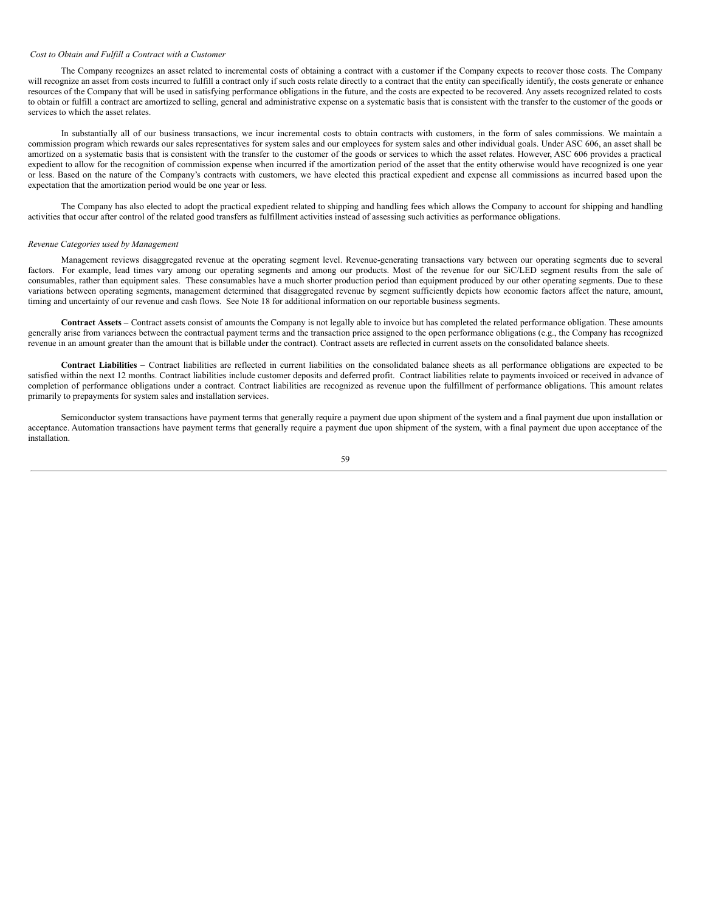*Cost to Obtain and Fulfill a Contract with a Customer*

The Company recognizes an asset related to incremental costs of obtaining a contract with a customer if the Company expects to recover those costs. The Company will recognize an asset from costs incurred to fulfill a contract only if such costs relate directly to a contract that the entity can specifically identify, the costs generate or enhance resources of the Company that will be used in satisfying performance obligations in the future, and the costs are expected to be recovered. Any assets recognized related to costs to obtain or fulfill a contract are amortized to selling, general and administrative expense on a systematic basis that is consistent with the transfer to the customer of the goods or services to which the asset relates.

In substantially all of our business transactions, we incur incremental costs to obtain contracts with customers, in the form of sales commissions. We maintain a commission program which rewards our sales representatives for system sales and our employees for system sales and other individual goals. Under ASC 606, an asset shall be amortized on a systematic basis that is consistent with the transfer to the customer of the goods or services to which the asset relates. However, ASC 606 provides a practical expedient to allow for the recognition of commission expense when incurred if the amortization period of the asset that the entity otherwise would have recognized is one year or less. Based on the nature of the Company's contracts with customers, we have elected this practical expedient and expense all commissions as incurred based upon the expectation that the amortization period would be one year or less.

The Company has also elected to adopt the practical expedient related to shipping and handling fees which allows the Company to account for shipping and handling activities that occur after control of the related good transfers as fulfillment activities instead of assessing such activities as performance obligations.

*Revenue Categories used by Management*

Management reviews disaggregated revenue at the operating segment level. Revenue-generating transactions vary between our operating segments due to several factors. For example, lead times vary among our operating segments and among our products. Most of the revenue for our SiC/LED segment results from the sale of consumables, rather than equipment sales. These consumables have a much shorter production period than equipment produced by our other operating segments. Due to these variations between operating segments, management determined that disaggregated revenue by segment sufficiently depicts how economic factors affect the nature, amount, timing and uncertainty of our revenue and cash flows. See Note 18 for additional information on our reportable business segments.

**Contract Assets –** Contract assets consist of amounts the Company is not legally able to invoice but has completed the related performance obligation. These amounts generally arise from variances between the contractual payment terms and the transaction price assigned to the open performance obligations (e.g., the Company has recognized revenue in an amount greater than the amount that is billable under the contract). Contract assets are reflected in current assets on the consolidated balance sheets.

**Contract Liabilities –** Contract liabilities are reflected in current liabilities on the consolidated balance sheets as all performance obligations are expected to be satisfied within the next 12 months. Contract liabilities include customer deposits and deferred profit. Contract liabilities relate to payments invoiced or received in advance of completion of performance obligations under a contract. Contract liabilities are recognized as revenue upon the fulfillment of performance obligations. This amount relates primarily to prepayments for system sales and installation services.

Semiconductor system transactions have payment terms that generally require a payment due upon shipment of the system and a final payment due upon installation or acceptance. Automation transactions have payment terms that generally require a payment due upon shipment of the system, with a final payment due upon acceptance of the installation.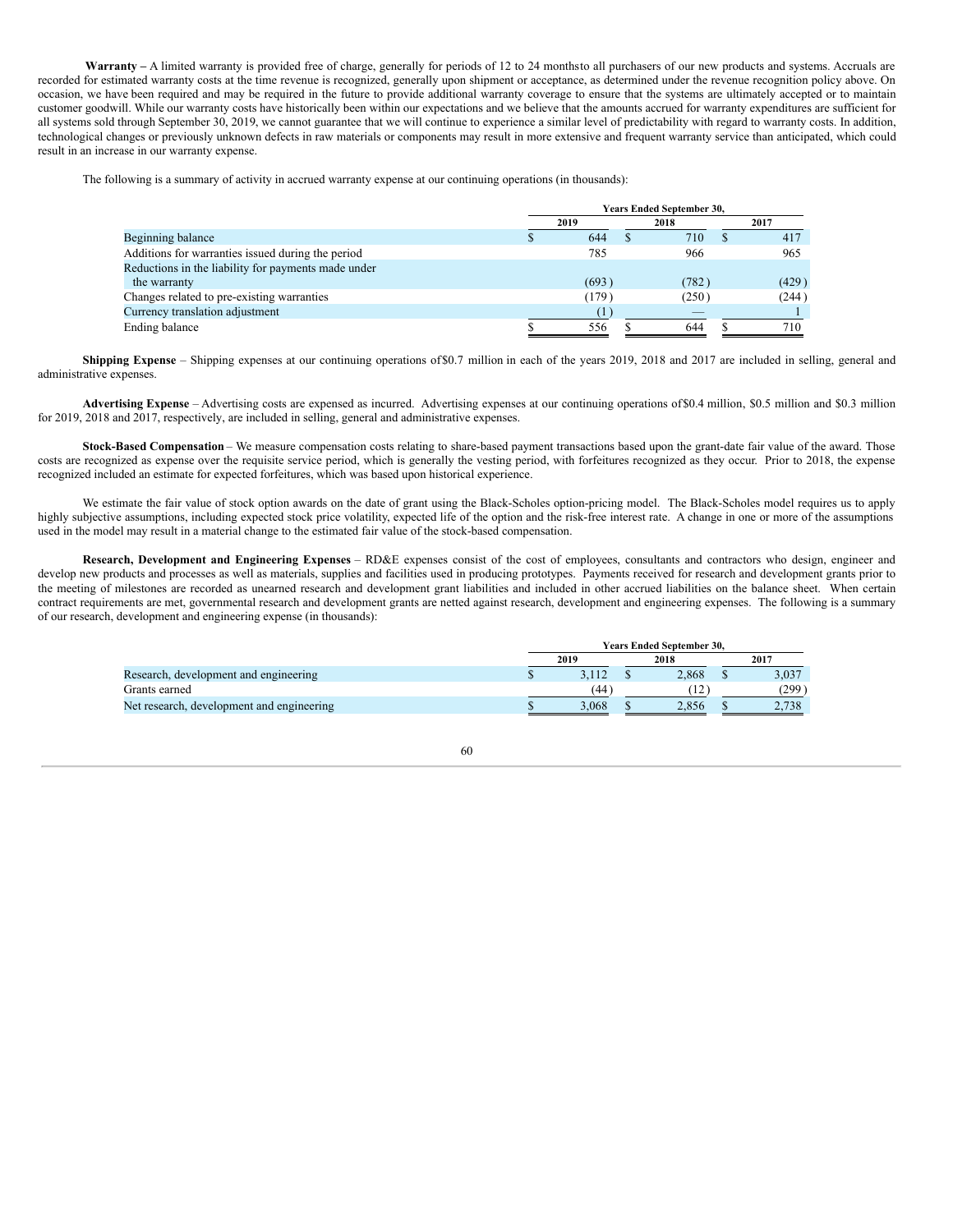**Warranty –** A limited warranty is provided free of charge, generally for periods of 12 to 24 monthsto all purchasers of our new products and systems. Accruals are recorded for estimated warranty costs at the time revenue is recognized, generally upon shipment or acceptance, as determined under the revenue recognition policy above. On occasion, we have been required and may be required in the future to provide additional warranty coverage to ensure that the systems are ultimately accepted or to maintain customer goodwill. While our warranty costs have historically been within our expectations and we believe that the amounts accrued for warranty expenditures are sufficient for all systems sold through September 30, 2019, we cannot guarantee that we will continue to experience a similar level of predictability with regard to warranty costs. In addition, technological changes or previously unknown defects in raw materials or components may result in more extensive and frequent warranty service than anticipated, which could result in an increase in our warranty expense.

The following is a summary of activity in accrued warranty expense at our continuing operations (in thousands):

| | Years Ended September 30, | | |
|---|---|---|---|
| | 2019 | 2018 | 2017 |
| Beginning balance | $ 644 | $ 710 | $ 417 |
| Additions for warranties issued during the period | 785 | 966 | 965 |
| Reductions in the liability for payments made under the warranty | (693) | (782) | (429) |
| Changes related to pre-existing warranties | (179) | (250) | (244) |
| Currency translation adjustment | (1) | — | 1 |
| Ending balance | $ 556 | $ 644 | $ 710 |

**Shipping Expense** – Shipping expenses at our continuing operations of$0.7 million in each of the years 2019, 2018 and 2017 are included in selling, general and administrative expenses.

**Advertising Expense** – Advertising costs are expensed as incurred. Advertising expenses at our continuing operations of$0.4 million, $0.5 million and $0.3 million for 2019, 2018 and 2017, respectively, are included in selling, general and administrative expenses.

**Stock-Based Compensation** – We measure compensation costs relating to share-based payment transactions based upon the grant-date fair value of the award. Those costs are recognized as expense over the requisite service period, which is generally the vesting period, with forfeitures recognized as they occur. Prior to 2018, the expense recognized included an estimate for expected forfeitures, which was based upon historical experience.

We estimate the fair value of stock option awards on the date of grant using the Black-Scholes option-pricing model. The Black-Scholes model requires us to apply highly subjective assumptions, including expected stock price volatility, expected life of the option and the risk-free interest rate. A change in one or more of the assumptions used in the model may result in a material change to the estimated fair value of the stock-based compensation.

**Research, Development and Engineering Expenses** – RD&E expenses consist of the cost of employees, consultants and contractors who design, engineer and develop new products and processes as well as materials, supplies and facilities used in producing prototypes. Payments received for research and development grants prior to the meeting of milestones are recorded as unearned research and development grant liabilities and included in other accrued liabilities on the balance sheet. When certain contract requirements are met, governmental research and development grants are netted against research, development and engineering expenses. The following is a summary of our research, development and engineering expense (in thousands):

| | Years Ended September 30, | | |
|---|---|---|---|
| | 2019 | 2018 | 2017 |
| Research, development and engineering | $ 3,112 | $ 2,868 | $ 3,037 |
| Grants earned | (44) | (12) | (299) |
| Net research, development and engineering | $ 3,068 | $ 2,856 | $ 2,738 |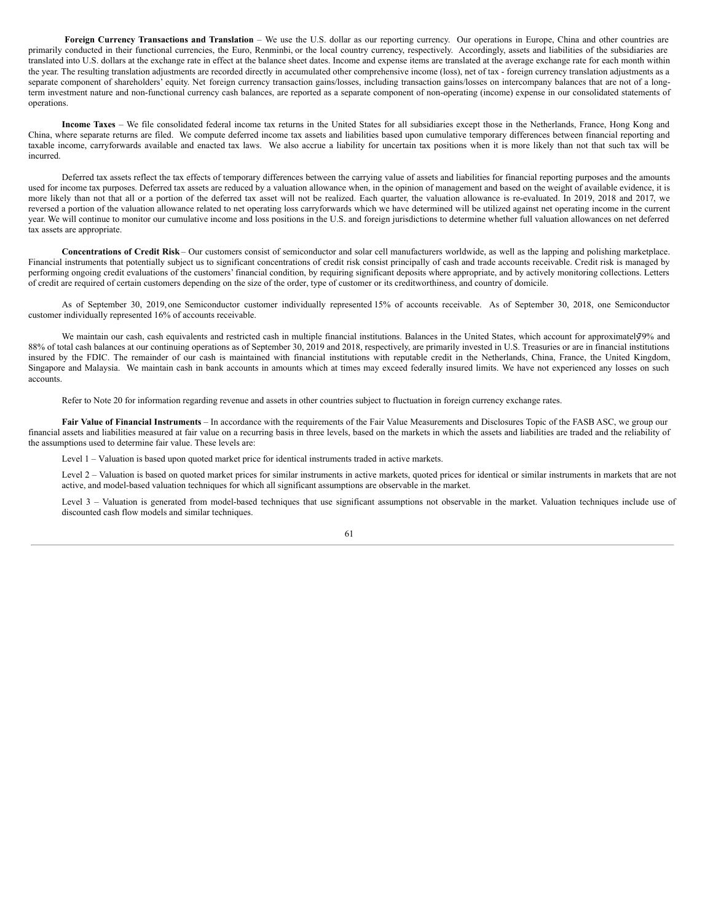**Foreign Currency Transactions and Translation** – We use the U.S. dollar as our reporting currency. Our operations in Europe, China and other countries are primarily conducted in their functional currencies, the Euro, Renminbi, or the local country currency, respectively. Accordingly, assets and liabilities of the subsidiaries are translated into U.S. dollars at the exchange rate in effect at the balance sheet dates. Income and expense items are translated at the average exchange rate for each month within the year. The resulting translation adjustments are recorded directly in accumulated other comprehensive income (loss), net of tax - foreign currency translation adjustments as a separate component of shareholders' equity. Net foreign currency transaction gains/losses, including transaction gains/losses on intercompany balances that are not of a long-term investment nature and non-functional currency cash balances, are reported as a separate component of non-operating (income) expense in our consolidated statements of operations.

**Income Taxes** – We file consolidated federal income tax returns in the United States for all subsidiaries except those in the Netherlands, France, Hong Kong and China, where separate returns are filed. We compute deferred income tax assets and liabilities based upon cumulative temporary differences between financial reporting and taxable income, carryforwards available and enacted tax laws. We also accrue a liability for uncertain tax positions when it is more likely than not that such tax will be incurred.

Deferred tax assets reflect the tax effects of temporary differences between the carrying value of assets and liabilities for financial reporting purposes and the amounts used for income tax purposes. Deferred tax assets are reduced by a valuation allowance when, in the opinion of management and based on the weight of available evidence, it is more likely than not that all or a portion of the deferred tax asset will not be realized. Each quarter, the valuation allowance is re-evaluated. In 2019, 2018 and 2017, we reversed a portion of the valuation allowance related to net operating loss carryforwards which we have determined will be utilized against net operating income in the current year. We will continue to monitor our cumulative income and loss positions in the U.S. and foreign jurisdictions to determine whether full valuation allowances on net deferred tax assets are appropriate.

**Concentrations of Credit Risk** – Our customers consist of semiconductor and solar cell manufacturers worldwide, as well as the lapping and polishing marketplace. Financial instruments that potentially subject us to significant concentrations of credit risk consist principally of cash and trade accounts receivable. Credit risk is managed by performing ongoing credit evaluations of the customers' financial condition, by requiring significant deposits where appropriate, and by actively monitoring collections. Letters of credit are required of certain customers depending on the size of the order, type of customer or its creditworthiness, and country of domicile.

As of September 30, 2019, one Semiconductor customer individually represented 15% of accounts receivable. As of September 30, 2018, one Semiconductor customer individually represented 16% of accounts receivable.

We maintain our cash, cash equivalents and restricted cash in multiple financial institutions. Balances in the United States, which account for approximately 79% and 88% of total cash balances at our continuing operations as of September 30, 2019 and 2018, respectively, are primarily invested in U.S. Treasuries or are in financial institutions insured by the FDIC. The remainder of our cash is maintained with financial institutions with reputable credit in the Netherlands, China, France, the United Kingdom, Singapore and Malaysia. We maintain cash in bank accounts in amounts which at times may exceed federally insured limits. We have not experienced any losses on such accounts.

Refer to Note 20 for information regarding revenue and assets in other countries subject to fluctuation in foreign currency exchange rates.

**Fair Value of Financial Instruments** – In accordance with the requirements of the Fair Value Measurements and Disclosures Topic of the FASB ASC, we group our financial assets and liabilities measured at fair value on a recurring basis in three levels, based on the markets in which the assets and liabilities are traded and the reliability of the assumptions used to determine fair value. These levels are:

Level 1 – Valuation is based upon quoted market price for identical instruments traded in active markets.

Level 2 – Valuation is based on quoted market prices for similar instruments in active markets, quoted prices for identical or similar instruments in markets that are not active, and model-based valuation techniques for which all significant assumptions are observable in the market.

Level 3 – Valuation is generated from model-based techniques that use significant assumptions not observable in the market. Valuation techniques include use of discounted cash flow models and similar techniques.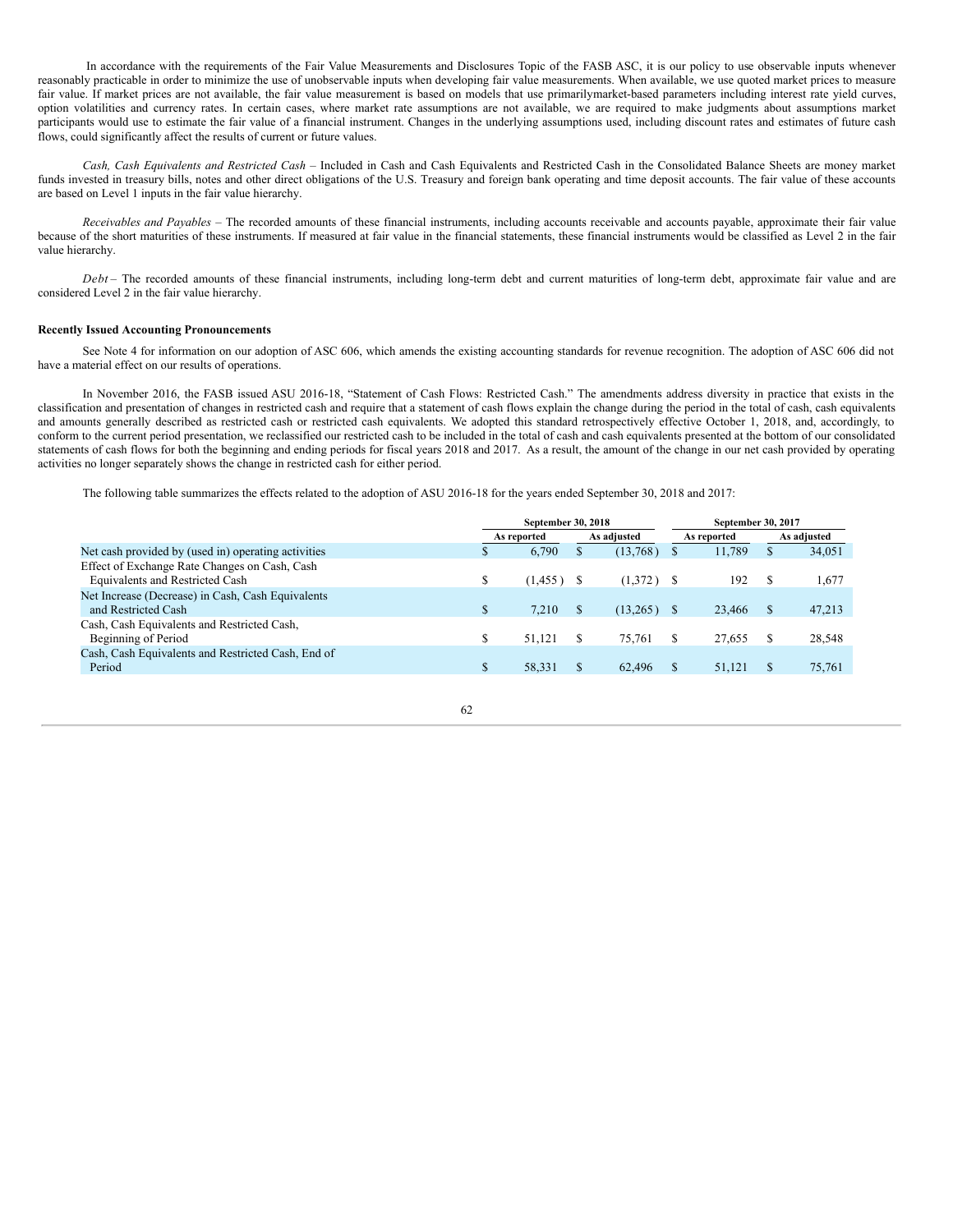In accordance with the requirements of the Fair Value Measurements and Disclosures Topic of the FASB ASC, it is our policy to use observable inputs whenever reasonably practicable in order to minimize the use of unobservable inputs when developing fair value measurements. When available, we use quoted market prices to measure fair value. If market prices are not available, the fair value measurement is based on models that use primarilymarket-based parameters including interest rate yield curves, option volatilities and currency rates. In certain cases, where market rate assumptions are not available, we are required to make judgments about assumptions market participants would use to estimate the fair value of a financial instrument. Changes in the underlying assumptions used, including discount rates and estimates of future cash flows, could significantly affect the results of current or future values.

*Cash, Cash Equivalents and Restricted Cash* – Included in Cash and Cash Equivalents and Restricted Cash in the Consolidated Balance Sheets are money market funds invested in treasury bills, notes and other direct obligations of the U.S. Treasury and foreign bank operating and time deposit accounts. The fair value of these accounts are based on Level 1 inputs in the fair value hierarchy.

*Receivables and Payables* – The recorded amounts of these financial instruments, including accounts receivable and accounts payable, approximate their fair value because of the short maturities of these instruments. If measured at fair value in the financial statements, these financial instruments would be classified as Level 2 in the fair value hierarchy.

*Debt* – The recorded amounts of these financial instruments, including long-term debt and current maturities of long-term debt, approximate fair value and are considered Level 2 in the fair value hierarchy.

**Recently Issued Accounting Pronouncements**

See Note 4 for information on our adoption of ASC 606, which amends the existing accounting standards for revenue recognition. The adoption of ASC 606 did not have a material effect on our results of operations.

In November 2016, the FASB issued ASU 2016-18, "Statement of Cash Flows: Restricted Cash." The amendments address diversity in practice that exists in the classification and presentation of changes in restricted cash and require that a statement of cash flows explain the change during the period in the total of cash, cash equivalents and amounts generally described as restricted cash or restricted cash equivalents. We adopted this standard retrospectively effective October 1, 2018, and, accordingly, to conform to the current period presentation, we reclassified our restricted cash to be included in the total of cash and cash equivalents presented at the bottom of our consolidated statements of cash flows for both the beginning and ending periods for fiscal years 2018 and 2017. As a result, the amount of the change in our net cash provided by operating activities no longer separately shows the change in restricted cash for either period.

The following table summarizes the effects related to the adoption of ASU 2016-18 for the years ended September 30, 2018 and 2017:

| | September 30, 2018 | | September 30, 2017 | |
|---|---|---|---|---|
| | As reported | As adjusted | As reported | As adjusted |
| Net cash provided by (used in) operating activities | $ 6,790 | $ (13,768) | $ 11,789 | $ 34,051 |
| Effect of Exchange Rate Changes on Cash, Cash Equivalents and Restricted Cash | $ (1,455) | $ (1,372) | $ 192 | $ 1,677 |
| Net Increase (Decrease) in Cash, Cash Equivalents and Restricted Cash | $ 7,210 | $ (13,265) | $ 23,466 | $ 47,213 |
| Cash, Cash Equivalents and Restricted Cash, Beginning of Period | $ 51,121 | $ 75,761 | $ 27,655 | $ 28,548 |
| Cash, Cash Equivalents and Restricted Cash, End of Period | $ 58,331 | $ 62,496 | $ 51,121 | $ 75,761 |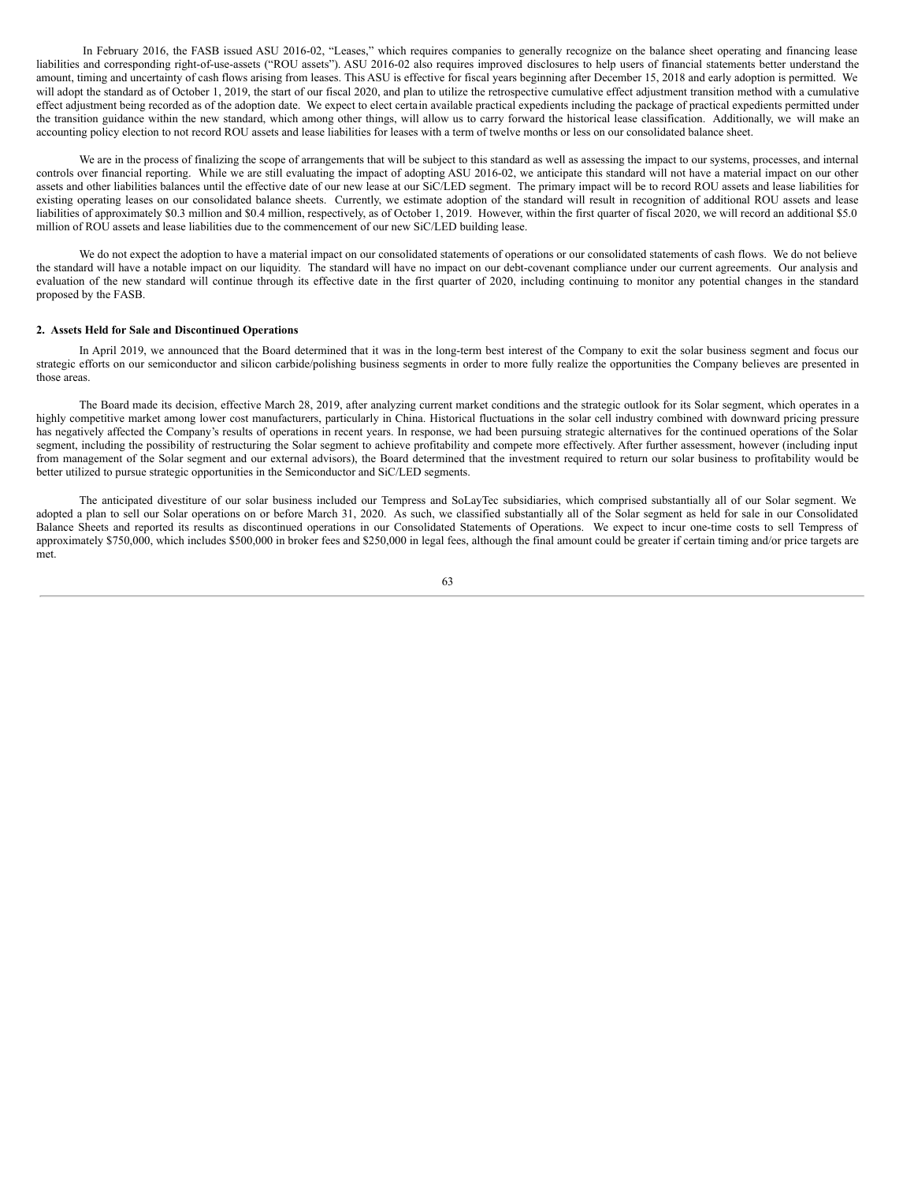In February 2016, the FASB issued ASU 2016-02, "Leases," which requires companies to generally recognize on the balance sheet operating and financing lease liabilities and corresponding right-of-use-assets ("ROU assets"). ASU 2016-02 also requires improved disclosures to help users of financial statements better understand the amount, timing and uncertainty of cash flows arising from leases. This ASU is effective for fiscal years beginning after December 15, 2018 and early adoption is permitted. We will adopt the standard as of October 1, 2019, the start of our fiscal 2020, and plan to utilize the retrospective cumulative effect adjustment transition method with a cumulative effect adjustment being recorded as of the adoption date. We expect to elect certain available practical expedients including the package of practical expedients permitted under the transition guidance within the new standard, which among other things, will allow us to carry forward the historical lease classification. Additionally, we will make an accounting policy election to not record ROU assets and lease liabilities for leases with a term of twelve months or less on our consolidated balance sheet.

We are in the process of finalizing the scope of arrangements that will be subject to this standard as well as assessing the impact to our systems, processes, and internal controls over financial reporting. While we are still evaluating the impact of adopting ASU 2016-02, we anticipate this standard will not have a material impact on our other assets and other liabilities balances until the effective date of our new lease at our SiC/LED segment. The primary impact will be to record ROU assets and lease liabilities for existing operating leases on our consolidated balance sheets. Currently, we estimate adoption of the standard will result in recognition of additional ROU assets and lease liabilities of approximately $0.3 million and $0.4 million, respectively, as of October 1, 2019. However, within the first quarter of fiscal 2020, we will record an additional $5.0 million of ROU assets and lease liabilities due to the commencement of our new SiC/LED building lease.

We do not expect the adoption to have a material impact on our consolidated statements of operations or our consolidated statements of cash flows. We do not believe the standard will have a notable impact on our liquidity. The standard will have no impact on our debt-covenant compliance under our current agreements. Our analysis and evaluation of the new standard will continue through its effective date in the first quarter of 2020, including continuing to monitor any potential changes in the standard proposed by the FASB.

**2. Assets Held for Sale and Discontinued Operations**

In April 2019, we announced that the Board determined that it was in the long-term best interest of the Company to exit the solar business segment and focus our strategic efforts on our semiconductor and silicon carbide/polishing business segments in order to more fully realize the opportunities the Company believes are presented in those areas.

The Board made its decision, effective March 28, 2019, after analyzing current market conditions and the strategic outlook for its Solar segment, which operates in a highly competitive market among lower cost manufacturers, particularly in China. Historical fluctuations in the solar cell industry combined with downward pricing pressure has negatively affected the Company's results of operations in recent years. In response, we had been pursuing strategic alternatives for the continued operations of the Solar segment, including the possibility of restructuring the Solar segment to achieve profitability and compete more effectively. After further assessment, however (including input from management of the Solar segment and our external advisors), the Board determined that the investment required to return our solar business to profitability would be better utilized to pursue strategic opportunities in the Semiconductor and SiC/LED segments.

The anticipated divestiture of our solar business included our Tempress and SoLayTec subsidiaries, which comprised substantially all of our Solar segment. We adopted a plan to sell our Solar operations on or before March 31, 2020. As such, we classified substantially all of the Solar segment as held for sale in our Consolidated Balance Sheets and reported its results as discontinued operations in our Consolidated Statements of Operations. We expect to incur one-time costs to sell Tempress of approximately $750,000, which includes $500,000 in broker fees and $250,000 in legal fees, although the final amount could be greater if certain timing and/or price targets are met.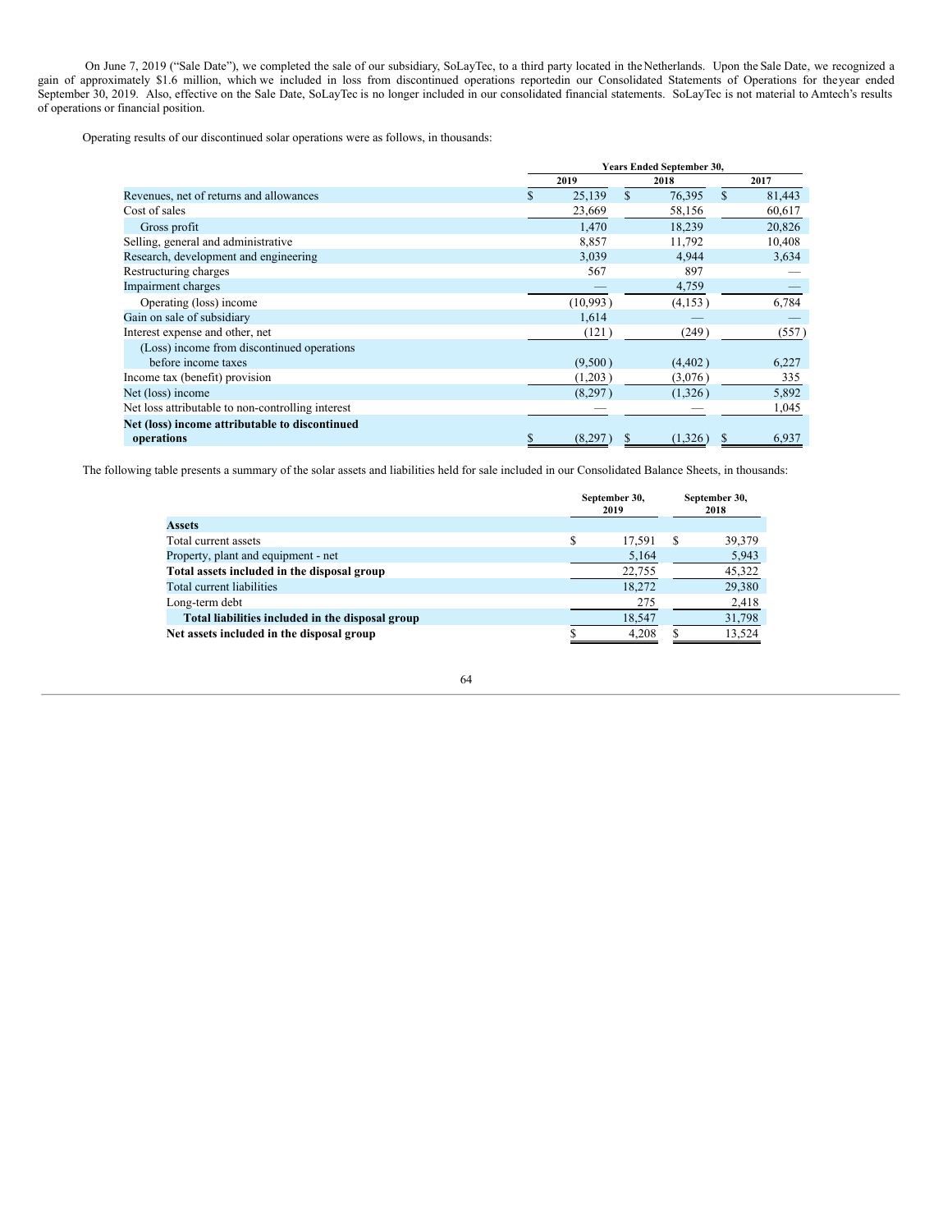On June 7, 2019 (“Sale Date”), we completed the sale of our subsidiary, SoLayTec, to a third party located in the Netherlands. Upon the Sale Date, we recognized a gain of approximately $1.6 million, which we included in loss from discontinued operations reportedin our Consolidated Statements of Operations for the year ended September 30, 2019. Also, effective on the Sale Date, SoLayTec is no longer included in our consolidated financial statements. SoLayTec is not material to Amtech’s results of operations or financial position.

Operating results of our discontinued solar operations were as follows, in thousands:

| | Years Ended September 30, | | |
|---|---|---|---|
| | 2019 | 2018 | 2017 |
| Revenues, net of returns and allowances | $ 25,139 | $ 76,395 | $ 81,443 |
| Cost of sales | 23,669 | 58,156 | 60,617 |
| Gross profit | 1,470 | 18,239 | 20,826 |
| Selling, general and administrative | 8,857 | 11,792 | 10,408 |
| Research, development and engineering | 3,039 | 4,944 | 3,634 |
| Restructuring charges | 567 | 897 | — |
| Impairment charges | — | 4,759 | — |
| Operating (loss) income | (10,993) | (4,153) | 6,784 |
| Gain on sale of subsidiary | 1,614 | — | — |
| Interest expense and other, net | (121) | (249) | (557) |
| (Loss) income from discontinued operations before income taxes | (9,500) | (4,402) | 6,227 |
| Income tax (benefit) provision | (1,203) | (3,076) | 335 |
| Net (loss) income | (8,297) | (1,326) | 5,892 |
| Net loss attributable to non-controlling interest | — | — | 1,045 |
| **Net (loss) income attributable to discontinued operations** | $ (8,297) | $ (1,326) | $ 6,937 |

The following table presents a summary of the solar assets and liabilities held for sale included in our Consolidated Balance Sheets, in thousands:

| | September 30, 2019 | September 30, 2018 |
|---|---|---|
| **Assets** | | |
| Total current assets | $ 17,591 | $ 39,379 |
| Property, plant and equipment - net | 5,164 | 5,943 |
| **Total assets included in the disposal group** | 22,755 | 45,322 |
| Total current liabilities | 18,272 | 29,380 |
| Long-term debt | 275 | 2,418 |
| **Total liabilities included in the disposal group** | 18,547 | 31,798 |
| **Net assets included in the disposal group** | $ 4,208 | $ 13,524 |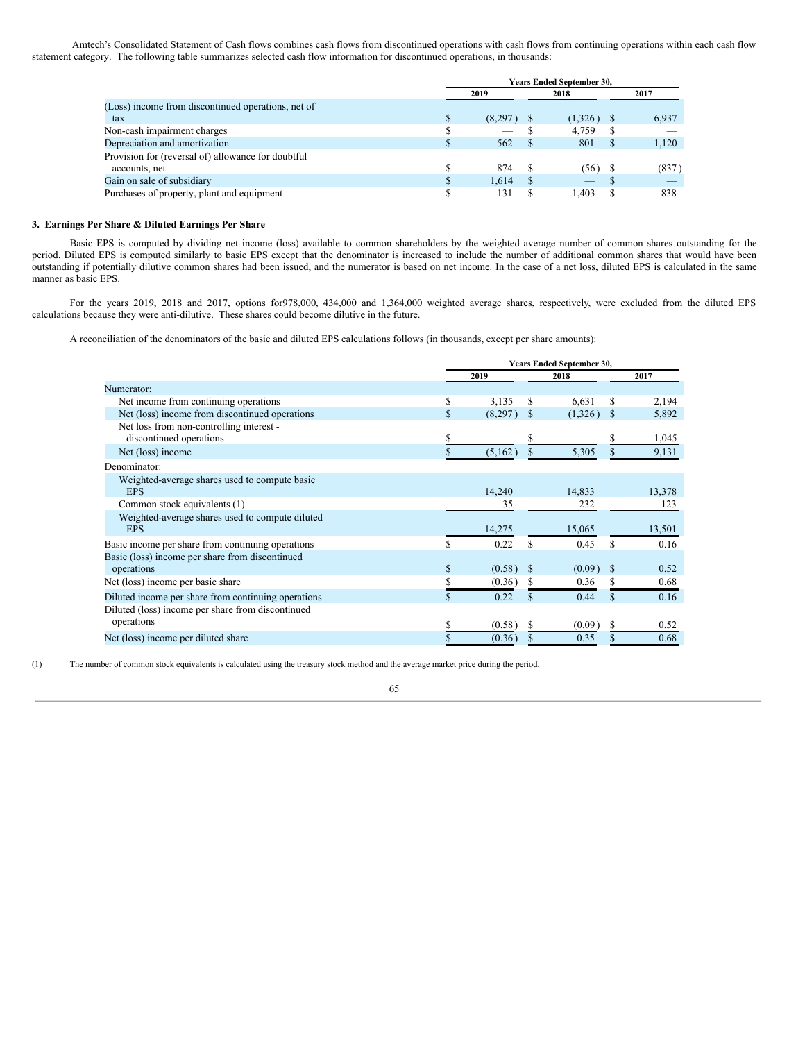Amtech's Consolidated Statement of Cash flows combines cash flows from discontinued operations with cash flows from continuing operations within each cash flow statement category. The following table summarizes selected cash flow information for discontinued operations, in thousands:

| | Years Ended September 30, | | |
|---|---|---|---|
| | 2019 | 2018 | 2017 |
| (Loss) income from discontinued operations, net of tax | $ (8,297) | $ (1,326) | $ 6,937 |
| Non-cash impairment charges | $ — | $ 4,759 | $ — |
| Depreciation and amortization | $ 562 | $ 801 | $ 1,120 |
| Provision for (reversal of) allowance for doubtful accounts, net | $ 874 | $ (56) | $ (837) |
| Gain on sale of subsidiary | $ 1,614 | $ — | $ — |
| Purchases of property, plant and equipment | $ 131 | $ 1,403 | $ 838 |

### 3. Earnings Per Share & Diluted Earnings Per Share

Basic EPS is computed by dividing net income (loss) available to common shareholders by the weighted average number of common shares outstanding for the period. Diluted EPS is computed similarly to basic EPS except that the denominator is increased to include the number of additional common shares that would have been outstanding if potentially dilutive common shares had been issued, and the numerator is based on net income. In the case of a net loss, diluted EPS is calculated in the same manner as basic EPS.

For the years 2019, 2018 and 2017, options for978,000, 434,000 and 1,364,000 weighted average shares, respectively, were excluded from the diluted EPS calculations because they were anti-dilutive. These shares could become dilutive in the future.

A reconciliation of the denominators of the basic and diluted EPS calculations follows (in thousands, except per share amounts):

| | Years Ended September 30, | | |
|---|---|---|---|
| | 2019 | 2018 | 2017 |
| Numerator: | | | |
| Net income from continuing operations | $ 3,135 | $ 6,631 | $ 2,194 |
| Net (loss) income from discontinued operations | $ (8,297) | $ (1,326) | $ 5,892 |
| Net loss from non-controlling interest - discontinued operations | $ — | $ — | $ 1,045 |
| Net (loss) income | $ (5,162) | $ 5,305 | $ 9,131 |
| Denominator: | | | |
| Weighted-average shares used to compute basic EPS | 14,240 | 14,833 | 13,378 |
| Common stock equivalents (1) | 35 | 232 | 123 |
| Weighted-average shares used to compute diluted EPS | 14,275 | 15,065 | 13,501 |
| Basic income per share from continuing operations | $ 0.22 | $ 0.45 | $ 0.16 |
| Basic (loss) income per share from discontinued operations | $ (0.58) | $ (0.09) | $ 0.52 |
| Net (loss) income per basic share | $ (0.36) | $ 0.36 | $ 0.68 |
| Diluted income per share from continuing operations | $ 0.22 | $ 0.44 | $ 0.16 |
| Diluted (loss) income per share from discontinued operations | $ (0.58) | $ (0.09) | $ 0.52 |
| Net (loss) income per diluted share | $ (0.36) | $ 0.35 | $ 0.68 |

(1) The number of common stock equivalents is calculated using the treasury stock method and the average market price during the period.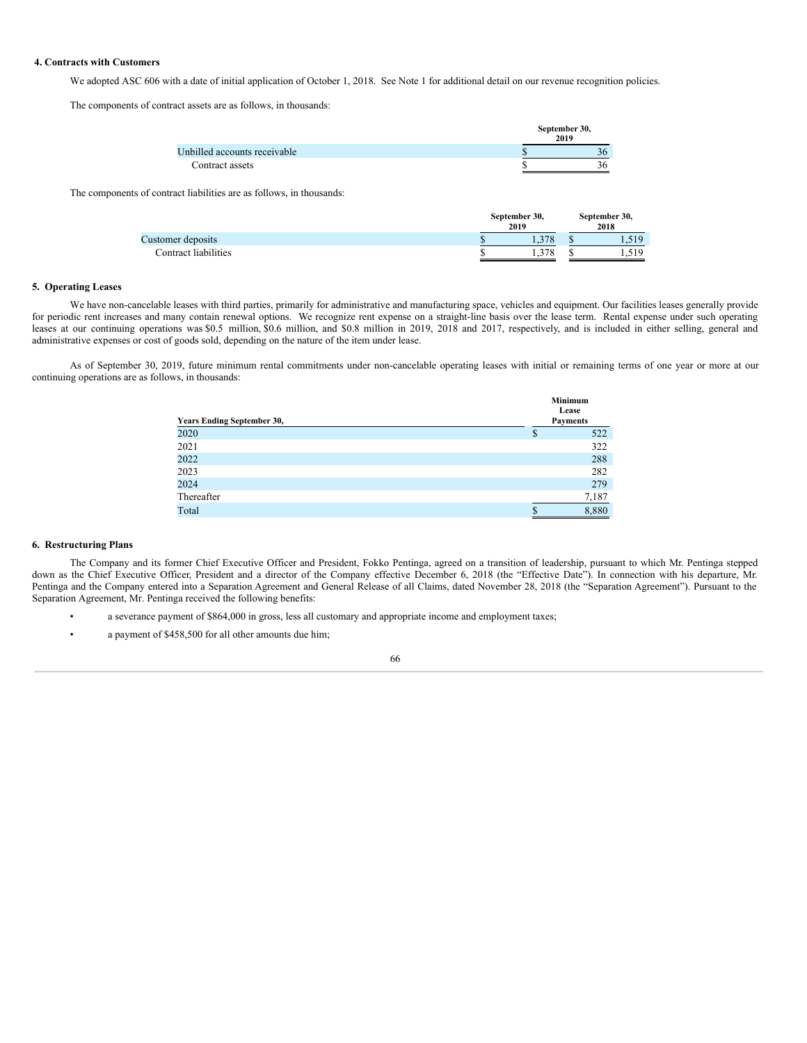## 4. Contracts with Customers

We adopted ASC 606 with a date of initial application of October 1, 2018. See Note 1 for additional detail on our revenue recognition policies.

The components of contract assets are as follows, in thousands:

| | September 30, 2019 |
|---|---|
| Unbilled accounts receivable | $ 36 |
| Contract assets | $ 36 |

The components of contract liabilities are as follows, in thousands:

| | September 30, 2019 | September 30, 2018 |
|---|---|---|
| Customer deposits | $ 1,378 | $ 1,519 |
| Contract liabilities | $ 1,378 | $ 1,519 |

## 5. Operating Leases

We have non-cancelable leases with third parties, primarily for administrative and manufacturing space, vehicles and equipment. Our facilities leases generally provide for periodic rent increases and many contain renewal options. We recognize rent expense on a straight-line basis over the lease term. Rental expense under such operating leases at our continuing operations was $0.5 million, $0.6 million, and $0.8 million in 2019, 2018 and 2017, respectively, and is included in either selling, general and administrative expenses or cost of goods sold, depending on the nature of the item under lease.

As of September 30, 2019, future minimum rental commitments under non-cancelable operating leases with initial or remaining terms of one year or more at our continuing operations are as follows, in thousands:

| Years Ending September 30, | Minimum Lease Payments |
|---|---|
| 2020 | $ 522 |
| 2021 | 322 |
| 2022 | 288 |
| 2023 | 282 |
| 2024 | 279 |
| Thereafter | 7,187 |
| Total | $ 8,880 |

## 6. Restructuring Plans

The Company and its former Chief Executive Officer and President, Fokko Pentinga, agreed on a transition of leadership, pursuant to which Mr. Pentinga stepped down as the Chief Executive Officer, President and a director of the Company effective December 6, 2018 (the "Effective Date"). In connection with his departure, Mr. Pentinga and the Company entered into a Separation Agreement and General Release of all Claims, dated November 28, 2018 (the "Separation Agreement"). Pursuant to the Separation Agreement, Mr. Pentinga received the following benefits:

- a severance payment of $864,000 in gross, less all customary and appropriate income and employment taxes;
- a payment of $458,500 for all other amounts due him;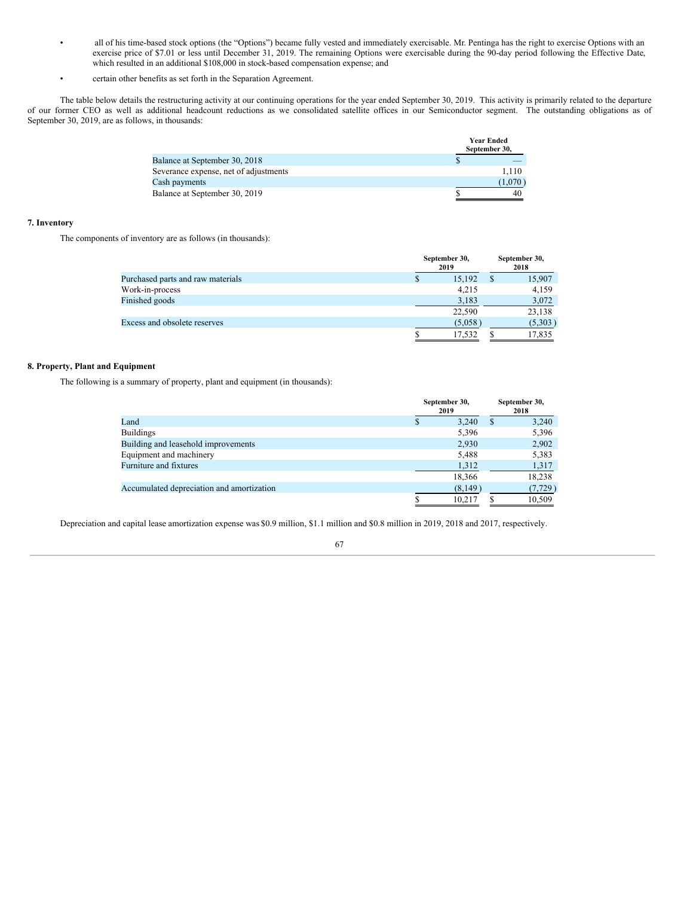- all of his time-based stock options (the "Options") became fully vested and immediately exercisable. Mr. Pentinga has the right to exercise Options with an exercise price of $7.01 or less until December 31, 2019. The remaining Options were exercisable during the 90-day period following the Effective Date, which resulted in an additional $108,000 in stock-based compensation expense; and
- certain other benefits as set forth in the Separation Agreement.

The table below details the restructuring activity at our continuing operations for the year ended September 30, 2019. This activity is primarily related to the departure of our former CEO as well as additional headcount reductions as we consolidated satellite offices in our Semiconductor segment. The outstanding obligations as of September 30, 2019, are as follows, in thousands:

| | Year Ended September 30, |
|---|---|
| Balance at September 30, 2018 | $ — |
| Severance expense, net of adjustments | 1,110 |
| Cash payments | (1,070) |
| Balance at September 30, 2019 | $ 40 |

**7. Inventory**

The components of inventory are as follows (in thousands):

| | September 30, 2019 | September 30, 2018 |
|---|---|---|
| Purchased parts and raw materials | $ 15,192 | $ 15,907 |
| Work-in-process | 4,215 | 4,159 |
| Finished goods | 3,183 | 3,072 |
| | 22,590 | 23,138 |
| Excess and obsolete reserves | (5,058) | (5,303) |
| | $ 17,532 | $ 17,835 |

**8. Property, Plant and Equipment**

The following is a summary of property, plant and equipment (in thousands):

| | September 30, 2019 | September 30, 2018 |
|---|---|---|
| Land | $ 3,240 | $ 3,240 |
| Buildings | 5,396 | 5,396 |
| Building and leasehold improvements | 2,930 | 2,902 |
| Equipment and machinery | 5,488 | 5,383 |
| Furniture and fixtures | 1,312 | 1,317 |
| | 18,366 | 18,238 |
| Accumulated depreciation and amortization | (8,149) | (7,729) |
| | $ 10,217 | $ 10,509 |

Depreciation and capital lease amortization expense was $0.9 million, $1.1 million and $0.8 million in 2019, 2018 and 2017, respectively.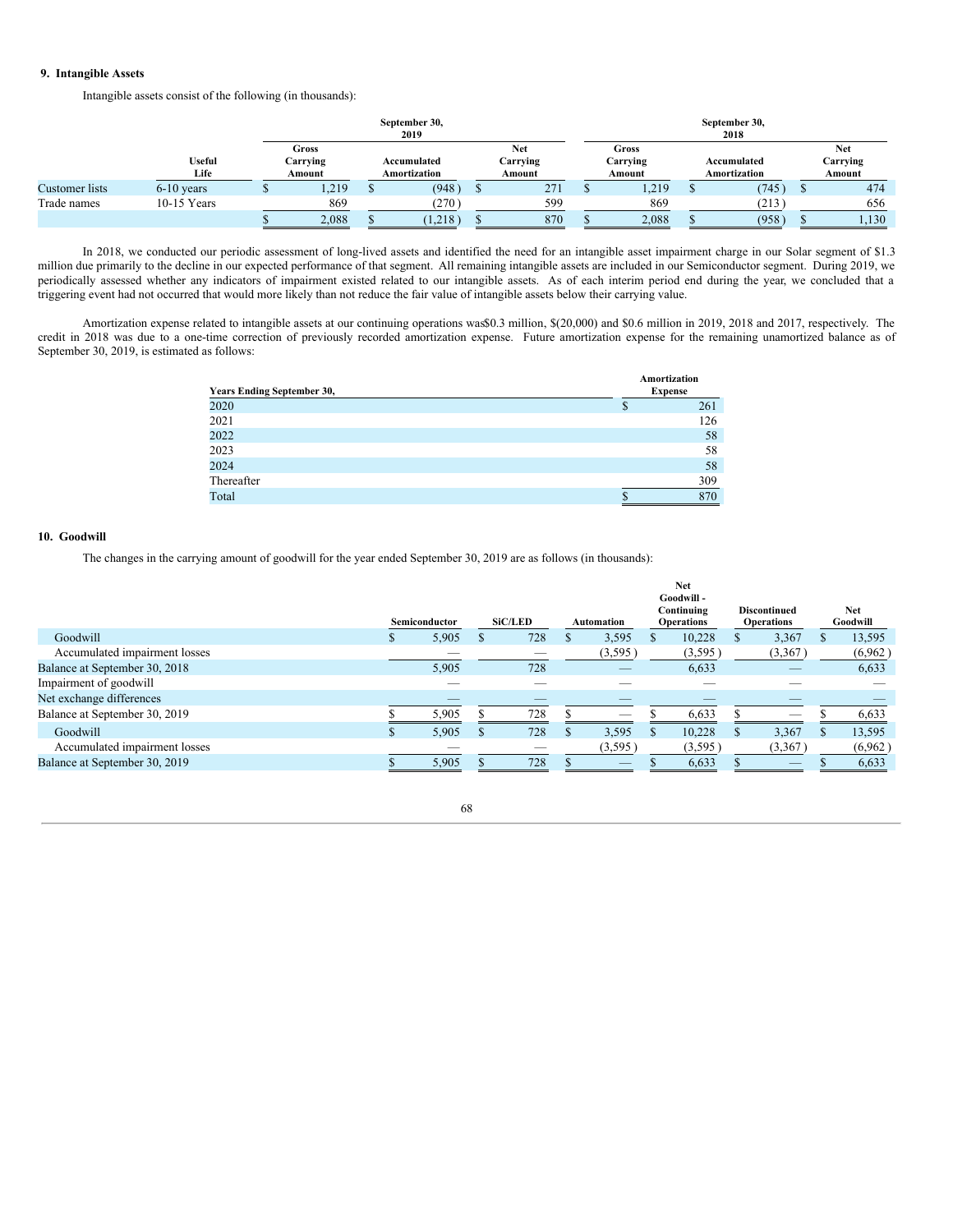## 9. Intangible Assets

Intangible assets consist of the following (in thousands):

| | Useful Life | September 30, 2019 | | | September 30, 2018 | | |
|---|---|---|---|---|---|---|---|
| | | Gross Carrying Amount | Accumulated Amortization | Net Carrying Amount | Gross Carrying Amount | Accumulated Amortization | Net Carrying Amount |
| Customer lists | 6-10 years | $ 1,219 | $ (948) | $ 271 | $ 1,219 | $ (745) | $ 474 |
| Trade names | 10-15 Years | 869 | (270) | 599 | 869 | (213) | 656 |
| | | $ 2,088 | $ (1,218) | $ 870 | $ 2,088 | $ (958) | $ 1,130 |

In 2018, we conducted our periodic assessment of long-lived assets and identified the need for an intangible asset impairment charge in our Solar segment of $1.3 million due primarily to the decline in our expected performance of that segment. All remaining intangible assets are included in our Semiconductor segment. During 2019, we periodically assessed whether any indicators of impairment existed related to our intangible assets. As of each interim period end during the year, we concluded that a triggering event had not occurred that would more likely than not reduce the fair value of intangible assets below their carrying value.

Amortization expense related to intangible assets at our continuing operations was$0.3 million, $(20,000) and $0.6 million in 2019, 2018 and 2017, respectively. The credit in 2018 was due to a one-time correction of previously recorded amortization expense. Future amortization expense for the remaining unamortized balance as of September 30, 2019, is estimated as follows:

| Years Ending September 30, | Amortization Expense |
|---|---|
| 2020 | $ 261 |
| 2021 | 126 |
| 2022 | 58 |
| 2023 | 58 |
| 2024 | 58 |
| Thereafter | 309 |
| Total | $ 870 |

## 10. Goodwill

The changes in the carrying amount of goodwill for the year ended September 30, 2019 are as follows (in thousands):

| | Semiconductor | SiC/LED | Automation | Net Goodwill - Continuing Operations | Discontinued Operations | Net Goodwill |
|---|---|---|---|---|---|---|
| Goodwill | $ 5,905 | $ 728 | $ 3,595 | $ 10,228 | $ 3,367 | $ 13,595 |
| Accumulated impairment losses | — | — | (3,595) | (3,595) | (3,367) | (6,962) |
| Balance at September 30, 2018 | 5,905 | 728 | — | 6,633 | — | 6,633 |
| Impairment of goodwill | — | — | — | — | — | — |
| Net exchange differences | — | — | — | — | — | — |
| Balance at September 30, 2019 | $ 5,905 | $ 728 | $ — | $ 6,633 | $ — | $ 6,633 |
| Goodwill | $ 5,905 | $ 728 | $ 3,595 | $ 10,228 | $ 3,367 | $ 13,595 |
| Accumulated impairment losses | — | — | (3,595) | (3,595) | (3,367) | (6,962) |
| Balance at September 30, 2019 | $ 5,905 | $ 728 | $ — | $ 6,633 | $ — | $ 6,633 |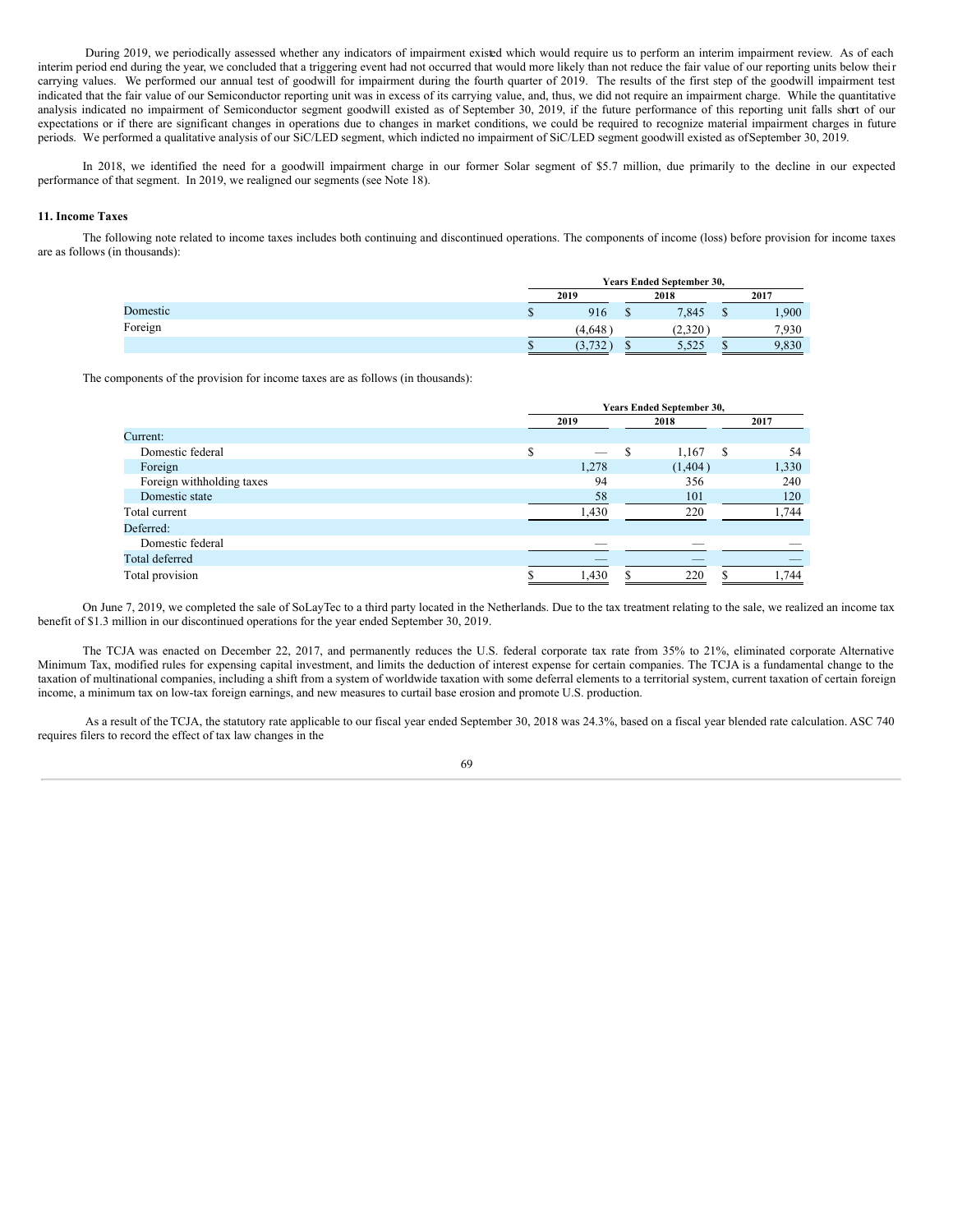During 2019, we periodically assessed whether any indicators of impairment existed which would require us to perform an interim impairment review. As of each interim period end during the year, we concluded that a triggering event had not occurred that would more likely than not reduce the fair value of our reporting units below their carrying values. We performed our annual test of goodwill for impairment during the fourth quarter of 2019. The results of the first step of the goodwill impairment test indicated that the fair value of our Semiconductor reporting unit was in excess of its carrying value, and, thus, we did not require an impairment charge. While the quantitative analysis indicated no impairment of Semiconductor segment goodwill existed as of September 30, 2019, if the future performance of this reporting unit falls short of our expectations or if there are significant changes in operations due to changes in market conditions, we could be required to recognize material impairment charges in future periods. We performed a qualitative analysis of our SiC/LED segment, which indicted no impairment of SiC/LED segment goodwill existed as of September 30, 2019.

In 2018, we identified the need for a goodwill impairment charge in our former Solar segment of $5.7 million, due primarily to the decline in our expected performance of that segment. In 2019, we realigned our segments (see Note 18).

**11. Income Taxes**

The following note related to income taxes includes both continuing and discontinued operations. The components of income (loss) before provision for income taxes are as follows (in thousands):

| | Years Ended September 30, | | |
|---|---|---|---|
| | 2019 | 2018 | 2017 |
| Domestic | $ 916 | $ 7,845 | $ 1,900 |
| Foreign | (4,648) | (2,320) | 7,930 |
| | $ (3,732) | $ 5,525 | $ 9,830 |

The components of the provision for income taxes are as follows (in thousands):

| | Years Ended September 30, | | |
|---|---|---|---|
| | 2019 | 2018 | 2017 |
| Current: | | | |
| Domestic federal | $ — | $ 1,167 | $ 54 |
| Foreign | 1,278 | (1,404) | 1,330 |
| Foreign withholding taxes | 94 | 356 | 240 |
| Domestic state | 58 | 101 | 120 |
| Total current | 1,430 | 220 | 1,744 |
| Deferred: | | | |
| Domestic federal | — | — | — |
| Total deferred | — | — | — |
| Total provision | $ 1,430 | $ 220 | $ 1,744 |

On June 7, 2019, we completed the sale of SoLayTec to a third party located in the Netherlands. Due to the tax treatment relating to the sale, we realized an income tax benefit of $1.3 million in our discontinued operations for the year ended September 30, 2019.

The TCJA was enacted on December 22, 2017, and permanently reduces the U.S. federal corporate tax rate from 35% to 21%, eliminated corporate Alternative Minimum Tax, modified rules for expensing capital investment, and limits the deduction of interest expense for certain companies. The TCJA is a fundamental change to the taxation of multinational companies, including a shift from a system of worldwide taxation with some deferral elements to a territorial system, current taxation of certain foreign income, a minimum tax on low-tax foreign earnings, and new measures to curtail base erosion and promote U.S. production.

As a result of the TCJA, the statutory rate applicable to our fiscal year ended September 30, 2018 was 24.3%, based on a fiscal year blended rate calculation. ASC 740 requires filers to record the effect of tax law changes in the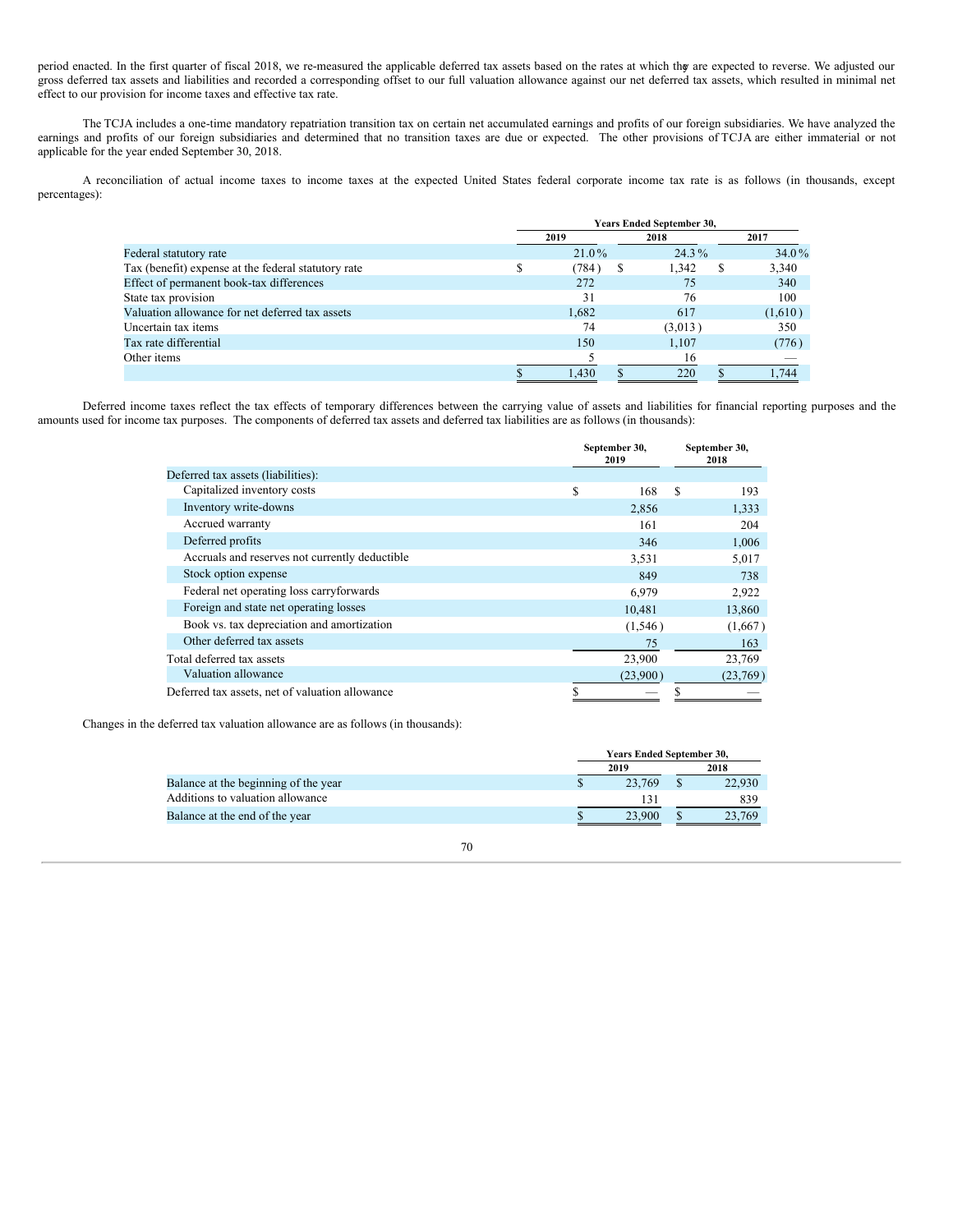period enacted. In the first quarter of fiscal 2018, we re-measured the applicable deferred tax assets based on the rates at which they are expected to reverse. We adjusted our gross deferred tax assets and liabilities and recorded a corresponding offset to our full valuation allowance against our net deferred tax assets, which resulted in minimal net effect to our provision for income taxes and effective tax rate.

The TCJA includes a one-time mandatory repatriation transition tax on certain net accumulated earnings and profits of our foreign subsidiaries. We have analyzed the earnings and profits of our foreign subsidiaries and determined that no transition taxes are due or expected. The other provisions of TCJA are either immaterial or not applicable for the year ended September 30, 2018.

A reconciliation of actual income taxes to income taxes at the expected United States federal corporate income tax rate is as follows (in thousands, except percentages):

| | Years Ended September 30, | | |
|---|---|---|---|
| | 2019 | 2018 | 2017 |
| Federal statutory rate | 21.0 % | 24.3 % | 34.0 % |
| Tax (benefit) expense at the federal statutory rate | $ (784) | $ 1,342 | $ 3,340 |
| Effect of permanent book-tax differences | 272 | 75 | 340 |
| State tax provision | 31 | 76 | 100 |
| Valuation allowance for net deferred tax assets | 1,682 | 617 | (1,610) |
| Uncertain tax items | 74 | (3,013) | 350 |
| Tax rate differential | 150 | 1,107 | (776) |
| Other items | 5 | 16 | — |
| | $ 1,430 | $ 220 | $ 1,744 |

Deferred income taxes reflect the tax effects of temporary differences between the carrying value of assets and liabilities for financial reporting purposes and the amounts used for income tax purposes. The components of deferred tax assets and deferred tax liabilities are as follows (in thousands):

| | September 30, 2019 | September 30, 2018 |
|---|---|---|
| Deferred tax assets (liabilities): | | |
| Capitalized inventory costs | $ 168 | $ 193 |
| Inventory write-downs | 2,856 | 1,333 |
| Accrued warranty | 161 | 204 |
| Deferred profits | 346 | 1,006 |
| Accruals and reserves not currently deductible | 3,531 | 5,017 |
| Stock option expense | 849 | 738 |
| Federal net operating loss carryforwards | 6,979 | 2,922 |
| Foreign and state net operating losses | 10,481 | 13,860 |
| Book vs. tax depreciation and amortization | (1,546) | (1,667) |
| Other deferred tax assets | 75 | 163 |
| Total deferred tax assets | 23,900 | 23,769 |
| Valuation allowance | (23,900) | (23,769) |
| Deferred tax assets, net of valuation allowance | $ — | $ — |

Changes in the deferred tax valuation allowance are as follows (in thousands):

| | Years Ended September 30, | |
|---|---|---|
| | 2019 | 2018 |
| Balance at the beginning of the year | $ 23,769 | $ 22,930 |
| Additions to valuation allowance | 131 | 839 |
| Balance at the end of the year | $ 23,900 | $ 23,769 |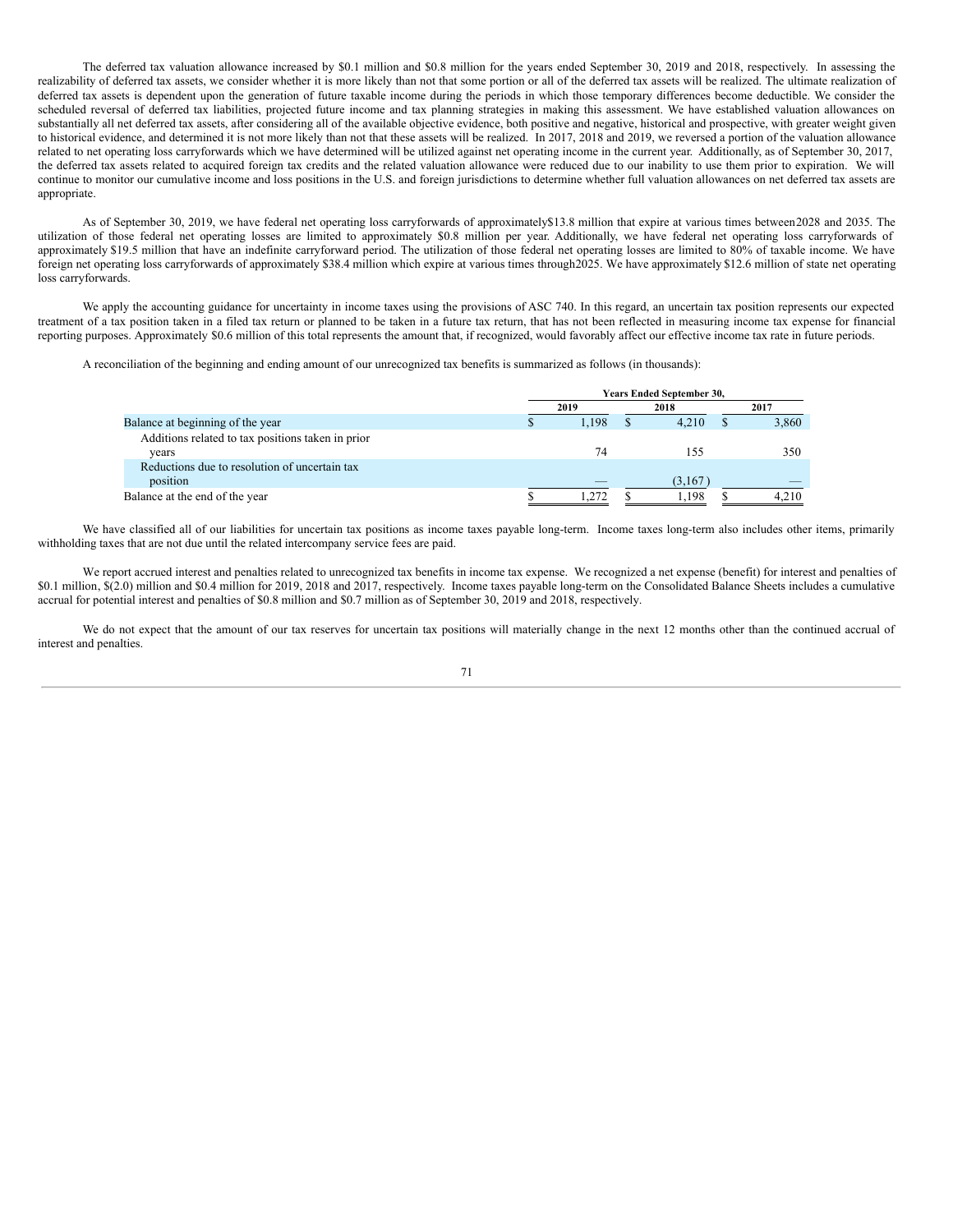The deferred tax valuation allowance increased by $0.1 million and $0.8 million for the years ended September 30, 2019 and 2018, respectively. In assessing the realizability of deferred tax assets, we consider whether it is more likely than not that some portion or all of the deferred tax assets will be realized. The ultimate realization of deferred tax assets is dependent upon the generation of future taxable income during the periods in which those temporary differences become deductible. We consider the scheduled reversal of deferred tax liabilities, projected future income and tax planning strategies in making this assessment. We have established valuation allowances on substantially all net deferred tax assets, after considering all of the available objective evidence, both positive and negative, historical and prospective, with greater weight given to historical evidence, and determined it is not more likely than not that these assets will be realized. In 2017, 2018 and 2019, we reversed a portion of the valuation allowance related to net operating loss carryforwards which we have determined will be utilized against net operating income in the current year. Additionally, as of September 30, 2017, the deferred tax assets related to acquired foreign tax credits and the related valuation allowance were reduced due to our inability to use them prior to expiration. We will continue to monitor our cumulative income and loss positions in the U.S. and foreign jurisdictions to determine whether full valuation allowances on net deferred tax assets are appropriate.

As of September 30, 2019, we have federal net operating loss carryforwards of approximately$13.8 million that expire at various times between2028 and 2035. The utilization of those federal net operating losses are limited to approximately $0.8 million per year. Additionally, we have federal net operating loss carryforwards of approximately $19.5 million that have an indefinite carryforward period. The utilization of those federal net operating losses are limited to 80% of taxable income. We have foreign net operating loss carryforwards of approximately $38.4 million which expire at various times through2025. We have approximately $12.6 million of state net operating loss carryforwards.

We apply the accounting guidance for uncertainty in income taxes using the provisions of ASC 740. In this regard, an uncertain tax position represents our expected treatment of a tax position taken in a filed tax return or planned to be taken in a future tax return, that has not been reflected in measuring income tax expense for financial reporting purposes. Approximately $0.6 million of this total represents the amount that, if recognized, would favorably affect our effective income tax rate in future periods.

A reconciliation of the beginning and ending amount of our unrecognized tax benefits is summarized as follows (in thousands):

| | Years Ended September 30, | | |
|---|---|---|---|
| | 2019 | 2018 | 2017 |
| Balance at beginning of the year | $ 1,198 | $ 4,210 | $ 3,860 |
| Additions related to tax positions taken in prior years | 74 | 155 | 350 |
| Reductions due to resolution of uncertain tax position | — | (3,167) | — |
| Balance at the end of the year | $ 1,272 | $ 1,198 | $ 4,210 |

We have classified all of our liabilities for uncertain tax positions as income taxes payable long-term. Income taxes long-term also includes other items, primarily withholding taxes that are not due until the related intercompany service fees are paid.

We report accrued interest and penalties related to unrecognized tax benefits in income tax expense. We recognized a net expense (benefit) for interest and penalties of $0.1 million, $(2.0) million and $0.4 million for 2019, 2018 and 2017, respectively. Income taxes payable long-term on the Consolidated Balance Sheets includes a cumulative accrual for potential interest and penalties of $0.8 million and $0.7 million as of September 30, 2019 and 2018, respectively.

We do not expect that the amount of our tax reserves for uncertain tax positions will materially change in the next 12 months other than the continued accrual of interest and penalties.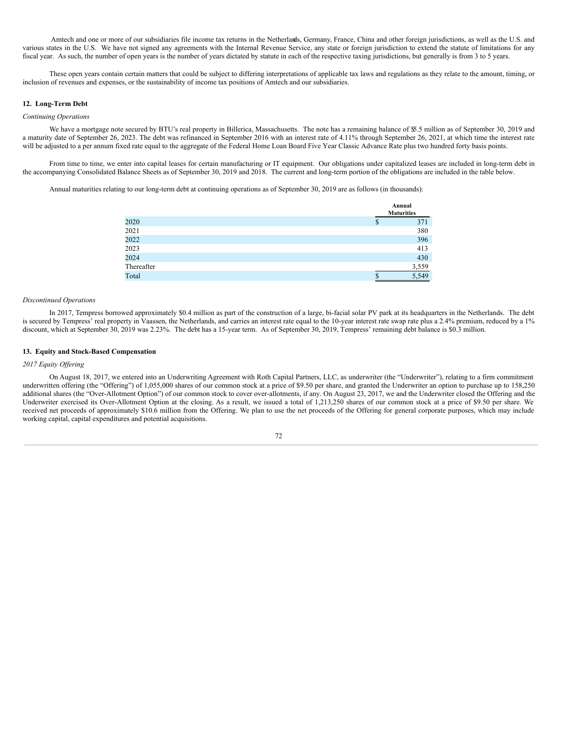Amtech and one or more of our subsidiaries file income tax returns in the Netherlands, Germany, France, China and other foreign jurisdictions, as well as the U.S. and various states in the U.S. We have not signed any agreements with the Internal Revenue Service, any state or foreign jurisdiction to extend the statute of limitations for any fiscal year. As such, the number of open years is the number of years dictated by statute in each of the respective taxing jurisdictions, but generally is from 3 to 5 years.

These open years contain certain matters that could be subject to differing interpretations of applicable tax laws and regulations as they relate to the amount, timing, or inclusion of revenues and expenses, or the sustainability of income tax positions of Amtech and our subsidiaries.

## 12. Long-Term Debt

*Continuing Operations*

We have a mortgage note secured by BTU's real property in Billerica, Massachusetts. The note has a remaining balance of $5.5 million as of September 30, 2019 and a maturity date of September 26, 2023. The debt was refinanced in September 2016 with an interest rate of 4.11% through September 26, 2021, at which time the interest rate will be adjusted to a per annum fixed rate equal to the aggregate of the Federal Home Loan Board Five Year Classic Advance Rate plus two hundred forty basis points.

From time to time, we enter into capital leases for certain manufacturing or IT equipment. Our obligations under capitalized leases are included in long-term debt in the accompanying Consolidated Balance Sheets as of September 30, 2019 and 2018. The current and long-term portion of the obligations are included in the table below.

Annual maturities relating to our long-term debt at continuing operations as of September 30, 2019 are as follows (in thousands):

| | Annual Maturities |
|---|---|
| 2020 | $ 371 |
| 2021 | 380 |
| 2022 | 396 |
| 2023 | 413 |
| 2024 | 430 |
| Thereafter | 3,559 |
| Total | $ 5,549 |

*Discontinued Operations*

In 2017, Tempress borrowed approximately $0.4 million as part of the construction of a large, bi-facial solar PV park at its headquarters in the Netherlands. The debt is secured by Tempress' real property in Vaassen, the Netherlands, and carries an interest rate equal to the 10-year interest rate swap rate plus a 2.4% premium, reduced by a 1% discount, which at September 30, 2019 was 2.23%. The debt has a 15-year term. As of September 30, 2019, Tempress' remaining debt balance is $0.3 million.

## 13. Equity and Stock-Based Compensation

*2017 Equity Offering*

On August 18, 2017, we entered into an Underwriting Agreement with Roth Capital Partners, LLC, as underwriter (the "Underwriter"), relating to a firm commitment underwritten offering (the "Offering") of 1,055,000 shares of our common stock at a price of $9.50 per share, and granted the Underwriter an option to purchase up to 158,250 additional shares (the "Over-Allotment Option") of our common stock to cover over-allotments, if any. On August 23, 2017, we and the Underwriter closed the Offering and the Underwriter exercised its Over-Allotment Option at the closing. As a result, we issued a total of 1,213,250 shares of our common stock at a price of $9.50 per share. We received net proceeds of approximately $10.6 million from the Offering. We plan to use the net proceeds of the Offering for general corporate purposes, which may include working capital, capital expenditures and potential acquisitions.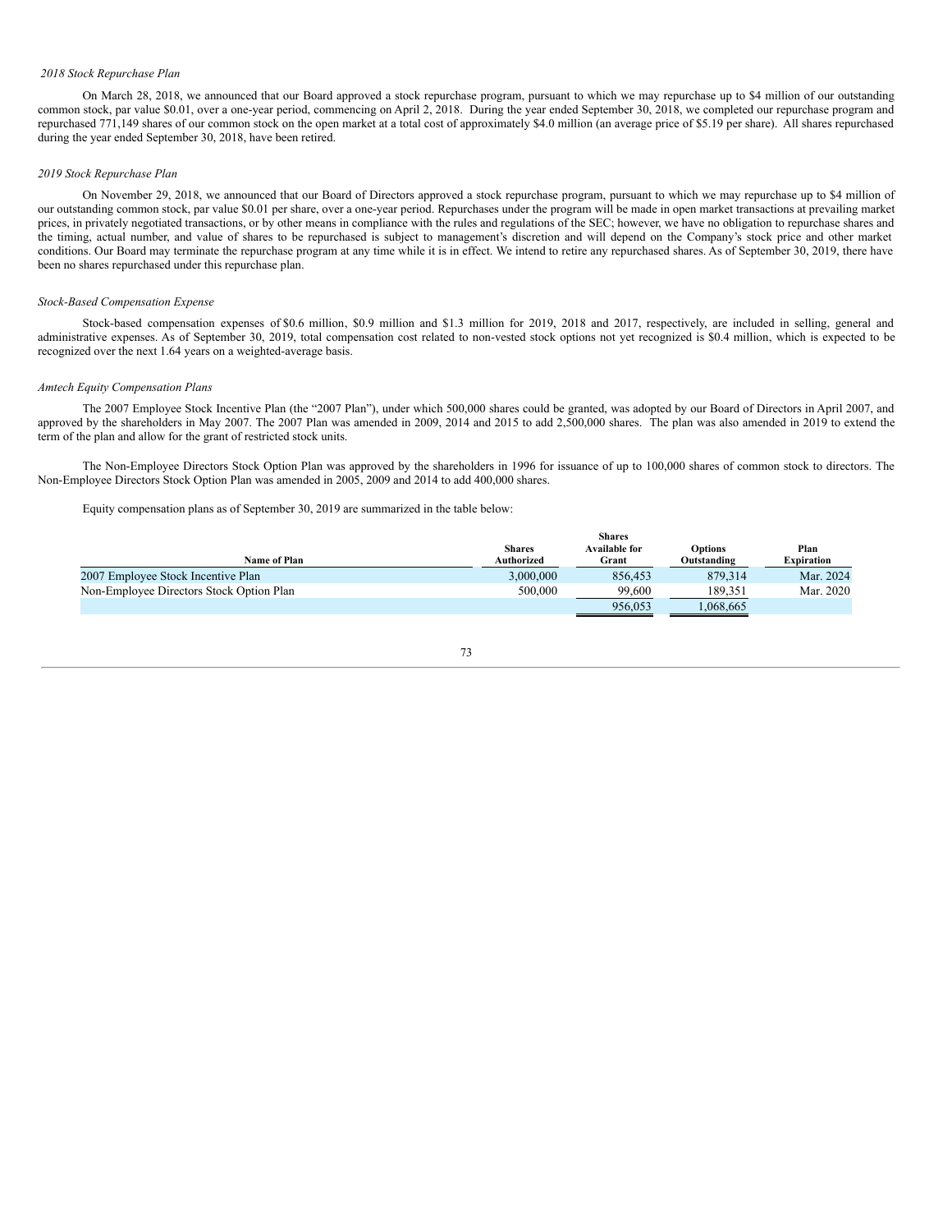*2018 Stock Repurchase Plan*

On March 28, 2018, we announced that our Board approved a stock repurchase program, pursuant to which we may repurchase up to $4 million of our outstanding common stock, par value $0.01, over a one-year period, commencing on April 2, 2018. During the year ended September 30, 2018, we completed our repurchase program and repurchased 771,149 shares of our common stock on the open market at a total cost of approximately $4.0 million (an average price of $5.19 per share). All shares repurchased during the year ended September 30, 2018, have been retired.

*2019 Stock Repurchase Plan*

On November 29, 2018, we announced that our Board of Directors approved a stock repurchase program, pursuant to which we may repurchase up to $4 million of our outstanding common stock, par value $0.01 per share, over a one-year period. Repurchases under the program will be made in open market transactions at prevailing market prices, in privately negotiated transactions, or by other means in compliance with the rules and regulations of the SEC; however, we have no obligation to repurchase shares and the timing, actual number, and value of shares to be repurchased is subject to management's discretion and will depend on the Company's stock price and other market conditions. Our Board may terminate the repurchase program at any time while it is in effect. We intend to retire any repurchased shares. As of September 30, 2019, there have been no shares repurchased under this repurchase plan.

*Stock-Based Compensation Expense*

Stock-based compensation expenses of $0.6 million, $0.9 million and $1.3 million for 2019, 2018 and 2017, respectively, are included in selling, general and administrative expenses. As of September 30, 2019, total compensation cost related to non-vested stock options not yet recognized is $0.4 million, which is expected to be recognized over the next 1.64 years on a weighted-average basis.

*Amtech Equity Compensation Plans*

The 2007 Employee Stock Incentive Plan (the "2007 Plan"), under which 500,000 shares could be granted, was adopted by our Board of Directors in April 2007, and approved by the shareholders in May 2007. The 2007 Plan was amended in 2009, 2014 and 2015 to add 2,500,000 shares. The plan was also amended in 2019 to extend the term of the plan and allow for the grant of restricted stock units.

The Non-Employee Directors Stock Option Plan was approved by the shareholders in 1996 for issuance of up to 100,000 shares of common stock to directors. The Non-Employee Directors Stock Option Plan was amended in 2005, 2009 and 2014 to add 400,000 shares.

Equity compensation plans as of September 30, 2019 are summarized in the table below:

| Name of Plan | Shares Authorized | Shares Available for Grant | Options Outstanding | Plan Expiration |
|---|---|---|---|---|
| 2007 Employee Stock Incentive Plan | 3,000,000 | 856,453 | 879,314 | Mar. 2024 |
| Non-Employee Directors Stock Option Plan | 500,000 | 99,600 | 189,351 | Mar. 2020 |
| | | 956,053 | 1,068,665 | |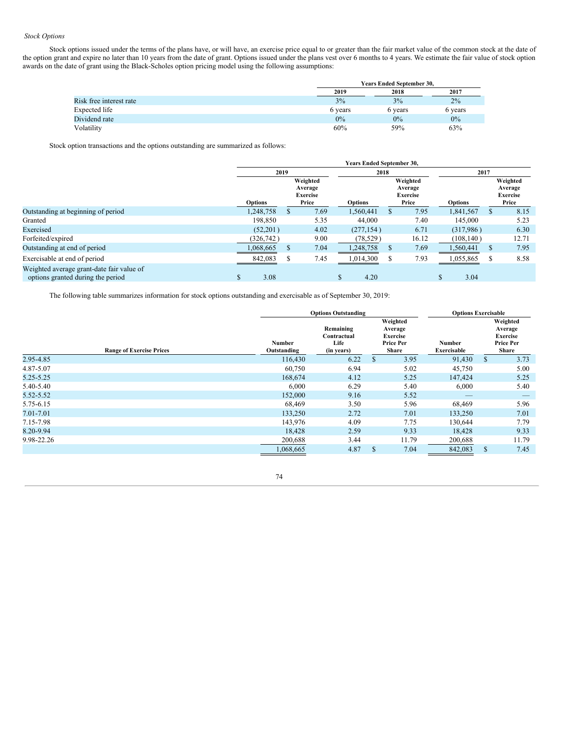*Stock Options*

Stock options issued under the terms of the plans have, or will have, an exercise price equal to or greater than the fair market value of the common stock at the date of the option grant and expire no later than 10 years from the date of grant. Options issued under the plans vest over 6 months to 4 years. We estimate the fair value of stock option awards on the date of grant using the Black-Scholes option pricing model using the following assumptions:

| | Years Ended September 30, | | |
|---|---|---|---|
| | 2019 | 2018 | 2017 |
| Risk free interest rate | 3% | 3% | 2% |
| Expected life | 6 years | 6 years | 6 years |
| Dividend rate | 0% | 0% | 0% |
| Volatility | 60% | 59% | 63% |

Stock option transactions and the options outstanding are summarized as follows:

| | Years Ended September 30, | | | | | |
|---|---|---|---|---|---|---|
| | 2019 | | 2018 | | 2017 | |
| | Options | Weighted Average Exercise Price | Options | Weighted Average Exercise Price | Options | Weighted Average Exercise Price |
| Outstanding at beginning of period | 1,248,758 | $ 7.69 | 1,560,441 | $ 7.95 | 1,841,567 | $ 8.15 |
| Granted | 198,850 | 5.35 | 44,000 | 7.40 | 145,000 | 5.23 |
| Exercised | (52,201) | 4.02 | (277,154) | 6.71 | (317,986) | 6.30 |
| Forfeited/expired | (326,742) | 9.00 | (78,529) | 16.12 | (108,140) | 12.71 |
| Outstanding at end of period | 1,068,665 | $ 7.04 | 1,248,758 | $ 7.69 | 1,560,441 | $ 7.95 |
| Exercisable at end of period | 842,083 | $ 7.45 | 1,014,300 | $ 7.93 | 1,055,865 | $ 8.58 |
| Weighted average grant-date fair value of options granted during the period | $ 3.08 | | $ 4.20 | | $ 3.04 | |

The following table summarizes information for stock options outstanding and exercisable as of September 30, 2019:

| | Options Outstanding | | | Options Exercisable | |
|---|---|---|---|---|---|
| Range of Exercise Prices | Number Outstanding | Remaining Contractual Life (in years) | Weighted Average Exercise Price Per Share | Number Exercisable | Weighted Average Exercise Price Per Share |
| 2.95-4.85 | 116,430 | 6.22 | $ 3.95 | 91,430 | $ 3.73 |
| 4.87-5.07 | 60,750 | 6.94 | 5.02 | 45,750 | 5.00 |
| 5.25-5.25 | 168,674 | 4.12 | 5.25 | 147,424 | 5.25 |
| 5.40-5.40 | 6,000 | 6.29 | 5.40 | 6,000 | 5.40 |
| 5.52-5.52 | 152,000 | 9.16 | 5.52 | — | — |
| 5.75-6.15 | 68,469 | 3.50 | 5.96 | 68,469 | 5.96 |
| 7.01-7.01 | 133,250 | 2.72 | 7.01 | 133,250 | 7.01 |
| 7.15-7.98 | 143,976 | 4.09 | 7.75 | 130,644 | 7.79 |
| 8.20-9.94 | 18,428 | 2.59 | 9.33 | 18,428 | 9.33 |
| 9.98-22.26 | 200,688 | 3.44 | 11.79 | 200,688 | 11.79 |
| | 1,068,665 | 4.87 | $ 7.04 | 842,083 | $ 7.45 |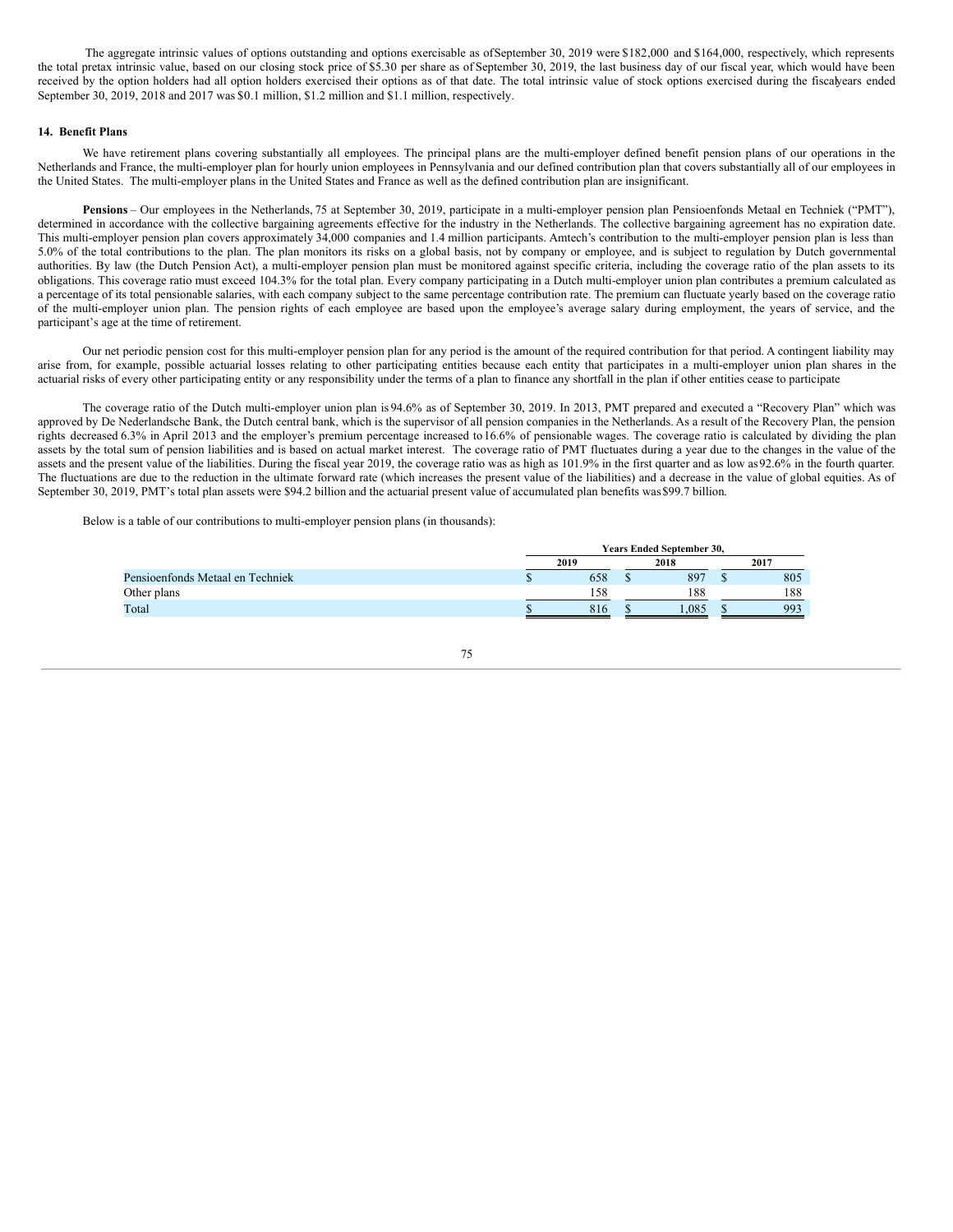The aggregate intrinsic values of options outstanding and options exercisable as of September 30, 2019 were $182,000 and $164,000, respectively, which represents the total pretax intrinsic value, based on our closing stock price of $5.30 per share as of September 30, 2019, the last business day of our fiscal year, which would have been received by the option holders had all option holders exercised their options as of that date. The total intrinsic value of stock options exercised during the fiscal years ended September 30, 2019, 2018 and 2017 was $0.1 million, $1.2 million and $1.1 million, respectively.

## 14. Benefit Plans

We have retirement plans covering substantially all employees. The principal plans are the multi-employer defined benefit pension plans of our operations in the Netherlands and France, the multi-employer plan for hourly union employees in Pennsylvania and our defined contribution plan that covers substantially all of our employees in the United States. The multi-employer plans in the United States and France as well as the defined contribution plan are insignificant.

**Pensions** – Our employees in the Netherlands, 75 at September 30, 2019, participate in a multi-employer pension plan Pensioenfonds Metaal en Techniek ("PMT"), determined in accordance with the collective bargaining agreements effective for the industry in the Netherlands. The collective bargaining agreement has no expiration date. This multi-employer pension plan covers approximately 34,000 companies and 1.4 million participants. Amtech's contribution to the multi-employer pension plan is less than 5.0% of the total contributions to the plan. The plan monitors its risks on a global basis, not by company or employee, and is subject to regulation by Dutch governmental authorities. By law (the Dutch Pension Act), a multi-employer pension plan must be monitored against specific criteria, including the coverage ratio of the plan assets to its obligations. This coverage ratio must exceed 104.3% for the total plan. Every company participating in a Dutch multi-employer union plan contributes a premium calculated as a percentage of its total pensionable salaries, with each company subject to the same percentage contribution rate. The premium can fluctuate yearly based on the coverage ratio of the multi-employer union plan. The pension rights of each employee are based upon the employee's average salary during employment, the years of service, and the participant's age at the time of retirement.

Our net periodic pension cost for this multi-employer pension plan for any period is the amount of the required contribution for that period. A contingent liability may arise from, for example, possible actuarial losses relating to other participating entities because each entity that participates in a multi-employer union plan shares in the actuarial risks of every other participating entity or any responsibility under the terms of a plan to finance any shortfall in the plan if other entities cease to participate

The coverage ratio of the Dutch multi-employer union plan is 94.6% as of September 30, 2019. In 2013, PMT prepared and executed a "Recovery Plan" which was approved by De Nederlandsche Bank, the Dutch central bank, which is the supervisor of all pension companies in the Netherlands. As a result of the Recovery Plan, the pension rights decreased 6.3% in April 2013 and the employer's premium percentage increased to 16.6% of pensionable wages. The coverage ratio is calculated by dividing the plan assets by the total sum of pension liabilities and is based on actual market interest. The coverage ratio of PMT fluctuates during a year due to the changes in the value of the assets and the present value of the liabilities. During the fiscal year 2019, the coverage ratio was as high as 101.9% in the first quarter and as low as 92.6% in the fourth quarter. The fluctuations are due to the reduction in the ultimate forward rate (which increases the present value of the liabilities) and a decrease in the value of global equities. As of September 30, 2019, PMT's total plan assets were $94.2 billion and the actuarial present value of accumulated plan benefits was $99.7 billion.

Below is a table of our contributions to multi-employer pension plans (in thousands):

| | Years Ended September 30, | | |
|---|---|---|---|
| | 2019 | 2018 | 2017 |
| Pensioenfonds Metaal en Techniek | $ 658 | $ 897 | $ 805 |
| Other plans | 158 | 188 | 188 |
| Total | $ 816 | $ 1,085 | $ 993 |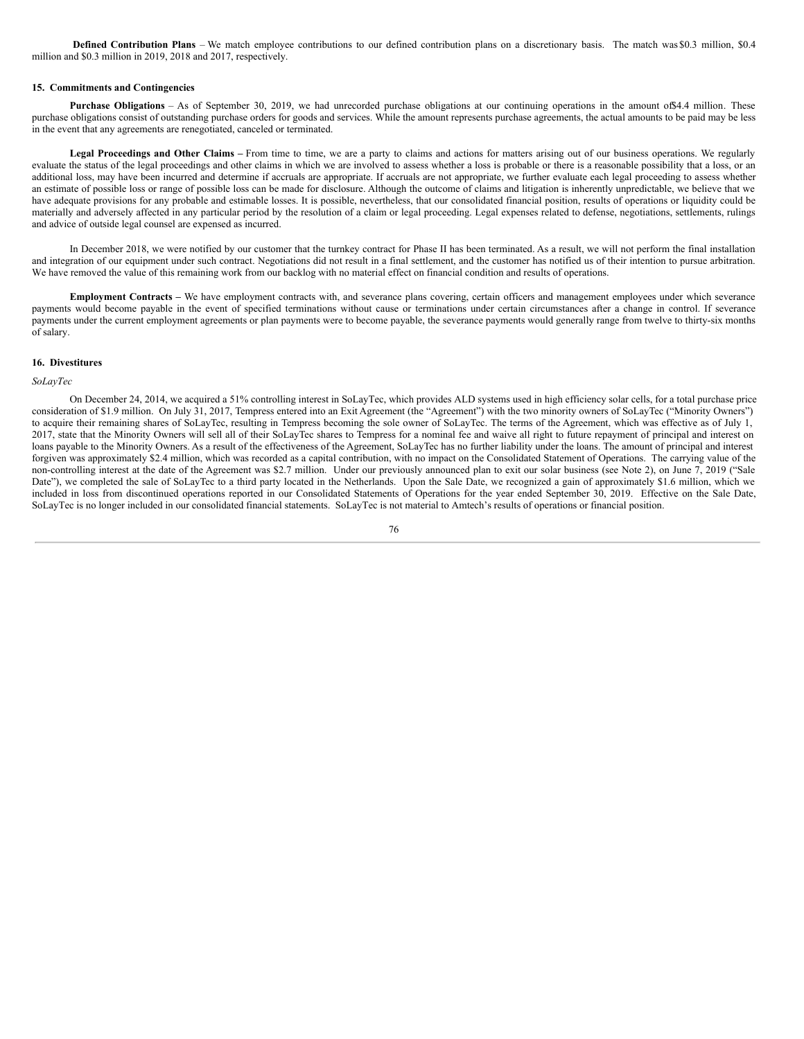**Defined Contribution Plans** – We match employee contributions to our defined contribution plans on a discretionary basis. The match was $0.3 million, $0.4 million and $0.3 million in 2019, 2018 and 2017, respectively.

## 15. Commitments and Contingencies

**Purchase Obligations** – As of September 30, 2019, we had unrecorded purchase obligations at our continuing operations in the amount of $4.4 million. These purchase obligations consist of outstanding purchase orders for goods and services. While the amount represents purchase agreements, the actual amounts to be paid may be less in the event that any agreements are renegotiated, canceled or terminated.

**Legal Proceedings and Other Claims** – From time to time, we are a party to claims and actions for matters arising out of our business operations. We regularly evaluate the status of the legal proceedings and other claims in which we are involved to assess whether a loss is probable or there is a reasonable possibility that a loss, or an additional loss, may have been incurred and determine if accruals are appropriate. If accruals are not appropriate, we further evaluate each legal proceeding to assess whether an estimate of possible loss or range of possible loss can be made for disclosure. Although the outcome of claims and litigation is inherently unpredictable, we believe that we have adequate provisions for any probable and estimable losses. It is possible, nevertheless, that our consolidated financial position, results of operations or liquidity could be materially and adversely affected in any particular period by the resolution of a claim or legal proceeding. Legal expenses related to defense, negotiations, settlements, rulings and advice of outside legal counsel are expensed as incurred.

In December 2018, we were notified by our customer that the turnkey contract for Phase II has been terminated. As a result, we will not perform the final installation and integration of our equipment under such contract. Negotiations did not result in a final settlement, and the customer has notified us of their intention to pursue arbitration. We have removed the value of this remaining work from our backlog with no material effect on financial condition and results of operations.

**Employment Contracts** – We have employment contracts with, and severance plans covering, certain officers and management employees under which severance payments would become payable in the event of specified terminations without cause or terminations under certain circumstances after a change in control. If severance payments under the current employment agreements or plan payments were to become payable, the severance payments would generally range from twelve to thirty-six months of salary.

## 16. Divestitures

*SoLayTec*

On December 24, 2014, we acquired a 51% controlling interest in SoLayTec, which provides ALD systems used in high efficiency solar cells, for a total purchase price consideration of $1.9 million. On July 31, 2017, Tempress entered into an Exit Agreement (the "Agreement") with the two minority owners of SoLayTec ("Minority Owners") to acquire their remaining shares of SoLayTec, resulting in Tempress becoming the sole owner of SoLayTec. The terms of the Agreement, which was effective as of July 1, 2017, state that the Minority Owners will sell all of their SoLayTec shares to Tempress for a nominal fee and waive all right to future repayment of principal and interest on loans payable to the Minority Owners. As a result of the effectiveness of the Agreement, SoLayTec has no further liability under the loans. The amount of principal and interest forgiven was approximately $2.4 million, which was recorded as a capital contribution, with no impact on the Consolidated Statement of Operations. The carrying value of the non-controlling interest at the date of the Agreement was $2.7 million. Under our previously announced plan to exit our solar business (see Note 2), on June 7, 2019 ("Sale Date"), we completed the sale of SoLayTec to a third party located in the Netherlands. Upon the Sale Date, we recognized a gain of approximately $1.6 million, which we included in loss from discontinued operations reported in our Consolidated Statements of Operations for the year ended September 30, 2019. Effective on the Sale Date, SoLayTec is no longer included in our consolidated financial statements. SoLayTec is not material to Amtech's results of operations or financial position.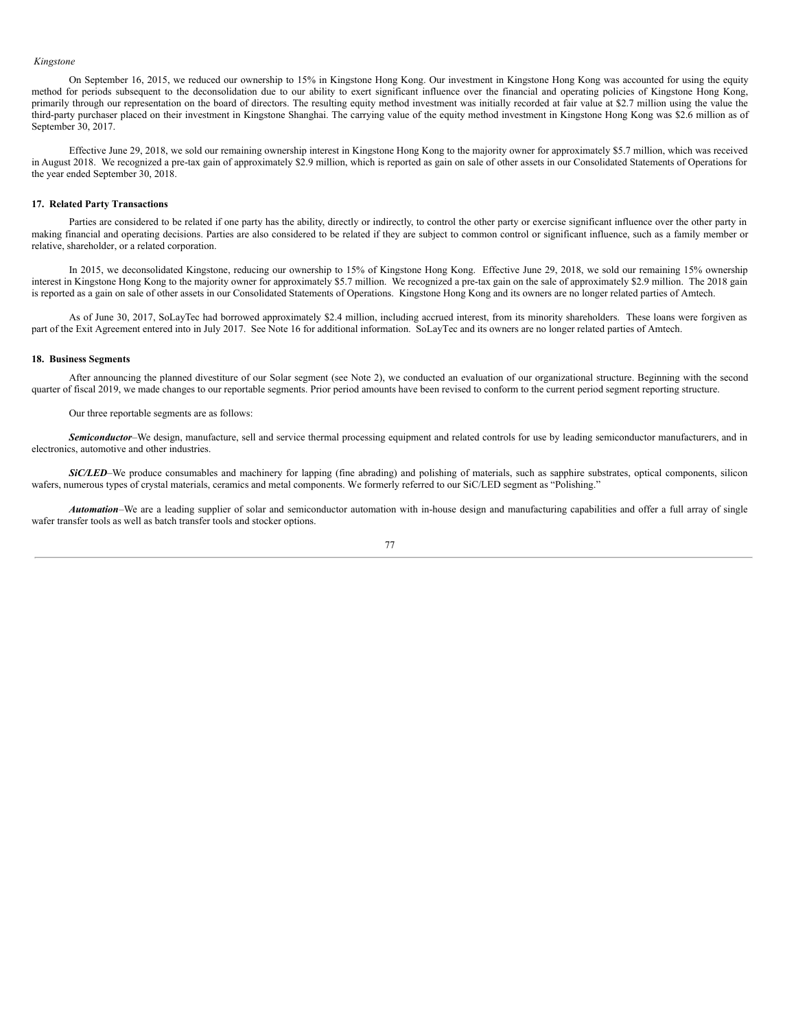*Kingstone*

On September 16, 2015, we reduced our ownership to 15% in Kingstone Hong Kong. Our investment in Kingstone Hong Kong was accounted for using the equity method for periods subsequent to the deconsolidation due to our ability to exert significant influence over the financial and operating policies of Kingstone Hong Kong, primarily through our representation on the board of directors. The resulting equity method investment was initially recorded at fair value at $2.7 million using the value the third-party purchaser placed on their investment in Kingstone Shanghai. The carrying value of the equity method investment in Kingstone Hong Kong was $2.6 million as of September 30, 2017.

Effective June 29, 2018, we sold our remaining ownership interest in Kingstone Hong Kong to the majority owner for approximately $5.7 million, which was received in August 2018. We recognized a pre-tax gain of approximately $2.9 million, which is reported as gain on sale of other assets in our Consolidated Statements of Operations for the year ended September 30, 2018.

## 17. Related Party Transactions

Parties are considered to be related if one party has the ability, directly or indirectly, to control the other party or exercise significant influence over the other party in making financial and operating decisions. Parties are also considered to be related if they are subject to common control or significant influence, such as a family member or relative, shareholder, or a related corporation.

In 2015, we deconsolidated Kingstone, reducing our ownership to 15% of Kingstone Hong Kong. Effective June 29, 2018, we sold our remaining 15% ownership interest in Kingstone Hong Kong to the majority owner for approximately $5.7 million. We recognized a pre-tax gain on the sale of approximately $2.9 million. The 2018 gain is reported as a gain on sale of other assets in our Consolidated Statements of Operations. Kingstone Hong Kong and its owners are no longer related parties of Amtech.

As of June 30, 2017, SoLayTec had borrowed approximately $2.4 million, including accrued interest, from its minority shareholders. These loans were forgiven as part of the Exit Agreement entered into in July 2017. See Note 16 for additional information. SoLayTec and its owners are no longer related parties of Amtech.

## 18. Business Segments

After announcing the planned divestiture of our Solar segment (see Note 2), we conducted an evaluation of our organizational structure. Beginning with the second quarter of fiscal 2019, we made changes to our reportable segments. Prior period amounts have been revised to conform to the current period segment reporting structure.

Our three reportable segments are as follows:

***Semiconductor***–We design, manufacture, sell and service thermal processing equipment and related controls for use by leading semiconductor manufacturers, and in electronics, automotive and other industries.

***SiC/LED***–We produce consumables and machinery for lapping (fine abrading) and polishing of materials, such as sapphire substrates, optical components, silicon wafers, numerous types of crystal materials, ceramics and metal components. We formerly referred to our SiC/LED segment as "Polishing."

***Automation***–We are a leading supplier of solar and semiconductor automation with in-house design and manufacturing capabilities and offer a full array of single wafer transfer tools as well as batch transfer tools and stocker options.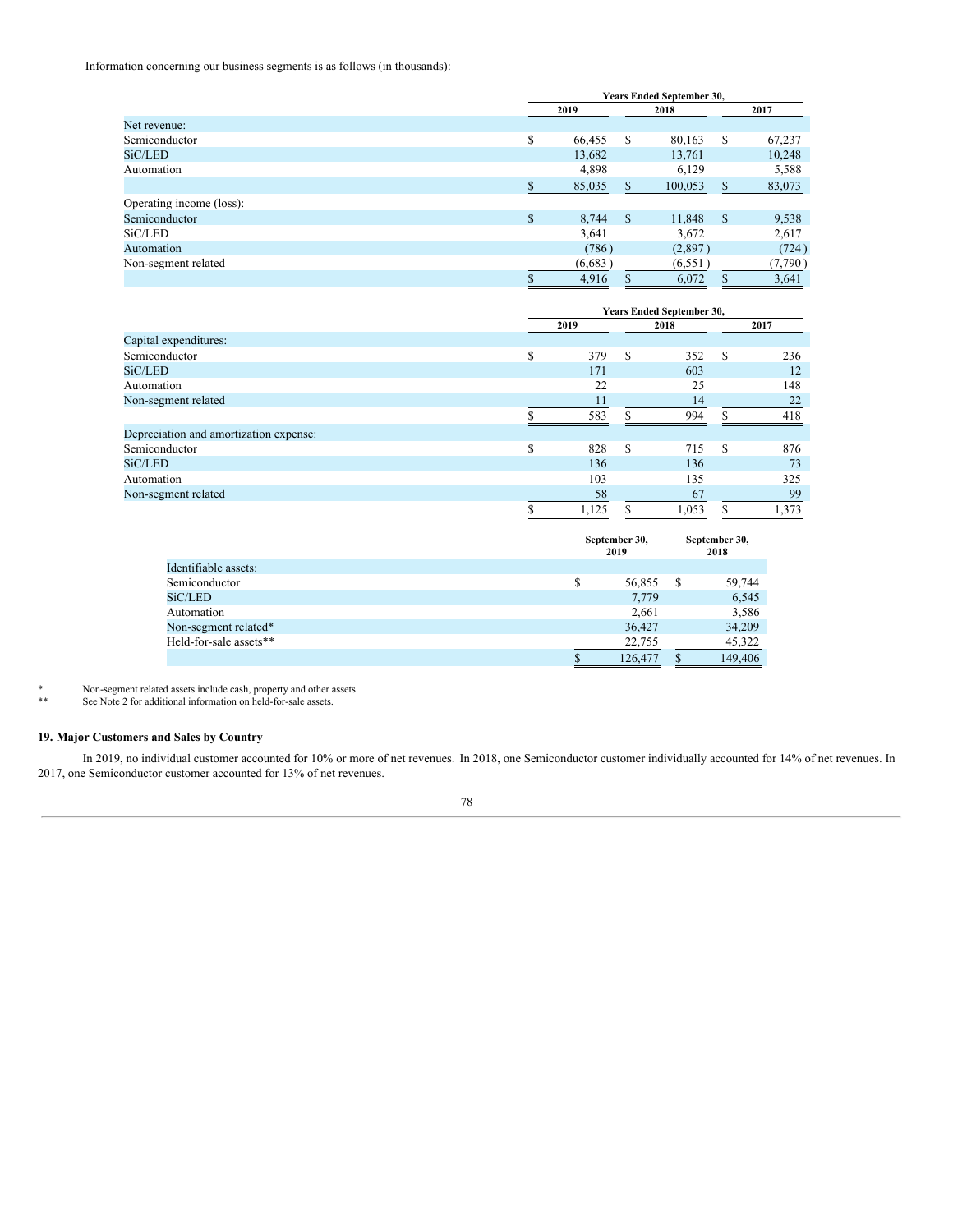Information concerning our business segments is as follows (in thousands):

| | Years Ended September 30, | | |
|---|---|---|---|
| | 2019 | 2018 | 2017 |
| Net revenue: | | | |
| Semiconductor | $ 66,455 | $ 80,163 | $ 67,237 |
| SiC/LED | 13,682 | 13,761 | 10,248 |
| Automation | 4,898 | 6,129 | 5,588 |
| | $ 85,035 | $ 100,053 | $ 83,073 |
| Operating income (loss): | | | |
| Semiconductor | $ 8,744 | $ 11,848 | $ 9,538 |
| SiC/LED | 3,641 | 3,672 | 2,617 |
| Automation | (786) | (2,897) | (724) |
| Non-segment related | (6,683) | (6,551) | (7,790) |
| | $ 4,916 | $ 6,072 | $ 3,641 |

| | Years Ended September 30, | | |
|---|---|---|---|
| | 2019 | 2018 | 2017 |
| Capital expenditures: | | | |
| Semiconductor | $ 379 | $ 352 | $ 236 |
| SiC/LED | 171 | 603 | 12 |
| Automation | 22 | 25 | 148 |
| Non-segment related | 11 | 14 | 22 |
| | $ 583 | $ 994 | $ 418 |
| Depreciation and amortization expense: | | | |
| Semiconductor | $ 828 | $ 715 | $ 876 |
| SiC/LED | 136 | 136 | 73 |
| Automation | 103 | 135 | 325 |
| Non-segment related | 58 | 67 | 99 |
| | $ 1,125 | $ 1,053 | $ 1,373 |

| | September 30, 2019 | September 30, 2018 |
|---|---|---|
| Identifiable assets: | | |
| Semiconductor | $ 56,855 | $ 59,744 |
| SiC/LED | 7,779 | 6,545 |
| Automation | 2,661 | 3,586 |
| Non-segment related* | 36,427 | 34,209 |
| Held-for-sale assets** | 22,755 | 45,322 |
| | $ 126,477 | $ 149,406 |

\* Non-segment related assets include cash, property and other assets.

\*\* See Note 2 for additional information on held-for-sale assets.

## 19. Major Customers and Sales by Country

In 2019, no individual customer accounted for 10% or more of net revenues. In 2018, one Semiconductor customer individually accounted for 14% of net revenues. In 2017, one Semiconductor customer accounted for 13% of net revenues.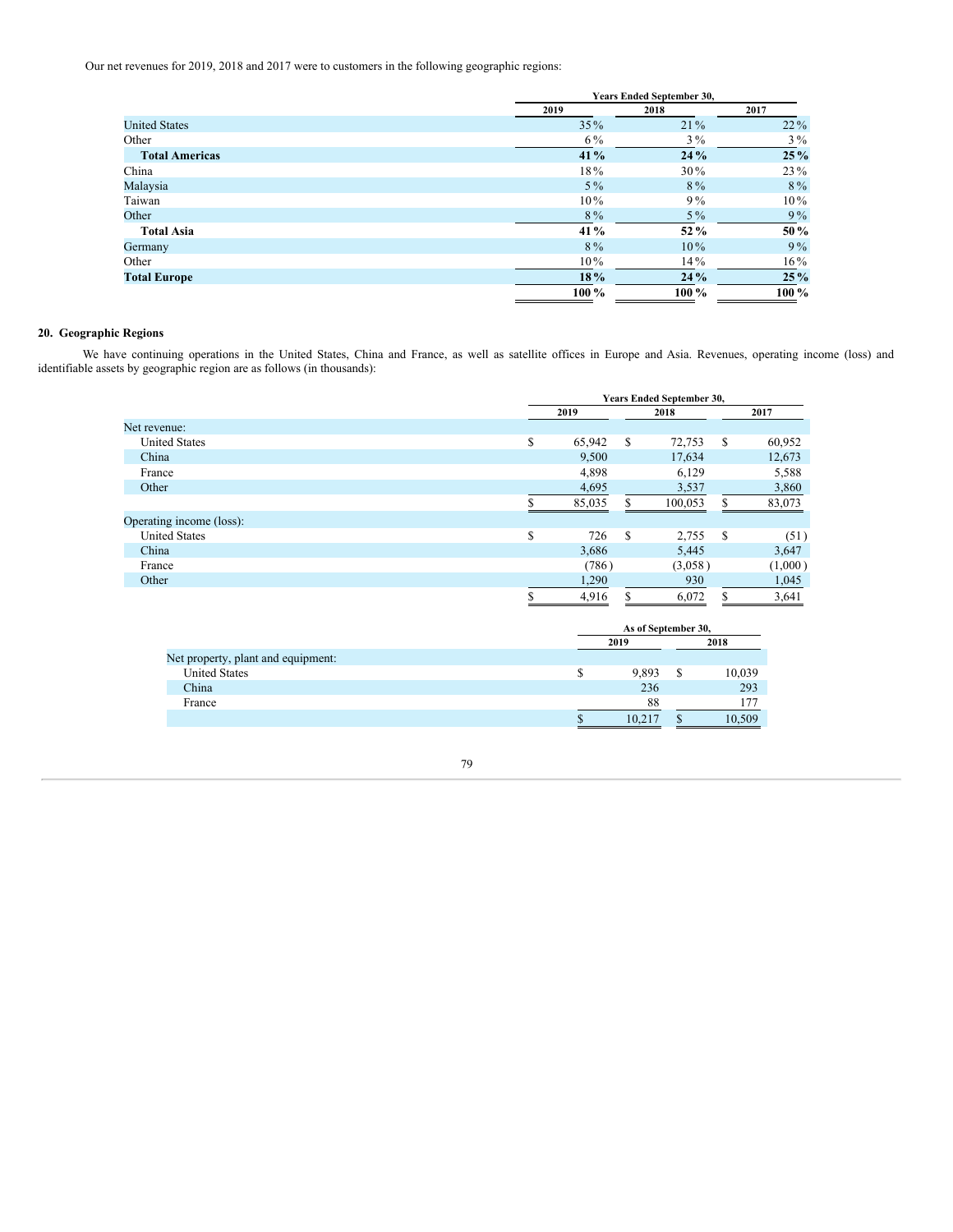Our net revenues for 2019, 2018 and 2017 were to customers in the following geographic regions:

| | Years Ended September 30, | | |
|---|---|---|---|
| | 2019 | 2018 | 2017 |
| United States | 35% | 21% | 22% |
| Other | 6% | 3% | 3% |
| **Total Americas** | **41%** | **24%** | **25%** |
| China | 18% | 30% | 23% |
| Malaysia | 5% | 8% | 8% |
| Taiwan | 10% | 9% | 10% |
| Other | 8% | 5% | 9% |
| **Total Asia** | **41%** | **52%** | **50%** |
| Germany | 8% | 10% | 9% |
| Other | 10% | 14% | 16% |
| **Total Europe** | **18%** | **24%** | **25%** |
| | **100%** | **100%** | **100%** |

## 20. Geographic Regions

We have continuing operations in the United States, China and France, as well as satellite offices in Europe and Asia. Revenues, operating income (loss) and identifiable assets by geographic region are as follows (in thousands):

| | Years Ended September 30, | | |
|---|---|---|---|
| | 2019 | 2018 | 2017 |
| Net revenue: | | | |
| United States | $ 65,942 | $ 72,753 | $ 60,952 |
| China | 9,500 | 17,634 | 12,673 |
| France | 4,898 | 6,129 | 5,588 |
| Other | 4,695 | 3,537 | 3,860 |
| | $ 85,035 | $ 100,053 | $ 83,073 |
| Operating income (loss): | | | |
| United States | $ 726 | $ 2,755 | $ (51) |
| China | 3,686 | 5,445 | 3,647 |
| France | (786) | (3,058) | (1,000) |
| Other | 1,290 | 930 | 1,045 |
| | $ 4,916 | $ 6,072 | $ 3,641 |

| | As of September 30, | |
|---|---|---|
| | 2019 | 2018 |
| Net property, plant and equipment: | | |
| United States | $ 9,893 | $ 10,039 |
| China | 236 | 293 |
| France | 88 | 177 |
| | $ 10,217 | $ 10,509 |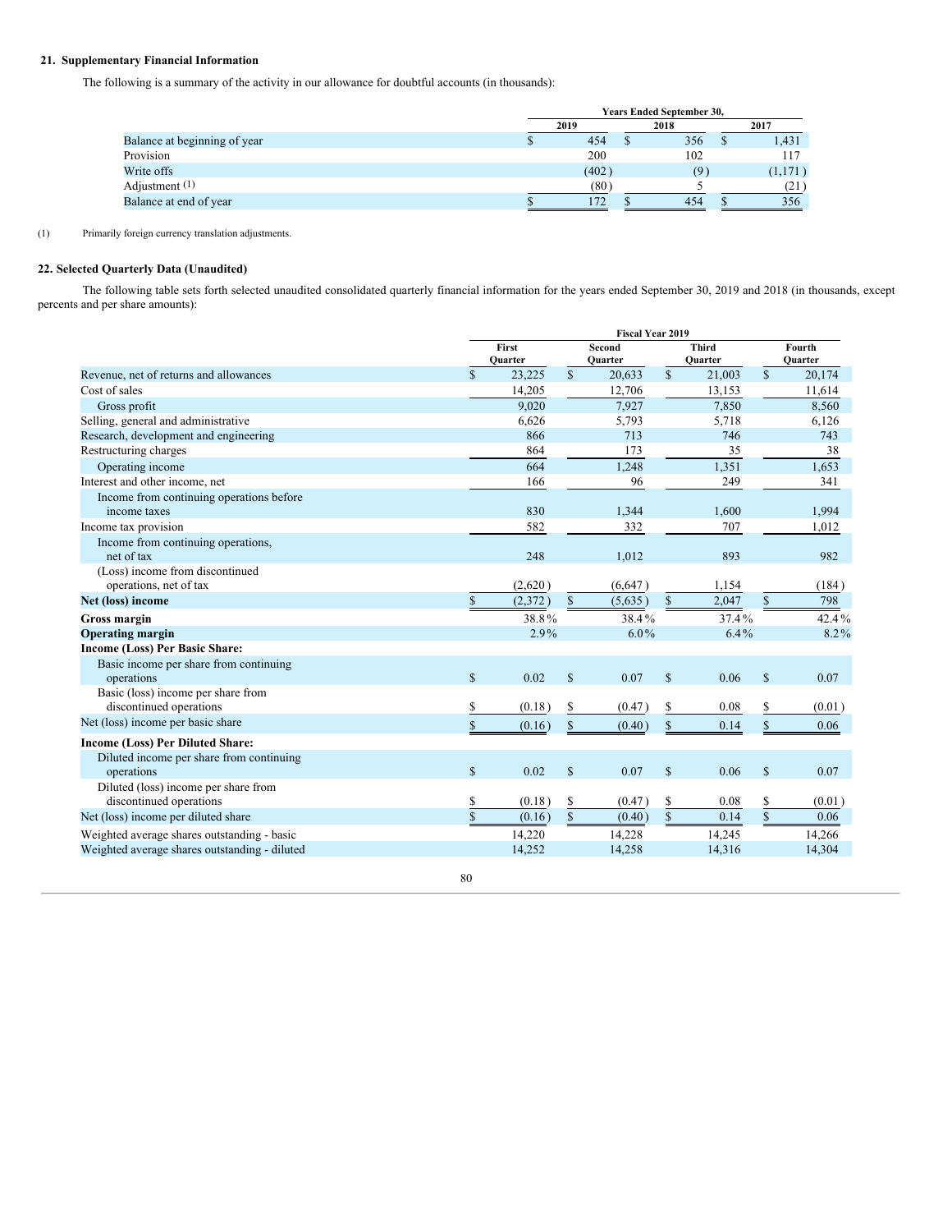## 21. Supplementary Financial Information

The following is a summary of the activity in our allowance for doubtful accounts (in thousands):

| | Years Ended September 30, | | |
|---|---|---|---|
| | 2019 | 2018 | 2017 |
| Balance at beginning of year | $ 454 | $ 356 | $ 1,431 |
| Provision | 200 | 102 | 117 |
| Write offs | (402) | (9) | (1,171) |
| Adjustment (1) | (80) | 5 | (21) |
| Balance at end of year | $ 172 | $ 454 | $ 356 |

(1) Primarily foreign currency translation adjustments.

## 22. Selected Quarterly Data (Unaudited)

The following table sets forth selected unaudited consolidated quarterly financial information for the years ended September 30, 2019 and 2018 (in thousands, except percents and per share amounts):

| | Fiscal Year 2019 | | | |
|---|---|---|---|---|
| | First Quarter | Second Quarter | Third Quarter | Fourth Quarter |
| Revenue, net of returns and allowances | $ 23,225 | $ 20,633 | $ 21,003 | $ 20,174 |
| Cost of sales | 14,205 | 12,706 | 13,153 | 11,614 |
| Gross profit | 9,020 | 7,927 | 7,850 | 8,560 |
| Selling, general and administrative | 6,626 | 5,793 | 5,718 | 6,126 |
| Research, development and engineering | 866 | 713 | 746 | 743 |
| Restructuring charges | 864 | 173 | 35 | 38 |
| Operating income | 664 | 1,248 | 1,351 | 1,653 |
| Interest and other income, net | 166 | 96 | 249 | 341 |
| Income from continuing operations before income taxes | 830 | 1,344 | 1,600 | 1,994 |
| Income tax provision | 582 | 332 | 707 | 1,012 |
| Income from continuing operations, net of tax | 248 | 1,012 | 893 | 982 |
| (Loss) income from discontinued operations, net of tax | (2,620) | (6,647) | 1,154 | (184) |
| **Net (loss) income** | $ (2,372) | $ (5,635) | $ 2,047 | $ 798 |
| **Gross margin** | 38.8% | 38.4% | 37.4% | 42.4% |
| **Operating margin** | 2.9% | 6.0% | 6.4% | 8.2% |
| **Income (Loss) Per Basic Share:** | | | | |
| Basic income per share from continuing operations | $ 0.02 | $ 0.07 | $ 0.06 | $ 0.07 |
| Basic (loss) income per share from discontinued operations | $ (0.18) | $ (0.47) | $ 0.08 | $ (0.01) |
| Net (loss) income per basic share | $ (0.16) | $ (0.40) | $ 0.14 | $ 0.06 |
| **Income (Loss) Per Diluted Share:** | | | | |
| Diluted income per share from continuing operations | $ 0.02 | $ 0.07 | $ 0.06 | $ 0.07 |
| Diluted (loss) income per share from discontinued operations | $ (0.18) | $ (0.47) | $ 0.08 | $ (0.01) |
| Net (loss) income per diluted share | $ (0.16) | $ (0.40) | $ 0.14 | $ 0.06 |
| Weighted average shares outstanding - basic | 14,220 | 14,228 | 14,245 | 14,266 |
| Weighted average shares outstanding - diluted | 14,252 | 14,258 | 14,316 | 14,304 |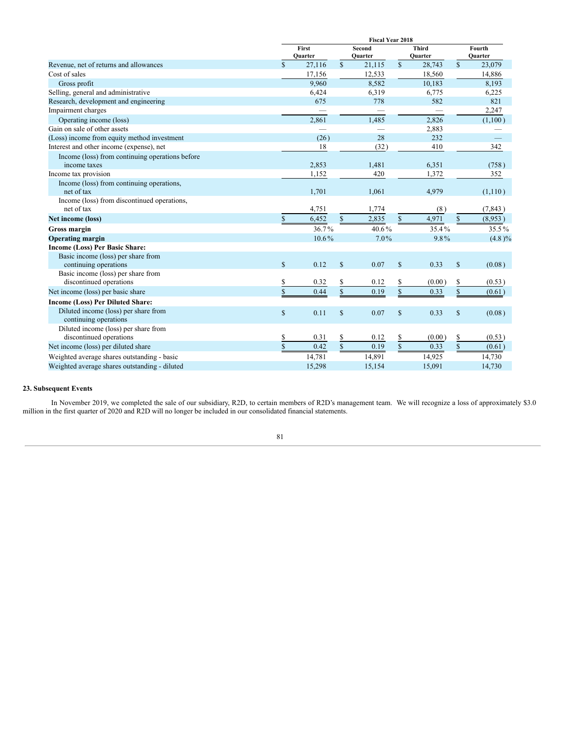| | Fiscal Year 2018 | | | |
|---|---|---|---|---|
| | First Quarter | Second Quarter | Third Quarter | Fourth Quarter |
| Revenue, net of returns and allowances | $ 27,116 | $ 21,115 | $ 28,743 | $ 23,079 |
| Cost of sales | 17,156 | 12,533 | 18,560 | 14,886 |
| Gross profit | 9,960 | 8,582 | 10,183 | 8,193 |
| Selling, general and administrative | 6,424 | 6,319 | 6,775 | 6,225 |
| Research, development and engineering | 675 | 778 | 582 | 821 |
| Impairment charges | — | — | — | 2,247 |
| Operating income (loss) | 2,861 | 1,485 | 2,826 | (1,100) |
| Gain on sale of other assets | — | — | 2,883 | — |
| (Loss) income from equity method investment | (26) | 28 | 232 | — |
| Interest and other income (expense), net | 18 | (32) | 410 | 342 |
| Income (loss) from continuing operations before income taxes | 2,853 | 1,481 | 6,351 | (758) |
| Income tax provision | 1,152 | 420 | 1,372 | 352 |
| Income (loss) from continuing operations, net of tax | 1,701 | 1,061 | 4,979 | (1,110) |
| Income (loss) from discontinued operations, net of tax | 4,751 | 1,774 | (8) | (7,843) |
| **Net income (loss)** | $ 6,452 | $ 2,835 | $ 4,971 | $ (8,953) |
| **Gross margin** | 36.7% | 40.6% | 35.4% | 35.5% |
| **Operating margin** | 10.6% | 7.0% | 9.8% | (4.8)% |
| **Income (Loss) Per Basic Share:** | | | | |
| Basic income (loss) per share from continuing operations | $ 0.12 | $ 0.07 | $ 0.33 | $ (0.08) |
| Basic income (loss) per share from discontinued operations | $ 0.32 | $ 0.12 | $ (0.00) | $ (0.53) |
| Net income (loss) per basic share | $ 0.44 | $ 0.19 | $ 0.33 | $ (0.61) |
| **Income (Loss) Per Diluted Share:** | | | | |
| Diluted income (loss) per share from continuing operations | $ 0.11 | $ 0.07 | $ 0.33 | $ (0.08) |
| Diluted income (loss) per share from discontinued operations | $ 0.31 | $ 0.12 | $ (0.00) | $ (0.53) |
| Net income (loss) per diluted share | $ 0.42 | $ 0.19 | $ 0.33 | $ (0.61) |
| Weighted average shares outstanding - basic | 14,781 | 14,891 | 14,925 | 14,730 |
| Weighted average shares outstanding - diluted | 15,298 | 15,154 | 15,091 | 14,730 |

**23. Subsequent Events**

In November 2019, we completed the sale of our subsidiary, R2D, to certain members of R2D's management team. We will recognize a loss of approximately $3.0 million in the first quarter of 2020 and R2D will no longer be included in our consolidated financial statements.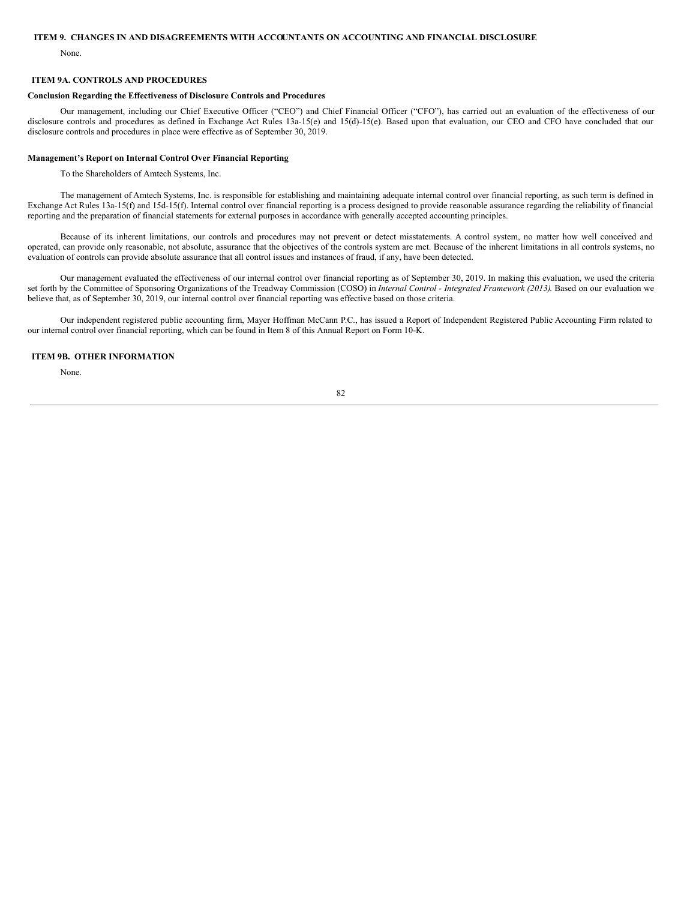## ITEM 9. CHANGES IN AND DISAGREEMENTS WITH ACCOUNTANTS ON ACCOUNTING AND FINANCIAL DISCLOSURE

None.

## ITEM 9A. CONTROLS AND PROCEDURES

**Conclusion Regarding the Effectiveness of Disclosure Controls and Procedures**

Our management, including our Chief Executive Officer ("CEO") and Chief Financial Officer ("CFO"), has carried out an evaluation of the effectiveness of our disclosure controls and procedures as defined in Exchange Act Rules 13a-15(e) and 15(d)-15(e). Based upon that evaluation, our CEO and CFO have concluded that our disclosure controls and procedures in place were effective as of September 30, 2019.

**Management's Report on Internal Control Over Financial Reporting**

To the Shareholders of Amtech Systems, Inc.

The management of Amtech Systems, Inc. is responsible for establishing and maintaining adequate internal control over financial reporting, as such term is defined in Exchange Act Rules 13a-15(f) and 15d-15(f). Internal control over financial reporting is a process designed to provide reasonable assurance regarding the reliability of financial reporting and the preparation of financial statements for external purposes in accordance with generally accepted accounting principles.

Because of its inherent limitations, our controls and procedures may not prevent or detect misstatements. A control system, no matter how well conceived and operated, can provide only reasonable, not absolute, assurance that the objectives of the controls system are met. Because of the inherent limitations in all controls systems, no evaluation of controls can provide absolute assurance that all control issues and instances of fraud, if any, have been detected.

Our management evaluated the effectiveness of our internal control over financial reporting as of September 30, 2019. In making this evaluation, we used the criteria set forth by the Committee of Sponsoring Organizations of the Treadway Commission (COSO) in *Internal Control - Integrated Framework (2013).* Based on our evaluation we believe that, as of September 30, 2019, our internal control over financial reporting was effective based on those criteria.

Our independent registered public accounting firm, Mayer Hoffman McCann P.C., has issued a Report of Independent Registered Public Accounting Firm related to our internal control over financial reporting, which can be found in Item 8 of this Annual Report on Form 10-K.

## ITEM 9B. OTHER INFORMATION

None.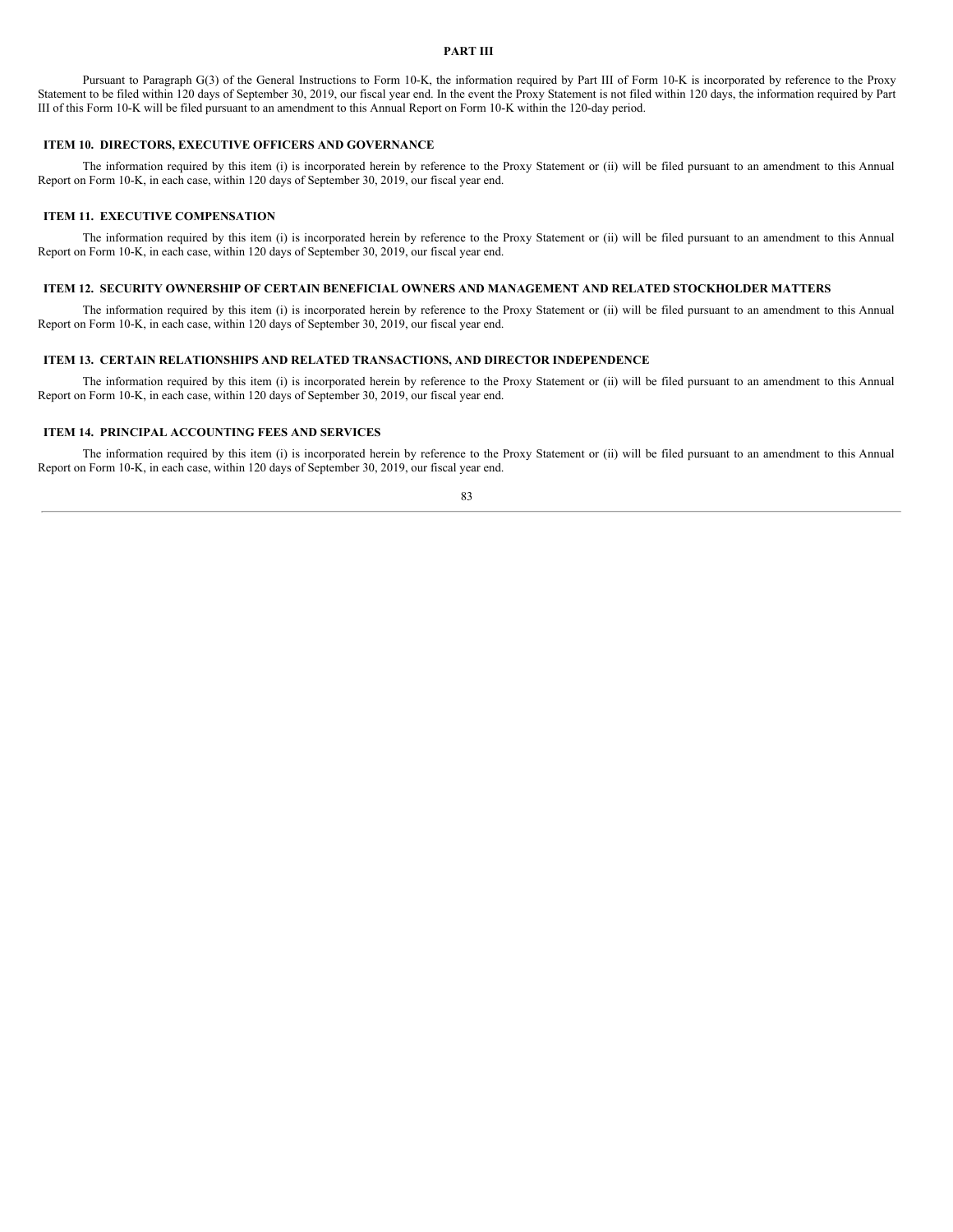# PART III

Pursuant to Paragraph G(3) of the General Instructions to Form 10-K, the information required by Part III of Form 10-K is incorporated by reference to the Proxy Statement to be filed within 120 days of September 30, 2019, our fiscal year end. In the event the Proxy Statement is not filed within 120 days, the information required by Part III of this Form 10-K will be filed pursuant to an amendment to this Annual Report on Form 10-K within the 120-day period.

## ITEM 10. DIRECTORS, EXECUTIVE OFFICERS AND GOVERNANCE

The information required by this item (i) is incorporated herein by reference to the Proxy Statement or (ii) will be filed pursuant to an amendment to this Annual Report on Form 10-K, in each case, within 120 days of September 30, 2019, our fiscal year end.

## ITEM 11. EXECUTIVE COMPENSATION

The information required by this item (i) is incorporated herein by reference to the Proxy Statement or (ii) will be filed pursuant to an amendment to this Annual Report on Form 10-K, in each case, within 120 days of September 30, 2019, our fiscal year end.

## ITEM 12. SECURITY OWNERSHIP OF CERTAIN BENEFICIAL OWNERS AND MANAGEMENT AND RELATED STOCKHOLDER MATTERS

The information required by this item (i) is incorporated herein by reference to the Proxy Statement or (ii) will be filed pursuant to an amendment to this Annual Report on Form 10-K, in each case, within 120 days of September 30, 2019, our fiscal year end.

## ITEM 13. CERTAIN RELATIONSHIPS AND RELATED TRANSACTIONS, AND DIRECTOR INDEPENDENCE

The information required by this item (i) is incorporated herein by reference to the Proxy Statement or (ii) will be filed pursuant to an amendment to this Annual Report on Form 10-K, in each case, within 120 days of September 30, 2019, our fiscal year end.

## ITEM 14. PRINCIPAL ACCOUNTING FEES AND SERVICES

The information required by this item (i) is incorporated herein by reference to the Proxy Statement or (ii) will be filed pursuant to an amendment to this Annual Report on Form 10-K, in each case, within 120 days of September 30, 2019, our fiscal year end.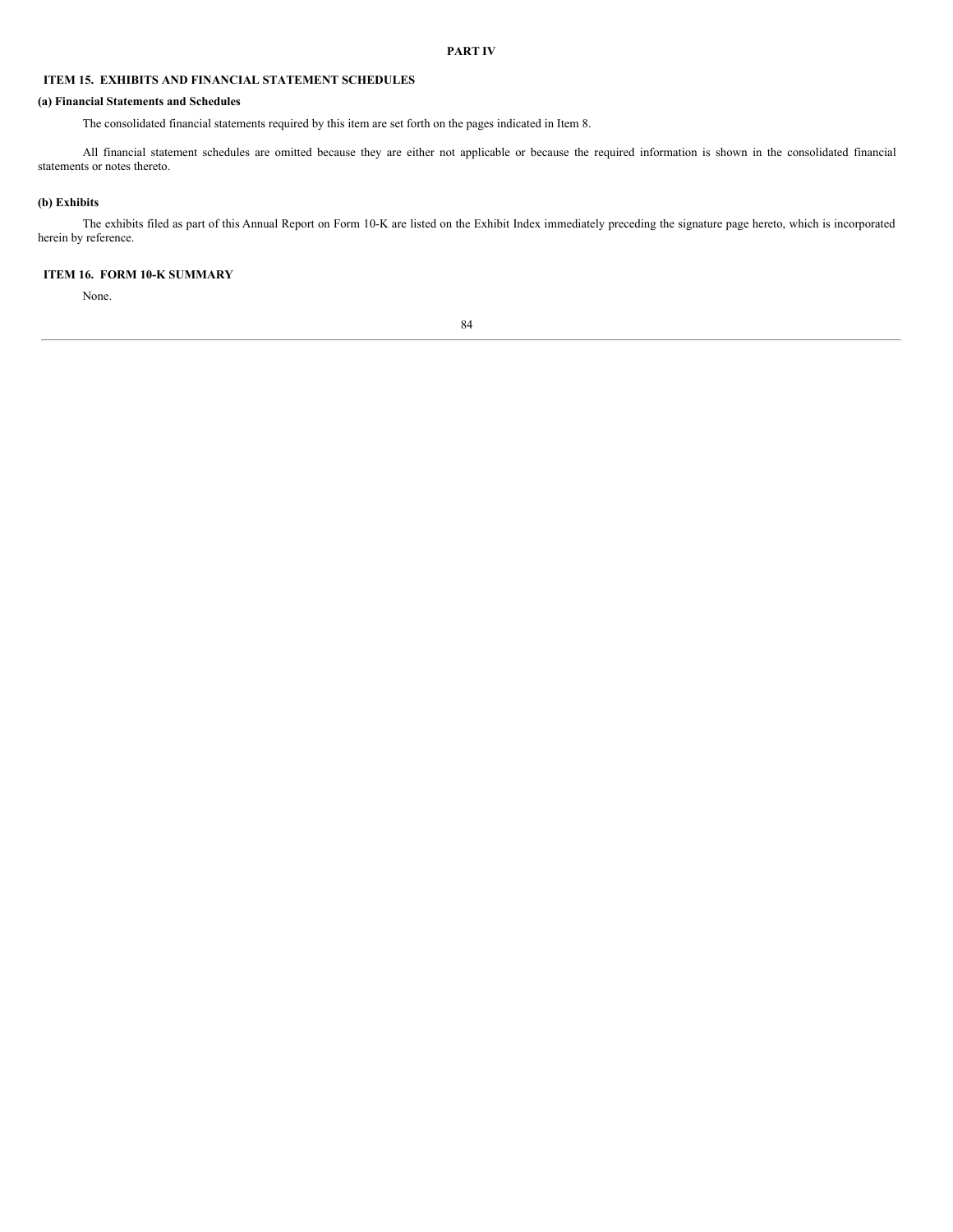# PART IV

## ITEM 15. EXHIBITS AND FINANCIAL STATEMENT SCHEDULES

**(a) Financial Statements and Schedules**

The consolidated financial statements required by this item are set forth on the pages indicated in Item 8.

All financial statement schedules are omitted because they are either not applicable or because the required information is shown in the consolidated financial statements or notes thereto.

**(b) Exhibits**

The exhibits filed as part of this Annual Report on Form 10-K are listed on the Exhibit Index immediately preceding the signature page hereto, which is incorporated herein by reference.

## ITEM 16. FORM 10-K SUMMARY

None.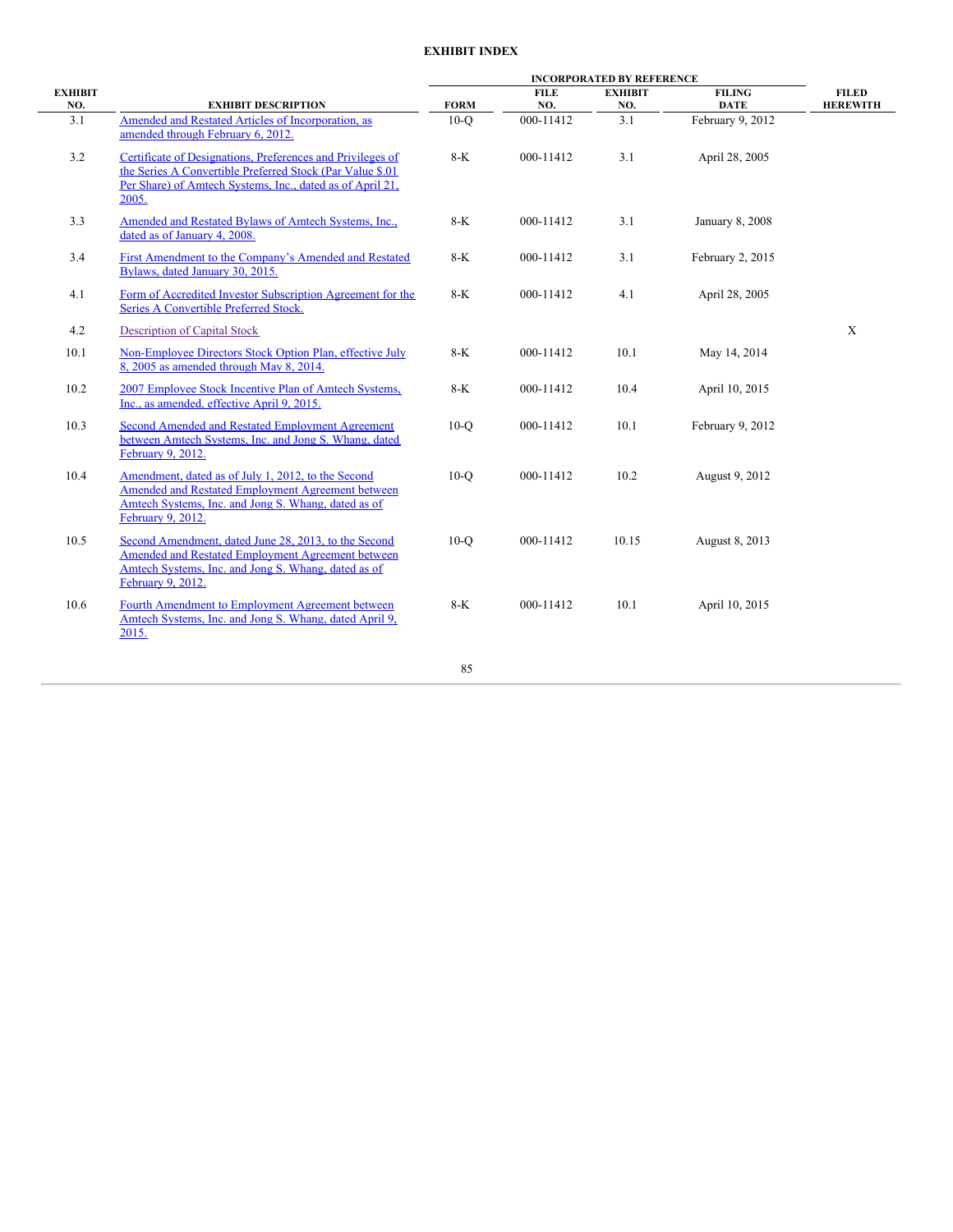## EXHIBIT INDEX

| EXHIBIT NO. | EXHIBIT DESCRIPTION | INCORPORATED BY REFERENCE FORM | FILE NO. | EXHIBIT NO. | FILING DATE | FILED HEREWITH |
|---|---|---|---|---|---|---|
| 3.1 | Amended and Restated Articles of Incorporation, as amended through February 6, 2012. | 10-Q | 000-11412 | 3.1 | February 9, 2012 | |
| 3.2 | Certificate of Designations, Preferences and Privileges of the Series A Convertible Preferred Stock (Par Value $.01 Per Share) of Amtech Systems, Inc., dated as of April 21, 2005. | 8-K | 000-11412 | 3.1 | April 28, 2005 | |
| 3.3 | Amended and Restated Bylaws of Amtech Systems, Inc., dated as of January 4, 2008. | 8-K | 000-11412 | 3.1 | January 8, 2008 | |
| 3.4 | First Amendment to the Company's Amended and Restated Bylaws, dated January 30, 2015. | 8-K | 000-11412 | 3.1 | February 2, 2015 | |
| 4.1 | Form of Accredited Investor Subscription Agreement for the Series A Convertible Preferred Stock. | 8-K | 000-11412 | 4.1 | April 28, 2005 | |
| 4.2 | Description of Capital Stock | | | | | X |
| 10.1 | Non-Employee Directors Stock Option Plan, effective July 8, 2005 as amended through May 8, 2014. | 8-K | 000-11412 | 10.1 | May 14, 2014 | |
| 10.2 | 2007 Employee Stock Incentive Plan of Amtech Systems, Inc., as amended, effective April 9, 2015. | 8-K | 000-11412 | 10.4 | April 10, 2015 | |
| 10.3 | Second Amended and Restated Employment Agreement between Amtech Systems, Inc. and Jong S. Whang, dated February 9, 2012. | 10-Q | 000-11412 | 10.1 | February 9, 2012 | |
| 10.4 | Amendment, dated as of July 1, 2012, to the Second Amended and Restated Employment Agreement between Amtech Systems, Inc. and Jong S. Whang, dated as of February 9, 2012. | 10-Q | 000-11412 | 10.2 | August 9, 2012 | |
| 10.5 | Second Amendment, dated June 28, 2013, to the Second Amended and Restated Employment Agreement between Amtech Systems, Inc. and Jong S. Whang, dated as of February 9, 2012. | 10-Q | 000-11412 | 10.15 | August 8, 2013 | |
| 10.6 | Fourth Amendment to Employment Agreement between Amtech Systems, Inc. and Jong S. Whang, dated April 9, 2015. | 8-K | 000-11412 | 10.1 | April 10, 2015 | |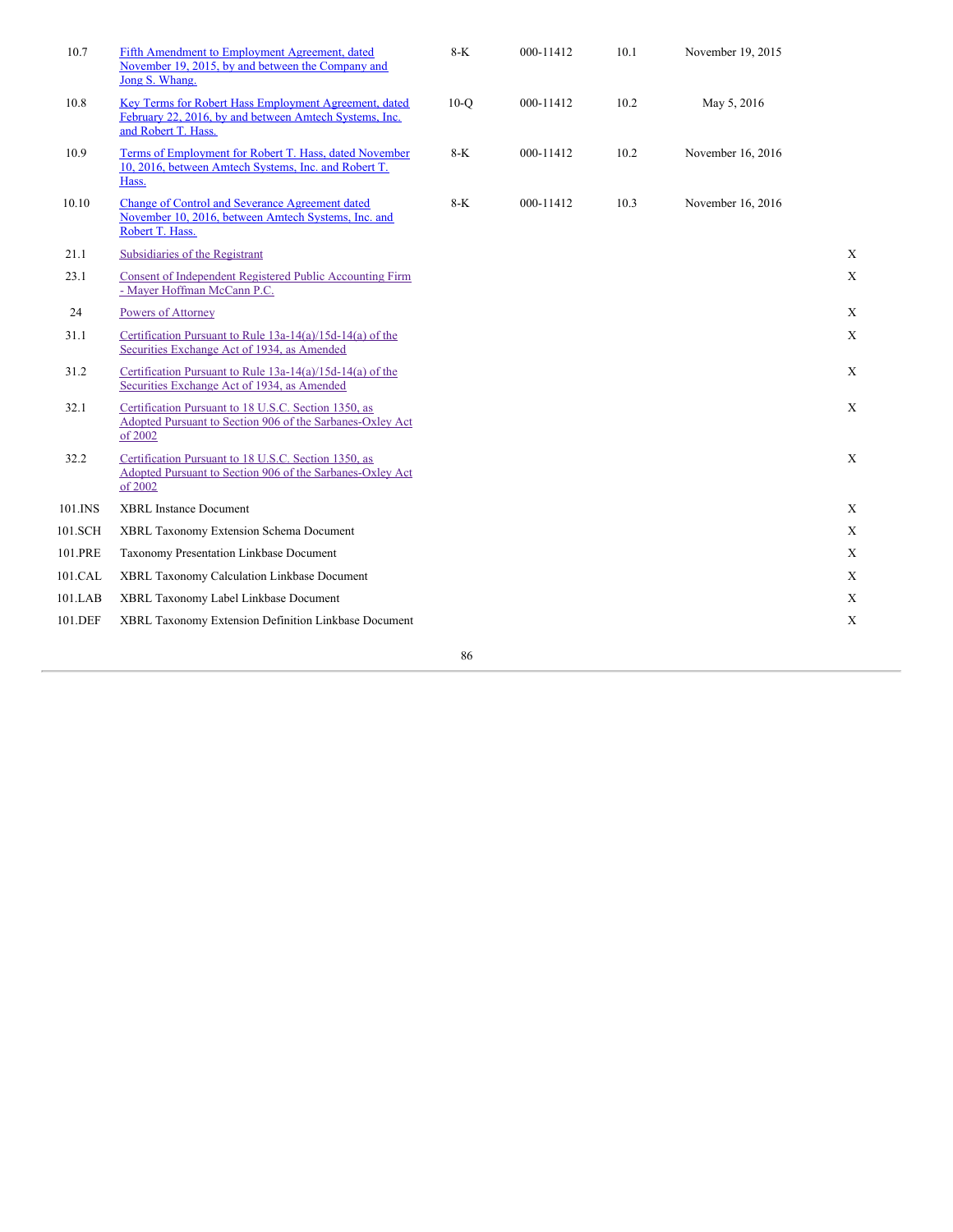| | | | | | | |
|---|---|---|---|---|---|---|
| 10.7 | Fifth Amendment to Employment Agreement, dated November 19, 2015, by and between the Company and Jong S. Whang. | 8-K | 000-11412 | 10.1 | November 19, 2015 | |
| 10.8 | Key Terms for Robert Hass Employment Agreement, dated February 22, 2016, by and between Amtech Systems, Inc. and Robert T. Hass. | 10-Q | 000-11412 | 10.2 | May 5, 2016 | |
| 10.9 | Terms of Employment for Robert T. Hass, dated November 10, 2016, between Amtech Systems, Inc. and Robert T. Hass. | 8-K | 000-11412 | 10.2 | November 16, 2016 | |
| 10.10 | Change of Control and Severance Agreement dated November 10, 2016, between Amtech Systems, Inc. and Robert T. Hass. | 8-K | 000-11412 | 10.3 | November 16, 2016 | |
| 21.1 | Subsidiaries of the Registrant | | | | | X |
| 23.1 | Consent of Independent Registered Public Accounting Firm - Mayer Hoffman McCann P.C. | | | | | X |
| 24 | Powers of Attorney | | | | | X |
| 31.1 | Certification Pursuant to Rule 13a-14(a)/15d-14(a) of the Securities Exchange Act of 1934, as Amended | | | | | X |
| 31.2 | Certification Pursuant to Rule 13a-14(a)/15d-14(a) of the Securities Exchange Act of 1934, as Amended | | | | | X |
| 32.1 | Certification Pursuant to 18 U.S.C. Section 1350, as Adopted Pursuant to Section 906 of the Sarbanes-Oxley Act of 2002 | | | | | X |
| 32.2 | Certification Pursuant to 18 U.S.C. Section 1350, as Adopted Pursuant to Section 906 of the Sarbanes-Oxley Act of 2002 | | | | | X |
| 101.INS | XBRL Instance Document | | | | | X |
| 101.SCH | XBRL Taxonomy Extension Schema Document | | | | | X |
| 101.PRE | Taxonomy Presentation Linkbase Document | | | | | X |
| 101.CAL | XBRL Taxonomy Calculation Linkbase Document | | | | | X |
| 101.LAB | XBRL Taxonomy Label Linkbase Document | | | | | X |
| 101.DEF | XBRL Taxonomy Extension Definition Linkbase Document | | | | | X |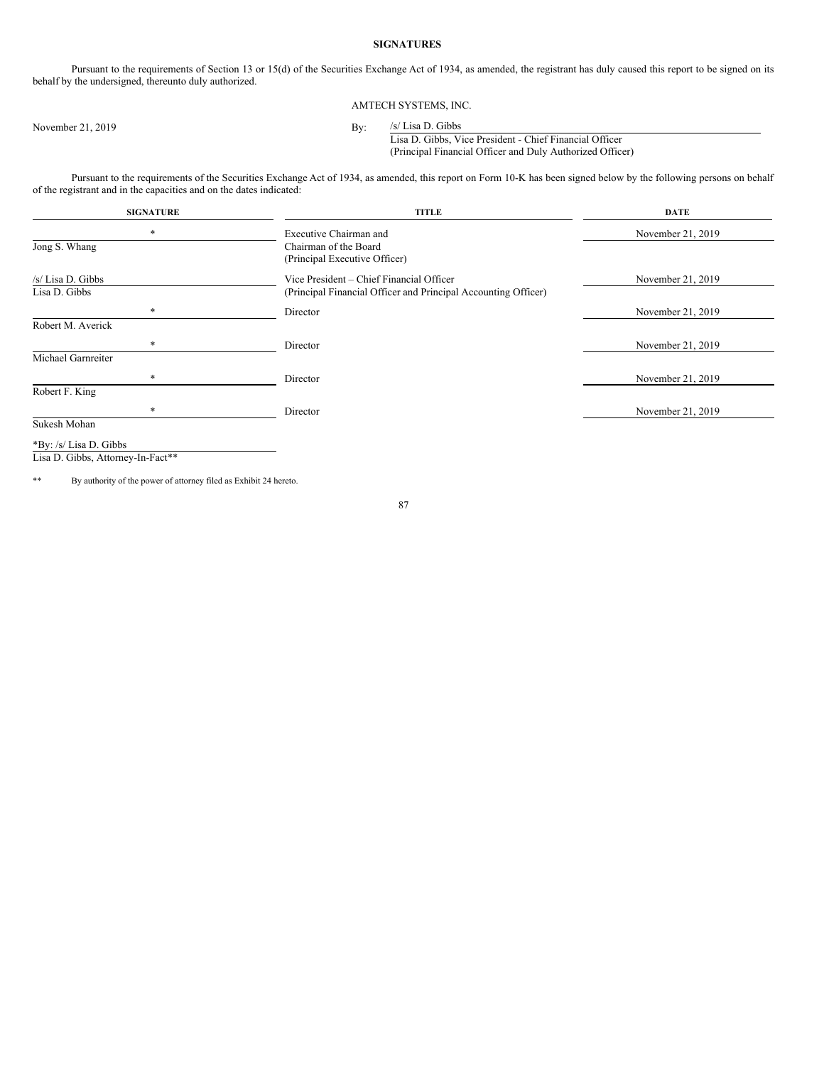## SIGNATURES

Pursuant to the requirements of Section 13 or 15(d) of the Securities Exchange Act of 1934, as amended, the registrant has duly caused this report to be signed on its behalf by the undersigned, thereunto duly authorized.

AMTECH SYSTEMS, INC.

November 21, 2019

By: /s/ Lisa D. Gibbs
Lisa D. Gibbs, Vice President - Chief Financial Officer
(Principal Financial Officer and Duly Authorized Officer)

Pursuant to the requirements of the Securities Exchange Act of 1934, as amended, this report on Form 10-K has been signed below by the following persons on behalf of the registrant and in the capacities and on the dates indicated:

| SIGNATURE | TITLE | DATE |
|---|---|---|
| *<br>Jong S. Whang | Executive Chairman and<br>Chairman of the Board<br>(Principal Executive Officer) | November 21, 2019 |
| /s/ Lisa D. Gibbs<br>Lisa D. Gibbs | Vice President – Chief Financial Officer<br>(Principal Financial Officer and Principal Accounting Officer) | November 21, 2019 |
| *<br>Robert M. Averick | Director | November 21, 2019 |
| *<br>Michael Garnreiter | Director | November 21, 2019 |
| *<br>Robert F. King | Director | November 21, 2019 |
| *<br>Sukesh Mohan | Director | November 21, 2019 |

*By: /s/ Lisa D. Gibbs
Lisa D. Gibbs, Attorney-In-Fact**

** By authority of the power of attorney filed as Exhibit 24 hereto.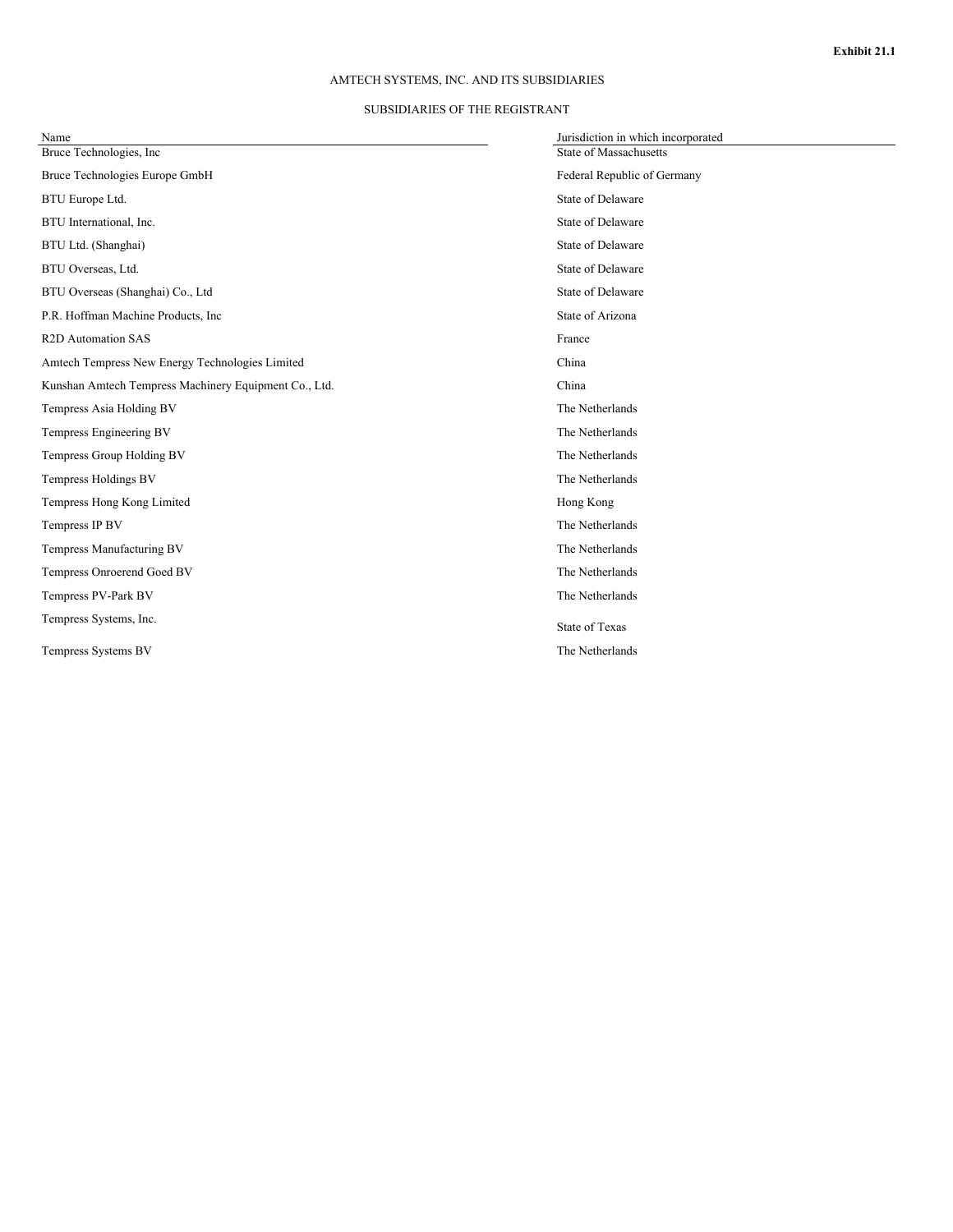**Exhibit 21.1**

AMTECH SYSTEMS, INC. AND ITS SUBSIDIARIES

SUBSIDIARIES OF THE REGISTRANT

| Name | Jurisdiction in which incorporated |
|---|---|
| Bruce Technologies, Inc | State of Massachusetts |
| Bruce Technologies Europe GmbH | Federal Republic of Germany |
| BTU Europe Ltd. | State of Delaware |
| BTU International, Inc. | State of Delaware |
| BTU Ltd. (Shanghai) | State of Delaware |
| BTU Overseas, Ltd. | State of Delaware |
| BTU Overseas (Shanghai) Co., Ltd | State of Delaware |
| P.R. Hoffman Machine Products, Inc | State of Arizona |
| R2D Automation SAS | France |
| Amtech Tempress New Energy Technologies Limited | China |
| Kunshan Amtech Tempress Machinery Equipment Co., Ltd. | China |
| Tempress Asia Holding BV | The Netherlands |
| Tempress Engineering BV | The Netherlands |
| Tempress Group Holding BV | The Netherlands |
| Tempress Holdings BV | The Netherlands |
| Tempress Hong Kong Limited | Hong Kong |
| Tempress IP BV | The Netherlands |
| Tempress Manufacturing BV | The Netherlands |
| Tempress Onroerend Goed BV | The Netherlands |
| Tempress PV-Park BV | The Netherlands |
| Tempress Systems, Inc. | State of Texas |
| Tempress Systems BV | The Netherlands |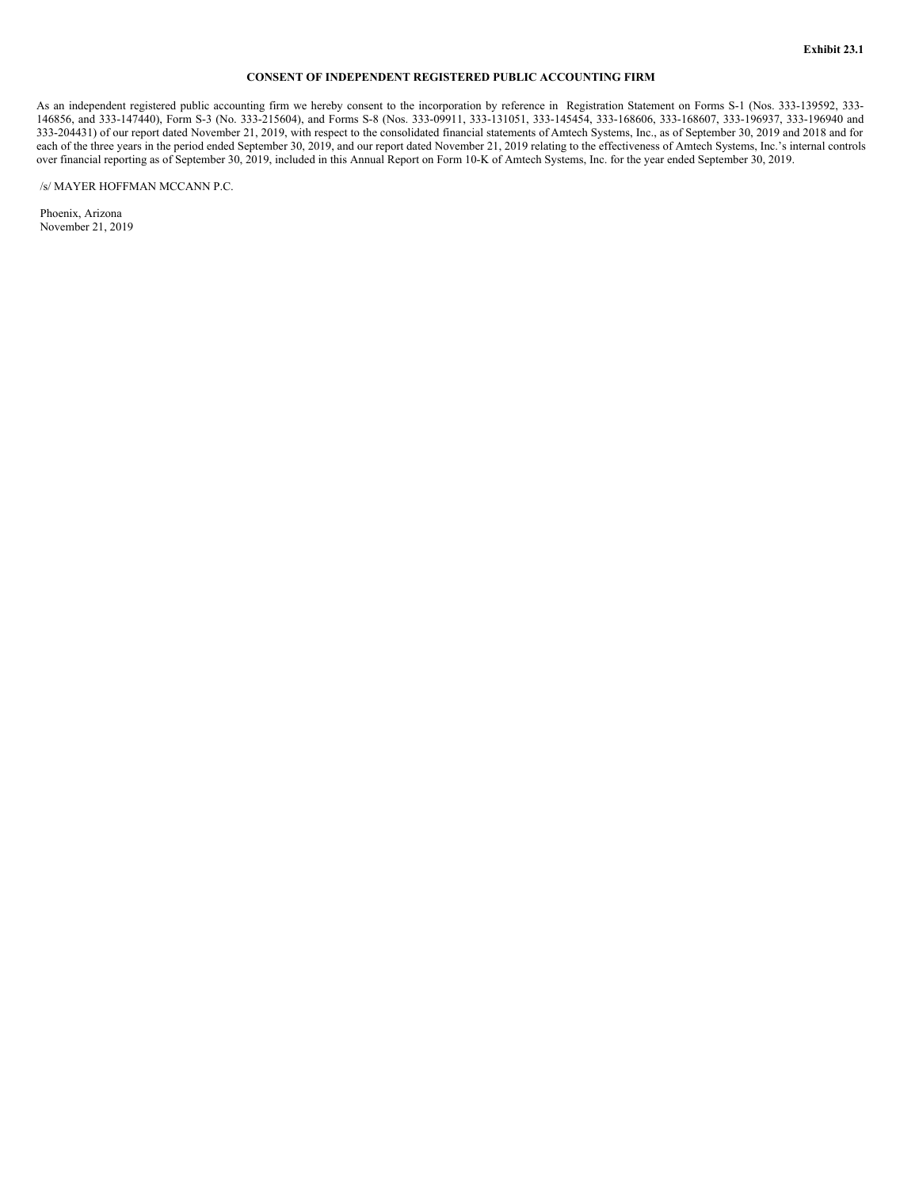**Exhibit 23.1**

**CONSENT OF INDEPENDENT REGISTERED PUBLIC ACCOUNTING FIRM**

As an independent registered public accounting firm we hereby consent to the incorporation by reference in Registration Statement on Forms S-1 (Nos. 333-139592, 333-146856, and 333-147440), Form S-3 (No. 333-215604), and Forms S-8 (Nos. 333-09911, 333-131051, 333-145454, 333-168606, 333-168607, 333-196937, 333-196940 and 333-204431) of our report dated November 21, 2019, with respect to the consolidated financial statements of Amtech Systems, Inc., as of September 30, 2019 and 2018 and for each of the three years in the period ended September 30, 2019, and our report dated November 21, 2019 relating to the effectiveness of Amtech Systems, Inc.'s internal controls over financial reporting as of September 30, 2019, included in this Annual Report on Form 10-K of Amtech Systems, Inc. for the year ended September 30, 2019.

/s/ MAYER HOFFMAN MCCANN P.C.

Phoenix, Arizona
November 21, 2019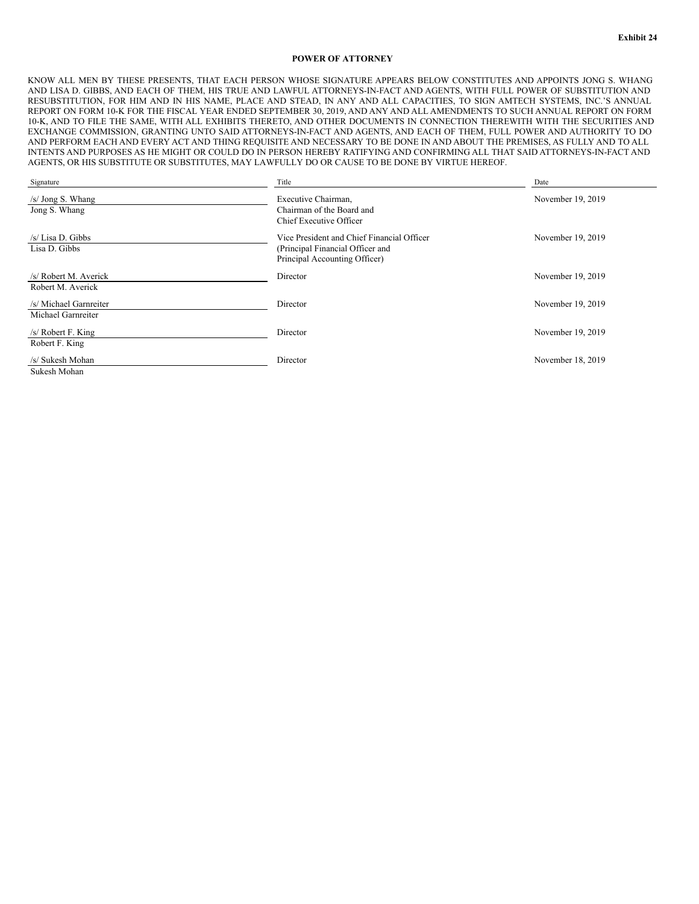**Exhibit 24**

**POWER OF ATTORNEY**

KNOW ALL MEN BY THESE PRESENTS, THAT EACH PERSON WHOSE SIGNATURE APPEARS BELOW CONSTITUTES AND APPOINTS JONG S. WHANG AND LISA D. GIBBS, AND EACH OF THEM, HIS TRUE AND LAWFUL ATTORNEYS-IN-FACT AND AGENTS, WITH FULL POWER OF SUBSTITUTION AND RESUBSTITUTION, FOR HIM AND IN HIS NAME, PLACE AND STEAD, IN ANY AND ALL CAPACITIES, TO SIGN AMTECH SYSTEMS, INC.'S ANNUAL REPORT ON FORM 10-K FOR THE FISCAL YEAR ENDED SEPTEMBER 30, 2019, AND ANY AND ALL AMENDMENTS TO SUCH ANNUAL REPORT ON FORM 10-K, AND TO FILE THE SAME, WITH ALL EXHIBITS THERETO, AND OTHER DOCUMENTS IN CONNECTION THEREWITH WITH THE SECURITIES AND EXCHANGE COMMISSION, GRANTING UNTO SAID ATTORNEYS-IN-FACT AND AGENTS, AND EACH OF THEM, FULL POWER AND AUTHORITY TO DO AND PERFORM EACH AND EVERY ACT AND THING REQUISITE AND NECESSARY TO BE DONE IN AND ABOUT THE PREMISES, AS FULLY AND TO ALL INTENTS AND PURPOSES AS HE MIGHT OR COULD DO IN PERSON HEREBY RATIFYING AND CONFIRMING ALL THAT SAID ATTORNEYS-IN-FACT AND AGENTS, OR HIS SUBSTITUTE OR SUBSTITUTES, MAY LAWFULLY DO OR CAUSE TO BE DONE BY VIRTUE HEREOF.

| Signature | Title | Date |
|---|---|---|
| /s/ Jong S. Whang<br>Jong S. Whang | Executive Chairman,<br>Chairman of the Board and<br>Chief Executive Officer | November 19, 2019 |
| /s/ Lisa D. Gibbs<br>Lisa D. Gibbs | Vice President and Chief Financial Officer<br>(Principal Financial Officer and<br>Principal Accounting Officer) | November 19, 2019 |
| /s/ Robert M. Averick<br>Robert M. Averick | Director | November 19, 2019 |
| /s/ Michael Garnreiter<br>Michael Garnreiter | Director | November 19, 2019 |
| /s/ Robert F. King<br>Robert F. King | Director | November 19, 2019 |
| /s/ Sukesh Mohan<br>Sukesh Mohan | Director | November 18, 2019 |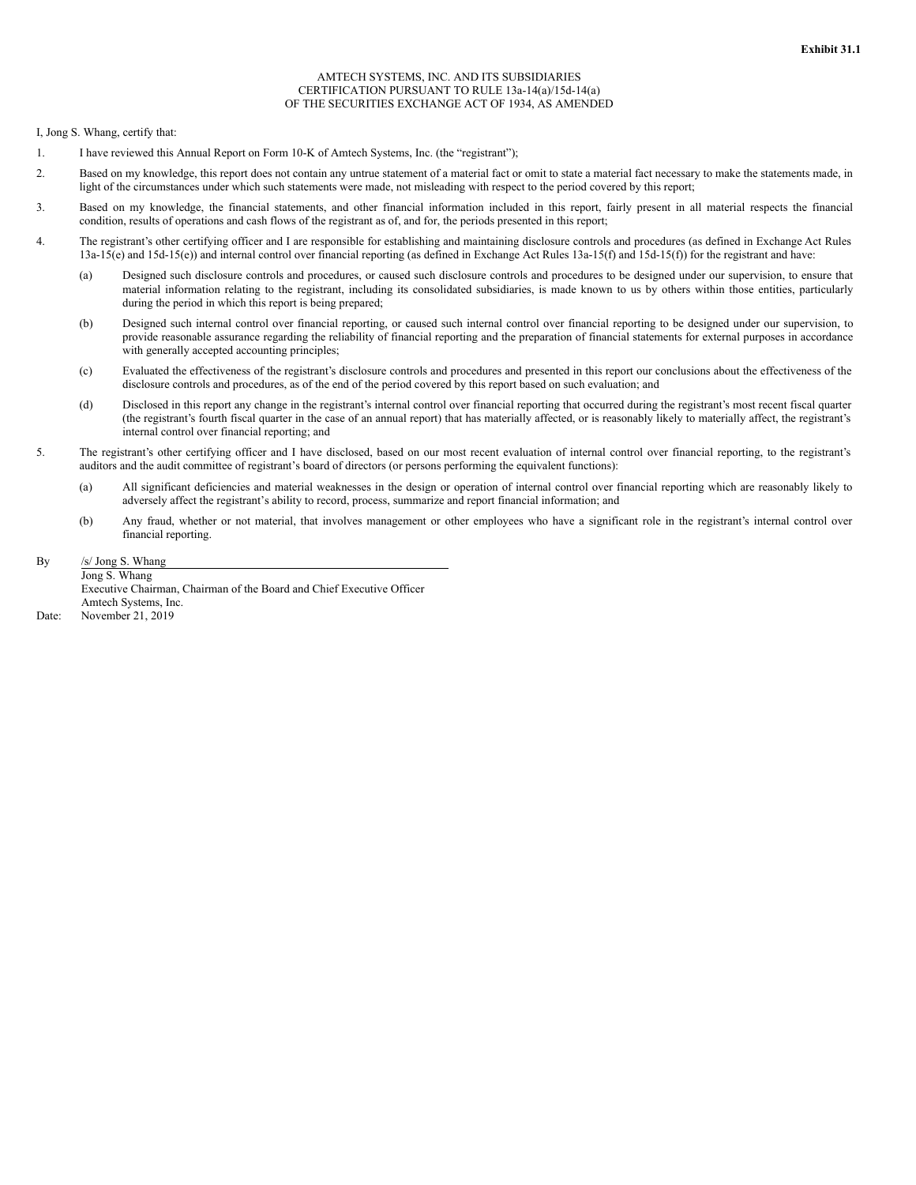**Exhibit 31.1**

AMTECH SYSTEMS, INC. AND ITS SUBSIDIARIES
CERTIFICATION PURSUANT TO RULE 13a-14(a)/15d-14(a)
OF THE SECURITIES EXCHANGE ACT OF 1934, AS AMENDED

I, Jong S. Whang, certify that:

1. I have reviewed this Annual Report on Form 10-K of Amtech Systems, Inc. (the "registrant");

2. Based on my knowledge, this report does not contain any untrue statement of a material fact or omit to state a material fact necessary to make the statements made, in light of the circumstances under which such statements were made, not misleading with respect to the period covered by this report;

3. Based on my knowledge, the financial statements, and other financial information included in this report, fairly present in all material respects the financial condition, results of operations and cash flows of the registrant as of, and for, the periods presented in this report;

4. The registrant's other certifying officer and I are responsible for establishing and maintaining disclosure controls and procedures (as defined in Exchange Act Rules 13a-15(e) and 15d-15(e)) and internal control over financial reporting (as defined in Exchange Act Rules 13a-15(f) and 15d-15(f)) for the registrant and have:

   (a) Designed such disclosure controls and procedures, or caused such disclosure controls and procedures to be designed under our supervision, to ensure that material information relating to the registrant, including its consolidated subsidiaries, is made known to us by others within those entities, particularly during the period in which this report is being prepared;

   (b) Designed such internal control over financial reporting, or caused such internal control over financial reporting to be designed under our supervision, to provide reasonable assurance regarding the reliability of financial reporting and the preparation of financial statements for external purposes in accordance with generally accepted accounting principles;

   (c) Evaluated the effectiveness of the registrant's disclosure controls and procedures and presented in this report our conclusions about the effectiveness of the disclosure controls and procedures, as of the end of the period covered by this report based on such evaluation; and

   (d) Disclosed in this report any change in the registrant's internal control over financial reporting that occurred during the registrant's most recent fiscal quarter (the registrant's fourth fiscal quarter in the case of an annual report) that has materially affected, or is reasonably likely to materially affect, the registrant's internal control over financial reporting; and

5. The registrant's other certifying officer and I have disclosed, based on our most recent evaluation of internal control over financial reporting, to the registrant's auditors and the audit committee of registrant's board of directors (or persons performing the equivalent functions):

   (a) All significant deficiencies and material weaknesses in the design or operation of internal control over financial reporting which are reasonably likely to adversely affect the registrant's ability to record, process, summarize and report financial information; and

   (b) Any fraud, whether or not material, that involves management or other employees who have a significant role in the registrant's internal control over financial reporting.

By /s/ Jong S. Whang
Jong S. Whang
Executive Chairman, Chairman of the Board and Chief Executive Officer
Amtech Systems, Inc.

Date: November 21, 2019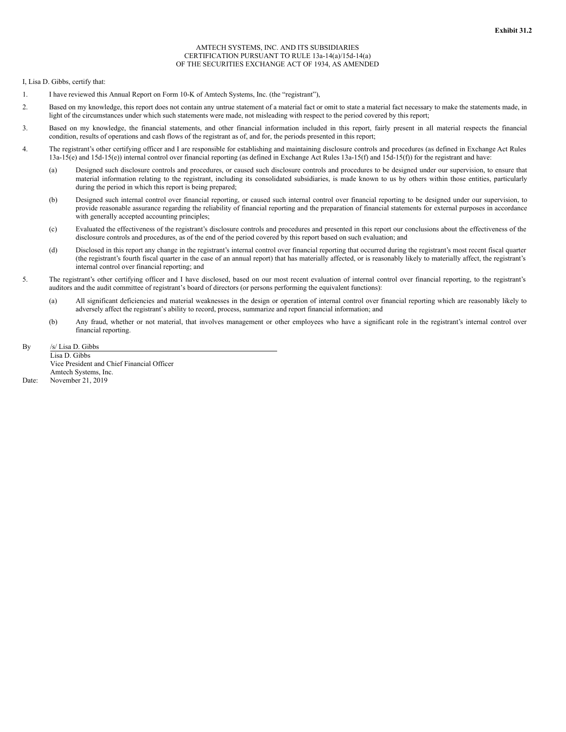**Exhibit 31.2**

AMTECH SYSTEMS, INC. AND ITS SUBSIDIARIES
CERTIFICATION PURSUANT TO RULE 13a-14(a)/15d-14(a)
OF THE SECURITIES EXCHANGE ACT OF 1934, AS AMENDED

I, Lisa D. Gibbs, certify that:

1. I have reviewed this Annual Report on Form 10-K of Amtech Systems, Inc. (the "registrant"),

2. Based on my knowledge, this report does not contain any untrue statement of a material fact or omit to state a material fact necessary to make the statements made, in light of the circumstances under which such statements were made, not misleading with respect to the period covered by this report;

3. Based on my knowledge, the financial statements, and other financial information included in this report, fairly present in all material respects the financial condition, results of operations and cash flows of the registrant as of, and for, the periods presented in this report;

4. The registrant's other certifying officer and I are responsible for establishing and maintaining disclosure controls and procedures (as defined in Exchange Act Rules 13a-15(e) and 15d-15(e)) internal control over financial reporting (as defined in Exchange Act Rules 13a-15(f) and 15d-15(f)) for the registrant and have:

    (a) Designed such disclosure controls and procedures, or caused such disclosure controls and procedures to be designed under our supervision, to ensure that material information relating to the registrant, including its consolidated subsidiaries, is made known to us by others within those entities, particularly during the period in which this report is being prepared;

    (b) Designed such internal control over financial reporting, or caused such internal control over financial reporting to be designed under our supervision, to provide reasonable assurance regarding the reliability of financial reporting and the preparation of financial statements for external purposes in accordance with generally accepted accounting principles;

    (c) Evaluated the effectiveness of the registrant's disclosure controls and procedures and presented in this report our conclusions about the effectiveness of the disclosure controls and procedures, as of the end of the period covered by this report based on such evaluation; and

    (d) Disclosed in this report any change in the registrant's internal control over financial reporting that occurred during the registrant's most recent fiscal quarter (the registrant's fourth fiscal quarter in the case of an annual report) that has materially affected, or is reasonably likely to materially affect, the registrant's internal control over financial reporting; and

5. The registrant's other certifying officer and I have disclosed, based on our most recent evaluation of internal control over financial reporting, to the registrant's auditors and the audit committee of registrant's board of directors (or persons performing the equivalent functions):

    (a) All significant deficiencies and material weaknesses in the design or operation of internal control over financial reporting which are reasonably likely to adversely affect the registrant's ability to record, process, summarize and report financial information; and

    (b) Any fraud, whether or not material, that involves management or other employees who have a significant role in the registrant's internal control over financial reporting.

By /s/ Lisa D. Gibbs
Lisa D. Gibbs
Vice President and Chief Financial Officer
Amtech Systems, Inc.

Date: November 21, 2019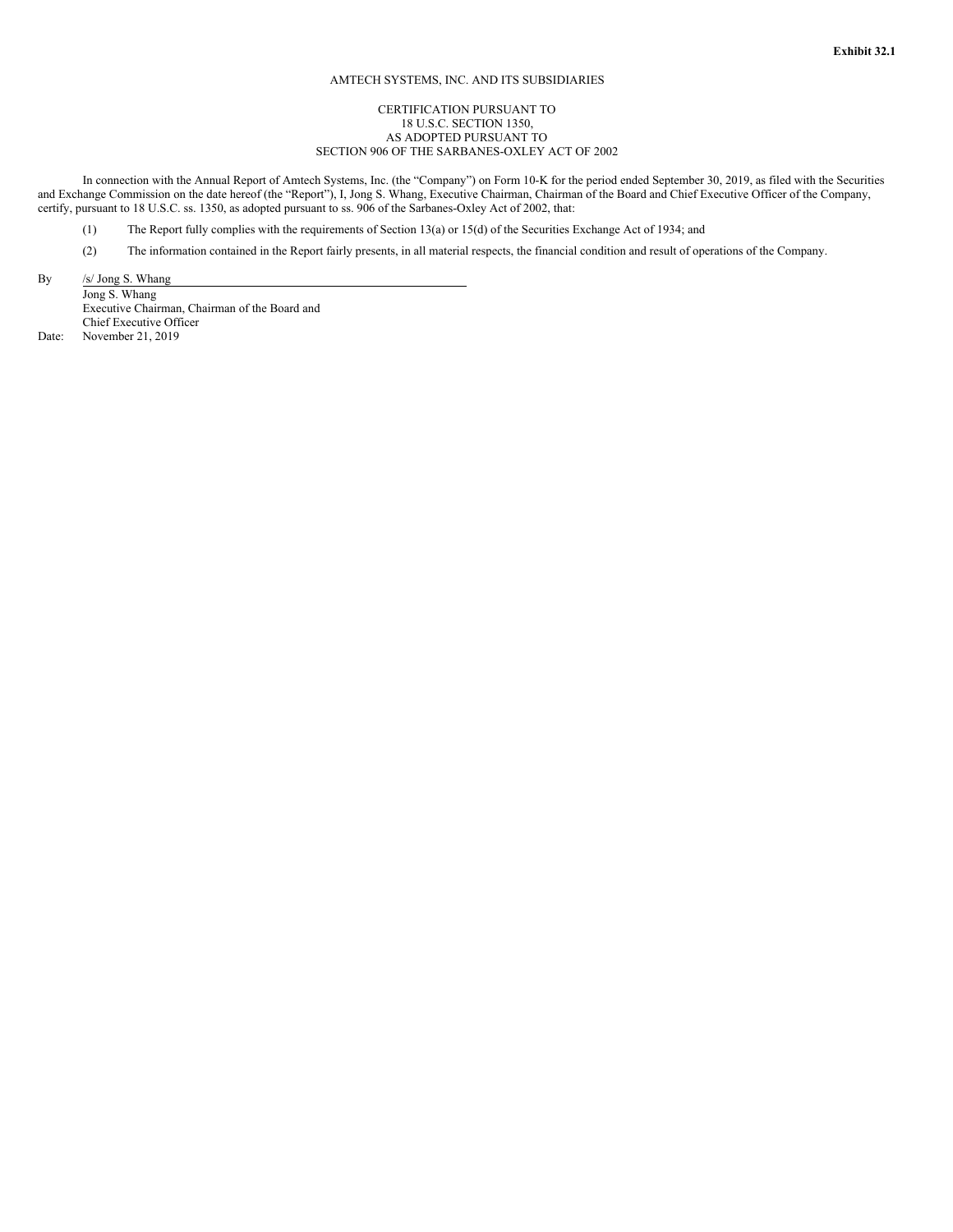**Exhibit 32.1**

AMTECH SYSTEMS, INC. AND ITS SUBSIDIARIES

CERTIFICATION PURSUANT TO
18 U.S.C. SECTION 1350,
AS ADOPTED PURSUANT TO
SECTION 906 OF THE SARBANES-OXLEY ACT OF 2002

In connection with the Annual Report of Amtech Systems, Inc. (the "Company") on Form 10-K for the period ended September 30, 2019, as filed with the Securities and Exchange Commission on the date hereof (the "Report"), I, Jong S. Whang, Executive Chairman, Chairman of the Board and Chief Executive Officer of the Company, certify, pursuant to 18 U.S.C. ss. 1350, as adopted pursuant to ss. 906 of the Sarbanes-Oxley Act of 2002, that:

(1) The Report fully complies with the requirements of Section 13(a) or 15(d) of the Securities Exchange Act of 1934; and

(2) The information contained in the Report fairly presents, in all material respects, the financial condition and result of operations of the Company.

By /s/ Jong S. Whang
Jong S. Whang
Executive Chairman, Chairman of the Board and
Chief Executive Officer

Date: November 21, 2019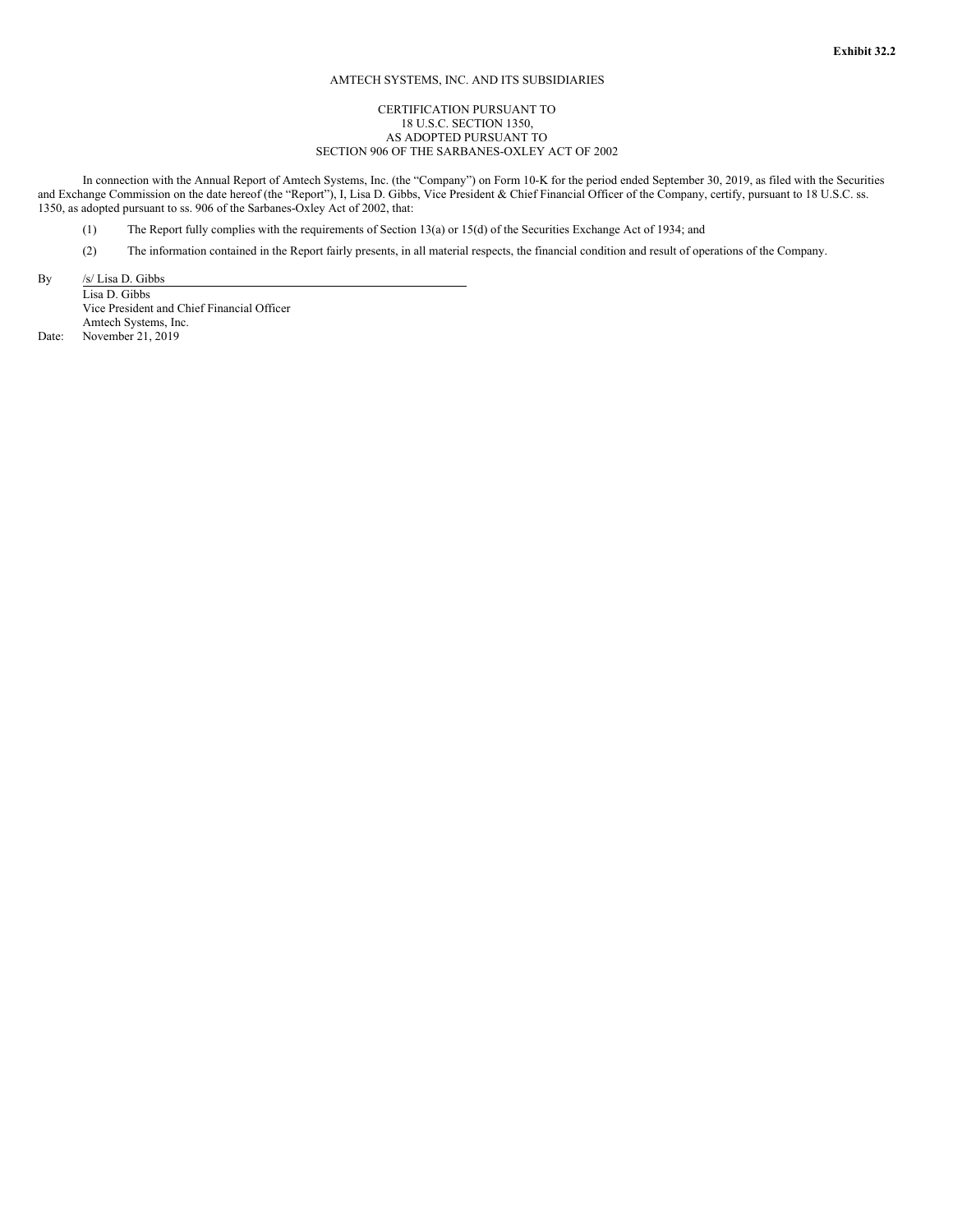**Exhibit 32.2**

AMTECH SYSTEMS, INC. AND ITS SUBSIDIARIES

CERTIFICATION PURSUANT TO
18 U.S.C. SECTION 1350,
AS ADOPTED PURSUANT TO
SECTION 906 OF THE SARBANES-OXLEY ACT OF 2002

In connection with the Annual Report of Amtech Systems, Inc. (the "Company") on Form 10-K for the period ended September 30, 2019, as filed with the Securities and Exchange Commission on the date hereof (the "Report"), I, Lisa D. Gibbs, Vice President & Chief Financial Officer of the Company, certify, pursuant to 18 U.S.C. ss. 1350, as adopted pursuant to ss. 906 of the Sarbanes-Oxley Act of 2002, that:

(1) The Report fully complies with the requirements of Section 13(a) or 15(d) of the Securities Exchange Act of 1934; and

(2) The information contained in the Report fairly presents, in all material respects, the financial condition and result of operations of the Company.

By /s/ Lisa D. Gibbs
Lisa D. Gibbs
Vice President and Chief Financial Officer
Amtech Systems, Inc.
Date: November 21, 2019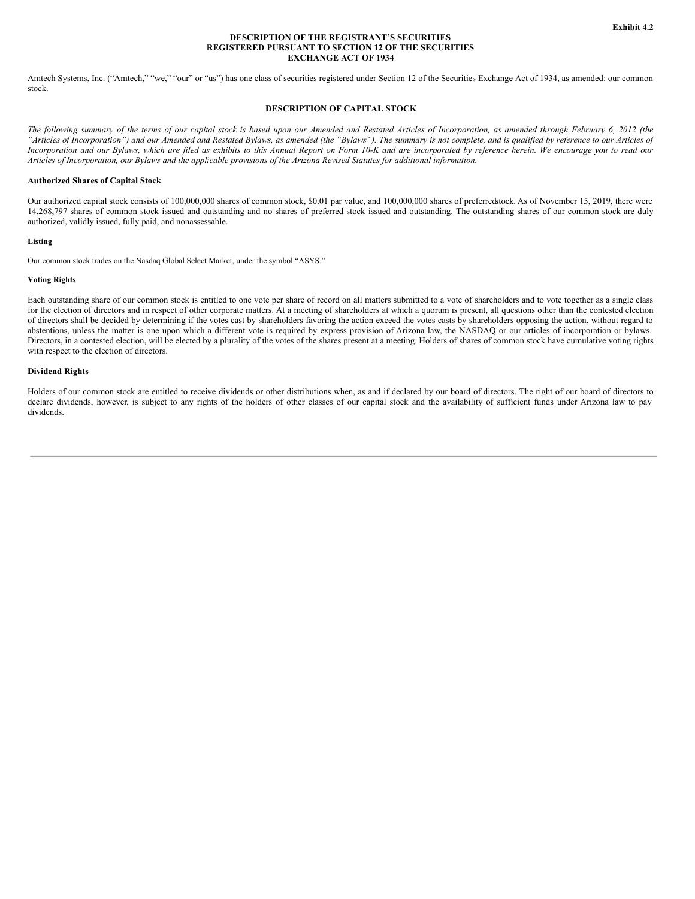Exhibit 4.2

# DESCRIPTION OF THE REGISTRANT'S SECURITIES REGISTERED PURSUANT TO SECTION 12 OF THE SECURITIES EXCHANGE ACT OF 1934

Amtech Systems, Inc. ("Amtech," "we," "our" or "us") has one class of securities registered under Section 12 of the Securities Exchange Act of 1934, as amended: our common stock.

## DESCRIPTION OF CAPITAL STOCK

*The following summary of the terms of our capital stock is based upon our Amended and Restated Articles of Incorporation, as amended through February 6, 2012 (the "Articles of Incorporation") and our Amended and Restated Bylaws, as amended (the "Bylaws"). The summary is not complete, and is qualified by reference to our Articles of Incorporation and our Bylaws, which are filed as exhibits to this Annual Report on Form 10-K and are incorporated by reference herein. We encourage you to read our Articles of Incorporation, our Bylaws and the applicable provisions of the Arizona Revised Statutes for additional information.*

### Authorized Shares of Capital Stock

Our authorized capital stock consists of 100,000,000 shares of common stock, $0.01 par value, and 100,000,000 shares of preferred stock. As of November 15, 2019, there were 14,268,797 shares of common stock issued and outstanding and no shares of preferred stock issued and outstanding. The outstanding shares of our common stock are duly authorized, validly issued, fully paid, and nonassessable.

#### Listing

Our common stock trades on the Nasdaq Global Select Market, under the symbol "ASYS."

#### Voting Rights

Each outstanding share of our common stock is entitled to one vote per share of record on all matters submitted to a vote of shareholders and to vote together as a single class for the election of directors and in respect of other corporate matters. At a meeting of shareholders at which a quorum is present, all questions other than the contested election of directors shall be decided by determining if the votes cast by shareholders favoring the action exceed the votes casts by shareholders opposing the action, without regard to abstentions, unless the matter is one upon which a different vote is required by express provision of Arizona law, the NASDAQ or our articles of incorporation or bylaws. Directors, in a contested election, will be elected by a plurality of the votes of the shares present at a meeting. Holders of shares of common stock have cumulative voting rights with respect to the election of directors.

### Dividend Rights

Holders of our common stock are entitled to receive dividends or other distributions when, as and if declared by our board of directors. The right of our board of directors to declare dividends, however, is subject to any rights of the holders of other classes of our capital stock and the availability of sufficient funds under Arizona law to pay dividends.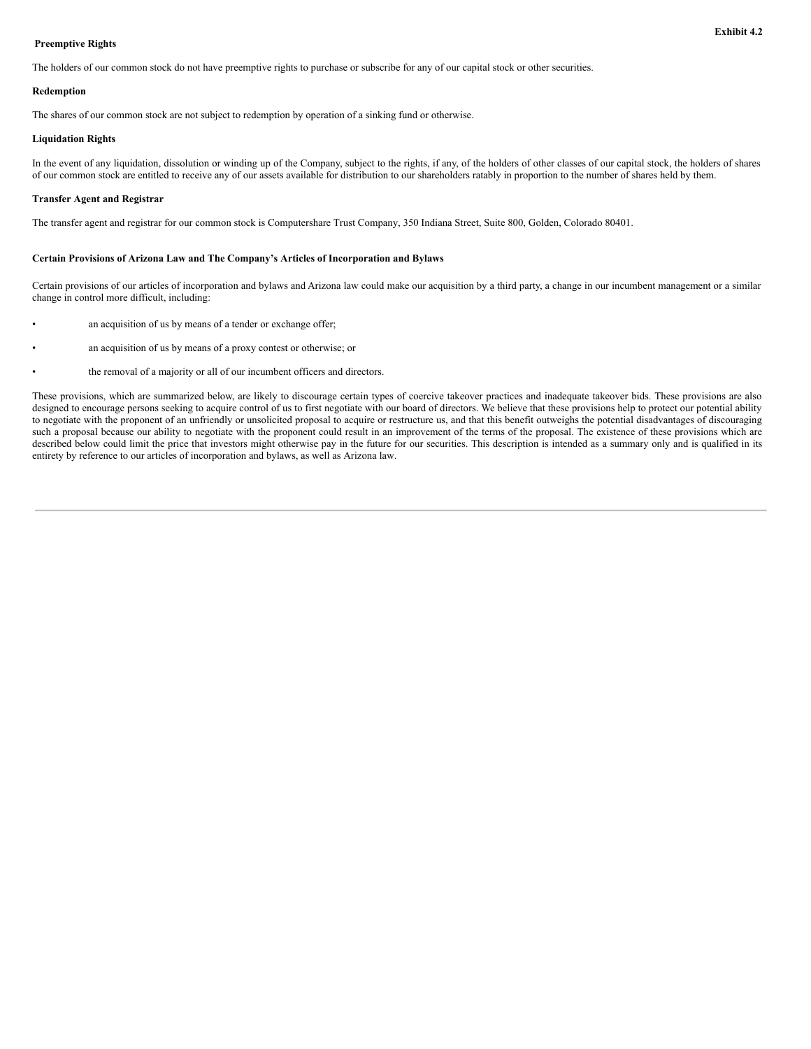Exhibit 4.2

**Preemptive Rights**

The holders of our common stock do not have preemptive rights to purchase or subscribe for any of our capital stock or other securities.

**Redemption**

The shares of our common stock are not subject to redemption by operation of a sinking fund or otherwise.

**Liquidation Rights**

In the event of any liquidation, dissolution or winding up of the Company, subject to the rights, if any, of the holders of other classes of our capital stock, the holders of shares of our common stock are entitled to receive any of our assets available for distribution to our shareholders ratably in proportion to the number of shares held by them.

**Transfer Agent and Registrar**

The transfer agent and registrar for our common stock is Computershare Trust Company, 350 Indiana Street, Suite 800, Golden, Colorado 80401.

**Certain Provisions of Arizona Law and The Company's Articles of Incorporation and Bylaws**

Certain provisions of our articles of incorporation and bylaws and Arizona law could make our acquisition by a third party, a change in our incumbent management or a similar change in control more difficult, including:

- an acquisition of us by means of a tender or exchange offer;
- an acquisition of us by means of a proxy contest or otherwise; or
- the removal of a majority or all of our incumbent officers and directors.

These provisions, which are summarized below, are likely to discourage certain types of coercive takeover practices and inadequate takeover bids. These provisions are also designed to encourage persons seeking to acquire control of us to first negotiate with our board of directors. We believe that these provisions help to protect our potential ability to negotiate with the proponent of an unfriendly or unsolicited proposal to acquire or restructure us, and that this benefit outweighs the potential disadvantages of discouraging such a proposal because our ability to negotiate with the proponent could result in an improvement of the terms of the proposal. The existence of these provisions which are described below could limit the price that investors might otherwise pay in the future for our securities. This description is intended as a summary only and is qualified in its entirety by reference to our articles of incorporation and bylaws, as well as Arizona law.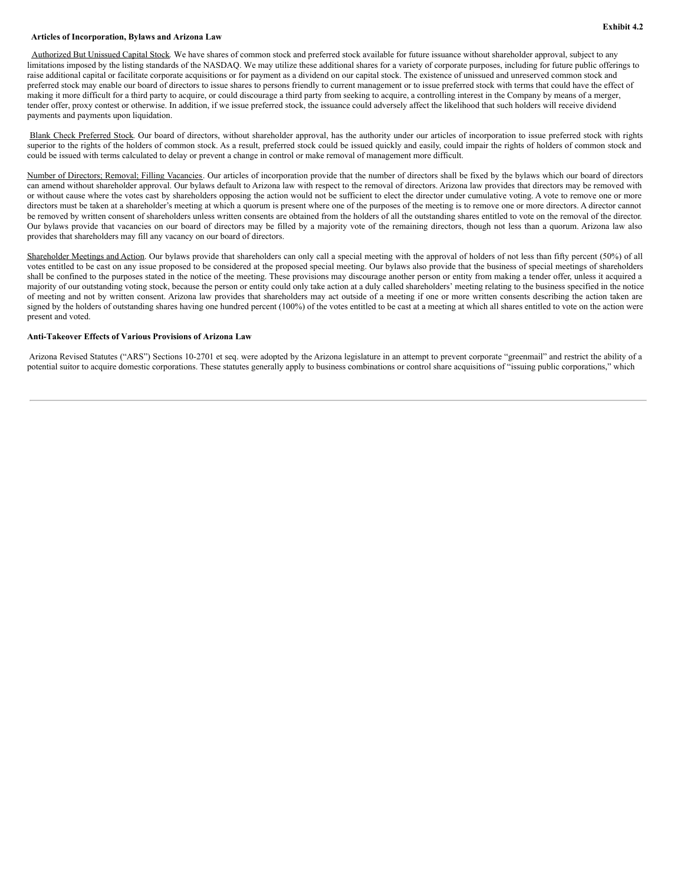**Exhibit 4.2**

**Articles of Incorporation, Bylaws and Arizona Law**

Authorized But Unissued Capital Stock. We have shares of common stock and preferred stock available for future issuance without shareholder approval, subject to any limitations imposed by the listing standards of the NASDAQ. We may utilize these additional shares for a variety of corporate purposes, including for future public offerings to raise additional capital or facilitate corporate acquisitions or for payment as a dividend on our capital stock. The existence of unissued and unreserved common stock and preferred stock may enable our board of directors to issue shares to persons friendly to current management or to issue preferred stock with terms that could have the effect of making it more difficult for a third party to acquire, or could discourage a third party from seeking to acquire, a controlling interest in the Company by means of a merger, tender offer, proxy contest or otherwise. In addition, if we issue preferred stock, the issuance could adversely affect the likelihood that such holders will receive dividend payments and payments upon liquidation.

Blank Check Preferred Stock. Our board of directors, without shareholder approval, has the authority under our articles of incorporation to issue preferred stock with rights superior to the rights of the holders of common stock. As a result, preferred stock could be issued quickly and easily, could impair the rights of holders of common stock and could be issued with terms calculated to delay or prevent a change in control or make removal of management more difficult.

Number of Directors; Removal; Filling Vacancies. Our articles of incorporation provide that the number of directors shall be fixed by the bylaws which our board of directors can amend without shareholder approval. Our bylaws default to Arizona law with respect to the removal of directors. Arizona law provides that directors may be removed with or without cause where the votes cast by shareholders opposing the action would not be sufficient to elect the director under cumulative voting. A vote to remove one or more directors must be taken at a shareholder's meeting at which a quorum is present where one of the purposes of the meeting is to remove one or more directors. A director cannot be removed by written consent of shareholders unless written consents are obtained from the holders of all the outstanding shares entitled to vote on the removal of the director. Our bylaws provide that vacancies on our board of directors may be filled by a majority vote of the remaining directors, though not less than a quorum. Arizona law also provides that shareholders may fill any vacancy on our board of directors.

Shareholder Meetings and Action. Our bylaws provide that shareholders can only call a special meeting with the approval of holders of not less than fifty percent (50%) of all votes entitled to be cast on any issue proposed to be considered at the proposed special meeting. Our bylaws also provide that the business of special meetings of shareholders shall be confined to the purposes stated in the notice of the meeting. These provisions may discourage another person or entity from making a tender offer, unless it acquired a majority of our outstanding voting stock, because the person or entity could only take action at a duly called shareholders' meeting relating to the business specified in the notice of meeting and not by written consent. Arizona law provides that shareholders may act outside of a meeting if one or more written consents describing the action taken are signed by the holders of outstanding shares having one hundred percent (100%) of the votes entitled to be cast at a meeting at which all shares entitled to vote on the action were present and voted.

**Anti-Takeover Effects of Various Provisions of Arizona Law**

Arizona Revised Statutes ("ARS") Sections 10-2701 et seq. were adopted by the Arizona legislature in an attempt to prevent corporate "greenmail" and restrict the ability of a potential suitor to acquire domestic corporations. These statutes generally apply to business combinations or control share acquisitions of "issuing public corporations," which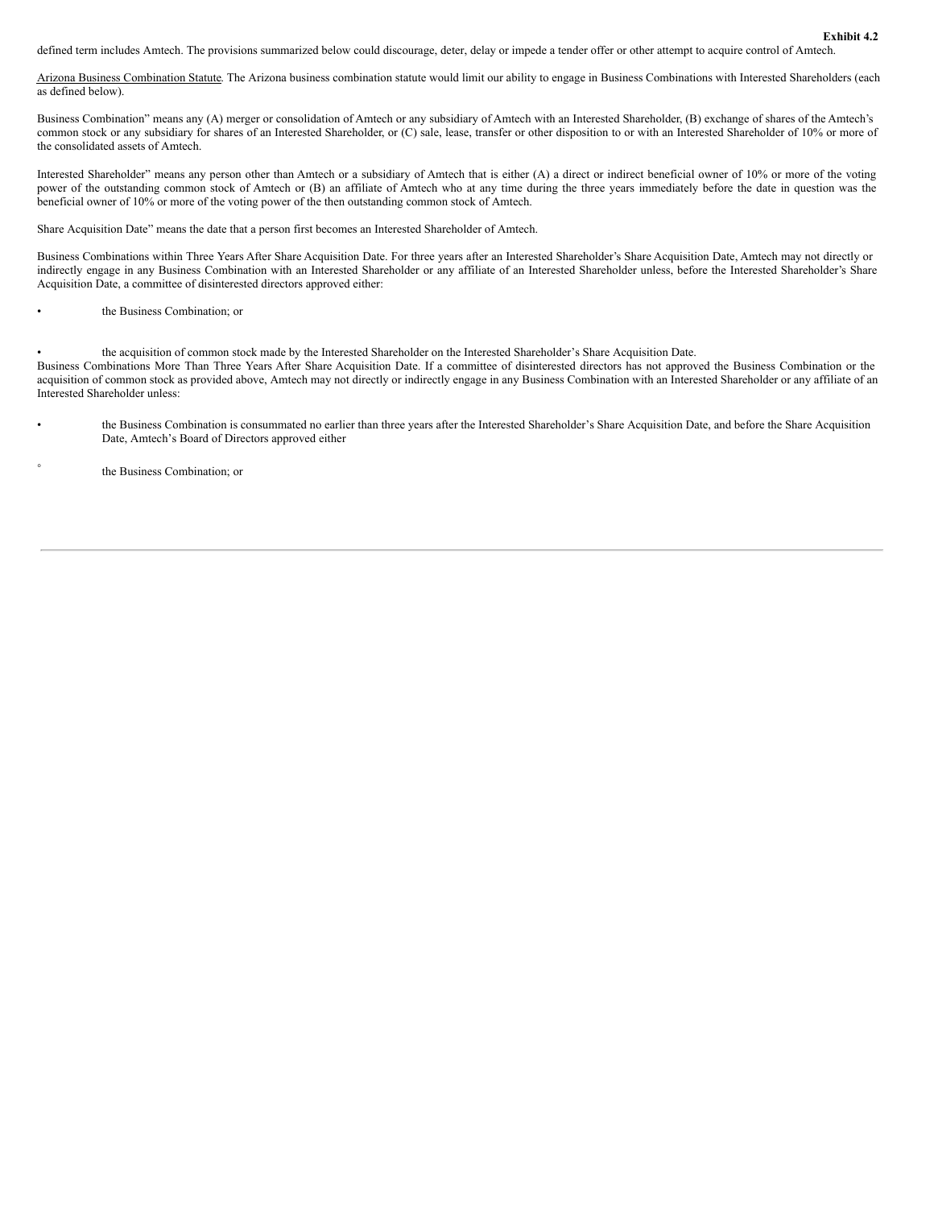defined term includes Amtech. The provisions summarized below could discourage, deter, delay or impede a tender offer or other attempt to acquire control of Amtech.

Arizona Business Combination Statute. The Arizona business combination statute would limit our ability to engage in Business Combinations with Interested Shareholders (each as defined below).

Business Combination" means any (A) merger or consolidation of Amtech or any subsidiary of Amtech with an Interested Shareholder, (B) exchange of shares of the Amtech's common stock or any subsidiary for shares of an Interested Shareholder, or (C) sale, lease, transfer or other disposition to or with an Interested Shareholder of 10% or more of the consolidated assets of Amtech.

Interested Shareholder" means any person other than Amtech or a subsidiary of Amtech that is either (A) a direct or indirect beneficial owner of 10% or more of the voting power of the outstanding common stock of Amtech or (B) an affiliate of Amtech who at any time during the three years immediately before the date in question was the beneficial owner of 10% or more of the voting power of the then outstanding common stock of Amtech.

Share Acquisition Date" means the date that a person first becomes an Interested Shareholder of Amtech.

Business Combinations within Three Years After Share Acquisition Date. For three years after an Interested Shareholder's Share Acquisition Date, Amtech may not directly or indirectly engage in any Business Combination with an Interested Shareholder or any affiliate of an Interested Shareholder unless, before the Interested Shareholder's Share Acquisition Date, a committee of disinterested directors approved either:

- the Business Combination; or
- the acquisition of common stock made by the Interested Shareholder on the Interested Shareholder's Share Acquisition Date.

Business Combinations More Than Three Years After Share Acquisition Date. If a committee of disinterested directors has not approved the Business Combination or the acquisition of common stock as provided above, Amtech may not directly or indirectly engage in any Business Combination with an Interested Shareholder or any affiliate of an Interested Shareholder unless:

- the Business Combination is consummated no earlier than three years after the Interested Shareholder's Share Acquisition Date, and before the Share Acquisition Date, Amtech's Board of Directors approved either
  - the Business Combination; or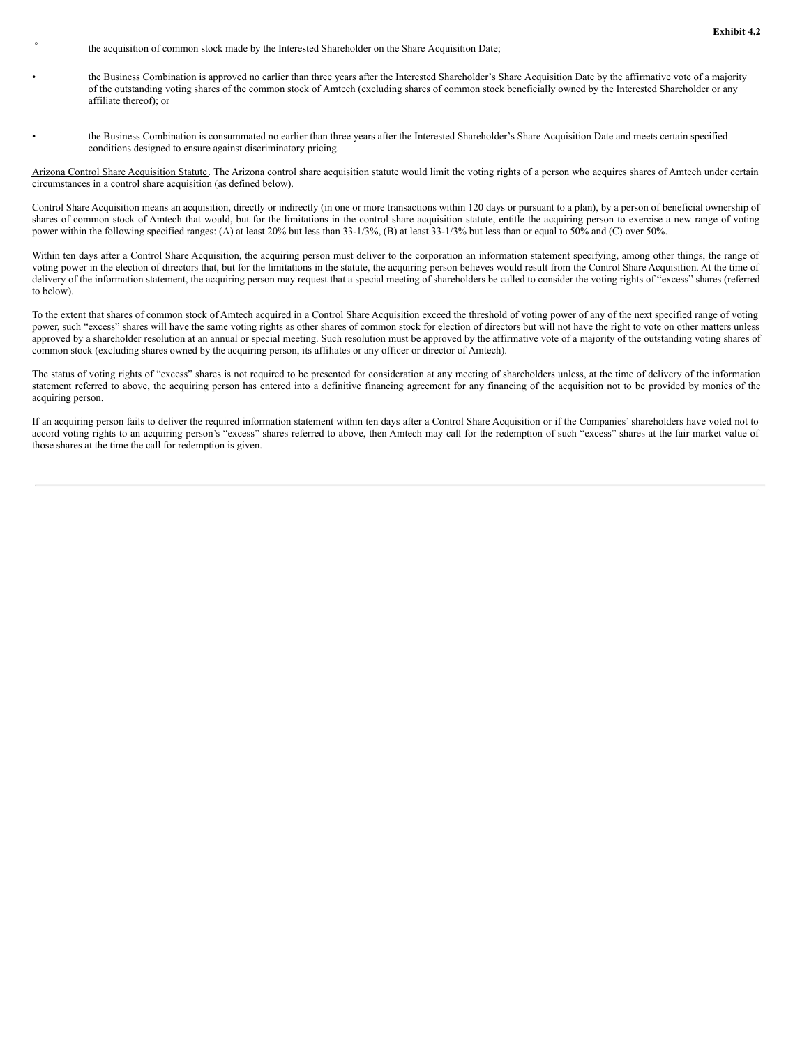- the acquisition of common stock made by the Interested Shareholder on the Share Acquisition Date;

- the Business Combination is approved no earlier than three years after the Interested Shareholder's Share Acquisition Date by the affirmative vote of a majority of the outstanding voting shares of the common stock of Amtech (excluding shares of common stock beneficially owned by the Interested Shareholder or any affiliate thereof); or

- the Business Combination is consummated no earlier than three years after the Interested Shareholder's Share Acquisition Date and meets certain specified conditions designed to ensure against discriminatory pricing.

Arizona Control Share Acquisition Statute. The Arizona control share acquisition statute would limit the voting rights of a person who acquires shares of Amtech under certain circumstances in a control share acquisition (as defined below).

Control Share Acquisition means an acquisition, directly or indirectly (in one or more transactions within 120 days or pursuant to a plan), by a person of beneficial ownership of shares of common stock of Amtech that would, but for the limitations in the control share acquisition statute, entitle the acquiring person to exercise a new range of voting power within the following specified ranges: (A) at least 20% but less than 33-1/3%, (B) at least 33-1/3% but less than or equal to 50% and (C) over 50%.

Within ten days after a Control Share Acquisition, the acquiring person must deliver to the corporation an information statement specifying, among other things, the range of voting power in the election of directors that, but for the limitations in the statute, the acquiring person believes would result from the Control Share Acquisition. At the time of delivery of the information statement, the acquiring person may request that a special meeting of shareholders be called to consider the voting rights of "excess" shares (referred to below).

To the extent that shares of common stock of Amtech acquired in a Control Share Acquisition exceed the threshold of voting power of any of the next specified range of voting power, such "excess" shares will have the same voting rights as other shares of common stock for election of directors but will not have the right to vote on other matters unless approved by a shareholder resolution at an annual or special meeting. Such resolution must be approved by the affirmative vote of a majority of the outstanding voting shares of common stock (excluding shares owned by the acquiring person, its affiliates or any officer or director of Amtech).

The status of voting rights of "excess" shares is not required to be presented for consideration at any meeting of shareholders unless, at the time of delivery of the information statement referred to above, the acquiring person has entered into a definitive financing agreement for any financing of the acquisition not to be provided by monies of the acquiring person.

If an acquiring person fails to deliver the required information statement within ten days after a Control Share Acquisition or if the Companies' shareholders have voted not to accord voting rights to an acquiring person's "excess" shares referred to above, then Amtech may call for the redemption of such "excess" shares at the fair market value of those shares at the time the call for redemption is given.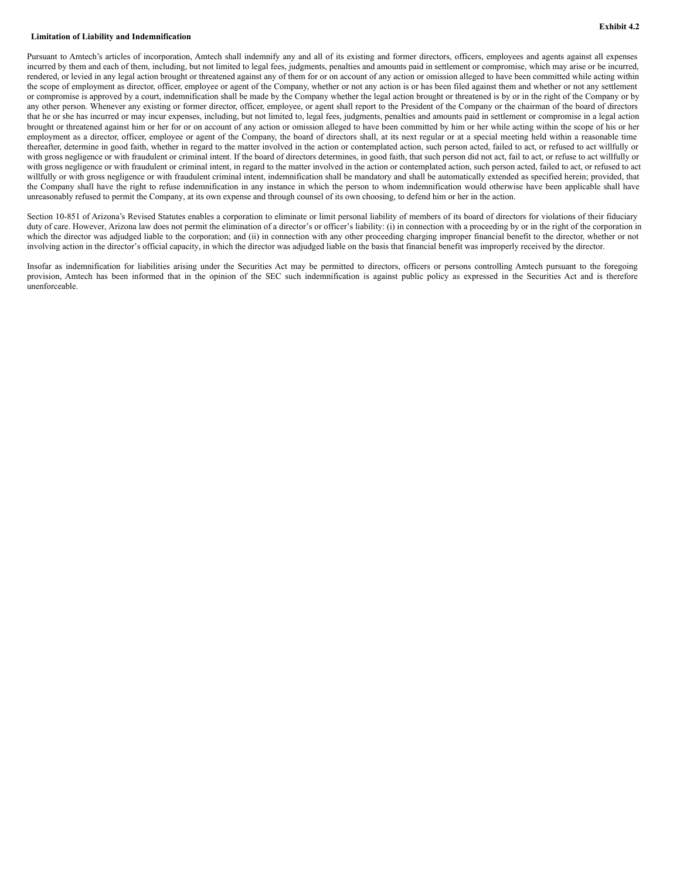**Exhibit 4.2**

**Limitation of Liability and Indemnification**

Pursuant to Amtech's articles of incorporation, Amtech shall indemnify any and all of its existing and former directors, officers, employees and agents against all expenses incurred by them and each of them, including, but not limited to legal fees, judgments, penalties and amounts paid in settlement or compromise, which may arise or be incurred, rendered, or levied in any legal action brought or threatened against any of them for or on account of any action or omission alleged to have been committed while acting within the scope of employment as director, officer, employee or agent of the Company, whether or not any action is or has been filed against them and whether or not any settlement or compromise is approved by a court, indemnification shall be made by the Company whether the legal action brought or threatened is by or in the right of the Company or by any other person. Whenever any existing or former director, officer, employee, or agent shall report to the President of the Company or the chairman of the board of directors that he or she has incurred or may incur expenses, including, but not limited to, legal fees, judgments, penalties and amounts paid in settlement or compromise in a legal action brought or threatened against him or her for or on account of any action or omission alleged to have been committed by him or her while acting within the scope of his or her employment as a director, officer, employee or agent of the Company, the board of directors shall, at its next regular or at a special meeting held within a reasonable time thereafter, determine in good faith, whether in regard to the matter involved in the action or contemplated action, such person acted, failed to act, or refused to act willfully or with gross negligence or with fraudulent or criminal intent. If the board of directors determines, in good faith, that such person did not act, fail to act, or refuse to act willfully or with gross negligence or with fraudulent or criminal intent, in regard to the matter involved in the action or contemplated action, such person acted, failed to act, or refused to act willfully or with gross negligence or with fraudulent criminal intent, indemnification shall be mandatory and shall be automatically extended as specified herein; provided, that the Company shall have the right to refuse indemnification in any instance in which the person to whom indemnification would otherwise have been applicable shall have unreasonably refused to permit the Company, at its own expense and through counsel of its own choosing, to defend him or her in the action.

Section 10-851 of Arizona's Revised Statutes enables a corporation to eliminate or limit personal liability of members of its board of directors for violations of their fiduciary duty of care. However, Arizona law does not permit the elimination of a director's or officer's liability: (i) in connection with a proceeding by or in the right of the corporation in which the director was adjudged liable to the corporation; and (ii) in connection with any other proceeding charging improper financial benefit to the director, whether or not involving action in the director's official capacity, in which the director was adjudged liable on the basis that financial benefit was improperly received by the director.

Insofar as indemnification for liabilities arising under the Securities Act may be permitted to directors, officers or persons controlling Amtech pursuant to the foregoing provision, Amtech has been informed that in the opinion of the SEC such indemnification is against public policy as expressed in the Securities Act and is therefore unenforceable.